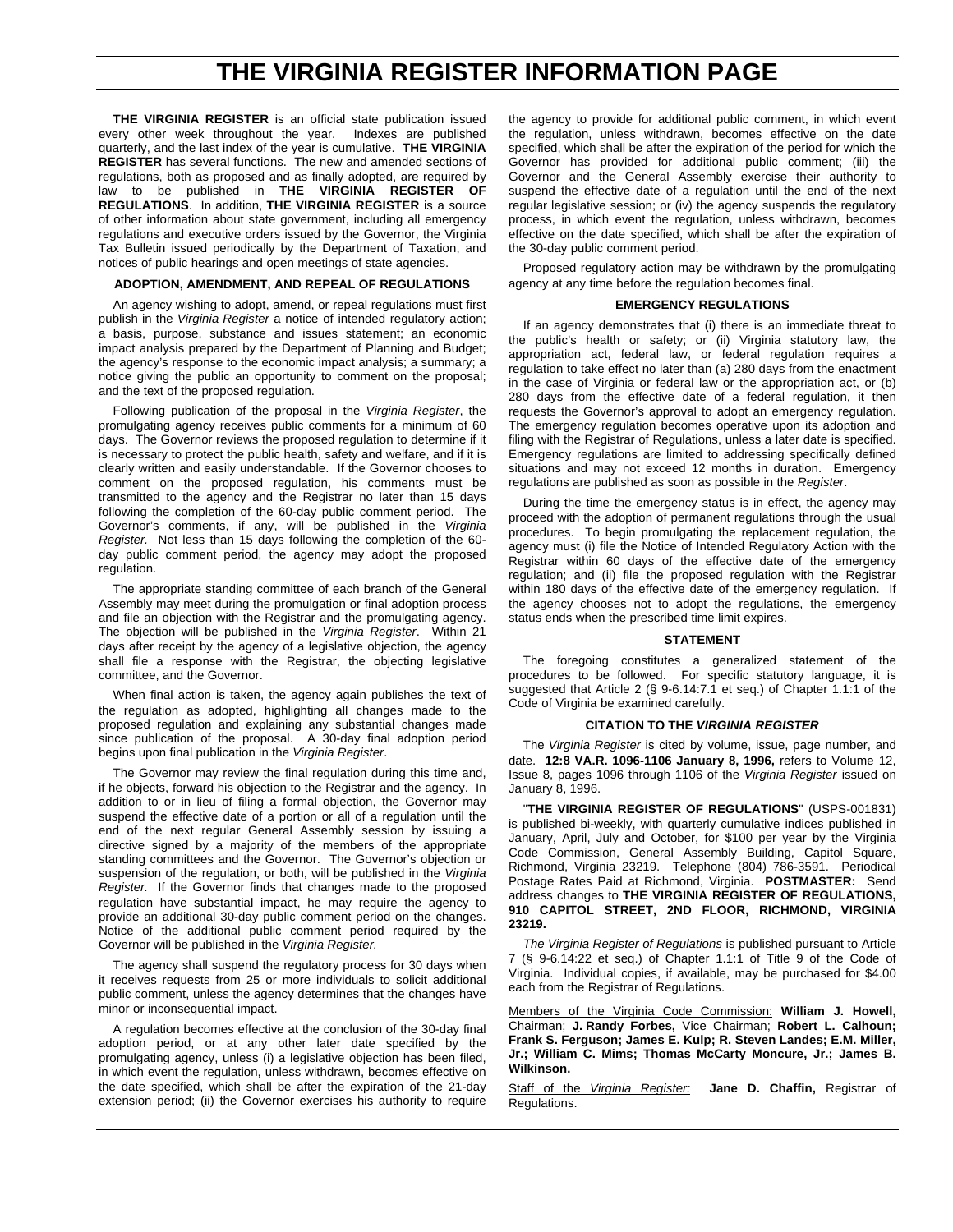# THE VIRGINIA REGISTER INFORMATION PAGE

**THE VIRGINIA REGISTER** is an official state publication issued every other week throughout the year. Indexes are published quarterly, and the last index of the year is cumulative. **THE VIRGINIA REGISTER** has several functions. The new and amended sections of regulations, both as proposed and as finally adopted, are required by law to be published in **THE VIRGINIA REGISTER OF REGULATIONS**. In addition, **THE VIRGINIA REGISTER** is a source of other information about state government, including all emergency regulations and executive orders issued by the Governor, the Virginia Tax Bulletin issued periodically by the Department of Taxation, and notices of public hearings and open meetings of state agencies.

#### ADOPTION, AMENDMENT, AND REPEAL OF REGULATIONS

An agency wishing to adopt, amend, or repeal regulations must first publish in the *Virginia Register* a notice of intended regulatory action; a basis, purpose, substance and issues statement; an economic impact analysis prepared by the Department of Planning and Budget; the agency's response to the economic impact analysis; a summary; a notice giving the public an opportunity to comment on the proposal; and the text of the proposed regulation.

Following publication of the proposal in the *Virginia Register*, the promulgating agency receives public comments for a minimum of 60 days. The Governor reviews the proposed regulation to determine if it is necessary to protect the public health, safety and welfare, and if it is clearly written and easily understandable. If the Governor chooses to comment on the proposed regulation, his comments must be transmitted to the agency and the Registrar no later than 15 days following the completion of the 60-day public comment period. The Governor's comments, if any, will be published in the *Virginia Register.* Not less than 15 days following the completion of the 60-day public comment period, the agency may adopt the proposed regulation.

The appropriate standing committee of each branch of the General Assembly may meet during the promulgation or final adoption process and file an objection with the Registrar and the promulgating agency. The objection will be published in the *Virginia Register*. Within 21 days after receipt by the agency of a legislative objection, the agency shall file a response with the Registrar, the objecting legislative committee, and the Governor.

When final action is taken, the agency again publishes the text of the regulation as adopted, highlighting all changes made to the proposed regulation and explaining any substantial changes made since publication of the proposal. A 30-day final adoption period begins upon final publication in the *Virginia Register*.

The Governor may review the final regulation during this time and, if he objects, forward his objection to the Registrar and the agency. In addition to or in lieu of filing a formal objection, the Governor may suspend the effective date of a portion or all of a regulation until the end of the next regular General Assembly session by issuing a directive signed by a majority of the members of the appropriate standing committees and the Governor. The Governor's objection or suspension of the regulation, or both, will be published in the *Virginia Register.* If the Governor finds that changes made to the proposed regulation have substantial impact, he may require the agency to provide an additional 30-day public comment period on the changes. Notice of the additional public comment period required by the Governor will be published in the *Virginia Register.*

The agency shall suspend the regulatory process for 30 days when it receives requests from 25 or more individuals to solicit additional public comment, unless the agency determines that the changes have minor or inconsequential impact.

A regulation becomes effective at the conclusion of the 30-day final adoption period, or at any other later date specified by the promulgating agency, unless (i) a legislative objection has been filed, in which event the regulation, unless withdrawn, becomes effective on the date specified, which shall be after the expiration of the 21-day extension period; (ii) the Governor exercises his authority to require the agency to provide for additional public comment, in which event the regulation, unless withdrawn, becomes effective on the date specified, which shall be after the expiration of the period for which the Governor has provided for additional public comment; (iii) the Governor and the General Assembly exercise their authority to suspend the effective date of a regulation until the end of the next regular legislative session; or (iv) the agency suspends the regulatory process, in which event the regulation, unless withdrawn, becomes effective on the date specified, which shall be after the expiration of the 30-day public comment period.

Proposed regulatory action may be withdrawn by the promulgating agency at any time before the regulation becomes final.

#### EMERGENCY REGULATIONS

If an agency demonstrates that (i) there is an immediate threat to the public's health or safety; or (ii) Virginia statutory law, the appropriation act, federal law, or federal regulation requires a regulation to take effect no later than (a) 280 days from the enactment in the case of Virginia or federal law or the appropriation act, or (b) 280 days from the effective date of a federal regulation, it then requests the Governor's approval to adopt an emergency regulation. The emergency regulation becomes operative upon its adoption and filing with the Registrar of Regulations, unless a later date is specified. Emergency regulations are limited to addressing specifically defined situations and may not exceed 12 months in duration. Emergency regulations are published as soon as possible in the *Register*.

During the time the emergency status is in effect, the agency may proceed with the adoption of permanent regulations through the usual procedures. To begin promulgating the replacement regulation, the agency must (i) file the Notice of Intended Regulatory Action with the Registrar within 60 days of the effective date of the emergency regulation; and (ii) file the proposed regulation with the Registrar within 180 days of the effective date of the emergency regulation. If the agency chooses not to adopt the regulations, the emergency status ends when the prescribed time limit expires.

#### STATEMENT

The foregoing constitutes a generalized statement of the procedures to be followed. For specific statutory language, it is suggested that Article 2 (§ 9-6.14:7.1 et seq.) of Chapter 1.1:1 of the Code of Virginia be examined carefully.

#### CITATION TO THE *VIRGINIA REGISTER*

The *Virginia Register* is cited by volume, issue, page number, and date. **12:8 VA.R. 1096-1106 January 8, 1996,** refers to Volume 12, Issue 8, pages 1096 through 1106 of the *Virginia Register* issued on January 8, 1996.

"**THE VIRGINIA REGISTER OF REGULATIONS**" (USPS-001831) is published bi-weekly, with quarterly cumulative indices published in January, April, July and October, for $100 per year by the Virginia Code Commission, General Assembly Building, Capitol Square, Richmond, Virginia 23219. Telephone (804) 786-3591. Periodical Postage Rates Paid at Richmond, Virginia. **POSTMASTER:** Send address changes to **THE VIRGINIA REGISTER OF REGULATIONS, 910 CAPITOL STREET, 2ND FLOOR, RICHMOND, VIRGINIA 23219.**

*The Virginia Register of Regulations* is published pursuant to Article 7 (§ 9-6.14:22 et seq.) of Chapter 1.1:1 of Title 9 of the Code of Virginia. Individual copies, if available, may be purchased for $4.00 each from the Registrar of Regulations.

Members of the Virginia Code Commission: **William J. Howell,** Chairman; **J. Randy Forbes,** Vice Chairman; **Robert L. Calhoun; Frank S. Ferguson; James E. Kulp; R. Steven Landes; E.M. Miller, Jr.; William C. Mims; Thomas McCarty Moncure, Jr.; James B. Wilkinson.**

Staff of the *Virginia Register:* **Jane D. Chaffin,** Registrar of Regulations.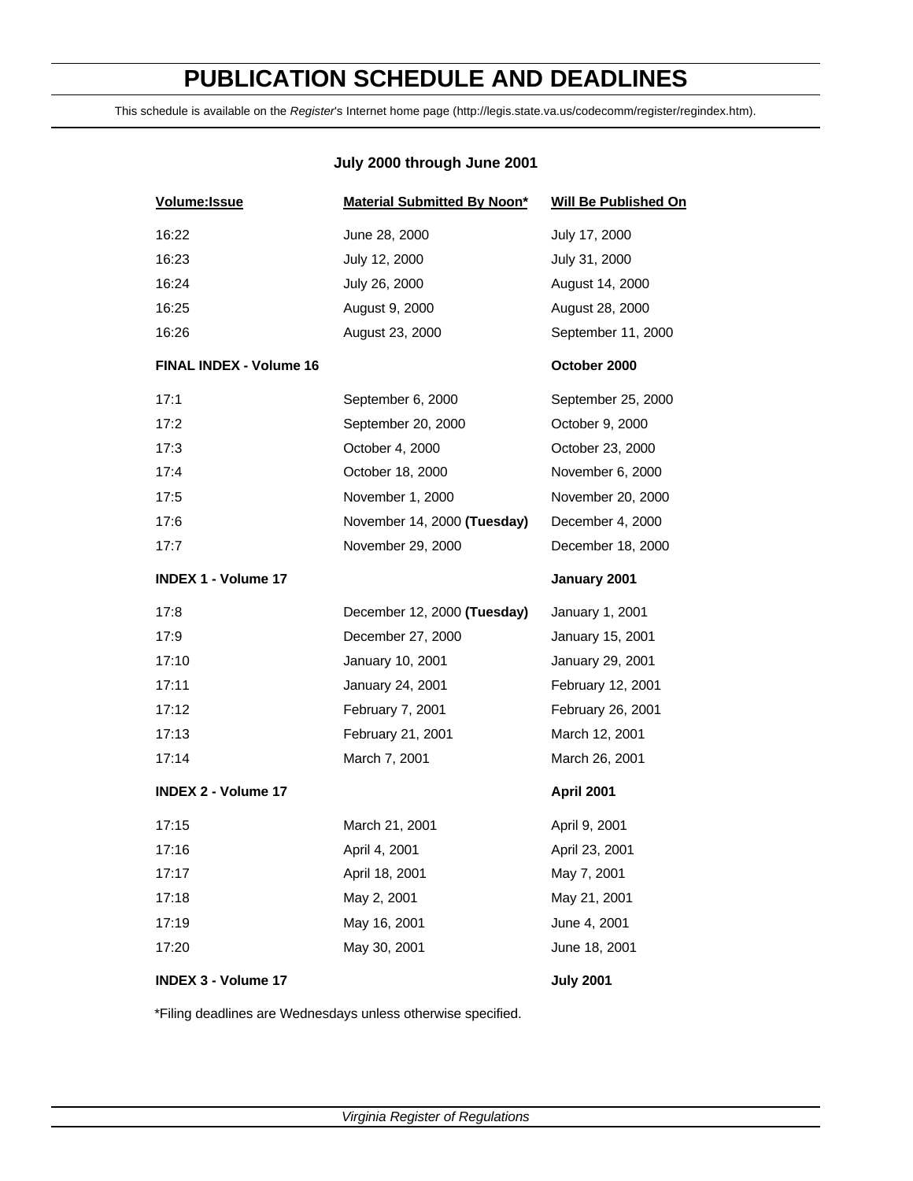# PUBLICATION SCHEDULE AND DEADLINES

This schedule is available on the *Register*'s Internet home page (http://legis.state.va.us/codecomm/register/regindex.htm).

### July 2000 through June 2001

| Volume:Issue | Material Submitted By Noon* | Will Be Published On |
|---|---|---|
| 16:22 | June 28, 2000 | July 17, 2000 |
| 16:23 | July 12, 2000 | July 31, 2000 |
| 16:24 | July 26, 2000 | August 14, 2000 |
| 16:25 | August 9, 2000 | August 28, 2000 |
| 16:26 | August 23, 2000 | September 11, 2000 |
| **FINAL INDEX - Volume 16** | | **October 2000** |
| 17:1 | September 6, 2000 | September 25, 2000 |
| 17:2 | September 20, 2000 | October 9, 2000 |
| 17:3 | October 4, 2000 | October 23, 2000 |
| 17:4 | October 18, 2000 | November 6, 2000 |
| 17:5 | November 1, 2000 | November 20, 2000 |
| 17:6 | November 14, 2000 **(Tuesday)** | December 4, 2000 |
| 17:7 | November 29, 2000 | December 18, 2000 |
| **INDEX 1 - Volume 17** | | **January 2001** |
| 17:8 | December 12, 2000 **(Tuesday)** | January 1, 2001 |
| 17:9 | December 27, 2000 | January 15, 2001 |
| 17:10 | January 10, 2001 | January 29, 2001 |
| 17:11 | January 24, 2001 | February 12, 2001 |
| 17:12 | February 7, 2001 | February 26, 2001 |
| 17:13 | February 21, 2001 | March 12, 2001 |
| 17:14 | March 7, 2001 | March 26, 2001 |
| **INDEX 2 - Volume 17** | | **April 2001** |
| 17:15 | March 21, 2001 | April 9, 2001 |
| 17:16 | April 4, 2001 | April 23, 2001 |
| 17:17 | April 18, 2001 | May 7, 2001 |
| 17:18 | May 2, 2001 | May 21, 2001 |
| 17:19 | May 16, 2001 | June 4, 2001 |
| 17:20 | May 30, 2001 | June 18, 2001 |
| **INDEX 3 - Volume 17** | | **July 2001** |

*Filing deadlines are Wednesdays unless otherwise specified.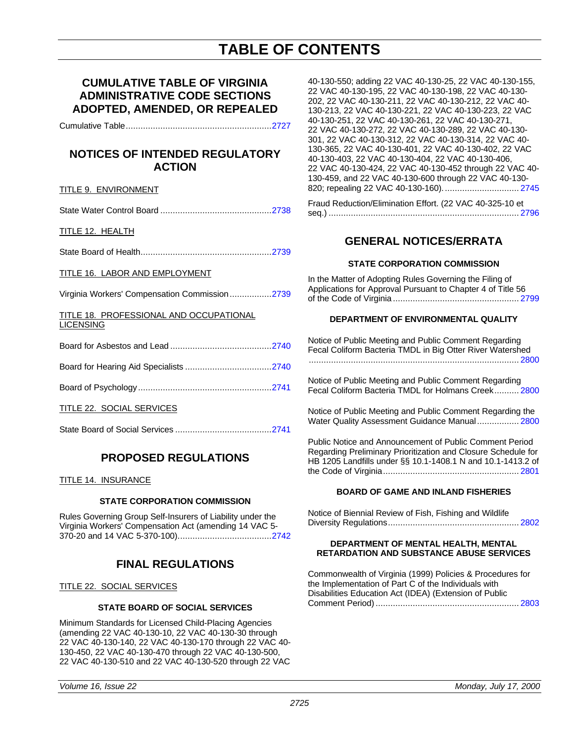# TABLE OF CONTENTS

## CUMULATIVE TABLE OF VIRGINIA ADMINISTRATIVE CODE SECTIONS ADOPTED, AMENDED, OR REPEALED

Cumulative Table ........................................................... 2727

## NOTICES OF INTENDED REGULATORY ACTION

TITLE 9. ENVIRONMENT

State Water Control Board ............................................. 2738

TITLE 12. HEALTH

State Board of Health..................................................... 2739

TITLE 16. LABOR AND EMPLOYMENT

Virginia Workers' Compensation Commission ................. 2739

TITLE 18. PROFESSIONAL AND OCCUPATIONAL LICENSING

Board for Asbestos and Lead ......................................... 2740

Board for Hearing Aid Specialists ................................... 2740

Board of Psychology...................................................... 2741

TITLE 22. SOCIAL SERVICES

State Board of Social Services ....................................... 2741

## PROPOSED REGULATIONS

TITLE 14. INSURANCE

### STATE CORPORATION COMMISSION

Rules Governing Group Self-Insurers of Liability under the Virginia Workers' Compensation Act (amending 14 VAC 5-370-20 and 14 VAC 5-370-100)...................................... 2742

## FINAL REGULATIONS

TITLE 22. SOCIAL SERVICES

### STATE BOARD OF SOCIAL SERVICES

Minimum Standards for Licensed Child-Placing Agencies (amending 22 VAC 40-130-10, 22 VAC 40-130-30 through 22 VAC 40-130-140, 22 VAC 40-130-170 through 22 VAC 40-130-450, 22 VAC 40-130-470 through 22 VAC 40-130-500, 22 VAC 40-130-510 and 22 VAC 40-130-520 through 22 VAC 40-130-550; adding 22 VAC 40-130-25, 22 VAC 40-130-155, 22 VAC 40-130-195, 22 VAC 40-130-198, 22 VAC 40-130-202, 22 VAC 40-130-211, 22 VAC 40-130-212, 22 VAC 40-130-213, 22 VAC 40-130-221, 22 VAC 40-130-223, 22 VAC 40-130-251, 22 VAC 40-130-261, 22 VAC 40-130-271, 22 VAC 40-130-272, 22 VAC 40-130-289, 22 VAC 40-130-301, 22 VAC 40-130-312, 22 VAC 40-130-314, 22 VAC 40-130-365, 22 VAC 40-130-401, 22 VAC 40-130-402, 22 VAC 40-130-403, 22 VAC 40-130-404, 22 VAC 40-130-406, 22 VAC 40-130-424, 22 VAC 40-130-452 through 22 VAC 40-130-459, and 22 VAC 40-130-600 through 22 VAC 40-130-820; repealing 22 VAC 40-130-160). .............................. 2745

Fraud Reduction/Elimination Effort. (22 VAC 40-325-10 et seq.) ............................................................................. 2796

## GENERAL NOTICES/ERRATA

### STATE CORPORATION COMMISSION

In the Matter of Adopting Rules Governing the Filing of Applications for Approval Pursuant to Chapter 4 of Title 56 of the Code of Virginia ................................................... 2799

### DEPARTMENT OF ENVIRONMENTAL QUALITY

Notice of Public Meeting and Public Comment Regarding Fecal Coliform Bacteria TMDL in Big Otter River Watershed ..................................................................................... 2800

Notice of Public Meeting and Public Comment Regarding Fecal Coliform Bacteria TMDL for Holmans Creek.......... 2800

Notice of Public Meeting and Public Comment Regarding the Water Quality Assessment Guidance Manual ................. 2800

Public Notice and Announcement of Public Comment Period Regarding Preliminary Prioritization and Closure Schedule for HB 1205 Landfills under §§ 10.1-1408.1 N and 10.1-1413.2 of the Code of Virginia....................................................... 2801

### BOARD OF GAME AND INLAND FISHERIES

Notice of Biennial Review of Fish, Fishing and Wildlife Diversity Regulations..................................................... 2802

### DEPARTMENT OF MENTAL HEALTH, MENTAL RETARDATION AND SUBSTANCE ABUSE SERVICES

Commonwealth of Virginia (1999) Policies & Procedures for the Implementation of Part C of the Individuals with Disabilities Education Act (IDEA) (Extension of Public Comment Period) .......................................................... 2803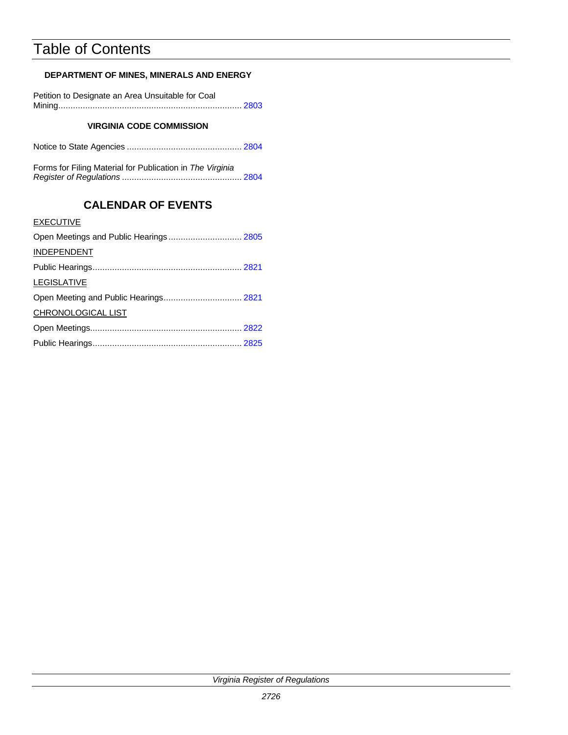# Table of Contents

**DEPARTMENT OF MINES, MINERALS AND ENERGY**

Petition to Designate an Area Unsuitable for Coal Mining........................................................................... 2803

**VIRGINIA CODE COMMISSION**

Notice to State Agencies ............................................... 2804

Forms for Filing Material for Publication in *The Virginia Register of Regulations* ................................................. 2804

## CALENDAR OF EVENTS

EXECUTIVE

Open Meetings and Public Hearings .............................. 2805

INDEPENDENT

Public Hearings............................................................ 2821

LEGISLATIVE

Open Meeting and Public Hearings................................ 2821

CHRONOLOGICAL LIST

Open Meetings............................................................. 2822

Public Hearings............................................................ 2825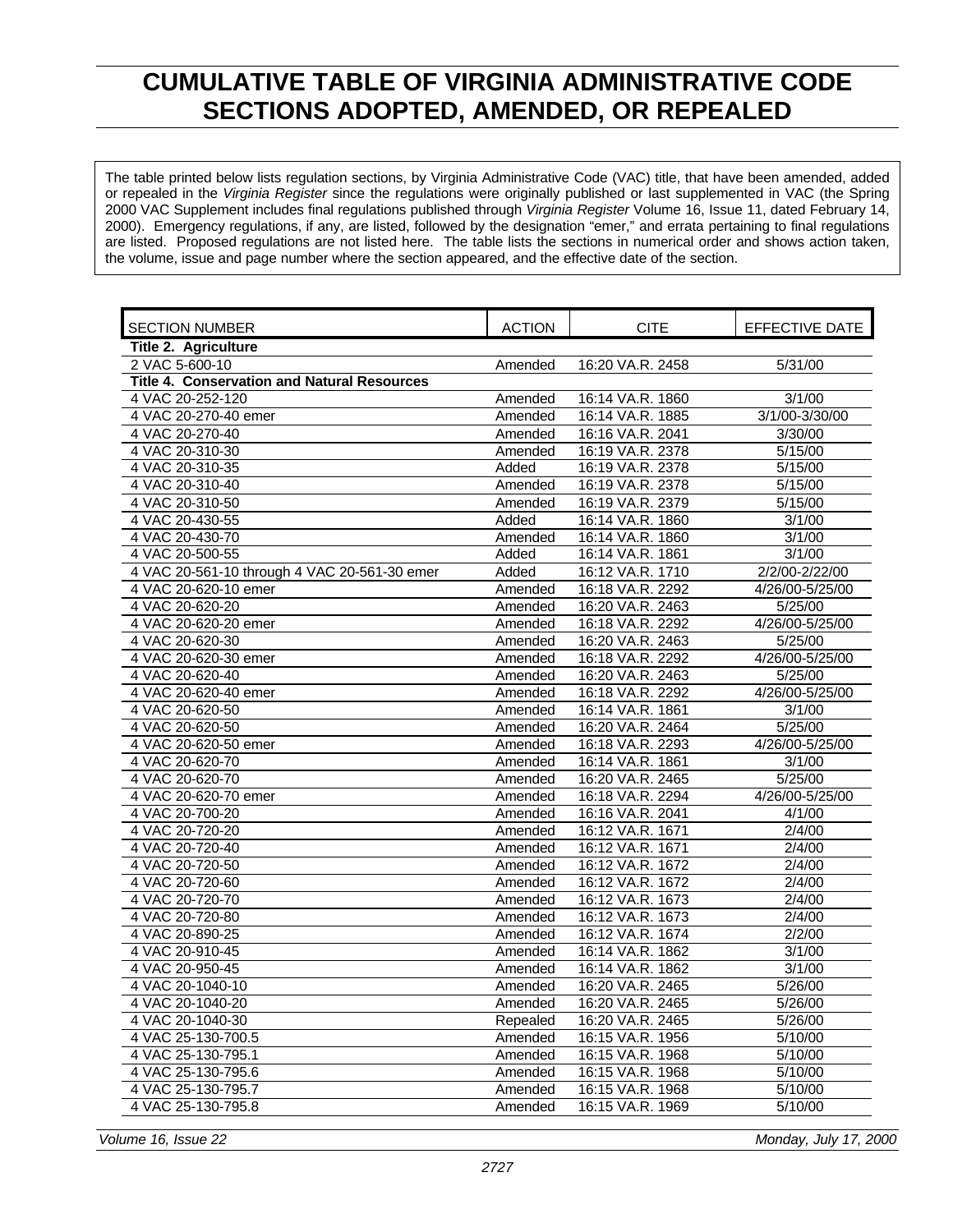# CUMULATIVE TABLE OF VIRGINIA ADMINISTRATIVE CODE SECTIONS ADOPTED, AMENDED, OR REPEALED

The table printed below lists regulation sections, by Virginia Administrative Code (VAC) title, that have been amended, added or repealed in the *Virginia Register* since the regulations were originally published or last supplemented in VAC (the Spring 2000 VAC Supplement includes final regulations published through *Virginia Register* Volume 16, Issue 11, dated February 14, 2000). Emergency regulations, if any, are listed, followed by the designation "emer," and errata pertaining to final regulations are listed. Proposed regulations are not listed here. The table lists the sections in numerical order and shows action taken, the volume, issue and page number where the section appeared, and the effective date of the section.

| SECTION NUMBER | ACTION | CITE | EFFECTIVE DATE |
|---|---|---|---|
| **Title 2. Agriculture** | | | |
| 2 VAC 5-600-10 | Amended | 16:20 VA.R. 2458 | 5/31/00 |
| **Title 4. Conservation and Natural Resources** | | | |
| 4 VAC 20-252-120 | Amended | 16:14 VA.R. 1860 | 3/1/00 |
| 4 VAC 20-270-40 emer | Amended | 16:14 VA.R. 1885 | 3/1/00-3/30/00 |
| 4 VAC 20-270-40 | Amended | 16:16 VA.R. 2041 | 3/30/00 |
| 4 VAC 20-310-30 | Amended | 16:19 VA.R. 2378 | 5/15/00 |
| 4 VAC 20-310-35 | Added | 16:19 VA.R. 2378 | 5/15/00 |
| 4 VAC 20-310-40 | Amended | 16:19 VA.R. 2378 | 5/15/00 |
| 4 VAC 20-310-50 | Amended | 16:19 VA.R. 2379 | 5/15/00 |
| 4 VAC 20-430-55 | Added | 16:14 VA.R. 1860 | 3/1/00 |
| 4 VAC 20-430-70 | Amended | 16:14 VA.R. 1860 | 3/1/00 |
| 4 VAC 20-500-55 | Added | 16:14 VA.R. 1861 | 3/1/00 |
| 4 VAC 20-561-10 through 4 VAC 20-561-30 emer | Added | 16:12 VA.R. 1710 | 2/2/00-2/22/00 |
| 4 VAC 20-620-10 emer | Amended | 16:18 VA.R. 2292 | 4/26/00-5/25/00 |
| 4 VAC 20-620-20 | Amended | 16:20 VA.R. 2463 | 5/25/00 |
| 4 VAC 20-620-20 emer | Amended | 16:18 VA.R. 2292 | 4/26/00-5/25/00 |
| 4 VAC 20-620-30 | Amended | 16:20 VA.R. 2463 | 5/25/00 |
| 4 VAC 20-620-30 emer | Amended | 16:18 VA.R. 2292 | 4/26/00-5/25/00 |
| 4 VAC 20-620-40 | Amended | 16:20 VA.R. 2463 | 5/25/00 |
| 4 VAC 20-620-40 emer | Amended | 16:18 VA.R. 2292 | 4/26/00-5/25/00 |
| 4 VAC 20-620-50 | Amended | 16:14 VA.R. 1861 | 3/1/00 |
| 4 VAC 20-620-50 | Amended | 16:20 VA.R. 2464 | 5/25/00 |
| 4 VAC 20-620-50 emer | Amended | 16:18 VA.R. 2293 | 4/26/00-5/25/00 |
| 4 VAC 20-620-70 | Amended | 16:14 VA.R. 1861 | 3/1/00 |
| 4 VAC 20-620-70 | Amended | 16:20 VA.R. 2465 | 5/25/00 |
| 4 VAC 20-620-70 emer | Amended | 16:18 VA.R. 2294 | 4/26/00-5/25/00 |
| 4 VAC 20-700-20 | Amended | 16:16 VA.R. 2041 | 4/1/00 |
| 4 VAC 20-720-20 | Amended | 16:12 VA.R. 1671 | 2/4/00 |
| 4 VAC 20-720-40 | Amended | 16:12 VA.R. 1671 | 2/4/00 |
| 4 VAC 20-720-50 | Amended | 16:12 VA.R. 1672 | 2/4/00 |
| 4 VAC 20-720-60 | Amended | 16:12 VA.R. 1672 | 2/4/00 |
| 4 VAC 20-720-70 | Amended | 16:12 VA.R. 1673 | 2/4/00 |
| 4 VAC 20-720-80 | Amended | 16:12 VA.R. 1673 | 2/4/00 |
| 4 VAC 20-890-25 | Amended | 16:12 VA.R. 1674 | 2/2/00 |
| 4 VAC 20-910-45 | Amended | 16:14 VA.R. 1862 | 3/1/00 |
| 4 VAC 20-950-45 | Amended | 16:14 VA.R. 1862 | 3/1/00 |
| 4 VAC 20-1040-10 | Amended | 16:20 VA.R. 2465 | 5/26/00 |
| 4 VAC 20-1040-20 | Amended | 16:20 VA.R. 2465 | 5/26/00 |
| 4 VAC 20-1040-30 | Repealed | 16:20 VA.R. 2465 | 5/26/00 |
| 4 VAC 25-130-700.5 | Amended | 16:15 VA.R. 1956 | 5/10/00 |
| 4 VAC 25-130-795.1 | Amended | 16:15 VA.R. 1968 | 5/10/00 |
| 4 VAC 25-130-795.6 | Amended | 16:15 VA.R. 1968 | 5/10/00 |
| 4 VAC 25-130-795.7 | Amended | 16:15 VA.R. 1968 | 5/10/00 |
| 4 VAC 25-130-795.8 | Amended | 16:15 VA.R. 1969 | 5/10/00 |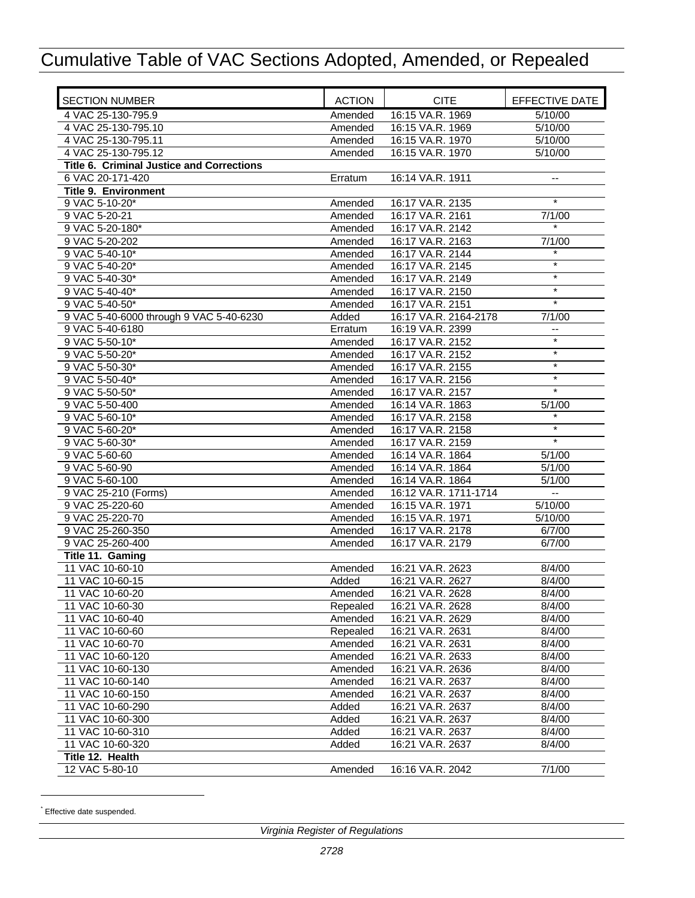# Cumulative Table of VAC Sections Adopted, Amended, or Repealed

| SECTION NUMBER | ACTION | CITE | EFFECTIVE DATE |
|---|---|---|---|
| 4 VAC 25-130-795.9 | Amended | 16:15 VA.R. 1969 | 5/10/00 |
| 4 VAC 25-130-795.10 | Amended | 16:15 VA.R. 1969 | 5/10/00 |
| 4 VAC 25-130-795.11 | Amended | 16:15 VA.R. 1970 | 5/10/00 |
| 4 VAC 25-130-795.12 | Amended | 16:15 VA.R. 1970 | 5/10/00 |
| **Title 6. Criminal Justice and Corrections** | | | |
| 6 VAC 20-171-420 | Erratum | 16:14 VA.R. 1911 | -- |
| **Title 9. Environment** | | | |
| 9 VAC 5-10-20* | Amended | 16:17 VA.R. 2135 | * |
| 9 VAC 5-20-21 | Amended | 16:17 VA.R. 2161 | 7/1/00 |
| 9 VAC 5-20-180* | Amended | 16:17 VA.R. 2142 | * |
| 9 VAC 5-20-202 | Amended | 16:17 VA.R. 2163 | 7/1/00 |
| 9 VAC 5-40-10* | Amended | 16:17 VA.R. 2144 | * |
| 9 VAC 5-40-20* | Amended | 16:17 VA.R. 2145 | * |
| 9 VAC 5-40-30* | Amended | 16:17 VA.R. 2149 | * |
| 9 VAC 5-40-40* | Amended | 16:17 VA.R. 2150 | * |
| 9 VAC 5-40-50* | Amended | 16:17 VA.R. 2151 | * |
| 9 VAC 5-40-6000 through 9 VAC 5-40-6230 | Added | 16:17 VA.R. 2164-2178 | 7/1/00 |
| 9 VAC 5-40-6180 | Erratum | 16:19 VA.R. 2399 | -- |
| 9 VAC 5-50-10* | Amended | 16:17 VA.R. 2152 | * |
| 9 VAC 5-50-20* | Amended | 16:17 VA.R. 2152 | * |
| 9 VAC 5-50-30* | Amended | 16:17 VA.R. 2155 | * |
| 9 VAC 5-50-40* | Amended | 16:17 VA.R. 2156 | * |
| 9 VAC 5-50-50* | Amended | 16:17 VA.R. 2157 | * |
| 9 VAC 5-50-400 | Amended | 16:14 VA.R. 1863 | 5/1/00 |
| 9 VAC 5-60-10* | Amended | 16:17 VA.R. 2158 | * |
| 9 VAC 5-60-20* | Amended | 16:17 VA.R. 2158 | * |
| 9 VAC 5-60-30* | Amended | 16:17 VA.R. 2159 | * |
| 9 VAC 5-60-60 | Amended | 16:14 VA.R. 1864 | 5/1/00 |
| 9 VAC 5-60-90 | Amended | 16:14 VA.R. 1864 | 5/1/00 |
| 9 VAC 5-60-100 | Amended | 16:14 VA.R. 1864 | 5/1/00 |
| 9 VAC 25-210 (Forms) | Amended | 16:12 VA.R. 1711-1714 | -- |
| 9 VAC 25-220-60 | Amended | 16:15 VA.R. 1971 | 5/10/00 |
| 9 VAC 25-220-70 | Amended | 16:15 VA.R. 1971 | 5/10/00 |
| 9 VAC 25-260-350 | Amended | 16:17 VA.R. 2178 | 6/7/00 |
| 9 VAC 25-260-400 | Amended | 16:17 VA.R. 2179 | 6/7/00 |
| **Title 11. Gaming** | | | |
| 11 VAC 10-60-10 | Amended | 16:21 VA.R. 2623 | 8/4/00 |
| 11 VAC 10-60-15 | Added | 16:21 VA.R. 2627 | 8/4/00 |
| 11 VAC 10-60-20 | Amended | 16:21 VA.R. 2628 | 8/4/00 |
| 11 VAC 10-60-30 | Repealed | 16:21 VA.R. 2628 | 8/4/00 |
| 11 VAC 10-60-40 | Amended | 16:21 VA.R. 2629 | 8/4/00 |
| 11 VAC 10-60-60 | Repealed | 16:21 VA.R. 2631 | 8/4/00 |
| 11 VAC 10-60-70 | Amended | 16:21 VA.R. 2631 | 8/4/00 |
| 11 VAC 10-60-120 | Amended | 16:21 VA.R. 2633 | 8/4/00 |
| 11 VAC 10-60-130 | Amended | 16:21 VA.R. 2636 | 8/4/00 |
| 11 VAC 10-60-140 | Amended | 16:21 VA.R. 2637 | 8/4/00 |
| 11 VAC 10-60-150 | Amended | 16:21 VA.R. 2637 | 8/4/00 |
| 11 VAC 10-60-290 | Added | 16:21 VA.R. 2637 | 8/4/00 |
| 11 VAC 10-60-300 | Added | 16:21 VA.R. 2637 | 8/4/00 |
| 11 VAC 10-60-310 | Added | 16:21 VA.R. 2637 | 8/4/00 |
| 11 VAC 10-60-320 | Added | 16:21 VA.R. 2637 | 8/4/00 |
| **Title 12. Health** | | | |
| 12 VAC 5-80-10 | Amended | 16:16 VA.R. 2042 | 7/1/00 |

* Effective date suspended.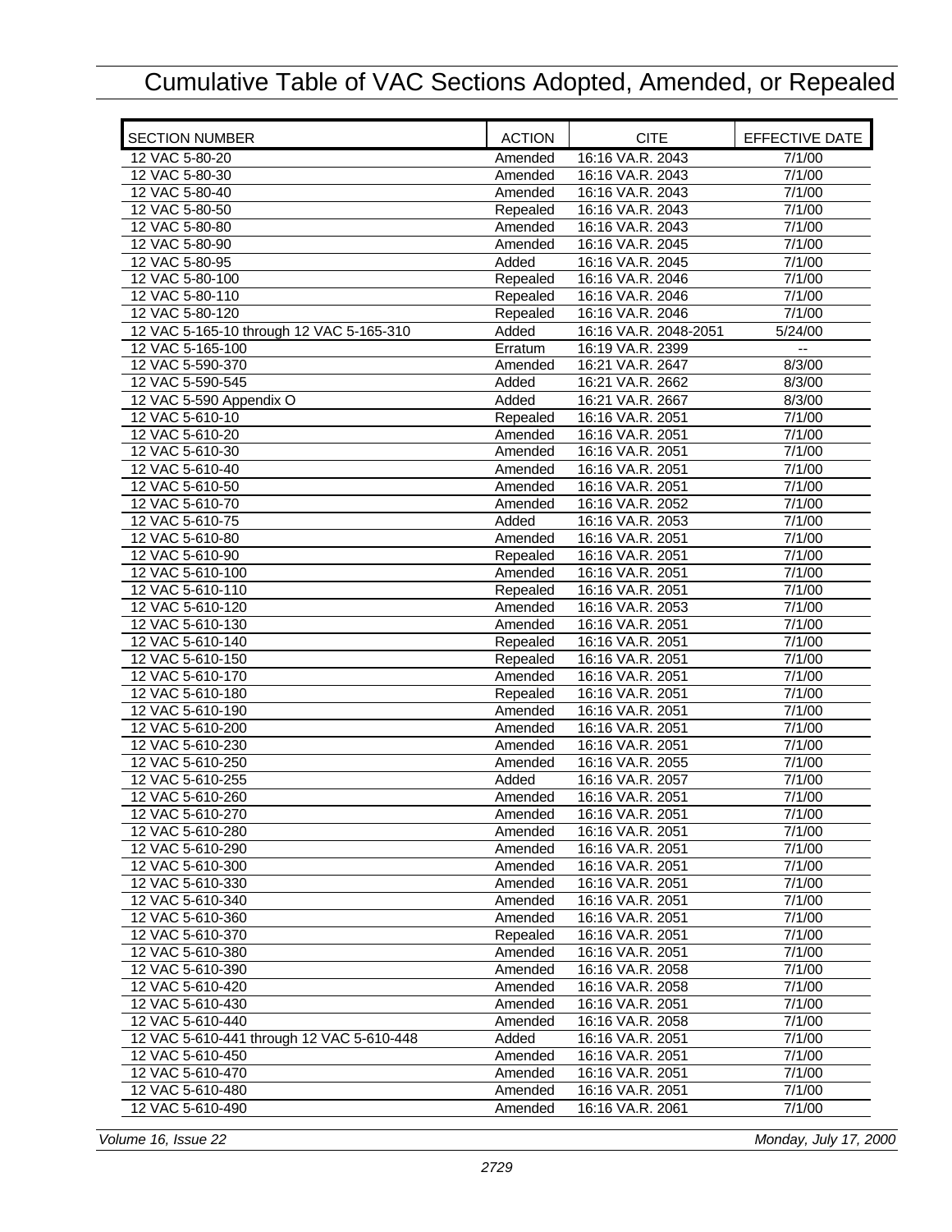# Cumulative Table of VAC Sections Adopted, Amended, or Repealed

| SECTION NUMBER | ACTION | CITE | EFFECTIVE DATE |
|---|---|---|---|
| 12 VAC 5-80-20 | Amended | 16:16 VA.R. 2043 | 7/1/00 |
| 12 VAC 5-80-30 | Amended | 16:16 VA.R. 2043 | 7/1/00 |
| 12 VAC 5-80-40 | Amended | 16:16 VA.R. 2043 | 7/1/00 |
| 12 VAC 5-80-50 | Repealed | 16:16 VA.R. 2043 | 7/1/00 |
| 12 VAC 5-80-80 | Amended | 16:16 VA.R. 2043 | 7/1/00 |
| 12 VAC 5-80-90 | Amended | 16:16 VA.R. 2045 | 7/1/00 |
| 12 VAC 5-80-95 | Added | 16:16 VA.R. 2045 | 7/1/00 |
| 12 VAC 5-80-100 | Repealed | 16:16 VA.R. 2046 | 7/1/00 |
| 12 VAC 5-80-110 | Repealed | 16:16 VA.R. 2046 | 7/1/00 |
| 12 VAC 5-80-120 | Repealed | 16:16 VA.R. 2046 | 7/1/00 |
| 12 VAC 5-165-10 through 12 VAC 5-165-310 | Added | 16:16 VA.R. 2048-2051 | 5/24/00 |
| 12 VAC 5-165-100 | Erratum | 16:19 VA.R. 2399 | -- |
| 12 VAC 5-590-370 | Amended | 16:21 VA.R. 2647 | 8/3/00 |
| 12 VAC 5-590-545 | Added | 16:21 VA.R. 2662 | 8/3/00 |
| 12 VAC 5-590 Appendix O | Added | 16:21 VA.R. 2667 | 8/3/00 |
| 12 VAC 5-610-10 | Repealed | 16:16 VA.R. 2051 | 7/1/00 |
| 12 VAC 5-610-20 | Amended | 16:16 VA.R. 2051 | 7/1/00 |
| 12 VAC 5-610-30 | Amended | 16:16 VA.R. 2051 | 7/1/00 |
| 12 VAC 5-610-40 | Amended | 16:16 VA.R. 2051 | 7/1/00 |
| 12 VAC 5-610-50 | Amended | 16:16 VA.R. 2051 | 7/1/00 |
| 12 VAC 5-610-70 | Amended | 16:16 VA.R. 2052 | 7/1/00 |
| 12 VAC 5-610-75 | Added | 16:16 VA.R. 2053 | 7/1/00 |
| 12 VAC 5-610-80 | Amended | 16:16 VA.R. 2051 | 7/1/00 |
| 12 VAC 5-610-90 | Repealed | 16:16 VA.R. 2051 | 7/1/00 |
| 12 VAC 5-610-100 | Amended | 16:16 VA.R. 2051 | 7/1/00 |
| 12 VAC 5-610-110 | Repealed | 16:16 VA.R. 2051 | 7/1/00 |
| 12 VAC 5-610-120 | Amended | 16:16 VA.R. 2053 | 7/1/00 |
| 12 VAC 5-610-130 | Amended | 16:16 VA.R. 2051 | 7/1/00 |
| 12 VAC 5-610-140 | Repealed | 16:16 VA.R. 2051 | 7/1/00 |
| 12 VAC 5-610-150 | Repealed | 16:16 VA.R. 2051 | 7/1/00 |
| 12 VAC 5-610-170 | Amended | 16:16 VA.R. 2051 | 7/1/00 |
| 12 VAC 5-610-180 | Repealed | 16:16 VA.R. 2051 | 7/1/00 |
| 12 VAC 5-610-190 | Amended | 16:16 VA.R. 2051 | 7/1/00 |
| 12 VAC 5-610-200 | Amended | 16:16 VA.R. 2051 | 7/1/00 |
| 12 VAC 5-610-230 | Amended | 16:16 VA.R. 2051 | 7/1/00 |
| 12 VAC 5-610-250 | Amended | 16:16 VA.R. 2055 | 7/1/00 |
| 12 VAC 5-610-255 | Added | 16:16 VA.R. 2057 | 7/1/00 |
| 12 VAC 5-610-260 | Amended | 16:16 VA.R. 2051 | 7/1/00 |
| 12 VAC 5-610-270 | Amended | 16:16 VA.R. 2051 | 7/1/00 |
| 12 VAC 5-610-280 | Amended | 16:16 VA.R. 2051 | 7/1/00 |
| 12 VAC 5-610-290 | Amended | 16:16 VA.R. 2051 | 7/1/00 |
| 12 VAC 5-610-300 | Amended | 16:16 VA.R. 2051 | 7/1/00 |
| 12 VAC 5-610-330 | Amended | 16:16 VA.R. 2051 | 7/1/00 |
| 12 VAC 5-610-340 | Amended | 16:16 VA.R. 2051 | 7/1/00 |
| 12 VAC 5-610-360 | Amended | 16:16 VA.R. 2051 | 7/1/00 |
| 12 VAC 5-610-370 | Repealed | 16:16 VA.R. 2051 | 7/1/00 |
| 12 VAC 5-610-380 | Amended | 16:16 VA.R. 2051 | 7/1/00 |
| 12 VAC 5-610-390 | Amended | 16:16 VA.R. 2058 | 7/1/00 |
| 12 VAC 5-610-420 | Amended | 16:16 VA.R. 2058 | 7/1/00 |
| 12 VAC 5-610-430 | Amended | 16:16 VA.R. 2051 | 7/1/00 |
| 12 VAC 5-610-440 | Amended | 16:16 VA.R. 2058 | 7/1/00 |
| 12 VAC 5-610-441 through 12 VAC 5-610-448 | Added | 16:16 VA.R. 2051 | 7/1/00 |
| 12 VAC 5-610-450 | Amended | 16:16 VA.R. 2051 | 7/1/00 |
| 12 VAC 5-610-470 | Amended | 16:16 VA.R. 2051 | 7/1/00 |
| 12 VAC 5-610-480 | Amended | 16:16 VA.R. 2051 | 7/1/00 |
| 12 VAC 5-610-490 | Amended | 16:16 VA.R. 2061 | 7/1/00 |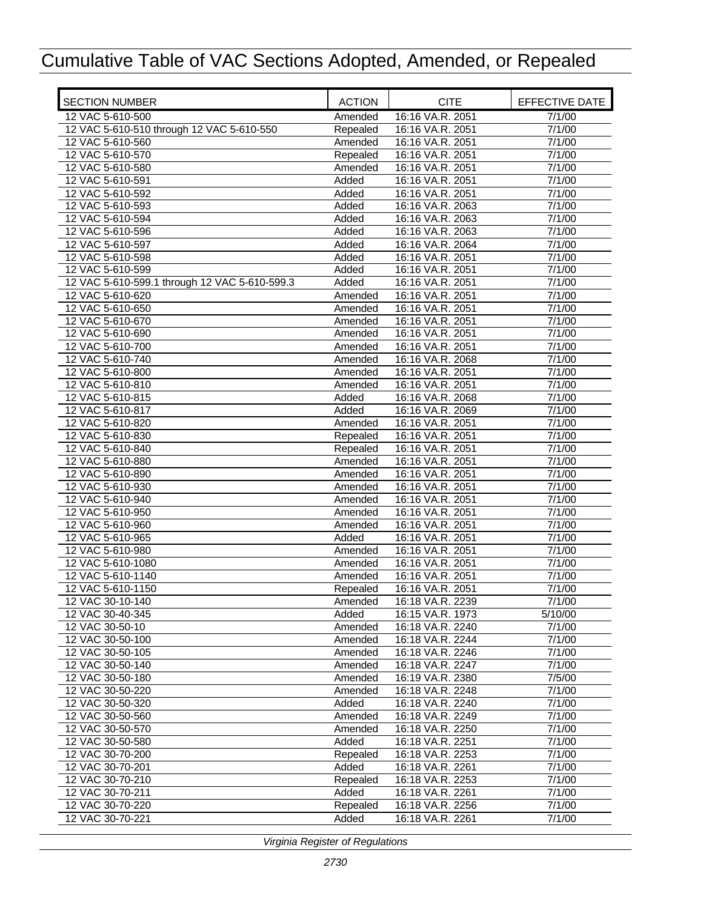# Cumulative Table of VAC Sections Adopted, Amended, or Repealed

| SECTION NUMBER | ACTION | CITE | EFFECTIVE DATE |
|---|---|---|---|
| 12 VAC 5-610-500 | Amended | 16:16 VA.R. 2051 | 7/1/00 |
| 12 VAC 5-610-510 through 12 VAC 5-610-550 | Repealed | 16:16 VA.R. 2051 | 7/1/00 |
| 12 VAC 5-610-560 | Amended | 16:16 VA.R. 2051 | 7/1/00 |
| 12 VAC 5-610-570 | Repealed | 16:16 VA.R. 2051 | 7/1/00 |
| 12 VAC 5-610-580 | Amended | 16:16 VA.R. 2051 | 7/1/00 |
| 12 VAC 5-610-591 | Added | 16:16 VA.R. 2051 | 7/1/00 |
| 12 VAC 5-610-592 | Added | 16:16 VA.R. 2051 | 7/1/00 |
| 12 VAC 5-610-593 | Added | 16:16 VA.R. 2063 | 7/1/00 |
| 12 VAC 5-610-594 | Added | 16:16 VA.R. 2063 | 7/1/00 |
| 12 VAC 5-610-596 | Added | 16:16 VA.R. 2063 | 7/1/00 |
| 12 VAC 5-610-597 | Added | 16:16 VA.R. 2064 | 7/1/00 |
| 12 VAC 5-610-598 | Added | 16:16 VA.R. 2051 | 7/1/00 |
| 12 VAC 5-610-599 | Added | 16:16 VA.R. 2051 | 7/1/00 |
| 12 VAC 5-610-599.1 through 12 VAC 5-610-599.3 | Added | 16:16 VA.R. 2051 | 7/1/00 |
| 12 VAC 5-610-620 | Amended | 16:16 VA.R. 2051 | 7/1/00 |
| 12 VAC 5-610-650 | Amended | 16:16 VA.R. 2051 | 7/1/00 |
| 12 VAC 5-610-670 | Amended | 16:16 VA.R. 2051 | 7/1/00 |
| 12 VAC 5-610-690 | Amended | 16:16 VA.R. 2051 | 7/1/00 |
| 12 VAC 5-610-700 | Amended | 16:16 VA.R. 2051 | 7/1/00 |
| 12 VAC 5-610-740 | Amended | 16:16 VA.R. 2068 | 7/1/00 |
| 12 VAC 5-610-800 | Amended | 16:16 VA.R. 2051 | 7/1/00 |
| 12 VAC 5-610-810 | Amended | 16:16 VA.R. 2051 | 7/1/00 |
| 12 VAC 5-610-815 | Added | 16:16 VA.R. 2068 | 7/1/00 |
| 12 VAC 5-610-817 | Added | 16:16 VA.R. 2069 | 7/1/00 |
| 12 VAC 5-610-820 | Amended | 16:16 VA.R. 2051 | 7/1/00 |
| 12 VAC 5-610-830 | Repealed | 16:16 VA.R. 2051 | 7/1/00 |
| 12 VAC 5-610-840 | Repealed | 16:16 VA.R. 2051 | 7/1/00 |
| 12 VAC 5-610-880 | Amended | 16:16 VA.R. 2051 | 7/1/00 |
| 12 VAC 5-610-890 | Amended | 16:16 VA.R. 2051 | 7/1/00 |
| 12 VAC 5-610-930 | Amended | 16:16 VA.R. 2051 | 7/1/00 |
| 12 VAC 5-610-940 | Amended | 16:16 VA.R. 2051 | 7/1/00 |
| 12 VAC 5-610-950 | Amended | 16:16 VA.R. 2051 | 7/1/00 |
| 12 VAC 5-610-960 | Amended | 16:16 VA.R. 2051 | 7/1/00 |
| 12 VAC 5-610-965 | Added | 16:16 VA.R. 2051 | 7/1/00 |
| 12 VAC 5-610-980 | Amended | 16:16 VA.R. 2051 | 7/1/00 |
| 12 VAC 5-610-1080 | Amended | 16:16 VA.R. 2051 | 7/1/00 |
| 12 VAC 5-610-1140 | Amended | 16:16 VA.R. 2051 | 7/1/00 |
| 12 VAC 5-610-1150 | Repealed | 16:16 VA.R. 2051 | 7/1/00 |
| 12 VAC 30-10-140 | Amended | 16:18 VA.R. 2239 | 7/1/00 |
| 12 VAC 30-40-345 | Added | 16:15 VA.R. 1973 | 5/10/00 |
| 12 VAC 30-50-10 | Amended | 16:18 VA.R. 2240 | 7/1/00 |
| 12 VAC 30-50-100 | Amended | 16:18 VA.R. 2244 | 7/1/00 |
| 12 VAC 30-50-105 | Amended | 16:18 VA.R. 2246 | 7/1/00 |
| 12 VAC 30-50-140 | Amended | 16:18 VA.R. 2247 | 7/1/00 |
| 12 VAC 30-50-180 | Amended | 16:19 VA.R. 2380 | 7/5/00 |
| 12 VAC 30-50-220 | Amended | 16:18 VA.R. 2248 | 7/1/00 |
| 12 VAC 30-50-320 | Added | 16:18 VA.R. 2240 | 7/1/00 |
| 12 VAC 30-50-560 | Amended | 16:18 VA.R. 2249 | 7/1/00 |
| 12 VAC 30-50-570 | Amended | 16:18 VA.R. 2250 | 7/1/00 |
| 12 VAC 30-50-580 | Added | 16:18 VA.R. 2251 | 7/1/00 |
| 12 VAC 30-70-200 | Repealed | 16:18 VA.R. 2253 | 7/1/00 |
| 12 VAC 30-70-201 | Added | 16:18 VA.R. 2261 | 7/1/00 |
| 12 VAC 30-70-210 | Repealed | 16:18 VA.R. 2253 | 7/1/00 |
| 12 VAC 30-70-211 | Added | 16:18 VA.R. 2261 | 7/1/00 |
| 12 VAC 30-70-220 | Repealed | 16:18 VA.R. 2256 | 7/1/00 |
| 12 VAC 30-70-221 | Added | 16:18 VA.R. 2261 | 7/1/00 |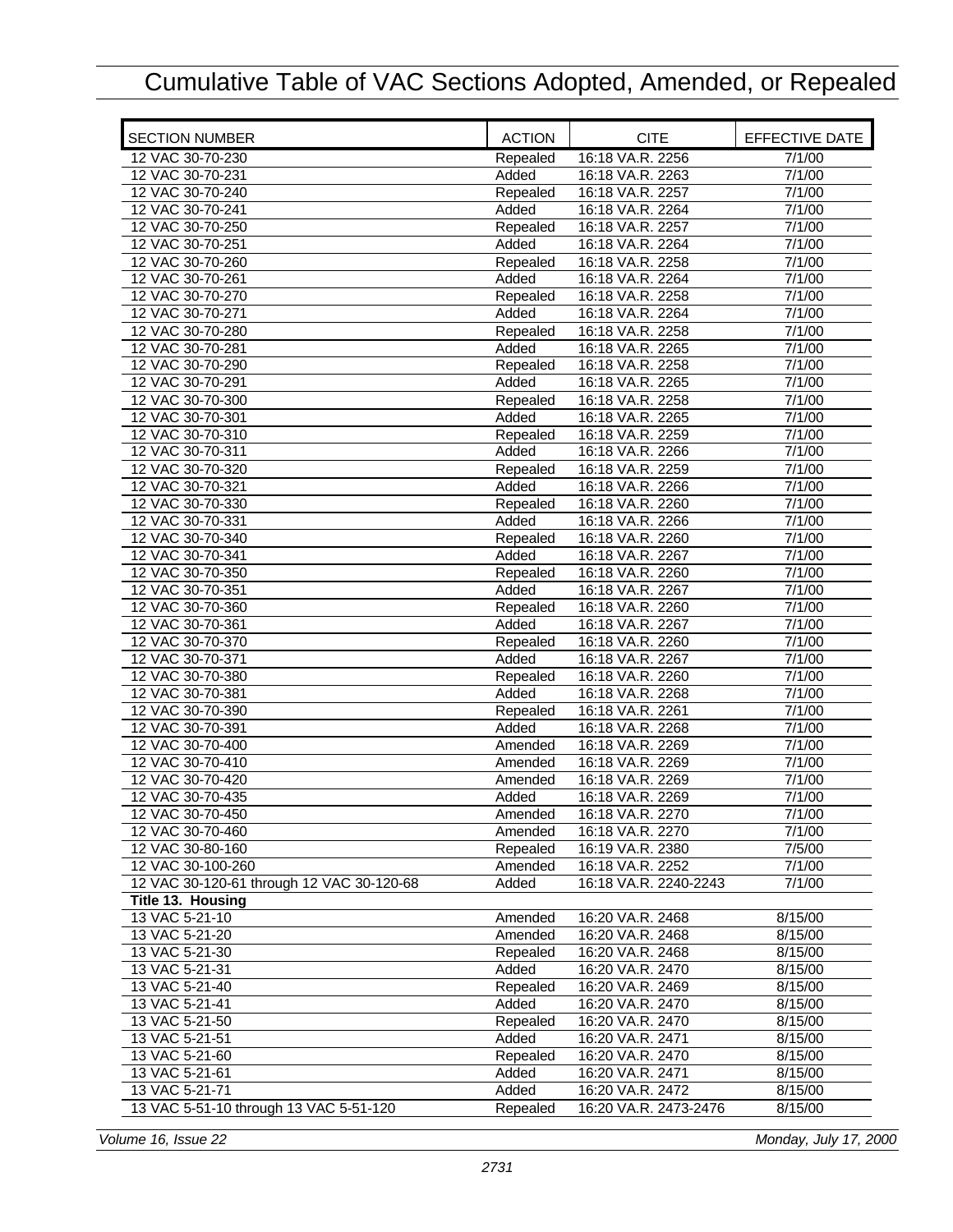# Cumulative Table of VAC Sections Adopted, Amended, or Repealed

| SECTION NUMBER | ACTION | CITE | EFFECTIVE DATE |
|---|---|---|---|
| 12 VAC 30-70-230 | Repealed | 16:18 VA.R. 2256 | 7/1/00 |
| 12 VAC 30-70-231 | Added | 16:18 VA.R. 2263 | 7/1/00 |
| 12 VAC 30-70-240 | Repealed | 16:18 VA.R. 2257 | 7/1/00 |
| 12 VAC 30-70-241 | Added | 16:18 VA.R. 2264 | 7/1/00 |
| 12 VAC 30-70-250 | Repealed | 16:18 VA.R. 2257 | 7/1/00 |
| 12 VAC 30-70-251 | Added | 16:18 VA.R. 2264 | 7/1/00 |
| 12 VAC 30-70-260 | Repealed | 16:18 VA.R. 2258 | 7/1/00 |
| 12 VAC 30-70-261 | Added | 16:18 VA.R. 2264 | 7/1/00 |
| 12 VAC 30-70-270 | Repealed | 16:18 VA.R. 2258 | 7/1/00 |
| 12 VAC 30-70-271 | Added | 16:18 VA.R. 2264 | 7/1/00 |
| 12 VAC 30-70-280 | Repealed | 16:18 VA.R. 2258 | 7/1/00 |
| 12 VAC 30-70-281 | Added | 16:18 VA.R. 2265 | 7/1/00 |
| 12 VAC 30-70-290 | Repealed | 16:18 VA.R. 2258 | 7/1/00 |
| 12 VAC 30-70-291 | Added | 16:18 VA.R. 2265 | 7/1/00 |
| 12 VAC 30-70-300 | Repealed | 16:18 VA.R. 2258 | 7/1/00 |
| 12 VAC 30-70-301 | Added | 16:18 VA.R. 2265 | 7/1/00 |
| 12 VAC 30-70-310 | Repealed | 16:18 VA.R. 2259 | 7/1/00 |
| 12 VAC 30-70-311 | Added | 16:18 VA.R. 2266 | 7/1/00 |
| 12 VAC 30-70-320 | Repealed | 16:18 VA.R. 2259 | 7/1/00 |
| 12 VAC 30-70-321 | Added | 16:18 VA.R. 2266 | 7/1/00 |
| 12 VAC 30-70-330 | Repealed | 16:18 VA.R. 2260 | 7/1/00 |
| 12 VAC 30-70-331 | Added | 16:18 VA.R. 2266 | 7/1/00 |
| 12 VAC 30-70-340 | Repealed | 16:18 VA.R. 2260 | 7/1/00 |
| 12 VAC 30-70-341 | Added | 16:18 VA.R. 2267 | 7/1/00 |
| 12 VAC 30-70-350 | Repealed | 16:18 VA.R. 2260 | 7/1/00 |
| 12 VAC 30-70-351 | Added | 16:18 VA.R. 2267 | 7/1/00 |
| 12 VAC 30-70-360 | Repealed | 16:18 VA.R. 2260 | 7/1/00 |
| 12 VAC 30-70-361 | Added | 16:18 VA.R. 2267 | 7/1/00 |
| 12 VAC 30-70-370 | Repealed | 16:18 VA.R. 2260 | 7/1/00 |
| 12 VAC 30-70-371 | Added | 16:18 VA.R. 2267 | 7/1/00 |
| 12 VAC 30-70-380 | Repealed | 16:18 VA.R. 2260 | 7/1/00 |
| 12 VAC 30-70-381 | Added | 16:18 VA.R. 2268 | 7/1/00 |
| 12 VAC 30-70-390 | Repealed | 16:18 VA.R. 2261 | 7/1/00 |
| 12 VAC 30-70-391 | Added | 16:18 VA.R. 2268 | 7/1/00 |
| 12 VAC 30-70-400 | Amended | 16:18 VA.R. 2269 | 7/1/00 |
| 12 VAC 30-70-410 | Amended | 16:18 VA.R. 2269 | 7/1/00 |
| 12 VAC 30-70-420 | Amended | 16:18 VA.R. 2269 | 7/1/00 |
| 12 VAC 30-70-435 | Added | 16:18 VA.R. 2269 | 7/1/00 |
| 12 VAC 30-70-450 | Amended | 16:18 VA.R. 2270 | 7/1/00 |
| 12 VAC 30-70-460 | Amended | 16:18 VA.R. 2270 | 7/1/00 |
| 12 VAC 30-80-160 | Repealed | 16:19 VA.R. 2380 | 7/5/00 |
| 12 VAC 30-100-260 | Amended | 16:18 VA.R. 2252 | 7/1/00 |
| 12 VAC 30-120-61 through 12 VAC 30-120-68 | Added | 16:18 VA.R. 2240-2243 | 7/1/00 |
| **Title 13. Housing** | | | |
| 13 VAC 5-21-10 | Amended | 16:20 VA.R. 2468 | 8/15/00 |
| 13 VAC 5-21-20 | Amended | 16:20 VA.R. 2468 | 8/15/00 |
| 13 VAC 5-21-30 | Repealed | 16:20 VA.R. 2468 | 8/15/00 |
| 13 VAC 5-21-31 | Added | 16:20 VA.R. 2470 | 8/15/00 |
| 13 VAC 5-21-40 | Repealed | 16:20 VA.R. 2469 | 8/15/00 |
| 13 VAC 5-21-41 | Added | 16:20 VA.R. 2470 | 8/15/00 |
| 13 VAC 5-21-50 | Repealed | 16:20 VA.R. 2470 | 8/15/00 |
| 13 VAC 5-21-51 | Added | 16:20 VA.R. 2471 | 8/15/00 |
| 13 VAC 5-21-60 | Repealed | 16:20 VA.R. 2470 | 8/15/00 |
| 13 VAC 5-21-61 | Added | 16:20 VA.R. 2471 | 8/15/00 |
| 13 VAC 5-21-71 | Added | 16:20 VA.R. 2472 | 8/15/00 |
| 13 VAC 5-51-10 through 13 VAC 5-51-120 | Repealed | 16:20 VA.R. 2473-2476 | 8/15/00 |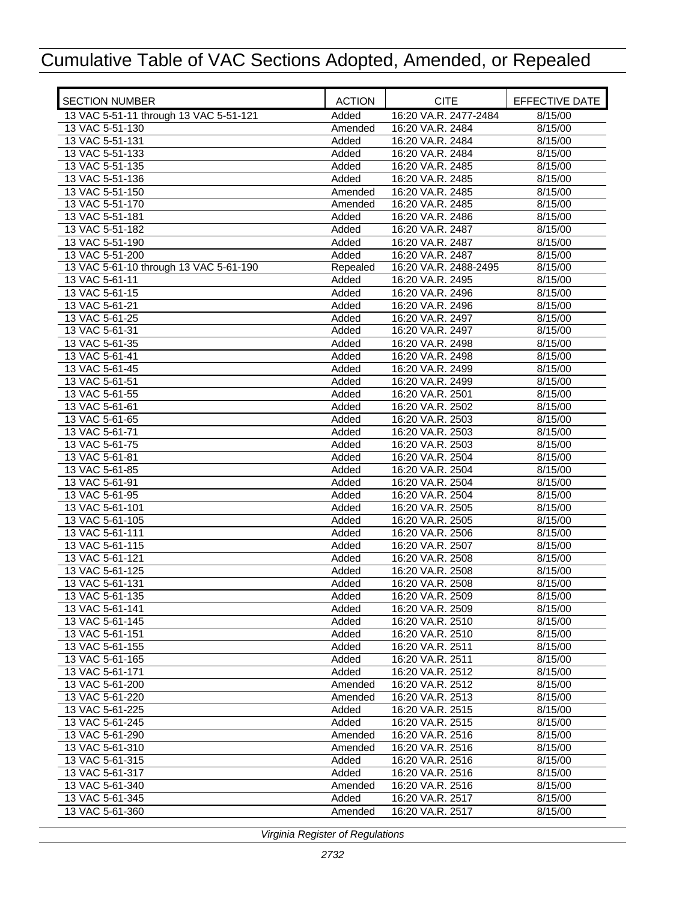# Cumulative Table of VAC Sections Adopted, Amended, or Repealed

| SECTION NUMBER | ACTION | CITE | EFFECTIVE DATE |
|---|---|---|---|
| 13 VAC 5-51-11 through 13 VAC 5-51-121 | Added | 16:20 VA.R. 2477-2484 | 8/15/00 |
| 13 VAC 5-51-130 | Amended | 16:20 VA.R. 2484 | 8/15/00 |
| 13 VAC 5-51-131 | Added | 16:20 VA.R. 2484 | 8/15/00 |
| 13 VAC 5-51-133 | Added | 16:20 VA.R. 2484 | 8/15/00 |
| 13 VAC 5-51-135 | Added | 16:20 VA.R. 2485 | 8/15/00 |
| 13 VAC 5-51-136 | Added | 16:20 VA.R. 2485 | 8/15/00 |
| 13 VAC 5-51-150 | Amended | 16:20 VA.R. 2485 | 8/15/00 |
| 13 VAC 5-51-170 | Amended | 16:20 VA.R. 2485 | 8/15/00 |
| 13 VAC 5-51-181 | Added | 16:20 VA.R. 2486 | 8/15/00 |
| 13 VAC 5-51-182 | Added | 16:20 VA.R. 2487 | 8/15/00 |
| 13 VAC 5-51-190 | Added | 16:20 VA.R. 2487 | 8/15/00 |
| 13 VAC 5-51-200 | Added | 16:20 VA.R. 2487 | 8/15/00 |
| 13 VAC 5-61-10 through 13 VAC 5-61-190 | Repealed | 16:20 VA.R. 2488-2495 | 8/15/00 |
| 13 VAC 5-61-11 | Added | 16:20 VA.R. 2495 | 8/15/00 |
| 13 VAC 5-61-15 | Added | 16:20 VA.R. 2496 | 8/15/00 |
| 13 VAC 5-61-21 | Added | 16:20 VA.R. 2496 | 8/15/00 |
| 13 VAC 5-61-25 | Added | 16:20 VA.R. 2497 | 8/15/00 |
| 13 VAC 5-61-31 | Added | 16:20 VA.R. 2497 | 8/15/00 |
| 13 VAC 5-61-35 | Added | 16:20 VA.R. 2498 | 8/15/00 |
| 13 VAC 5-61-41 | Added | 16:20 VA.R. 2498 | 8/15/00 |
| 13 VAC 5-61-45 | Added | 16:20 VA.R. 2499 | 8/15/00 |
| 13 VAC 5-61-51 | Added | 16:20 VA.R. 2499 | 8/15/00 |
| 13 VAC 5-61-55 | Added | 16:20 VA.R. 2501 | 8/15/00 |
| 13 VAC 5-61-61 | Added | 16:20 VA.R. 2502 | 8/15/00 |
| 13 VAC 5-61-65 | Added | 16:20 VA.R. 2503 | 8/15/00 |
| 13 VAC 5-61-71 | Added | 16:20 VA.R. 2503 | 8/15/00 |
| 13 VAC 5-61-75 | Added | 16:20 VA.R. 2503 | 8/15/00 |
| 13 VAC 5-61-81 | Added | 16:20 VA.R. 2504 | 8/15/00 |
| 13 VAC 5-61-85 | Added | 16:20 VA.R. 2504 | 8/15/00 |
| 13 VAC 5-61-91 | Added | 16:20 VA.R. 2504 | 8/15/00 |
| 13 VAC 5-61-95 | Added | 16:20 VA.R. 2504 | 8/15/00 |
| 13 VAC 5-61-101 | Added | 16:20 VA.R. 2505 | 8/15/00 |
| 13 VAC 5-61-105 | Added | 16:20 VA.R. 2505 | 8/15/00 |
| 13 VAC 5-61-111 | Added | 16:20 VA.R. 2506 | 8/15/00 |
| 13 VAC 5-61-115 | Added | 16:20 VA.R. 2507 | 8/15/00 |
| 13 VAC 5-61-121 | Added | 16:20 VA.R. 2508 | 8/15/00 |
| 13 VAC 5-61-125 | Added | 16:20 VA.R. 2508 | 8/15/00 |
| 13 VAC 5-61-131 | Added | 16:20 VA.R. 2508 | 8/15/00 |
| 13 VAC 5-61-135 | Added | 16:20 VA.R. 2509 | 8/15/00 |
| 13 VAC 5-61-141 | Added | 16:20 VA.R. 2509 | 8/15/00 |
| 13 VAC 5-61-145 | Added | 16:20 VA.R. 2510 | 8/15/00 |
| 13 VAC 5-61-151 | Added | 16:20 VA.R. 2510 | 8/15/00 |
| 13 VAC 5-61-155 | Added | 16:20 VA.R. 2511 | 8/15/00 |
| 13 VAC 5-61-165 | Added | 16:20 VA.R. 2511 | 8/15/00 |
| 13 VAC 5-61-171 | Added | 16:20 VA.R. 2512 | 8/15/00 |
| 13 VAC 5-61-200 | Amended | 16:20 VA.R. 2512 | 8/15/00 |
| 13 VAC 5-61-220 | Amended | 16:20 VA.R. 2513 | 8/15/00 |
| 13 VAC 5-61-225 | Added | 16:20 VA.R. 2515 | 8/15/00 |
| 13 VAC 5-61-245 | Added | 16:20 VA.R. 2515 | 8/15/00 |
| 13 VAC 5-61-290 | Amended | 16:20 VA.R. 2516 | 8/15/00 |
| 13 VAC 5-61-310 | Amended | 16:20 VA.R. 2516 | 8/15/00 |
| 13 VAC 5-61-315 | Added | 16:20 VA.R. 2516 | 8/15/00 |
| 13 VAC 5-61-317 | Added | 16:20 VA.R. 2516 | 8/15/00 |
| 13 VAC 5-61-340 | Amended | 16:20 VA.R. 2516 | 8/15/00 |
| 13 VAC 5-61-345 | Added | 16:20 VA.R. 2517 | 8/15/00 |
| 13 VAC 5-61-360 | Amended | 16:20 VA.R. 2517 | 8/15/00 |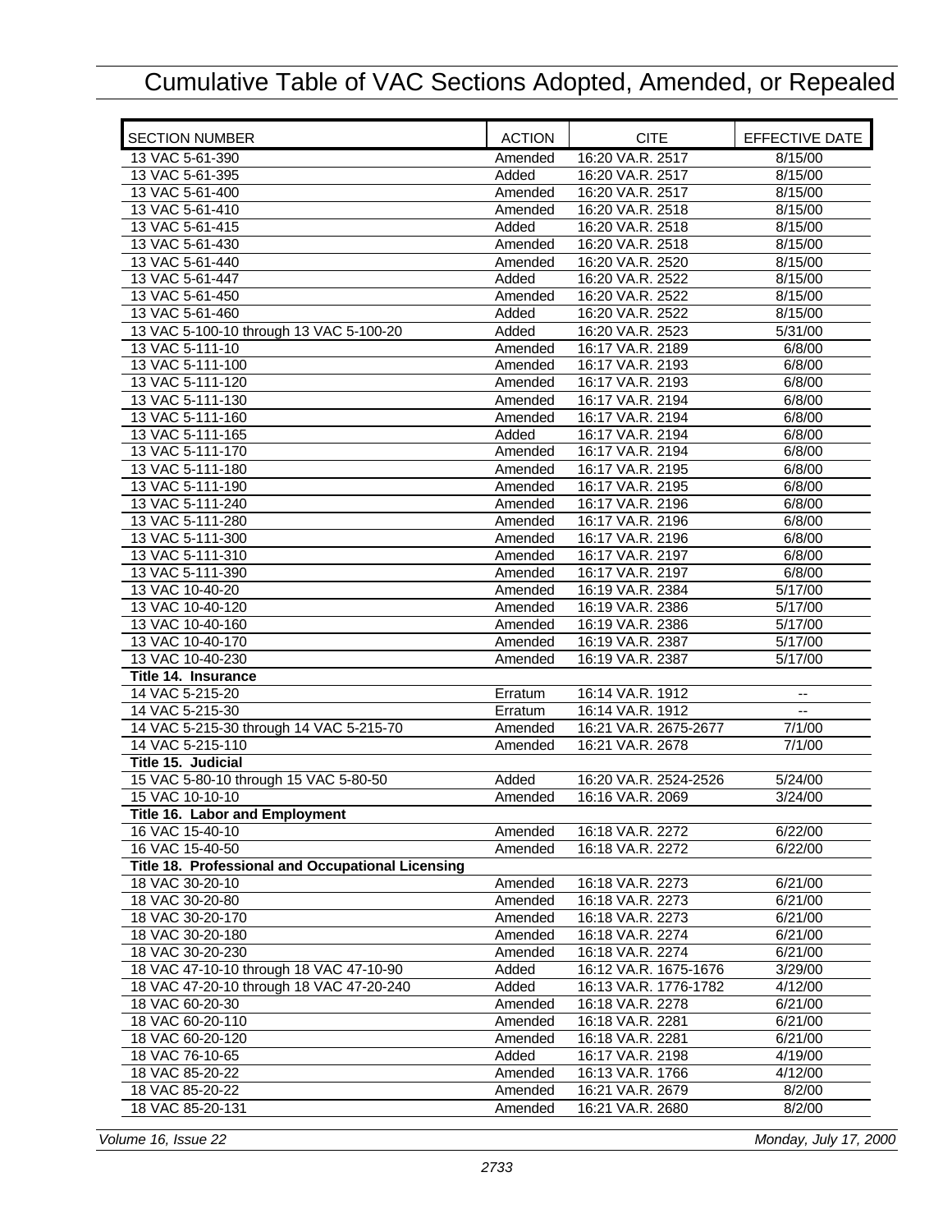# Cumulative Table of VAC Sections Adopted, Amended, or Repealed

| SECTION NUMBER | ACTION | CITE | EFFECTIVE DATE |
|---|---|---|---|
| 13 VAC 5-61-390 | Amended | 16:20 VA.R. 2517 | 8/15/00 |
| 13 VAC 5-61-395 | Added | 16:20 VA.R. 2517 | 8/15/00 |
| 13 VAC 5-61-400 | Amended | 16:20 VA.R. 2517 | 8/15/00 |
| 13 VAC 5-61-410 | Amended | 16:20 VA.R. 2518 | 8/15/00 |
| 13 VAC 5-61-415 | Added | 16:20 VA.R. 2518 | 8/15/00 |
| 13 VAC 5-61-430 | Amended | 16:20 VA.R. 2518 | 8/15/00 |
| 13 VAC 5-61-440 | Amended | 16:20 VA.R. 2520 | 8/15/00 |
| 13 VAC 5-61-447 | Added | 16:20 VA.R. 2522 | 8/15/00 |
| 13 VAC 5-61-450 | Amended | 16:20 VA.R. 2522 | 8/15/00 |
| 13 VAC 5-61-460 | Added | 16:20 VA.R. 2522 | 8/15/00 |
| 13 VAC 5-100-10 through 13 VAC 5-100-20 | Added | 16:20 VA.R. 2523 | 5/31/00 |
| 13 VAC 5-111-10 | Amended | 16:17 VA.R. 2189 | 6/8/00 |
| 13 VAC 5-111-100 | Amended | 16:17 VA.R. 2193 | 6/8/00 |
| 13 VAC 5-111-120 | Amended | 16:17 VA.R. 2193 | 6/8/00 |
| 13 VAC 5-111-130 | Amended | 16:17 VA.R. 2194 | 6/8/00 |
| 13 VAC 5-111-160 | Amended | 16:17 VA.R. 2194 | 6/8/00 |
| 13 VAC 5-111-165 | Added | 16:17 VA.R. 2194 | 6/8/00 |
| 13 VAC 5-111-170 | Amended | 16:17 VA.R. 2194 | 6/8/00 |
| 13 VAC 5-111-180 | Amended | 16:17 VA.R. 2195 | 6/8/00 |
| 13 VAC 5-111-190 | Amended | 16:17 VA.R. 2195 | 6/8/00 |
| 13 VAC 5-111-240 | Amended | 16:17 VA.R. 2196 | 6/8/00 |
| 13 VAC 5-111-280 | Amended | 16:17 VA.R. 2196 | 6/8/00 |
| 13 VAC 5-111-300 | Amended | 16:17 VA.R. 2196 | 6/8/00 |
| 13 VAC 5-111-310 | Amended | 16:17 VA.R. 2197 | 6/8/00 |
| 13 VAC 5-111-390 | Amended | 16:17 VA.R. 2197 | 6/8/00 |
| 13 VAC 10-40-20 | Amended | 16:19 VA.R. 2384 | 5/17/00 |
| 13 VAC 10-40-120 | Amended | 16:19 VA.R. 2386 | 5/17/00 |
| 13 VAC 10-40-160 | Amended | 16:19 VA.R. 2386 | 5/17/00 |
| 13 VAC 10-40-170 | Amended | 16:19 VA.R. 2387 | 5/17/00 |
| 13 VAC 10-40-230 | Amended | 16:19 VA.R. 2387 | 5/17/00 |
| **Title 14. Insurance** | | | |
| 14 VAC 5-215-20 | Erratum | 16:14 VA.R. 1912 | -- |
| 14 VAC 5-215-30 | Erratum | 16:14 VA.R. 1912 | -- |
| 14 VAC 5-215-30 through 14 VAC 5-215-70 | Amended | 16:21 VA.R. 2675-2677 | 7/1/00 |
| 14 VAC 5-215-110 | Amended | 16:21 VA.R. 2678 | 7/1/00 |
| **Title 15. Judicial** | | | |
| 15 VAC 5-80-10 through 15 VAC 5-80-50 | Added | 16:20 VA.R. 2524-2526 | 5/24/00 |
| 15 VAC 10-10-10 | Amended | 16:16 VA.R. 2069 | 3/24/00 |
| **Title 16. Labor and Employment** | | | |
| 16 VAC 15-40-10 | Amended | 16:18 VA.R. 2272 | 6/22/00 |
| 16 VAC 15-40-50 | Amended | 16:18 VA.R. 2272 | 6/22/00 |
| **Title 18. Professional and Occupational Licensing** | | | |
| 18 VAC 30-20-10 | Amended | 16:18 VA.R. 2273 | 6/21/00 |
| 18 VAC 30-20-80 | Amended | 16:18 VA.R. 2273 | 6/21/00 |
| 18 VAC 30-20-170 | Amended | 16:18 VA.R. 2273 | 6/21/00 |
| 18 VAC 30-20-180 | Amended | 16:18 VA.R. 2274 | 6/21/00 |
| 18 VAC 30-20-230 | Amended | 16:18 VA.R. 2274 | 6/21/00 |
| 18 VAC 47-10-10 through 18 VAC 47-10-90 | Added | 16:12 VA.R. 1675-1676 | 3/29/00 |
| 18 VAC 47-20-10 through 18 VAC 47-20-240 | Added | 16:13 VA.R. 1776-1782 | 4/12/00 |
| 18 VAC 60-20-30 | Amended | 16:18 VA.R. 2278 | 6/21/00 |
| 18 VAC 60-20-110 | Amended | 16:18 VA.R. 2281 | 6/21/00 |
| 18 VAC 60-20-120 | Amended | 16:18 VA.R. 2281 | 6/21/00 |
| 18 VAC 76-10-65 | Added | 16:17 VA.R. 2198 | 4/19/00 |
| 18 VAC 85-20-22 | Amended | 16:13 VA.R. 1766 | 4/12/00 |
| 18 VAC 85-20-22 | Amended | 16:21 VA.R. 2679 | 8/2/00 |
| 18 VAC 85-20-131 | Amended | 16:21 VA.R. 2680 | 8/2/00 |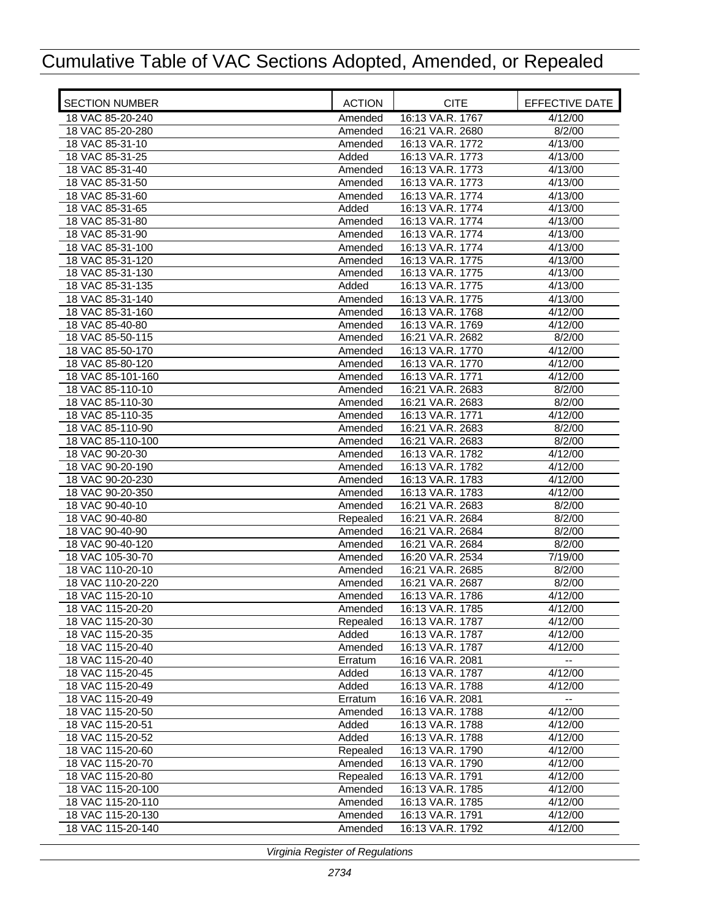# Cumulative Table of VAC Sections Adopted, Amended, or Repealed

| SECTION NUMBER | ACTION | CITE | EFFECTIVE DATE |
|---|---|---|---|
| 18 VAC 85-20-240 | Amended | 16:13 VA.R. 1767 | 4/12/00 |
| 18 VAC 85-20-280 | Amended | 16:21 VA.R. 2680 | 8/2/00 |
| 18 VAC 85-31-10 | Amended | 16:13 VA.R. 1772 | 4/13/00 |
| 18 VAC 85-31-25 | Added | 16:13 VA.R. 1773 | 4/13/00 |
| 18 VAC 85-31-40 | Amended | 16:13 VA.R. 1773 | 4/13/00 |
| 18 VAC 85-31-50 | Amended | 16:13 VA.R. 1773 | 4/13/00 |
| 18 VAC 85-31-60 | Amended | 16:13 VA.R. 1774 | 4/13/00 |
| 18 VAC 85-31-65 | Added | 16:13 VA.R. 1774 | 4/13/00 |
| 18 VAC 85-31-80 | Amended | 16:13 VA.R. 1774 | 4/13/00 |
| 18 VAC 85-31-90 | Amended | 16:13 VA.R. 1774 | 4/13/00 |
| 18 VAC 85-31-100 | Amended | 16:13 VA.R. 1774 | 4/13/00 |
| 18 VAC 85-31-120 | Amended | 16:13 VA.R. 1775 | 4/13/00 |
| 18 VAC 85-31-130 | Amended | 16:13 VA.R. 1775 | 4/13/00 |
| 18 VAC 85-31-135 | Added | 16:13 VA.R. 1775 | 4/13/00 |
| 18 VAC 85-31-140 | Amended | 16:13 VA.R. 1775 | 4/13/00 |
| 18 VAC 85-31-160 | Amended | 16:13 VA.R. 1768 | 4/12/00 |
| 18 VAC 85-40-80 | Amended | 16:13 VA.R. 1769 | 4/12/00 |
| 18 VAC 85-50-115 | Amended | 16:21 VA.R. 2682 | 8/2/00 |
| 18 VAC 85-50-170 | Amended | 16:13 VA.R. 1770 | 4/12/00 |
| 18 VAC 85-80-120 | Amended | 16:13 VA.R. 1770 | 4/12/00 |
| 18 VAC 85-101-160 | Amended | 16:13 VA.R. 1771 | 4/12/00 |
| 18 VAC 85-110-10 | Amended | 16:21 VA.R. 2683 | 8/2/00 |
| 18 VAC 85-110-30 | Amended | 16:21 VA.R. 2683 | 8/2/00 |
| 18 VAC 85-110-35 | Amended | 16:13 VA.R. 1771 | 4/12/00 |
| 18 VAC 85-110-90 | Amended | 16:21 VA.R. 2683 | 8/2/00 |
| 18 VAC 85-110-100 | Amended | 16:21 VA.R. 2683 | 8/2/00 |
| 18 VAC 90-20-30 | Amended | 16:13 VA.R. 1782 | 4/12/00 |
| 18 VAC 90-20-190 | Amended | 16:13 VA.R. 1782 | 4/12/00 |
| 18 VAC 90-20-230 | Amended | 16:13 VA.R. 1783 | 4/12/00 |
| 18 VAC 90-20-350 | Amended | 16:13 VA.R. 1783 | 4/12/00 |
| 18 VAC 90-40-10 | Amended | 16:21 VA.R. 2683 | 8/2/00 |
| 18 VAC 90-40-80 | Repealed | 16:21 VA.R. 2684 | 8/2/00 |
| 18 VAC 90-40-90 | Amended | 16:21 VA.R. 2684 | 8/2/00 |
| 18 VAC 90-40-120 | Amended | 16:21 VA.R. 2684 | 8/2/00 |
| 18 VAC 105-30-70 | Amended | 16:20 VA.R. 2534 | 7/19/00 |
| 18 VAC 110-20-10 | Amended | 16:21 VA.R. 2685 | 8/2/00 |
| 18 VAC 110-20-220 | Amended | 16:21 VA.R. 2687 | 8/2/00 |
| 18 VAC 115-20-10 | Amended | 16:13 VA.R. 1786 | 4/12/00 |
| 18 VAC 115-20-20 | Amended | 16:13 VA.R. 1785 | 4/12/00 |
| 18 VAC 115-20-30 | Repealed | 16:13 VA.R. 1787 | 4/12/00 |
| 18 VAC 115-20-35 | Added | 16:13 VA.R. 1787 | 4/12/00 |
| 18 VAC 115-20-40 | Amended | 16:13 VA.R. 1787 | 4/12/00 |
| 18 VAC 115-20-40 | Erratum | 16:16 VA.R. 2081 | -- |
| 18 VAC 115-20-45 | Added | 16:13 VA.R. 1787 | 4/12/00 |
| 18 VAC 115-20-49 | Added | 16:13 VA.R. 1788 | 4/12/00 |
| 18 VAC 115-20-49 | Erratum | 16:16 VA.R. 2081 | -- |
| 18 VAC 115-20-50 | Amended | 16:13 VA.R. 1788 | 4/12/00 |
| 18 VAC 115-20-51 | Added | 16:13 VA.R. 1788 | 4/12/00 |
| 18 VAC 115-20-52 | Added | 16:13 VA.R. 1788 | 4/12/00 |
| 18 VAC 115-20-60 | Repealed | 16:13 VA.R. 1790 | 4/12/00 |
| 18 VAC 115-20-70 | Amended | 16:13 VA.R. 1790 | 4/12/00 |
| 18 VAC 115-20-80 | Repealed | 16:13 VA.R. 1791 | 4/12/00 |
| 18 VAC 115-20-100 | Amended | 16:13 VA.R. 1785 | 4/12/00 |
| 18 VAC 115-20-110 | Amended | 16:13 VA.R. 1785 | 4/12/00 |
| 18 VAC 115-20-130 | Amended | 16:13 VA.R. 1791 | 4/12/00 |
| 18 VAC 115-20-140 | Amended | 16:13 VA.R. 1792 | 4/12/00 |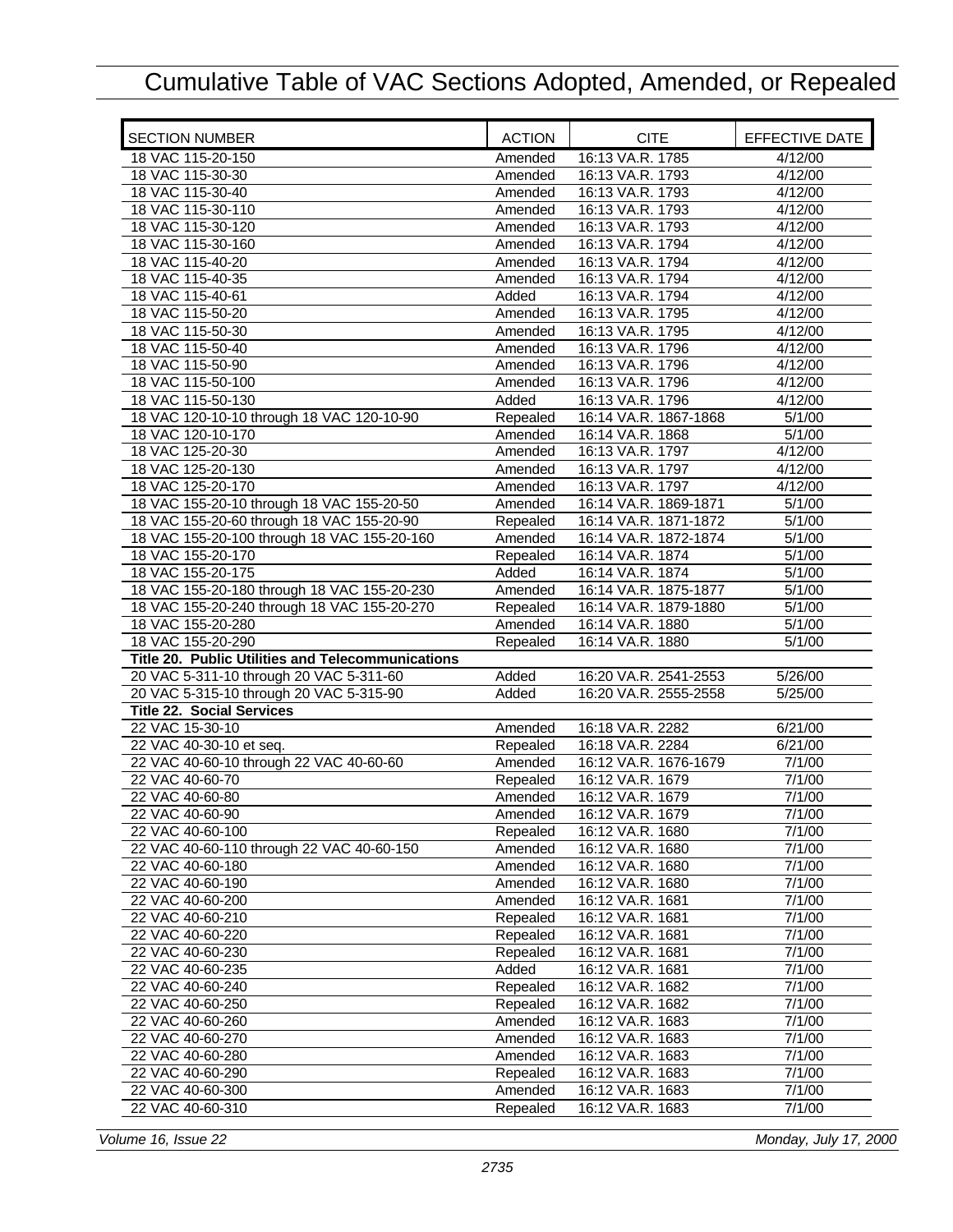# Cumulative Table of VAC Sections Adopted, Amended, or Repealed

| SECTION NUMBER | ACTION | CITE | EFFECTIVE DATE |
|---|---|---|---|
| 18 VAC 115-20-150 | Amended | 16:13 VA.R. 1785 | 4/12/00 |
| 18 VAC 115-30-30 | Amended | 16:13 VA.R. 1793 | 4/12/00 |
| 18 VAC 115-30-40 | Amended | 16:13 VA.R. 1793 | 4/12/00 |
| 18 VAC 115-30-110 | Amended | 16:13 VA.R. 1793 | 4/12/00 |
| 18 VAC 115-30-120 | Amended | 16:13 VA.R. 1793 | 4/12/00 |
| 18 VAC 115-30-160 | Amended | 16:13 VA.R. 1794 | 4/12/00 |
| 18 VAC 115-40-20 | Amended | 16:13 VA.R. 1794 | 4/12/00 |
| 18 VAC 115-40-35 | Amended | 16:13 VA.R. 1794 | 4/12/00 |
| 18 VAC 115-40-61 | Added | 16:13 VA.R. 1794 | 4/12/00 |
| 18 VAC 115-50-20 | Amended | 16:13 VA.R. 1795 | 4/12/00 |
| 18 VAC 115-50-30 | Amended | 16:13 VA.R. 1795 | 4/12/00 |
| 18 VAC 115-50-40 | Amended | 16:13 VA.R. 1796 | 4/12/00 |
| 18 VAC 115-50-90 | Amended | 16:13 VA.R. 1796 | 4/12/00 |
| 18 VAC 115-50-100 | Amended | 16:13 VA.R. 1796 | 4/12/00 |
| 18 VAC 115-50-130 | Added | 16:13 VA.R. 1796 | 4/12/00 |
| 18 VAC 120-10-10 through 18 VAC 120-10-90 | Repealed | 16:14 VA.R. 1867-1868 | 5/1/00 |
| 18 VAC 120-10-170 | Amended | 16:14 VA.R. 1868 | 5/1/00 |
| 18 VAC 125-20-30 | Amended | 16:13 VA.R. 1797 | 4/12/00 |
| 18 VAC 125-20-130 | Amended | 16:13 VA.R. 1797 | 4/12/00 |
| 18 VAC 125-20-170 | Amended | 16:13 VA.R. 1797 | 4/12/00 |
| 18 VAC 155-20-10 through 18 VAC 155-20-50 | Amended | 16:14 VA.R. 1869-1871 | 5/1/00 |
| 18 VAC 155-20-60 through 18 VAC 155-20-90 | Repealed | 16:14 VA.R. 1871-1872 | 5/1/00 |
| 18 VAC 155-20-100 through 18 VAC 155-20-160 | Amended | 16:14 VA.R. 1872-1874 | 5/1/00 |
| 18 VAC 155-20-170 | Repealed | 16:14 VA.R. 1874 | 5/1/00 |
| 18 VAC 155-20-175 | Added | 16:14 VA.R. 1874 | 5/1/00 |
| 18 VAC 155-20-180 through 18 VAC 155-20-230 | Amended | 16:14 VA.R. 1875-1877 | 5/1/00 |
| 18 VAC 155-20-240 through 18 VAC 155-20-270 | Repealed | 16:14 VA.R. 1879-1880 | 5/1/00 |
| 18 VAC 155-20-280 | Amended | 16:14 VA.R. 1880 | 5/1/00 |
| 18 VAC 155-20-290 | Repealed | 16:14 VA.R. 1880 | 5/1/00 |
| **Title 20. Public Utilities and Telecommunications** | | | |
| 20 VAC 5-311-10 through 20 VAC 5-311-60 | Added | 16:20 VA.R. 2541-2553 | 5/26/00 |
| 20 VAC 5-315-10 through 20 VAC 5-315-90 | Added | 16:20 VA.R. 2555-2558 | 5/25/00 |
| **Title 22. Social Services** | | | |
| 22 VAC 15-30-10 | Amended | 16:18 VA.R. 2282 | 6/21/00 |
| 22 VAC 40-30-10 et seq. | Repealed | 16:18 VA.R. 2284 | 6/21/00 |
| 22 VAC 40-60-10 through 22 VAC 40-60-60 | Amended | 16:12 VA.R. 1676-1679 | 7/1/00 |
| 22 VAC 40-60-70 | Repealed | 16:12 VA.R. 1679 | 7/1/00 |
| 22 VAC 40-60-80 | Amended | 16:12 VA.R. 1679 | 7/1/00 |
| 22 VAC 40-60-90 | Amended | 16:12 VA.R. 1679 | 7/1/00 |
| 22 VAC 40-60-100 | Repealed | 16:12 VA.R. 1680 | 7/1/00 |
| 22 VAC 40-60-110 through 22 VAC 40-60-150 | Amended | 16:12 VA.R. 1680 | 7/1/00 |
| 22 VAC 40-60-180 | Amended | 16:12 VA.R. 1680 | 7/1/00 |
| 22 VAC 40-60-190 | Amended | 16:12 VA.R. 1680 | 7/1/00 |
| 22 VAC 40-60-200 | Amended | 16:12 VA.R. 1681 | 7/1/00 |
| 22 VAC 40-60-210 | Repealed | 16:12 VA.R. 1681 | 7/1/00 |
| 22 VAC 40-60-220 | Repealed | 16:12 VA.R. 1681 | 7/1/00 |
| 22 VAC 40-60-230 | Repealed | 16:12 VA.R. 1681 | 7/1/00 |
| 22 VAC 40-60-235 | Added | 16:12 VA.R. 1681 | 7/1/00 |
| 22 VAC 40-60-240 | Repealed | 16:12 VA.R. 1682 | 7/1/00 |
| 22 VAC 40-60-250 | Repealed | 16:12 VA.R. 1682 | 7/1/00 |
| 22 VAC 40-60-260 | Amended | 16:12 VA.R. 1683 | 7/1/00 |
| 22 VAC 40-60-270 | Amended | 16:12 VA.R. 1683 | 7/1/00 |
| 22 VAC 40-60-280 | Amended | 16:12 VA.R. 1683 | 7/1/00 |
| 22 VAC 40-60-290 | Repealed | 16:12 VA.R. 1683 | 7/1/00 |
| 22 VAC 40-60-300 | Amended | 16:12 VA.R. 1683 | 7/1/00 |
| 22 VAC 40-60-310 | Repealed | 16:12 VA.R. 1683 | 7/1/00 |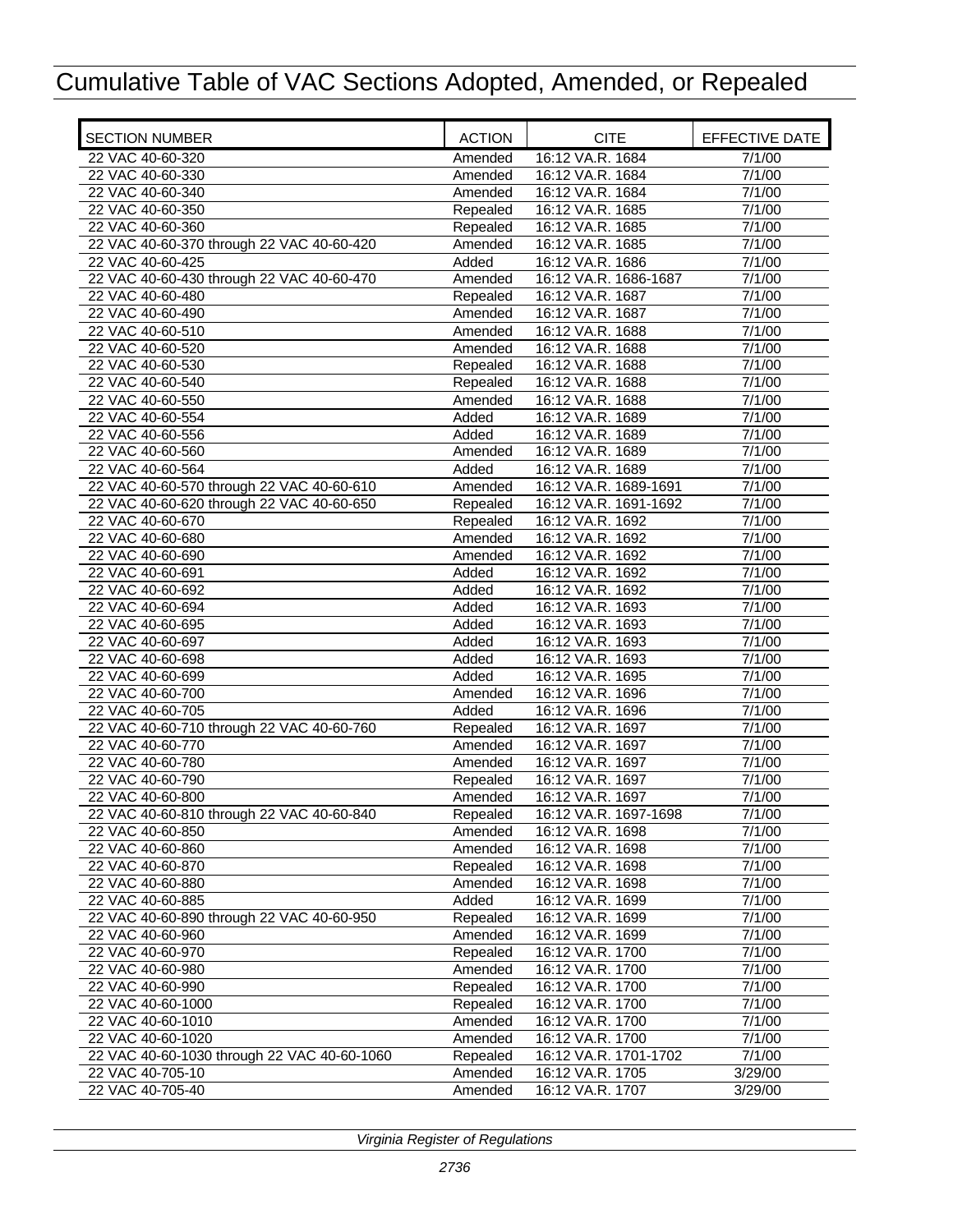# Cumulative Table of VAC Sections Adopted, Amended, or Repealed

| SECTION NUMBER | ACTION | CITE | EFFECTIVE DATE |
|---|---|---|---|
| 22 VAC 40-60-320 | Amended | 16:12 VA.R. 1684 | 7/1/00 |
| 22 VAC 40-60-330 | Amended | 16:12 VA.R. 1684 | 7/1/00 |
| 22 VAC 40-60-340 | Amended | 16:12 VA.R. 1684 | 7/1/00 |
| 22 VAC 40-60-350 | Repealed | 16:12 VA.R. 1685 | 7/1/00 |
| 22 VAC 40-60-360 | Repealed | 16:12 VA.R. 1685 | 7/1/00 |
| 22 VAC 40-60-370 through 22 VAC 40-60-420 | Amended | 16:12 VA.R. 1685 | 7/1/00 |
| 22 VAC 40-60-425 | Added | 16:12 VA.R. 1686 | 7/1/00 |
| 22 VAC 40-60-430 through 22 VAC 40-60-470 | Amended | 16:12 VA.R. 1686-1687 | 7/1/00 |
| 22 VAC 40-60-480 | Repealed | 16:12 VA.R. 1687 | 7/1/00 |
| 22 VAC 40-60-490 | Amended | 16:12 VA.R. 1687 | 7/1/00 |
| 22 VAC 40-60-510 | Amended | 16:12 VA.R. 1688 | 7/1/00 |
| 22 VAC 40-60-520 | Amended | 16:12 VA.R. 1688 | 7/1/00 |
| 22 VAC 40-60-530 | Repealed | 16:12 VA.R. 1688 | 7/1/00 |
| 22 VAC 40-60-540 | Repealed | 16:12 VA.R. 1688 | 7/1/00 |
| 22 VAC 40-60-550 | Amended | 16:12 VA.R. 1688 | 7/1/00 |
| 22 VAC 40-60-554 | Added | 16:12 VA.R. 1689 | 7/1/00 |
| 22 VAC 40-60-556 | Added | 16:12 VA.R. 1689 | 7/1/00 |
| 22 VAC 40-60-560 | Amended | 16:12 VA.R. 1689 | 7/1/00 |
| 22 VAC 40-60-564 | Added | 16:12 VA.R. 1689 | 7/1/00 |
| 22 VAC 40-60-570 through 22 VAC 40-60-610 | Amended | 16:12 VA.R. 1689-1691 | 7/1/00 |
| 22 VAC 40-60-620 through 22 VAC 40-60-650 | Repealed | 16:12 VA.R. 1691-1692 | 7/1/00 |
| 22 VAC 40-60-670 | Repealed | 16:12 VA.R. 1692 | 7/1/00 |
| 22 VAC 40-60-680 | Amended | 16:12 VA.R. 1692 | 7/1/00 |
| 22 VAC 40-60-690 | Amended | 16:12 VA.R. 1692 | 7/1/00 |
| 22 VAC 40-60-691 | Added | 16:12 VA.R. 1692 | 7/1/00 |
| 22 VAC 40-60-692 | Added | 16:12 VA.R. 1692 | 7/1/00 |
| 22 VAC 40-60-694 | Added | 16:12 VA.R. 1693 | 7/1/00 |
| 22 VAC 40-60-695 | Added | 16:12 VA.R. 1693 | 7/1/00 |
| 22 VAC 40-60-697 | Added | 16:12 VA.R. 1693 | 7/1/00 |
| 22 VAC 40-60-698 | Added | 16:12 VA.R. 1693 | 7/1/00 |
| 22 VAC 40-60-699 | Added | 16:12 VA.R. 1695 | 7/1/00 |
| 22 VAC 40-60-700 | Amended | 16:12 VA.R. 1696 | 7/1/00 |
| 22 VAC 40-60-705 | Added | 16:12 VA.R. 1696 | 7/1/00 |
| 22 VAC 40-60-710 through 22 VAC 40-60-760 | Repealed | 16:12 VA.R. 1697 | 7/1/00 |
| 22 VAC 40-60-770 | Amended | 16:12 VA.R. 1697 | 7/1/00 |
| 22 VAC 40-60-780 | Amended | 16:12 VA.R. 1697 | 7/1/00 |
| 22 VAC 40-60-790 | Repealed | 16:12 VA.R. 1697 | 7/1/00 |
| 22 VAC 40-60-800 | Amended | 16:12 VA.R. 1697 | 7/1/00 |
| 22 VAC 40-60-810 through 22 VAC 40-60-840 | Repealed | 16:12 VA.R. 1697-1698 | 7/1/00 |
| 22 VAC 40-60-850 | Amended | 16:12 VA.R. 1698 | 7/1/00 |
| 22 VAC 40-60-860 | Amended | 16:12 VA.R. 1698 | 7/1/00 |
| 22 VAC 40-60-870 | Repealed | 16:12 VA.R. 1698 | 7/1/00 |
| 22 VAC 40-60-880 | Amended | 16:12 VA.R. 1698 | 7/1/00 |
| 22 VAC 40-60-885 | Added | 16:12 VA.R. 1699 | 7/1/00 |
| 22 VAC 40-60-890 through 22 VAC 40-60-950 | Repealed | 16:12 VA.R. 1699 | 7/1/00 |
| 22 VAC 40-60-960 | Amended | 16:12 VA.R. 1699 | 7/1/00 |
| 22 VAC 40-60-970 | Repealed | 16:12 VA.R. 1700 | 7/1/00 |
| 22 VAC 40-60-980 | Amended | 16:12 VA.R. 1700 | 7/1/00 |
| 22 VAC 40-60-990 | Repealed | 16:12 VA.R. 1700 | 7/1/00 |
| 22 VAC 40-60-1000 | Repealed | 16:12 VA.R. 1700 | 7/1/00 |
| 22 VAC 40-60-1010 | Amended | 16:12 VA.R. 1700 | 7/1/00 |
| 22 VAC 40-60-1020 | Amended | 16:12 VA.R. 1700 | 7/1/00 |
| 22 VAC 40-60-1030 through 22 VAC 40-60-1060 | Repealed | 16:12 VA.R. 1701-1702 | 7/1/00 |
| 22 VAC 40-705-10 | Amended | 16:12 VA.R. 1705 | 3/29/00 |
| 22 VAC 40-705-40 | Amended | 16:12 VA.R. 1707 | 3/29/00 |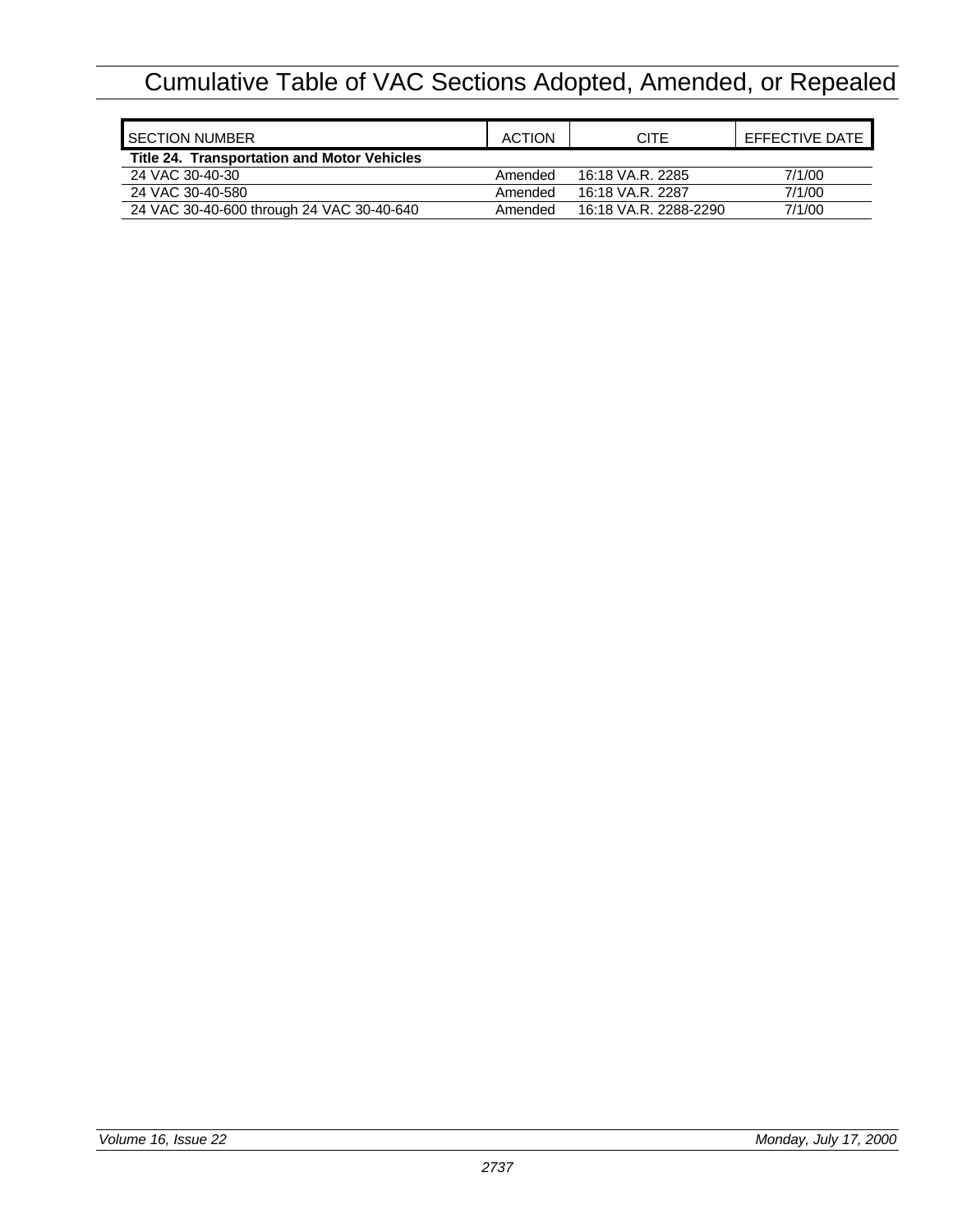# Cumulative Table of VAC Sections Adopted, Amended, or Repealed

| SECTION NUMBER | ACTION | CITE | EFFECTIVE DATE |
| --- | --- | --- | --- |
| **Title 24. Transportation and Motor Vehicles** | | | |
| 24 VAC 30-40-30 | Amended | 16:18 VA.R. 2285 | 7/1/00 |
| 24 VAC 30-40-580 | Amended | 16:18 VA.R. 2287 | 7/1/00 |
| 24 VAC 30-40-600 through 24 VAC 30-40-640 | Amended | 16:18 VA.R. 2288-2290 | 7/1/00 |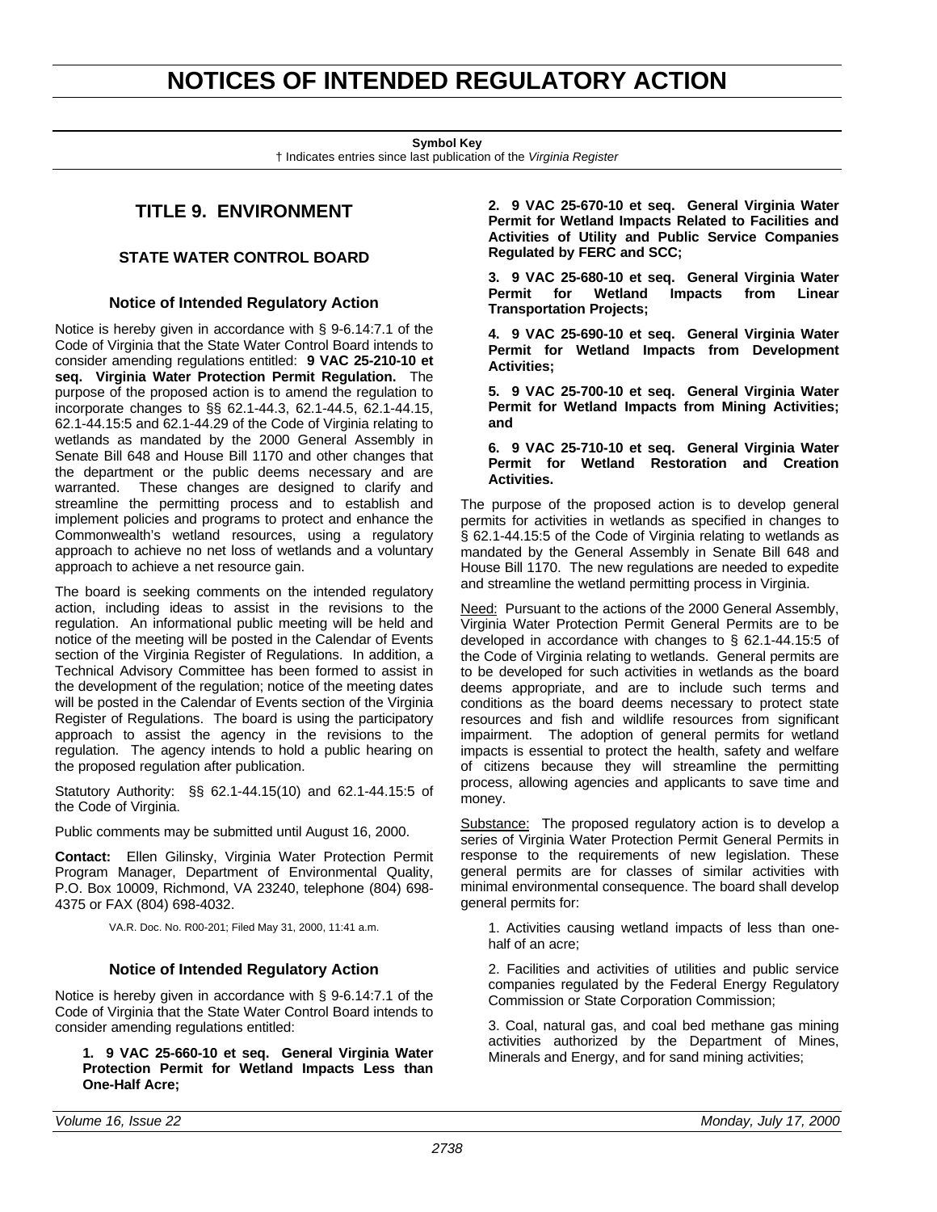# NOTICES OF INTENDED REGULATORY ACTION

**Symbol Key**
† Indicates entries since last publication of the *Virginia Register*

## TITLE 9. ENVIRONMENT

### STATE WATER CONTROL BOARD

#### Notice of Intended Regulatory Action

Notice is hereby given in accordance with § 9-6.14:7.1 of the Code of Virginia that the State Water Control Board intends to consider amending regulations entitled: **9 VAC 25-210-10 et seq. Virginia Water Protection Permit Regulation.** The purpose of the proposed action is to amend the regulation to incorporate changes to §§ 62.1-44.3, 62.1-44.5, 62.1-44.15, 62.1-44.15:5 and 62.1-44.29 of the Code of Virginia relating to wetlands as mandated by the 2000 General Assembly in Senate Bill 648 and House Bill 1170 and other changes that the department or the public deems necessary and are warranted. These changes are designed to clarify and streamline the permitting process and to establish and implement policies and programs to protect and enhance the Commonwealth's wetland resources, using a regulatory approach to achieve no net loss of wetlands and a voluntary approach to achieve a net resource gain.

The board is seeking comments on the intended regulatory action, including ideas to assist in the revisions to the regulation. An informational public meeting will be held and notice of the meeting will be posted in the Calendar of Events section of the Virginia Register of Regulations. In addition, a Technical Advisory Committee has been formed to assist in the development of the regulation; notice of the meeting dates will be posted in the Calendar of Events section of the Virginia Register of Regulations. The board is using the participatory approach to assist the agency in the revisions to the regulation. The agency intends to hold a public hearing on the proposed regulation after publication.

Statutory Authority: §§ 62.1-44.15(10) and 62.1-44.15:5 of the Code of Virginia.

Public comments may be submitted until August 16, 2000.

**Contact:** Ellen Gilinsky, Virginia Water Protection Permit Program Manager, Department of Environmental Quality, P.O. Box 10009, Richmond, VA 23240, telephone (804) 698-4375 or FAX (804) 698-4032.

VA.R. Doc. No. R00-201; Filed May 31, 2000, 11:41 a.m.

#### Notice of Intended Regulatory Action

Notice is hereby given in accordance with § 9-6.14:7.1 of the Code of Virginia that the State Water Control Board intends to consider amending regulations entitled:

**1. 9 VAC 25-660-10 et seq. General Virginia Water Protection Permit for Wetland Impacts Less than One-Half Acre;**

**2. 9 VAC 25-670-10 et seq. General Virginia Water Permit for Wetland Impacts Related to Facilities and Activities of Utility and Public Service Companies Regulated by FERC and SCC;**

**3. 9 VAC 25-680-10 et seq. General Virginia Water Permit for Wetland Impacts from Linear Transportation Projects;**

**4. 9 VAC 25-690-10 et seq. General Virginia Water Permit for Wetland Impacts from Development Activities;**

**5. 9 VAC 25-700-10 et seq. General Virginia Water Permit for Wetland Impacts from Mining Activities; and**

**6. 9 VAC 25-710-10 et seq. General Virginia Water Permit for Wetland Restoration and Creation Activities.**

The purpose of the proposed action is to develop general permits for activities in wetlands as specified in changes to § 62.1-44.15:5 of the Code of Virginia relating to wetlands as mandated by the General Assembly in Senate Bill 648 and House Bill 1170. The new regulations are needed to expedite and streamline the wetland permitting process in Virginia.

Need: Pursuant to the actions of the 2000 General Assembly, Virginia Water Protection Permit General Permits are to be developed in accordance with changes to § 62.1-44.15:5 of the Code of Virginia relating to wetlands. General permits are to be developed for such activities in wetlands as the board deems appropriate, and are to include such terms and conditions as the board deems necessary to protect state resources and fish and wildlife resources from significant impairment. The adoption of general permits for wetland impacts is essential to protect the health, safety and welfare of citizens because they will streamline the permitting process, allowing agencies and applicants to save time and money.

Substance: The proposed regulatory action is to develop a series of Virginia Water Protection Permit General Permits in response to the requirements of new legislation. These general permits are for classes of similar activities with minimal environmental consequence. The board shall develop general permits for:

1. Activities causing wetland impacts of less than one-half of an acre;

2. Facilities and activities of utilities and public service companies regulated by the Federal Energy Regulatory Commission or State Corporation Commission;

3. Coal, natural gas, and coal bed methane gas mining activities authorized by the Department of Mines, Minerals and Energy, and for sand mining activities;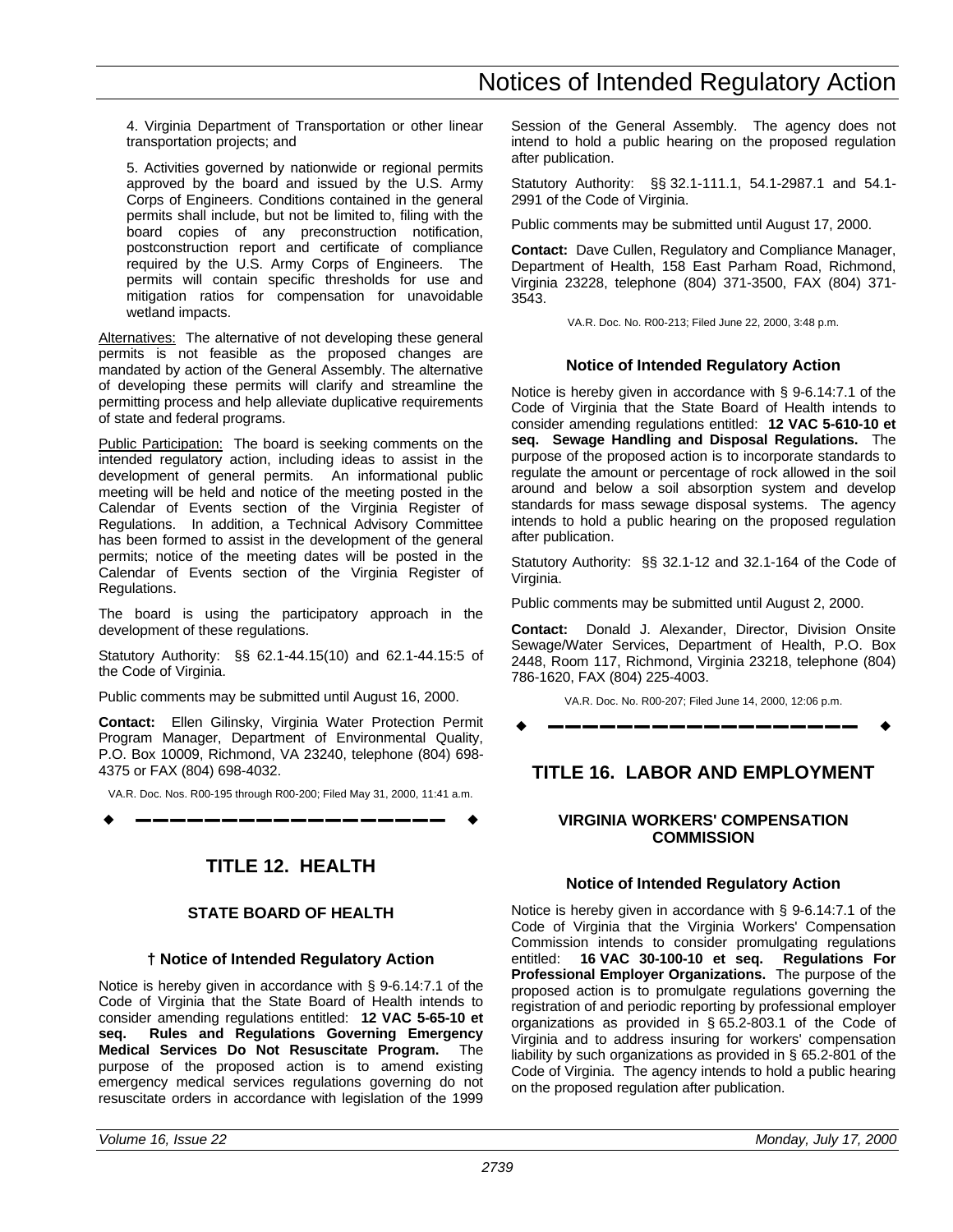4. Virginia Department of Transportation or other linear transportation projects; and

5. Activities governed by nationwide or regional permits approved by the board and issued by the U.S. Army Corps of Engineers. Conditions contained in the general permits shall include, but not be limited to, filing with the board copies of any preconstruction notification, postconstruction report and certificate of compliance required by the U.S. Army Corps of Engineers. The permits will contain specific thresholds for use and mitigation ratios for compensation for unavoidable wetland impacts.

Alternatives: The alternative of not developing these general permits is not feasible as the proposed changes are mandated by action of the General Assembly. The alternative of developing these permits will clarify and streamline the permitting process and help alleviate duplicative requirements of state and federal programs.

Public Participation: The board is seeking comments on the intended regulatory action, including ideas to assist in the development of general permits. An informational public meeting will be held and notice of the meeting posted in the Calendar of Events section of the Virginia Register of Regulations. In addition, a Technical Advisory Committee has been formed to assist in the development of the general permits; notice of the meeting dates will be posted in the Calendar of Events section of the Virginia Register of Regulations.

The board is using the participatory approach in the development of these regulations.

Statutory Authority: §§ 62.1-44.15(10) and 62.1-44.15:5 of the Code of Virginia.

Public comments may be submitted until August 16, 2000.

**Contact:** Ellen Gilinsky, Virginia Water Protection Permit Program Manager, Department of Environmental Quality, P.O. Box 10009, Richmond, VA 23240, telephone (804) 698-4375 or FAX (804) 698-4032.

VA.R. Doc. Nos. R00-195 through R00-200; Filed May 31, 2000, 11:41 a.m.

---

## TITLE 12. HEALTH

### STATE BOARD OF HEALTH

#### † Notice of Intended Regulatory Action

Notice is hereby given in accordance with § 9-6.14:7.1 of the Code of Virginia that the State Board of Health intends to consider amending regulations entitled: **12 VAC 5-65-10 et seq. Rules and Regulations Governing Emergency Medical Services Do Not Resuscitate Program.** The purpose of the proposed action is to amend existing emergency medical services regulations governing do not resuscitate orders in accordance with legislation of the 1999 Session of the General Assembly. The agency does not intend to hold a public hearing on the proposed regulation after publication.

Statutory Authority: §§ 32.1-111.1, 54.1-2987.1 and 54.1-2991 of the Code of Virginia.

Public comments may be submitted until August 17, 2000.

**Contact:** Dave Cullen, Regulatory and Compliance Manager, Department of Health, 158 East Parham Road, Richmond, Virginia 23228, telephone (804) 371-3500, FAX (804) 371-3543.

VA.R. Doc. No. R00-213; Filed June 22, 2000, 3:48 p.m.

#### Notice of Intended Regulatory Action

Notice is hereby given in accordance with § 9-6.14:7.1 of the Code of Virginia that the State Board of Health intends to consider amending regulations entitled: **12 VAC 5-610-10 et seq. Sewage Handling and Disposal Regulations.** The purpose of the proposed action is to incorporate standards to regulate the amount or percentage of rock allowed in the soil around and below a soil absorption system and develop standards for mass sewage disposal systems. The agency intends to hold a public hearing on the proposed regulation after publication.

Statutory Authority: §§ 32.1-12 and 32.1-164 of the Code of Virginia.

Public comments may be submitted until August 2, 2000.

**Contact:** Donald J. Alexander, Director, Division Onsite Sewage/Water Services, Department of Health, P.O. Box 2448, Room 117, Richmond, Virginia 23218, telephone (804) 786-1620, FAX (804) 225-4003.

VA.R. Doc. No. R00-207; Filed June 14, 2000, 12:06 p.m.

---

## TITLE 16. LABOR AND EMPLOYMENT

### VIRGINIA WORKERS' COMPENSATION COMMISSION

#### Notice of Intended Regulatory Action

Notice is hereby given in accordance with § 9-6.14:7.1 of the Code of Virginia that the Virginia Workers' Compensation Commission intends to consider promulgating regulations entitled: **16 VAC 30-100-10 et seq. Regulations For Professional Employer Organizations.** The purpose of the proposed action is to promulgate regulations governing the registration of and periodic reporting by professional employer organizations as provided in § 65.2-803.1 of the Code of Virginia and to address insuring for workers' compensation liability by such organizations as provided in § 65.2-801 of the Code of Virginia. The agency intends to hold a public hearing on the proposed regulation after publication.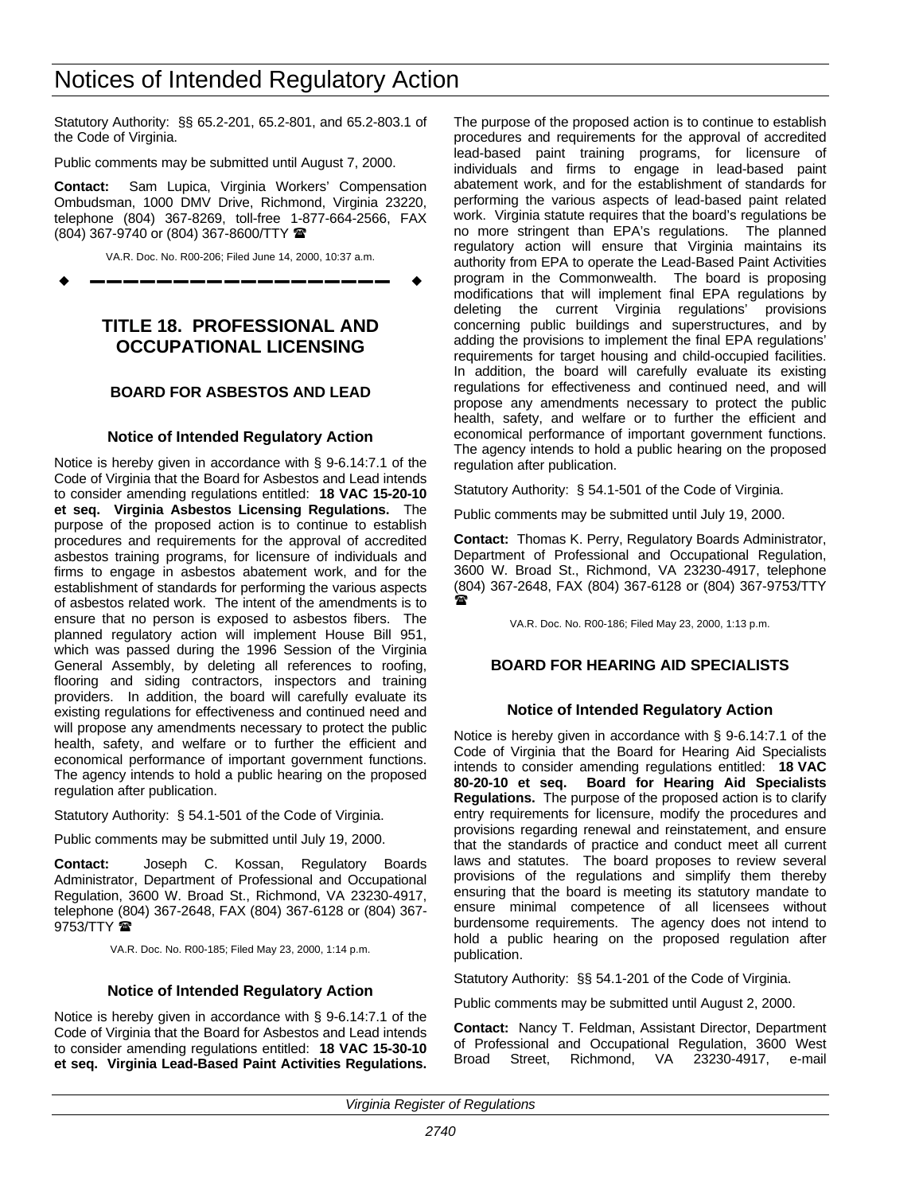Statutory Authority: §§ 65.2-201, 65.2-801, and 65.2-803.1 of the Code of Virginia.

Public comments may be submitted until August 7, 2000.

**Contact:** Sam Lupica, Virginia Workers' Compensation Ombudsman, 1000 DMV Drive, Richmond, Virginia 23220, telephone (804) 367-8269, toll-free 1-877-664-2566, FAX (804) 367-9740 or (804) 367-8600/TTY ☎

VA.R. Doc. No. R00-206; Filed June 14, 2000, 10:37 a.m.

---

## TITLE 18. PROFESSIONAL AND OCCUPATIONAL LICENSING

### BOARD FOR ASBESTOS AND LEAD

#### Notice of Intended Regulatory Action

Notice is hereby given in accordance with § 9-6.14:7.1 of the Code of Virginia that the Board for Asbestos and Lead intends to consider amending regulations entitled: **18 VAC 15-20-10 et seq. Virginia Asbestos Licensing Regulations.** The purpose of the proposed action is to continue to establish procedures and requirements for the approval of accredited asbestos training programs, for licensure of individuals and firms to engage in asbestos abatement work, and for the establishment of standards for performing the various aspects of asbestos related work. The intent of the amendments is to ensure that no person is exposed to asbestos fibers. The planned regulatory action will implement House Bill 951, which was passed during the 1996 Session of the Virginia General Assembly, by deleting all references to roofing, flooring and siding contractors, inspectors and training providers. In addition, the board will carefully evaluate its existing regulations for effectiveness and continued need and will propose any amendments necessary to protect the public health, safety, and welfare or to further the efficient and economical performance of important government functions. The agency intends to hold a public hearing on the proposed regulation after publication.

Statutory Authority: § 54.1-501 of the Code of Virginia.

Public comments may be submitted until July 19, 2000.

**Contact:** Joseph C. Kossan, Regulatory Boards Administrator, Department of Professional and Occupational Regulation, 3600 W. Broad St., Richmond, VA 23230-4917, telephone (804) 367-2648, FAX (804) 367-6128 or (804) 367-9753/TTY ☎

VA.R. Doc. No. R00-185; Filed May 23, 2000, 1:14 p.m.

#### Notice of Intended Regulatory Action

Notice is hereby given in accordance with § 9-6.14:7.1 of the Code of Virginia that the Board for Asbestos and Lead intends to consider amending regulations entitled: **18 VAC 15-30-10 et seq. Virginia Lead-Based Paint Activities Regulations.** The purpose of the proposed action is to continue to establish procedures and requirements for the approval of accredited lead-based paint training programs, for licensure of individuals and firms to engage in lead-based paint abatement work, and for the establishment of standards for performing the various aspects of lead-based paint related work. Virginia statute requires that the board's regulations be no more stringent than EPA's regulations. The planned regulatory action will ensure that Virginia maintains its authority from EPA to operate the Lead-Based Paint Activities program in the Commonwealth. The board is proposing modifications that will implement final EPA regulations by deleting the current Virginia regulations' provisions concerning public buildings and superstructures, and by adding the provisions to implement the final EPA regulations' requirements for target housing and child-occupied facilities. In addition, the board will carefully evaluate its existing regulations for effectiveness and continued need, and will propose any amendments necessary to protect the public health, safety, and welfare or to further the efficient and economical performance of important government functions. The agency intends to hold a public hearing on the proposed regulation after publication.

Statutory Authority: § 54.1-501 of the Code of Virginia.

Public comments may be submitted until July 19, 2000.

**Contact:** Thomas K. Perry, Regulatory Boards Administrator, Department of Professional and Occupational Regulation, 3600 W. Broad St., Richmond, VA 23230-4917, telephone (804) 367-2648, FAX (804) 367-6128 or (804) 367-9753/TTY ☎

VA.R. Doc. No. R00-186; Filed May 23, 2000, 1:13 p.m.

### BOARD FOR HEARING AID SPECIALISTS

#### Notice of Intended Regulatory Action

Notice is hereby given in accordance with § 9-6.14:7.1 of the Code of Virginia that the Board for Hearing Aid Specialists intends to consider amending regulations entitled: **18 VAC 80-20-10 et seq. Board for Hearing Aid Specialists Regulations.** The purpose of the proposed action is to clarify entry requirements for licensure, modify the procedures and provisions regarding renewal and reinstatement, and ensure that the standards of practice and conduct meet all current laws and statutes. The board proposes to review several provisions of the regulations and simplify them thereby ensuring that the board is meeting its statutory mandate to ensure minimal competence of all licensees without burdensome requirements. The agency does not intend to hold a public hearing on the proposed regulation after publication.

Statutory Authority: §§ 54.1-201 of the Code of Virginia.

Public comments may be submitted until August 2, 2000.

**Contact:** Nancy T. Feldman, Assistant Director, Department of Professional and Occupational Regulation, 3600 West Broad Street, Richmond, VA 23230-4917, e-mail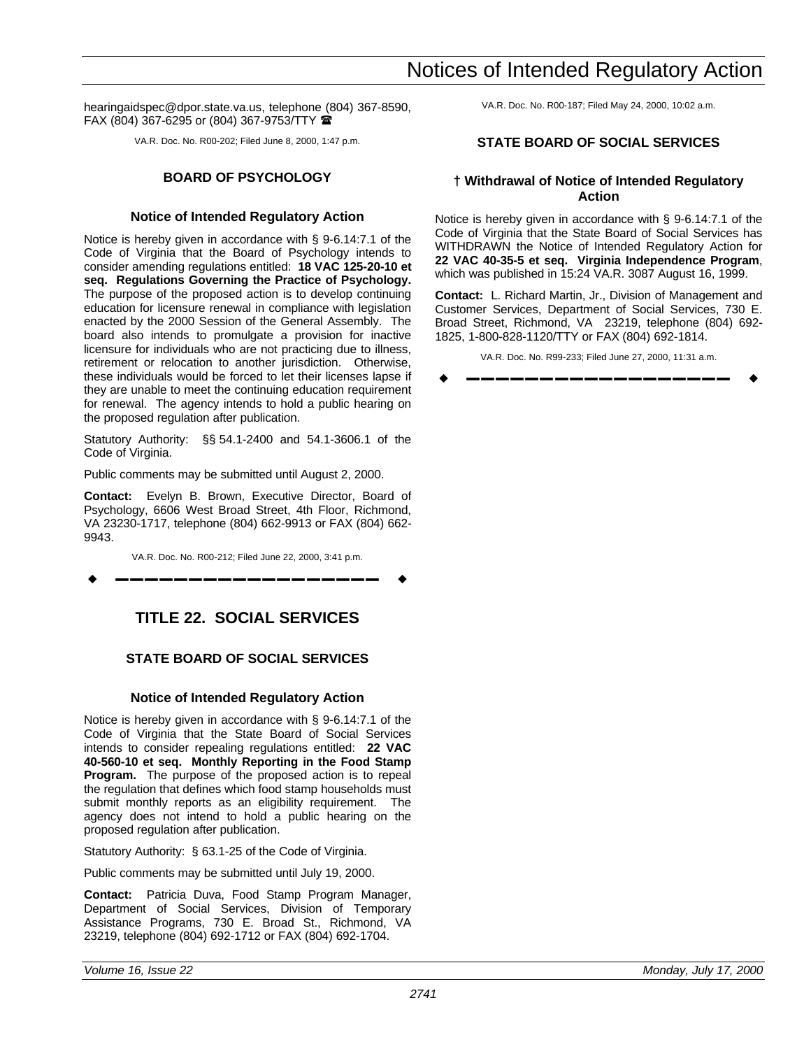hearingaidspec@dpor.state.va.us, telephone (804) 367-8590, FAX (804) 367-6295 or (804) 367-9753/TTY ☎

VA.R. Doc. No. R00-202; Filed June 8, 2000, 1:47 p.m.

### BOARD OF PSYCHOLOGY

#### Notice of Intended Regulatory Action

Notice is hereby given in accordance with § 9-6.14:7.1 of the Code of Virginia that the Board of Psychology intends to consider amending regulations entitled: **18 VAC 125-20-10 et seq. Regulations Governing the Practice of Psychology.** The purpose of the proposed action is to develop continuing education for licensure renewal in compliance with legislation enacted by the 2000 Session of the General Assembly. The board also intends to promulgate a provision for inactive licensure for individuals who are not practicing due to illness, retirement or relocation to another jurisdiction. Otherwise, these individuals would be forced to let their licenses lapse if they are unable to meet the continuing education requirement for renewal. The agency intends to hold a public hearing on the proposed regulation after publication.

Statutory Authority: §§ 54.1-2400 and 54.1-3606.1 of the Code of Virginia.

Public comments may be submitted until August 2, 2000.

**Contact:** Evelyn B. Brown, Executive Director, Board of Psychology, 6606 West Broad Street, 4th Floor, Richmond, VA 23230-1717, telephone (804) 662-9913 or FAX (804) 662-9943.

VA.R. Doc. No. R00-212; Filed June 22, 2000, 3:41 p.m.

◆ ━━━━━━━━━━━━━━━━━━ ◆

## TITLE 22. SOCIAL SERVICES

### STATE BOARD OF SOCIAL SERVICES

#### Notice of Intended Regulatory Action

Notice is hereby given in accordance with § 9-6.14:7.1 of the Code of Virginia that the State Board of Social Services intends to consider repealing regulations entitled: **22 VAC 40-560-10 et seq. Monthly Reporting in the Food Stamp Program.** The purpose of the proposed action is to repeal the regulation that defines which food stamp households must submit monthly reports as an eligibility requirement. The agency does not intend to hold a public hearing on the proposed regulation after publication.

Statutory Authority: § 63.1-25 of the Code of Virginia.

Public comments may be submitted until July 19, 2000.

**Contact:** Patricia Duva, Food Stamp Program Manager, Department of Social Services, Division of Temporary Assistance Programs, 730 E. Broad St., Richmond, VA 23219, telephone (804) 692-1712 or FAX (804) 692-1704.

VA.R. Doc. No. R00-187; Filed May 24, 2000, 10:02 a.m.

### STATE BOARD OF SOCIAL SERVICES

#### † Withdrawal of Notice of Intended Regulatory Action

Notice is hereby given in accordance with § 9-6.14:7.1 of the Code of Virginia that the State Board of Social Services has WITHDRAWN the Notice of Intended Regulatory Action for **22 VAC 40-35-5 et seq. Virginia Independence Program**, which was published in 15:24 VA.R. 3087 August 16, 1999.

**Contact:** L. Richard Martin, Jr., Division of Management and Customer Services, Department of Social Services, 730 E. Broad Street, Richmond, VA 23219, telephone (804) 692-1825, 1-800-828-1120/TTY or FAX (804) 692-1814.

VA.R. Doc. No. R99-233; Filed June 27, 2000, 11:31 a.m.

◆ ━━━━━━━━━━━━━━━━━━ ◆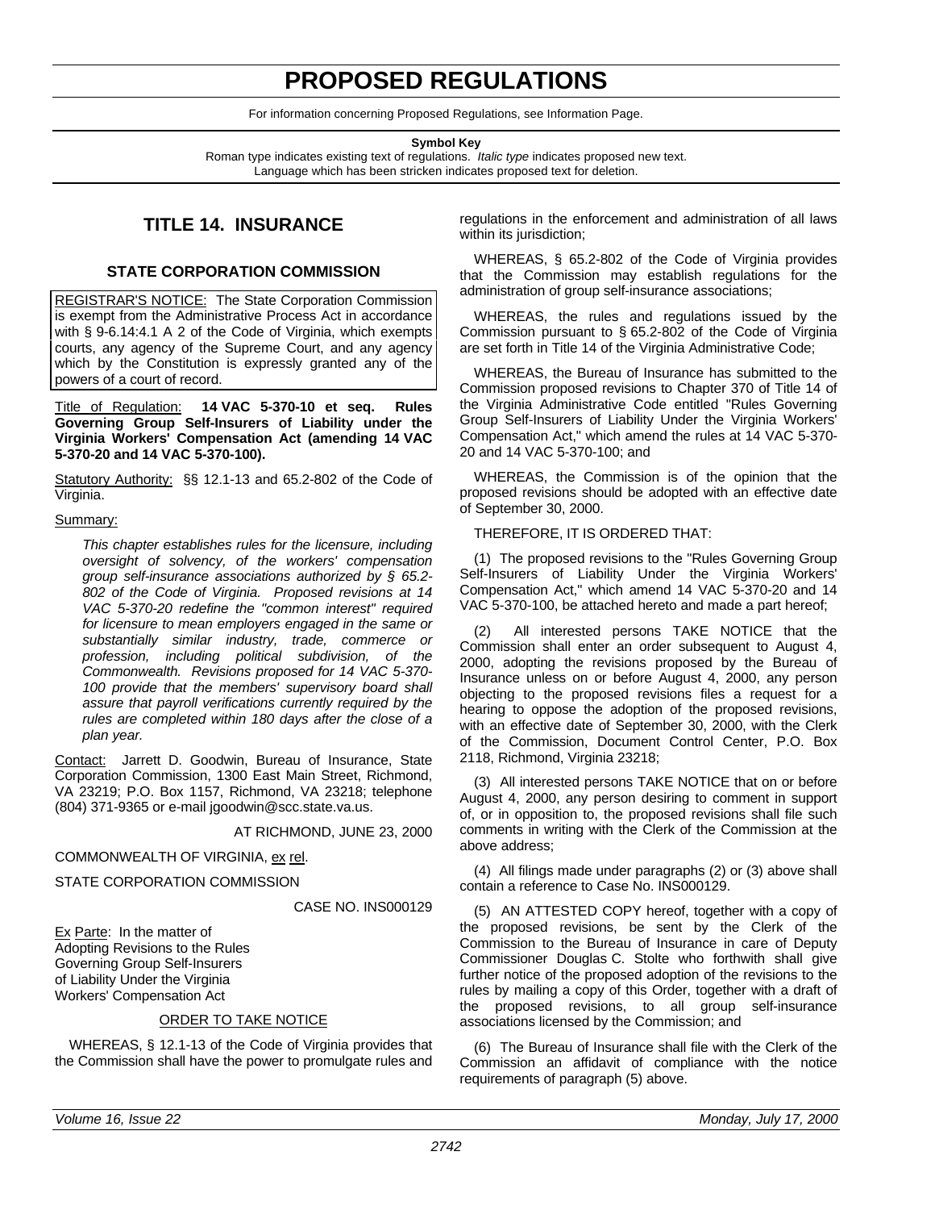# PROPOSED REGULATIONS

For information concerning Proposed Regulations, see Information Page.

**Symbol Key**

Roman type indicates existing text of regulations. *Italic type* indicates proposed new text. Language which has been stricken indicates proposed text for deletion.

## TITLE 14. INSURANCE

### STATE CORPORATION COMMISSION

REGISTRAR'S NOTICE: The State Corporation Commission is exempt from the Administrative Process Act in accordance with § 9-6.14:4.1 A 2 of the Code of Virginia, which exempts courts, any agency of the Supreme Court, and any agency which by the Constitution is expressly granted any of the powers of a court of record.

Title of Regulation: **14 VAC 5-370-10 et seq. Rules Governing Group Self-Insurers of Liability under the Virginia Workers' Compensation Act (amending 14 VAC 5-370-20 and 14 VAC 5-370-100).**

Statutory Authority: §§ 12.1-13 and 65.2-802 of the Code of Virginia.

Summary:

*This chapter establishes rules for the licensure, including oversight of solvency, of the workers' compensation group self-insurance associations authorized by § 65.2-802 of the Code of Virginia. Proposed revisions at 14 VAC 5-370-20 redefine the "common interest" required for licensure to mean employers engaged in the same or substantially similar industry, trade, commerce or profession, including political subdivision, of the Commonwealth. Revisions proposed for 14 VAC 5-370-100 provide that the members' supervisory board shall assure that payroll verifications currently required by the rules are completed within 180 days after the close of a plan year.*

Contact: Jarrett D. Goodwin, Bureau of Insurance, State Corporation Commission, 1300 East Main Street, Richmond, VA 23219; P.O. Box 1157, Richmond, VA 23218; telephone (804) 371-9365 or e-mail jgoodwin@scc.state.va.us.

AT RICHMOND, JUNE 23, 2000

COMMONWEALTH OF VIRGINIA, ex rel.

STATE CORPORATION COMMISSION

CASE NO. INS000129

Ex Parte: In the matter of
Adopting Revisions to the Rules
Governing Group Self-Insurers
of Liability Under the Virginia
Workers' Compensation Act

ORDER TO TAKE NOTICE

WHEREAS, § 12.1-13 of the Code of Virginia provides that the Commission shall have the power to promulgate rules and regulations in the enforcement and administration of all laws within its jurisdiction;

WHEREAS, § 65.2-802 of the Code of Virginia provides that the Commission may establish regulations for the administration of group self-insurance associations;

WHEREAS, the rules and regulations issued by the Commission pursuant to § 65.2-802 of the Code of Virginia are set forth in Title 14 of the Virginia Administrative Code;

WHEREAS, the Bureau of Insurance has submitted to the Commission proposed revisions to Chapter 370 of Title 14 of the Virginia Administrative Code entitled "Rules Governing Group Self-Insurers of Liability Under the Virginia Workers' Compensation Act," which amend the rules at 14 VAC 5-370-20 and 14 VAC 5-370-100; and

WHEREAS, the Commission is of the opinion that the proposed revisions should be adopted with an effective date of September 30, 2000.

THEREFORE, IT IS ORDERED THAT:

(1) The proposed revisions to the "Rules Governing Group Self-Insurers of Liability Under the Virginia Workers' Compensation Act," which amend 14 VAC 5-370-20 and 14 VAC 5-370-100, be attached hereto and made a part hereof;

(2) All interested persons TAKE NOTICE that the Commission shall enter an order subsequent to August 4, 2000, adopting the revisions proposed by the Bureau of Insurance unless on or before August 4, 2000, any person objecting to the proposed revisions files a request for a hearing to oppose the adoption of the proposed revisions, with an effective date of September 30, 2000, with the Clerk of the Commission, Document Control Center, P.O. Box 2118, Richmond, Virginia 23218;

(3) All interested persons TAKE NOTICE that on or before August 4, 2000, any person desiring to comment in support of, or in opposition to, the proposed revisions shall file such comments in writing with the Clerk of the Commission at the above address;

(4) All filings made under paragraphs (2) or (3) above shall contain a reference to Case No. INS000129.

(5) AN ATTESTED COPY hereof, together with a copy of the proposed revisions, be sent by the Clerk of the Commission to the Bureau of Insurance in care of Deputy Commissioner Douglas C. Stolte who forthwith shall give further notice of the proposed adoption of the revisions to the rules by mailing a copy of this Order, together with a draft of the proposed revisions, to all group self-insurance associations licensed by the Commission; and

(6) The Bureau of Insurance shall file with the Clerk of the Commission an affidavit of compliance with the notice requirements of paragraph (5) above.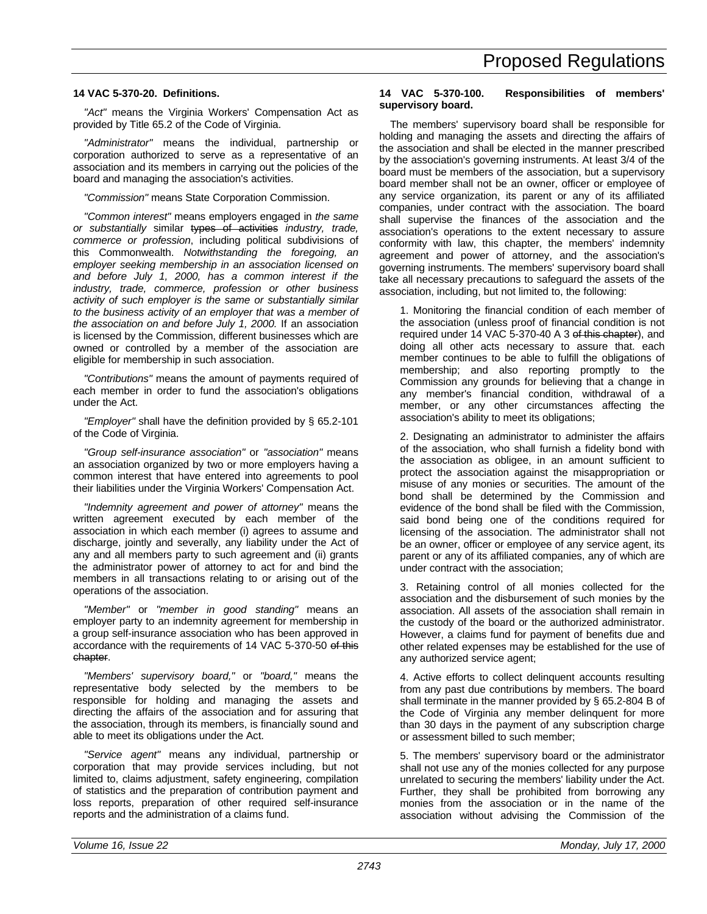**14 VAC 5-370-20. Definitions.**

*"Act"* means the Virginia Workers' Compensation Act as provided by Title 65.2 of the Code of Virginia.

*"Administrator"* means the individual, partnership or corporation authorized to serve as a representative of an association and its members in carrying out the policies of the board and managing the association's activities.

*"Commission"* means State Corporation Commission.

*"Common interest"* means employers engaged in *the same or substantially* similar ~~types of activities~~ *industry, trade, commerce or profession*, including political subdivisions of this Commonwealth. *Notwithstanding the foregoing, an employer seeking membership in an association licensed on and before July 1, 2000, has a common interest if the industry, trade, commerce, profession or other business activity of such employer is the same or substantially similar to the business activity of an employer that was a member of the association on and before July 1, 2000.* If an association is licensed by the Commission, different businesses which are owned or controlled by a member of the association are eligible for membership in such association.

*"Contributions"* means the amount of payments required of each member in order to fund the association's obligations under the Act.

*"Employer"* shall have the definition provided by § 65.2-101 of the Code of Virginia.

*"Group self-insurance association"* or *"association"* means an association organized by two or more employers having a common interest that have entered into agreements to pool their liabilities under the Virginia Workers' Compensation Act.

*"Indemnity agreement and power of attorney"* means the written agreement executed by each member of the association in which each member (i) agrees to assume and discharge, jointly and severally, any liability under the Act of any and all members party to such agreement and (ii) grants the administrator power of attorney to act for and bind the members in all transactions relating to or arising out of the operations of the association.

*"Member"* or *"member in good standing"* means an employer party to an indemnity agreement for membership in a group self-insurance association who has been approved in accordance with the requirements of 14 VAC 5-370-50 ~~of this chapter~~.

*"Members' supervisory board,"* or *"board,"* means the representative body selected by the members to be responsible for holding and managing the assets and directing the affairs of the association and for assuring that the association, through its members, is financially sound and able to meet its obligations under the Act.

*"Service agent"* means any individual, partnership or corporation that may provide services including, but not limited to, claims adjustment, safety engineering, compilation of statistics and the preparation of contribution payment and loss reports, preparation of other required self-insurance reports and the administration of a claims fund.

**14 VAC 5-370-100. Responsibilities of members' supervisory board.**

The members' supervisory board shall be responsible for holding and managing the assets and directing the affairs of the association and shall be elected in the manner prescribed by the association's governing instruments. At least 3/4 of the board must be members of the association, but a supervisory board member shall not be an owner, officer or employee of any service organization, its parent or any of its affiliated companies, under contract with the association. The board shall supervise the finances of the association and the association's operations to the extent necessary to assure conformity with law, this chapter, the members' indemnity agreement and power of attorney, and the association's governing instruments. The members' supervisory board shall take all necessary precautions to safeguard the assets of the association, including, but not limited to, the following:

1. Monitoring the financial condition of each member of the association (unless proof of financial condition is not required under 14 VAC 5-370-40 A 3 ~~of this chapter~~), and doing all other acts necessary to assure that. each member continues to be able to fulfill the obligations of membership; and also reporting promptly to the Commission any grounds for believing that a change in any member's financial condition, withdrawal of a member, or any other circumstances affecting the association's ability to meet its obligations;

2. Designating an administrator to administer the affairs of the association, who shall furnish a fidelity bond with the association as obligee, in an amount sufficient to protect the association against the misappropriation or misuse of any monies or securities. The amount of the bond shall be determined by the Commission and evidence of the bond shall be filed with the Commission, said bond being one of the conditions required for licensing of the association. The administrator shall not be an owner, officer or employee of any service agent, its parent or any of its affiliated companies, any of which are under contract with the association;

3. Retaining control of all monies collected for the association and the disbursement of such monies by the association. All assets of the association shall remain in the custody of the board or the authorized administrator. However, a claims fund for payment of benefits due and other related expenses may be established for the use of any authorized service agent;

4. Active efforts to collect delinquent accounts resulting from any past due contributions by members. The board shall terminate in the manner provided by § 65.2-804 B of the Code of Virginia any member delinquent for more than 30 days in the payment of any subscription charge or assessment billed to such member;

5. The members' supervisory board or the administrator shall not use any of the monies collected for any purpose unrelated to securing the members' liability under the Act. Further, they shall be prohibited from borrowing any monies from the association or in the name of the association without advising the Commission of the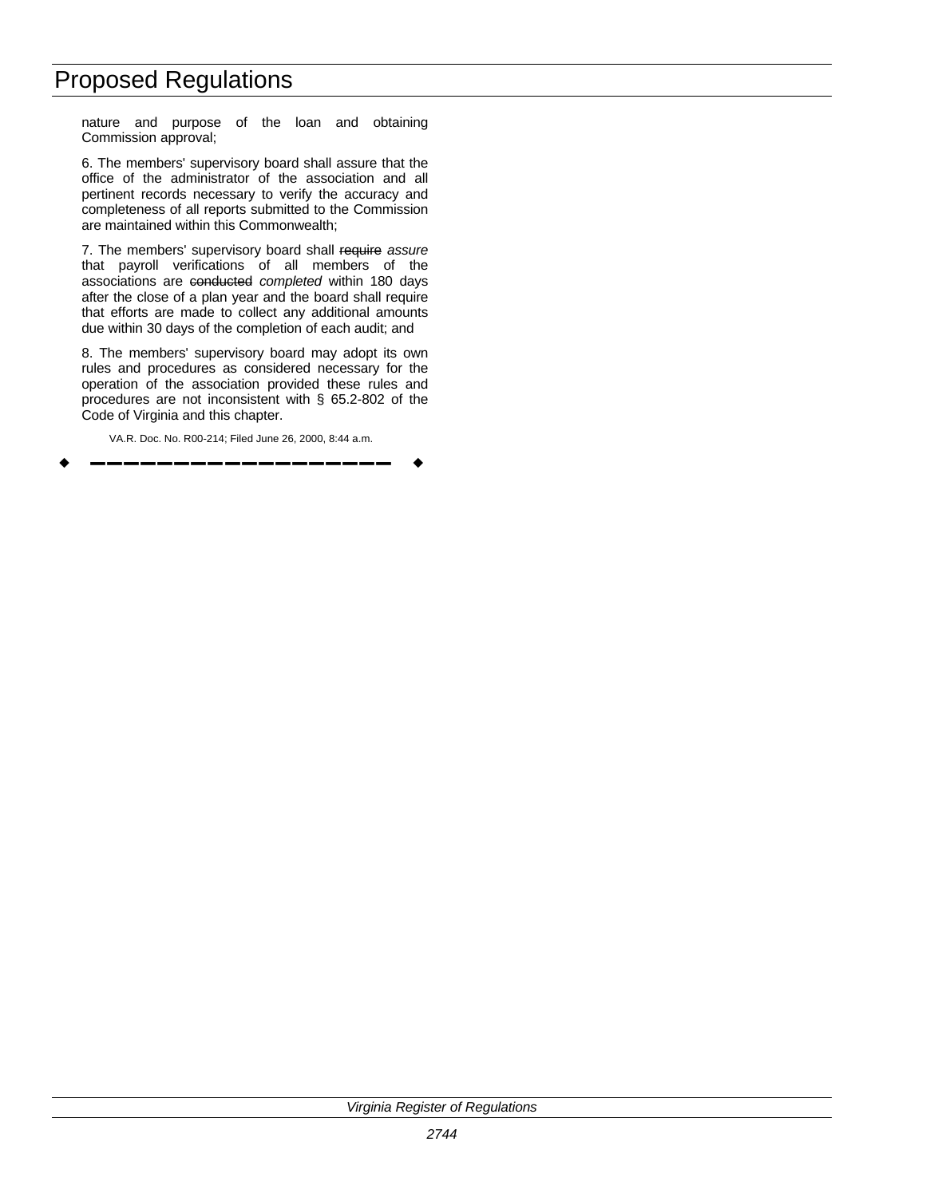nature and purpose of the loan and obtaining Commission approval;

6. The members' supervisory board shall assure that the office of the administrator of the association and all pertinent records necessary to verify the accuracy and completeness of all reports submitted to the Commission are maintained within this Commonwealth;

7. The members' supervisory board shall ~~require~~ *assure* that payroll verifications of all members of the associations are ~~conducted~~ *completed* within 180 days after the close of a plan year and the board shall require that efforts are made to collect any additional amounts due within 30 days of the completion of each audit; and

8. The members' supervisory board may adopt its own rules and procedures as considered necessary for the operation of the association provided these rules and procedures are not inconsistent with § 65.2-802 of the Code of Virginia and this chapter.

VA.R. Doc. No. R00-214; Filed June 26, 2000, 8:44 a.m.

◆ ━━━━━━━━━━━━━━━━━━ ◆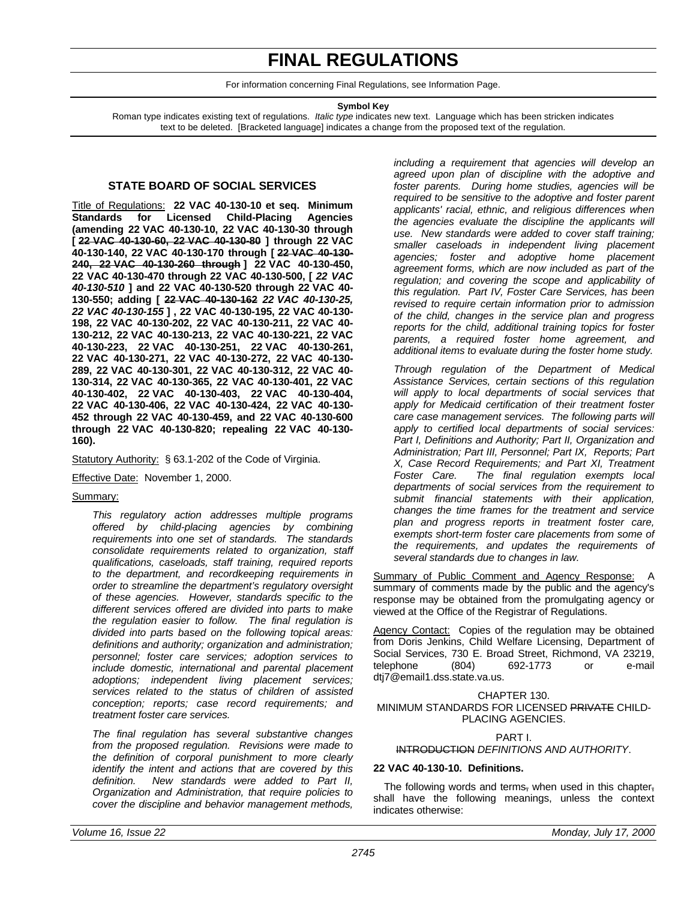# FINAL REGULATIONS

For information concerning Final Regulations, see Information Page.

**Symbol Key**

Roman type indicates existing text of regulations. *Italic type* indicates new text. Language which has been stricken indicates text to be deleted. [Bracketed language] indicates a change from the proposed text of the regulation.

## STATE BOARD OF SOCIAL SERVICES

Title of Regulations: **22 VAC 40-130-10 et seq. Minimum Standards for Licensed Child-Placing Agencies (amending 22 VAC 40-130-10, 22 VAC 40-130-30 through [ ~~22 VAC 40-130-60, 22 VAC 40-130-80~~ ] through 22 VAC 40-130-140, 22 VAC 40-130-170 through [ ~~22 VAC 40-130-240, 22 VAC 40-130-260 through~~ ] 22 VAC 40-130-450, 22 VAC 40-130-470 through 22 VAC 40-130-500, [ *22 VAC 40-130-510* ] and 22 VAC 40-130-520 through 22 VAC 40-130-550; adding [ ~~22 VAC 40-130-162~~ *22 VAC 40-130-25, 22 VAC 40-130-155* ] , 22 VAC 40-130-195, 22 VAC 40-130-198, 22 VAC 40-130-202, 22 VAC 40-130-211, 22 VAC 40-130-212, 22 VAC 40-130-213, 22 VAC 40-130-221, 22 VAC 40-130-223, 22 VAC 40-130-251, 22 VAC 40-130-261, 22 VAC 40-130-271, 22 VAC 40-130-272, 22 VAC 40-130-289, 22 VAC 40-130-301, 22 VAC 40-130-312, 22 VAC 40-130-314, 22 VAC 40-130-365, 22 VAC 40-130-401, 22 VAC 40-130-402, 22 VAC 40-130-403, 22 VAC 40-130-404, 22 VAC 40-130-406, 22 VAC 40-130-424, 22 VAC 40-130-452 through 22 VAC 40-130-459, and 22 VAC 40-130-600 through 22 VAC 40-130-820; repealing 22 VAC 40-130-160).**

Statutory Authority: § 63.1-202 of the Code of Virginia.

Effective Date: November 1, 2000.

Summary:

*This regulatory action addresses multiple programs offered by child-placing agencies by combining requirements into one set of standards. The standards consolidate requirements related to organization, staff qualifications, caseloads, staff training, required reports to the department, and recordkeeping requirements in order to streamline the department's regulatory oversight of these agencies. However, standards specific to the different services offered are divided into parts to make the regulation easier to follow. The final regulation is divided into parts based on the following topical areas: definitions and authority; organization and administration; personnel; foster care services; adoption services to include domestic, international and parental placement adoptions; independent living placement services; services related to the status of children of assisted conception; reports; case record requirements; and treatment foster care services.*

*The final regulation has several substantive changes from the proposed regulation. Revisions were made to the definition of corporal punishment to more clearly identify the intent and actions that are covered by this definition. New standards were added to Part II, Organization and Administration, that require policies to cover the discipline and behavior management methods, including a requirement that agencies will develop an agreed upon plan of discipline with the adoptive and foster parents. During home studies, agencies will be required to be sensitive to the adoptive and foster parent applicants' racial, ethnic, and religious differences when the agencies evaluate the discipline the applicants will use. New standards were added to cover staff training; smaller caseloads in independent living placement agencies; foster and adoptive home placement agreement forms, which are now included as part of the regulation; and covering the scope and applicability of this regulation. Part IV, Foster Care Services, has been revised to require certain information prior to admission of the child, changes in the service plan and progress reports for the child, additional training topics for foster parents, a required foster home agreement, and additional items to evaluate during the foster home study.*

*Through regulation of the Department of Medical Assistance Services, certain sections of this regulation will apply to local departments of social services that apply for Medicaid certification of their treatment foster care case management services. The following parts will apply to certified local departments of social services: Part I, Definitions and Authority; Part II, Organization and Administration; Part III, Personnel; Part IX, Reports; Part X, Case Record Requirements; and Part XI, Treatment Foster Care. The final regulation exempts local departments of social services from the requirement to submit financial statements with their application, changes the time frames for the treatment and service plan and progress reports in treatment foster care, exempts short-term foster care placements from some of the requirements, and updates the requirements of several standards due to changes in law.*

Summary of Public Comment and Agency Response: A summary of comments made by the public and the agency's response may be obtained from the promulgating agency or viewed at the Office of the Registrar of Regulations.

Agency Contact: Copies of the regulation may be obtained from Doris Jenkins, Child Welfare Licensing, Department of Social Services, 730 E. Broad Street, Richmond, VA 23219, telephone (804) 692-1773 or e-mail dtj7@email1.dss.state.va.us.

CHAPTER 130.
MINIMUM STANDARDS FOR LICENSED ~~PRIVATE~~ CHILD-PLACING AGENCIES.

PART I.
~~INTRODUCTION~~ *DEFINITIONS AND AUTHORITY*.

**22 VAC 40-130-10. Definitions.**

The following words and terms~~,~~ when used in this chapter~~,~~ shall have the following meanings, unless the context indicates otherwise: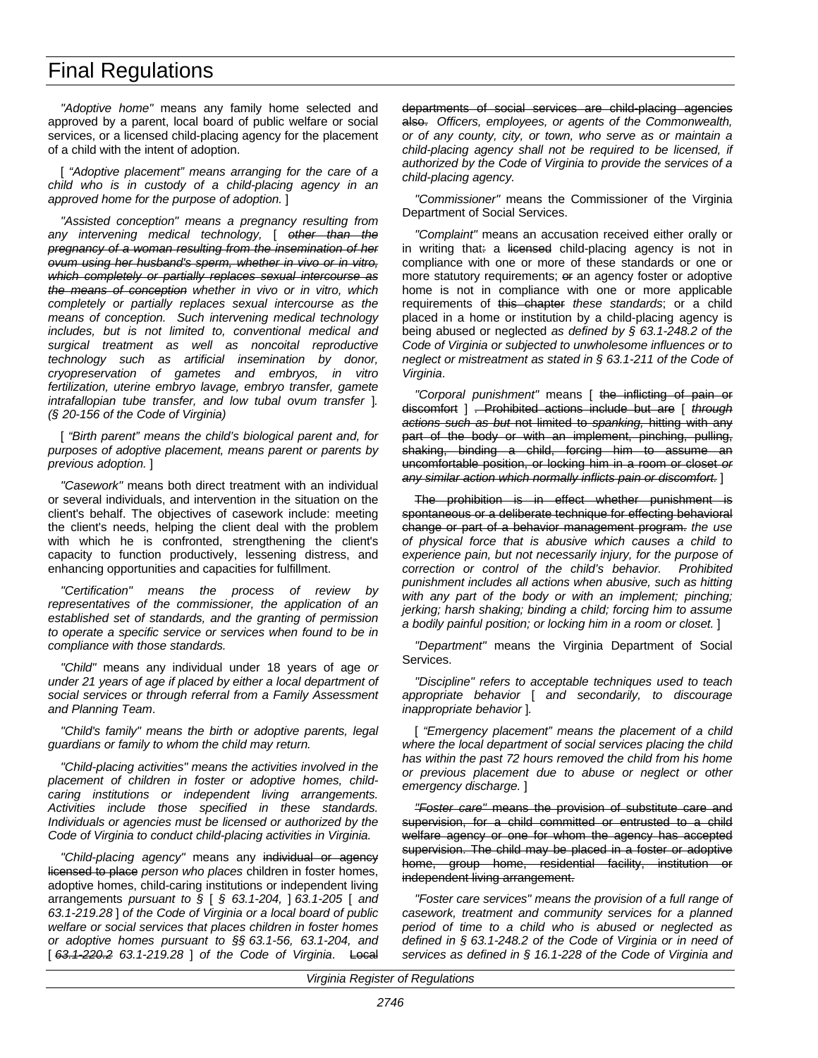*"Adoptive home"* means any family home selected and approved by a parent, local board of public welfare or social services, or a licensed child-placing agency for the placement of a child with the intent of adoption.

[ *"Adoptive placement" means arranging for the care of a child who is in custody of a child-placing agency in an approved home for the purpose of adoption.* ]

*"Assisted conception" means a pregnancy resulting from any intervening medical technology,* [ ~~*other than the pregnancy of a woman resulting from the insemination of her ovum using her husband's sperm, whether in vivo or in vitro, which completely or partially replaces sexual intercourse as the means of conception*~~ *whether in vivo or in vitro, which completely or partially replaces sexual intercourse as the means of conception. Such intervening medical technology includes, but is not limited to, conventional medical and surgical treatment as well as noncoital reproductive technology such as artificial insemination by donor, cryopreservation of gametes and embryos, in vitro fertilization, uterine embryo lavage, embryo transfer, gamete intrafallopian tube transfer, and low tubal ovum transfer* ]*. (§ 20-156 of the Code of Virginia)*

[ *"Birth parent" means the child's biological parent and, for purposes of adoptive placement, means parent or parents by previous adoption.* ]

*"Casework"* means both direct treatment with an individual or several individuals, and intervention in the situation on the client's behalf. The objectives of casework include: meeting the client's needs, helping the client deal with the problem with which he is confronted, strengthening the client's capacity to function productively, lessening distress, and enhancing opportunities and capacities for fulfillment.

*"Certification" means the process of review by representatives of the commissioner, the application of an established set of standards, and the granting of permission to operate a specific service or services when found to be in compliance with those standards.*

*"Child"* means any individual under 18 years of age *or under 21 years of age if placed by either a local department of social services or through referral from a Family Assessment and Planning Team*.

*"Child's family" means the birth or adoptive parents, legal guardians or family to whom the child may return.*

*"Child-placing activities" means the activities involved in the placement of children in foster or adoptive homes, child-caring institutions or independent living arrangements. Activities include those specified in these standards. Individuals or agencies must be licensed or authorized by the Code of Virginia to conduct child-placing activities in Virginia.*

*"Child-placing agency"* means any ~~individual or agency licensed to place~~ *person who places* children in foster homes, adoptive homes, child-caring institutions or independent living arrangements *pursuant to §* [ *§ 63.1-204,* ] *63.1-205* [ *and 63.1-219.28* ] *of the Code of Virginia or a local board of public welfare or social services that places children in foster homes or adoptive homes pursuant to §§ 63.1-56, 63.1-204, and* [ ~~*63.1-220.2*~~ *63.1-219.28* ] *of the Code of Virginia*. ~~Local departments of social services are child-placing agencies also.~~ *Officers, employees, or agents of the Commonwealth, or of any county, city, or town, who serve as or maintain a child-placing agency shall not be required to be licensed, if authorized by the Code of Virginia to provide the services of a child-placing agency.*

*"Commissioner"* means the Commissioner of the Virginia Department of Social Services.

*"Complaint"* means an accusation received either orally or in writing that~~:~~ a ~~licensed~~ child-placing agency is not in compliance with one or more of these standards or one or more statutory requirements; ~~or~~ an agency foster or adoptive home is not in compliance with one or more applicable requirements of ~~this chapter~~ *these standards*; or a child placed in a home or institution by a child-placing agency is being abused or neglected *as defined by § 63.1-248.2 of the Code of Virginia or subjected to unwholesome influences or to neglect or mistreatment as stated in § 63.1-211 of the Code of Virginia*.

*"Corporal punishment"* means [ ~~the inflicting of pain or discomfort~~ ] ~~. Prohibited actions include but are~~ [ ~~*through actions such as but*~~ ~~not limited to~~ ~~*spanking,*~~ ~~hitting with any part of the body or with an implement, pinching, pulling, shaking, binding a child, forcing him to assume an uncomfortable position, or locking him in a room or closet~~ ~~*or any similar action which normally inflicts pain or discomfort.*~~ ]

~~The prohibition is in effect whether punishment is spontaneous or a deliberate technique for effecting behavioral change or part of a behavior management program.~~ *the use of physical force that is abusive which causes a child to experience pain, but not necessarily injury, for the purpose of correction or control of the child's behavior. Prohibited punishment includes all actions when abusive, such as hitting with any part of the body or with an implement; pinching; jerking; harsh shaking; binding a child; forcing him to assume a bodily painful position; or locking him in a room or closet.* ]

*"Department"* means the Virginia Department of Social Services.

*"Discipline" refers to acceptable techniques used to teach appropriate behavior* [ *and secondarily, to discourage inappropriate behavior* ]*.*

[ *"Emergency placement" means the placement of a child where the local department of social services placing the child has within the past 72 hours removed the child from his home or previous placement due to abuse or neglect or other emergency discharge.* ]

~~*"Foster care"* means the provision of substitute care and supervision, for a child committed or entrusted to a child welfare agency or one for whom the agency has accepted supervision. The child may be placed in a foster or adoptive home, group home, residential facility, institution or independent living arrangement.~~

*"Foster care services" means the provision of a full range of casework, treatment and community services for a planned period of time to a child who is abused or neglected as defined in § 63.1-248.2 of the Code of Virginia or in need of services as defined in § 16.1-228 of the Code of Virginia and*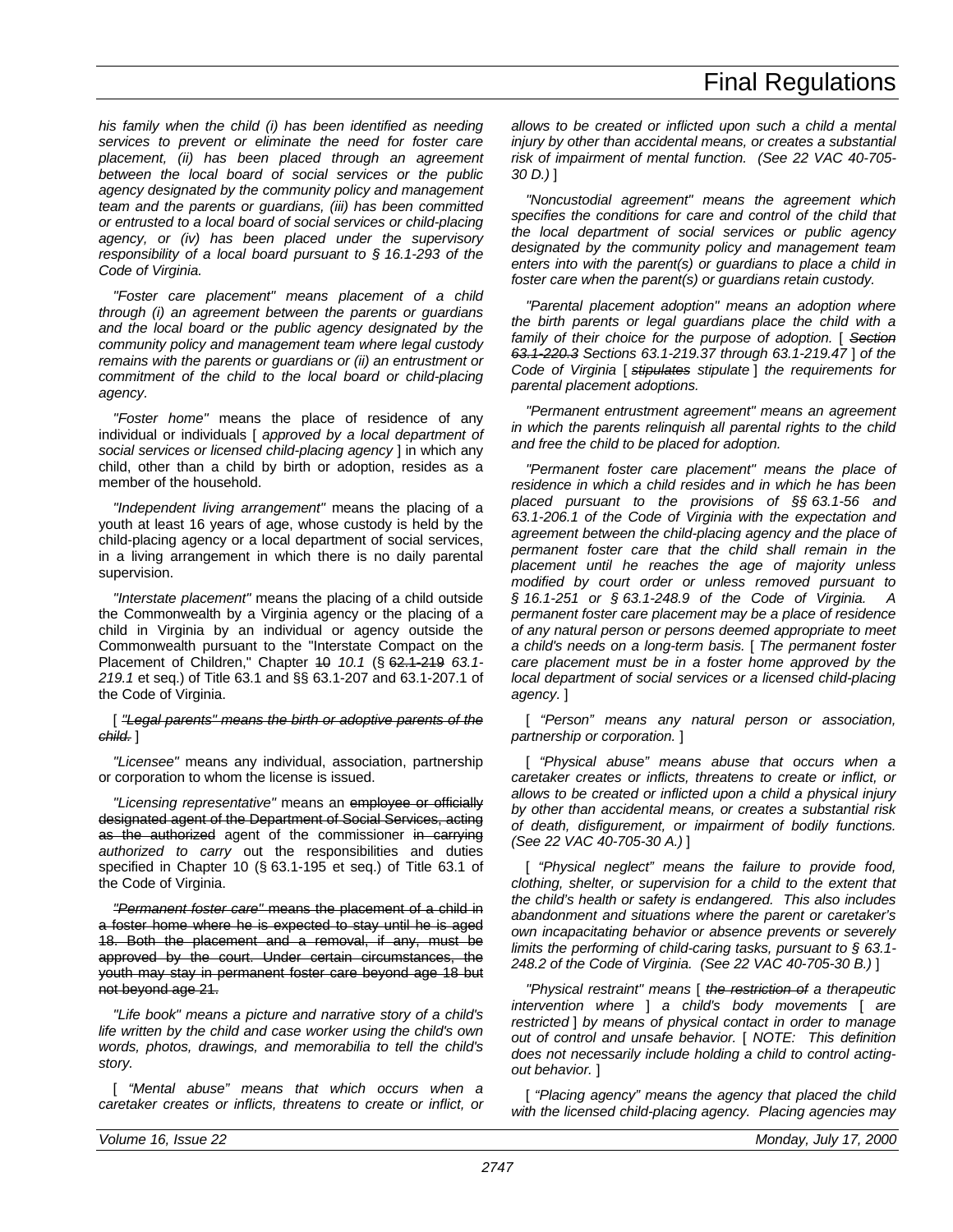*his family when the child (i) has been identified as needing services to prevent or eliminate the need for foster care placement, (ii) has been placed through an agreement between the local board of social services or the public agency designated by the community policy and management team and the parents or guardians, (iii) has been committed or entrusted to a local board of social services or child-placing agency, or (iv) has been placed under the supervisory responsibility of a local board pursuant to § 16.1-293 of the Code of Virginia.*

*"Foster care placement" means placement of a child through (i) an agreement between the parents or guardians and the local board or the public agency designated by the community policy and management team where legal custody remains with the parents or guardians or (ii) an entrustment or commitment of the child to the local board or child-placing agency.*

*"Foster home"* means the place of residence of any individual or individuals [ *approved by a local department of social services or licensed child-placing agency* ] in which any child, other than a child by birth or adoption, resides as a member of the household.

*"Independent living arrangement"* means the placing of a youth at least 16 years of age, whose custody is held by the child-placing agency or a local department of social services, in a living arrangement in which there is no daily parental supervision.

*"Interstate placement"* means the placing of a child outside the Commonwealth by a Virginia agency or the placing of a child in Virginia by an individual or agency outside the Commonwealth pursuant to the "Interstate Compact on the Placement of Children," Chapter ~~10~~ *10.1* (§ ~~62.1-219~~ *63.1-219.1* et seq.) of Title 63.1 and §§ 63.1-207 and 63.1-207.1 of the Code of Virginia.

[ ~~*"Legal parents" means the birth or adoptive parents of the child.*~~ ]

*"Licensee"* means any individual, association, partnership or corporation to whom the license is issued.

*"Licensing representative"* means an ~~employee or officially designated agent of the Department of Social Services, acting as the authorized~~ agent of the commissioner ~~in carrying~~ *authorized to carry* out the responsibilities and duties specified in Chapter 10 (§ 63.1-195 et seq.) of Title 63.1 of the Code of Virginia.

~~*"Permanent foster care"* means the placement of a child in a foster home where he is expected to stay until he is aged 18. Both the placement and a removal, if any, must be approved by the court. Under certain circumstances, the youth may stay in permanent foster care beyond age 18 but not beyond age 21.~~

*"Life book" means a picture and narrative story of a child's life written by the child and case worker using the child's own words, photos, drawings, and memorabilia to tell the child's story.*

[ *"Mental abuse" means that which occurs when a caretaker creates or inflicts, threatens to create or inflict, or allows to be created or inflicted upon such a child a mental injury by other than accidental means, or creates a substantial risk of impairment of mental function. (See 22 VAC 40-705-30 D.)* ]

*"Noncustodial agreement" means the agreement which specifies the conditions for care and control of the child that the local department of social services or public agency designated by the community policy and management team enters into with the parent(s) or guardians to place a child in foster care when the parent(s) or guardians retain custody.*

*"Parental placement adoption" means an adoption where the birth parents or legal guardians place the child with a family of their choice for the purpose of adoption.* [ ~~*Section 63.1-220.3*~~ *Sections 63.1-219.37 through 63.1-219.47* ] *of the Code of Virginia* [ ~~*stipulates*~~ *stipulate* ] *the requirements for parental placement adoptions.*

*"Permanent entrustment agreement" means an agreement in which the parents relinquish all parental rights to the child and free the child to be placed for adoption.*

*"Permanent foster care placement" means the place of residence in which a child resides and in which he has been placed pursuant to the provisions of §§ 63.1-56 and 63.1-206.1 of the Code of Virginia with the expectation and agreement between the child-placing agency and the place of permanent foster care that the child shall remain in the placement until he reaches the age of majority unless modified by court order or unless removed pursuant to § 16.1-251 or § 63.1-248.9 of the Code of Virginia. A permanent foster care placement may be a place of residence of any natural person or persons deemed appropriate to meet a child's needs on a long-term basis.* [ *The permanent foster care placement must be in a foster home approved by the local department of social services or a licensed child-placing agency.* ]

[ *"Person" means any natural person or association, partnership or corporation.* ]

[ *"Physical abuse" means abuse that occurs when a caretaker creates or inflicts, threatens to create or inflict, or allows to be created or inflicted upon a child a physical injury by other than accidental means, or creates a substantial risk of death, disfigurement, or impairment of bodily functions. (See 22 VAC 40-705-30 A.)* ]

[ *"Physical neglect" means the failure to provide food, clothing, shelter, or supervision for a child to the extent that the child's health or safety is endangered. This also includes abandonment and situations where the parent or caretaker's own incapacitating behavior or absence prevents or severely limits the performing of child-caring tasks, pursuant to § 63.1-248.2 of the Code of Virginia. (See 22 VAC 40-705-30 B.)* ]

*"Physical restraint" means* [ ~~*the restriction of*~~ *a therapeutic intervention where* ] *a child's body movements* [ *are restricted* ] *by means of physical contact in order to manage out of control and unsafe behavior.* [ *NOTE: This definition does not necessarily include holding a child to control acting-out behavior.* ]

[ *"Placing agency" means the agency that placed the child with the licensed child-placing agency. Placing agencies may*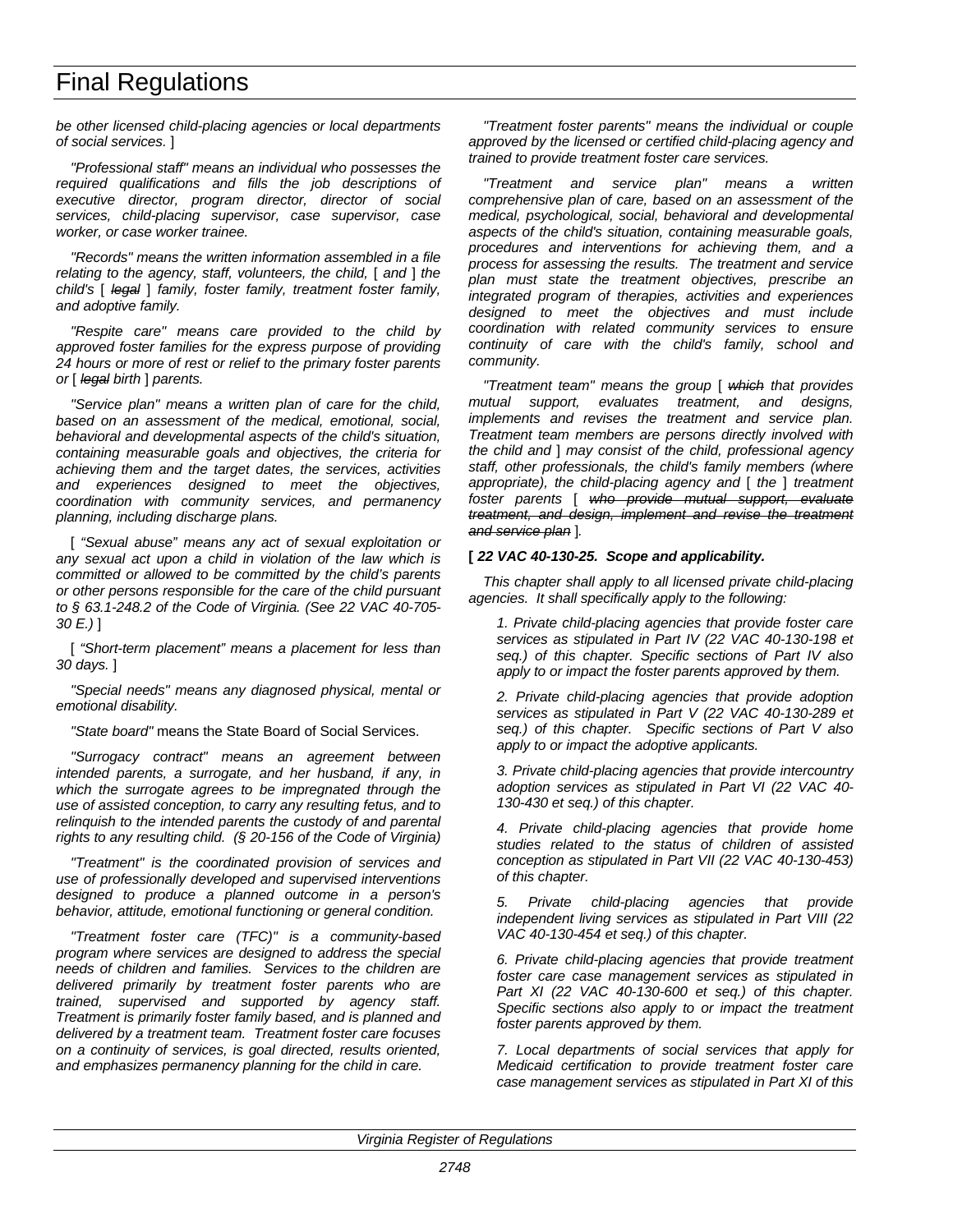*be other licensed child-placing agencies or local departments of social services.* ]

*"Professional staff" means an individual who possesses the required qualifications and fills the job descriptions of executive director, program director, director of social services, child-placing supervisor, case supervisor, case worker, or case worker trainee.*

*"Records" means the written information assembled in a file relating to the agency, staff, volunteers, the child,* [ *and* ] *the child's* [ ~~*legal*~~ ] *family, foster family, treatment foster family, and adoptive family.*

*"Respite care" means care provided to the child by approved foster families for the express purpose of providing 24 hours or more of rest or relief to the primary foster parents or* [ ~~*legal*~~ *birth* ] *parents.*

*"Service plan" means a written plan of care for the child, based on an assessment of the medical, emotional, social, behavioral and developmental aspects of the child's situation, containing measurable goals and objectives, the criteria for achieving them and the target dates, the services, activities and experiences designed to meet the objectives, coordination with community services, and permanency planning, including discharge plans.*

[ *"Sexual abuse" means any act of sexual exploitation or any sexual act upon a child in violation of the law which is committed or allowed to be committed by the child's parents or other persons responsible for the care of the child pursuant to § 63.1-248.2 of the Code of Virginia. (See 22 VAC 40-705-30 E.)* ]

[ *"Short-term placement" means a placement for less than 30 days.* ]

*"Special needs" means any diagnosed physical, mental or emotional disability.*

*"State board"* means the State Board of Social Services.

*"Surrogacy contract" means an agreement between intended parents, a surrogate, and her husband, if any, in which the surrogate agrees to be impregnated through the use of assisted conception, to carry any resulting fetus, and to relinquish to the intended parents the custody of and parental rights to any resulting child. (§ 20-156 of the Code of Virginia)*

*"Treatment" is the coordinated provision of services and use of professionally developed and supervised interventions designed to produce a planned outcome in a person's behavior, attitude, emotional functioning or general condition.*

*"Treatment foster care (TFC)" is a community-based program where services are designed to address the special needs of children and families. Services to the children are delivered primarily by treatment foster parents who are trained, supervised and supported by agency staff. Treatment is primarily foster family based, and is planned and delivered by a treatment team. Treatment foster care focuses on a continuity of services, is goal directed, results oriented, and emphasizes permanency planning for the child in care.*

*"Treatment foster parents" means the individual or couple approved by the licensed or certified child-placing agency and trained to provide treatment foster care services.*

*"Treatment and service plan" means a written comprehensive plan of care, based on an assessment of the medical, psychological, social, behavioral and developmental aspects of the child's situation, containing measurable goals, procedures and interventions for achieving them, and a process for assessing the results. The treatment and service plan must state the treatment objectives, prescribe an integrated program of therapies, activities and experiences designed to meet the objectives and must include coordination with related community services to ensure continuity of care with the child's family, school and community.*

*"Treatment team" means the group* [ ~~*which*~~ *that provides mutual support, evaluates treatment, and designs, implements and revises the treatment and service plan. Treatment team members are persons directly involved with the child and* ] *may consist of the child, professional agency staff, other professionals, the child's family members (where appropriate), the child-placing agency and* [ *the* ] *treatment foster parents* [ ~~*who provide mutual support, evaluate treatment, and design, implement and revise the treatment and service plan*~~ ]*.*

**[** ***22 VAC 40-130-25. Scope and applicability.***

*This chapter shall apply to all licensed private child-placing agencies. It shall specifically apply to the following:*

*1. Private child-placing agencies that provide foster care services as stipulated in Part IV (22 VAC 40-130-198 et seq.) of this chapter. Specific sections of Part IV also apply to or impact the foster parents approved by them.*

*2. Private child-placing agencies that provide adoption services as stipulated in Part V (22 VAC 40-130-289 et seq.) of this chapter. Specific sections of Part V also apply to or impact the adoptive applicants.*

*3. Private child-placing agencies that provide intercountry adoption services as stipulated in Part VI (22 VAC 40-130-430 et seq.) of this chapter.*

*4. Private child-placing agencies that provide home studies related to the status of children of assisted conception as stipulated in Part VII (22 VAC 40-130-453) of this chapter.*

*5. Private child-placing agencies that provide independent living services as stipulated in Part VIII (22 VAC 40-130-454 et seq.) of this chapter.*

*6. Private child-placing agencies that provide treatment foster care case management services as stipulated in Part XI (22 VAC 40-130-600 et seq.) of this chapter. Specific sections also apply to or impact the treatment foster parents approved by them.*

*7. Local departments of social services that apply for Medicaid certification to provide treatment foster care case management services as stipulated in Part XI of this*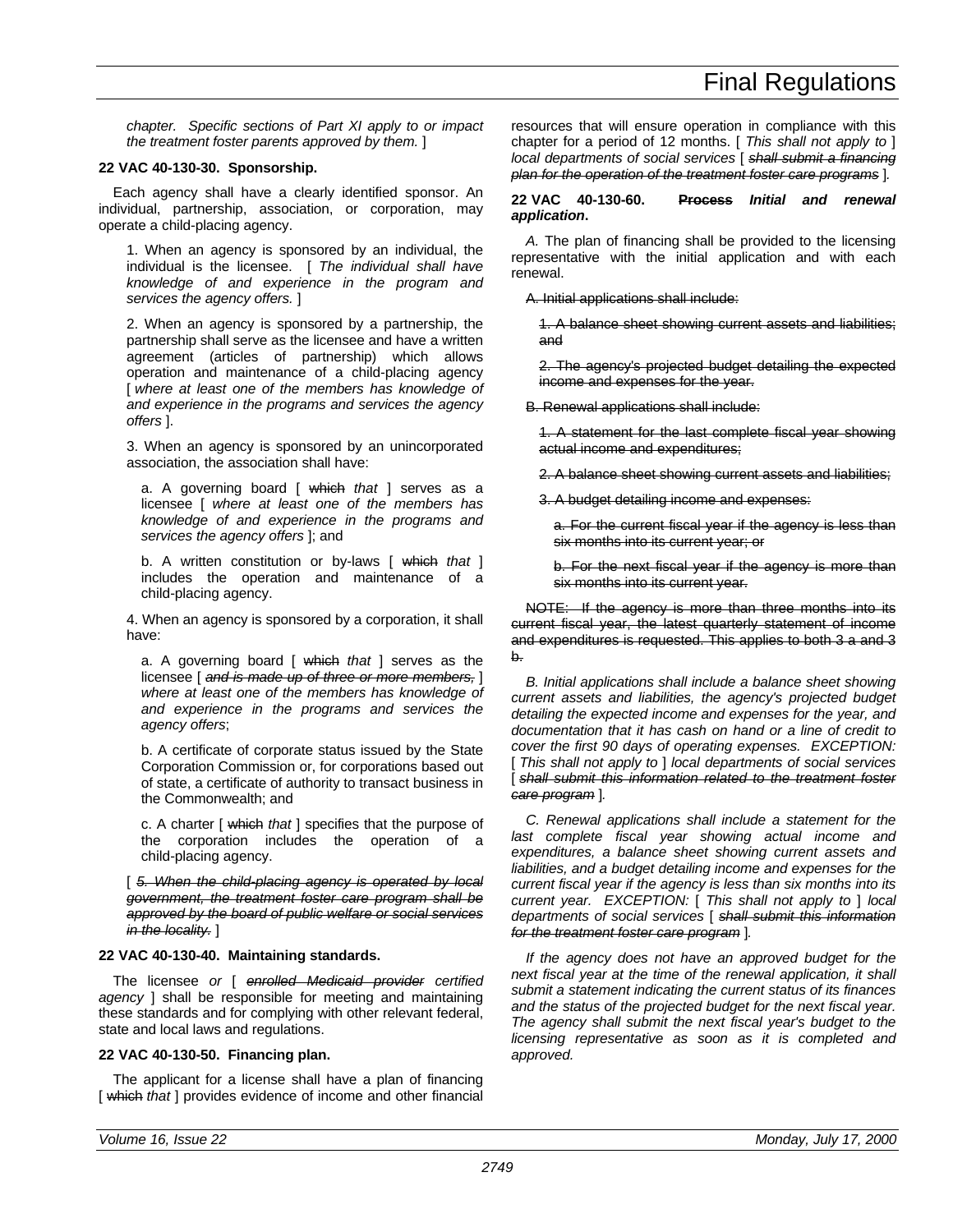*chapter. Specific sections of Part XI apply to or impact the treatment foster parents approved by them.* ]

**22 VAC 40-130-30. Sponsorship.**

Each agency shall have a clearly identified sponsor. An individual, partnership, association, or corporation, may operate a child-placing agency.

1. When an agency is sponsored by an individual, the individual is the licensee. [ *The individual shall have knowledge of and experience in the program and services the agency offers.* ]

2. When an agency is sponsored by a partnership, the partnership shall serve as the licensee and have a written agreement (articles of partnership) which allows operation and maintenance of a child-placing agency [ *where at least one of the members has knowledge of and experience in the programs and services the agency offers* ].

3. When an agency is sponsored by an unincorporated association, the association shall have:

a. A governing board [ ~~which~~ *that* ] serves as a licensee [ *where at least one of the members has knowledge of and experience in the programs and services the agency offers* ]; and

b. A written constitution or by-laws [ ~~which~~ *that* ] includes the operation and maintenance of a child-placing agency.

4. When an agency is sponsored by a corporation, it shall have:

a. A governing board [ ~~which~~ *that* ] serves as the licensee [ ~~*and is made up of three or more members,*~~ ] *where at least one of the members has knowledge of and experience in the programs and services the agency offers*;

b. A certificate of corporate status issued by the State Corporation Commission or, for corporations based out of state, a certificate of authority to transact business in the Commonwealth; and

c. A charter [ ~~which~~ *that* ] specifies that the purpose of the corporation includes the operation of a child-placing agency.

[ ~~*5. When the child-placing agency is operated by local government, the treatment foster care program shall be approved by the board of public welfare or social services in the locality.*~~ ]

**22 VAC 40-130-40. Maintaining standards.**

The licensee *or* [ ~~*enrolled Medicaid provider*~~ *certified agency* ] shall be responsible for meeting and maintaining these standards and for complying with other relevant federal, state and local laws and regulations.

**22 VAC 40-130-50. Financing plan.**

The applicant for a license shall have a plan of financing [ ~~which~~ *that* ] provides evidence of income and other financial resources that will ensure operation in compliance with this chapter for a period of 12 months. [ *This shall not apply to* ] *local departments of social services* [ ~~*shall submit a financing plan for the operation of the treatment foster care programs*~~ ].

**22 VAC 40-130-60. ~~Process~~ *Initial and renewal application*.**

*A.* The plan of financing shall be provided to the licensing representative with the initial application and with each renewal.

~~A. Initial applications shall include:~~

~~1. A balance sheet showing current assets and liabilities; and~~

~~2. The agency's projected budget detailing the expected income and expenses for the year.~~

~~B. Renewal applications shall include:~~

~~1. A statement for the last complete fiscal year showing actual income and expenditures;~~

~~2. A balance sheet showing current assets and liabilities;~~

~~3. A budget detailing income and expenses:~~

~~a. For the current fiscal year if the agency is less than six months into its current year; or~~

~~b. For the next fiscal year if the agency is more than six months into its current year.~~

~~NOTE: If the agency is more than three months into its current fiscal year, the latest quarterly statement of income and expenditures is requested. This applies to both 3 a and 3 b.~~

*B. Initial applications shall include a balance sheet showing current assets and liabilities, the agency's projected budget detailing the expected income and expenses for the year, and documentation that it has cash on hand or a line of credit to cover the first 90 days of operating expenses. EXCEPTION:* [ *This shall not apply to* ] *local departments of social services* [ ~~*shall submit this information related to the treatment foster care program*~~ ].

*C. Renewal applications shall include a statement for the last complete fiscal year showing actual income and expenditures, a balance sheet showing current assets and liabilities, and a budget detailing income and expenses for the current fiscal year if the agency is less than six months into its current year. EXCEPTION:* [ *This shall not apply to* ] *local departments of social services* [ ~~*shall submit this information for the treatment foster care program*~~ ].

*If the agency does not have an approved budget for the next fiscal year at the time of the renewal application, it shall submit a statement indicating the current status of its finances and the status of the projected budget for the next fiscal year. The agency shall submit the next fiscal year's budget to the licensing representative as soon as it is completed and approved.*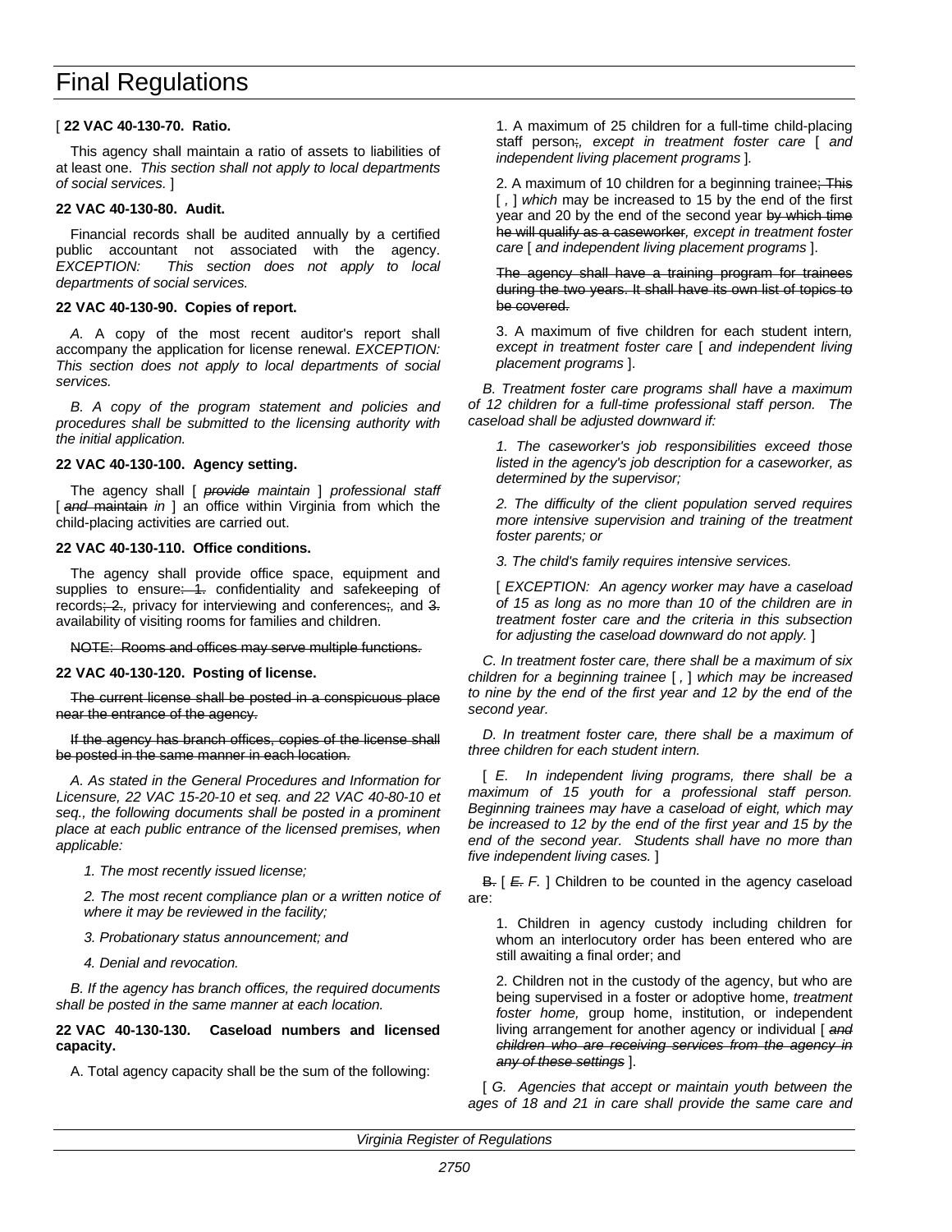# Final Regulations

[ **22 VAC 40-130-70. Ratio.**

This agency shall maintain a ratio of assets to liabilities of at least one. *This section shall not apply to local departments of social services.* ]

**22 VAC 40-130-80. Audit.**

Financial records shall be audited annually by a certified public accountant not associated with the agency. *EXCEPTION: This section does not apply to local departments of social services.*

**22 VAC 40-130-90. Copies of report.**

*A.* A copy of the most recent auditor's report shall accompany the application for license renewal. *EXCEPTION: This section does not apply to local departments of social services.*

*B. A copy of the program statement and policies and procedures shall be submitted to the licensing authority with the initial application.*

**22 VAC 40-130-100. Agency setting.**

The agency shall [ ~~*provide*~~ *maintain* ] *professional staff* [ ~~*and*~~ ~~maintain~~ *in* ] an office within Virginia from which the child-placing activities are carried out.

**22 VAC 40-130-110. Office conditions.**

The agency shall provide office space, equipment and supplies to ensure~~: 1.~~ confidentiality and safekeeping of records~~; 2.~~*,* privacy for interviewing and conferences~~;~~*,* and ~~3.~~ availability of visiting rooms for families and children.

~~NOTE: Rooms and offices may serve multiple functions.~~

**22 VAC 40-130-120. Posting of license.**

~~The current license shall be posted in a conspicuous place near the entrance of the agency.~~

~~If the agency has branch offices, copies of the license shall be posted in the same manner in each location.~~

*A. As stated in the General Procedures and Information for Licensure, 22 VAC 15-20-10 et seq. and 22 VAC 40-80-10 et seq., the following documents shall be posted in a prominent place at each public entrance of the licensed premises, when applicable:*

*1. The most recently issued license;*

*2. The most recent compliance plan or a written notice of where it may be reviewed in the facility;*

*3. Probationary status announcement; and*

*4. Denial and revocation.*

*B. If the agency has branch offices, the required documents shall be posted in the same manner at each location.*

**22 VAC 40-130-130. Caseload numbers and licensed capacity.**

A. Total agency capacity shall be the sum of the following:

1. A maximum of 25 children for a full-time child-placing staff person~~;~~*, except in treatment foster care* [ *and independent living placement programs* ]*.*

2. A maximum of 10 children for a beginning trainee~~; This~~ [ *,* ] *which* may be increased to 15 by the end of the first year and 20 by the end of the second year ~~by which time he will qualify as a caseworker~~*, except in treatment foster care* [ *and independent living placement programs* ].

~~The agency shall have a training program for trainees during the two years. It shall have its own list of topics to be covered.~~

3. A maximum of five children for each student intern*, except in treatment foster care* [ *and independent living placement programs* ].

*B. Treatment foster care programs shall have a maximum of 12 children for a full-time professional staff person. The caseload shall be adjusted downward if:*

*1. The caseworker's job responsibilities exceed those listed in the agency's job description for a caseworker, as determined by the supervisor;*

*2. The difficulty of the client population served requires more intensive supervision and training of the treatment foster parents; or*

*3. The child's family requires intensive services.*

[ *EXCEPTION: An agency worker may have a caseload of 15 as long as no more than 10 of the children are in treatment foster care and the criteria in this subsection for adjusting the caseload downward do not apply.* ]

*C. In treatment foster care, there shall be a maximum of six children for a beginning trainee* [ *,* ] *which may be increased to nine by the end of the first year and 12 by the end of the second year.*

*D. In treatment foster care, there shall be a maximum of three children for each student intern.*

[ *E. In independent living programs, there shall be a maximum of 15 youth for a professional staff person. Beginning trainees may have a caseload of eight, which may be increased to 12 by the end of the first year and 15 by the end of the second year. Students shall have no more than five independent living cases.* ]

~~B.~~ [ ~~*E.*~~ *F.* ] Children to be counted in the agency caseload are:

1. Children in agency custody including children for whom an interlocutory order has been entered who are still awaiting a final order; and

2. Children not in the custody of the agency, but who are being supervised in a foster or adoptive home, *treatment foster home,* group home, institution, or independent living arrangement for another agency or individual [ ~~*and children who are receiving services from the agency in any of these settings*~~ ].

[ *G. Agencies that accept or maintain youth between the ages of 18 and 21 in care shall provide the same care and*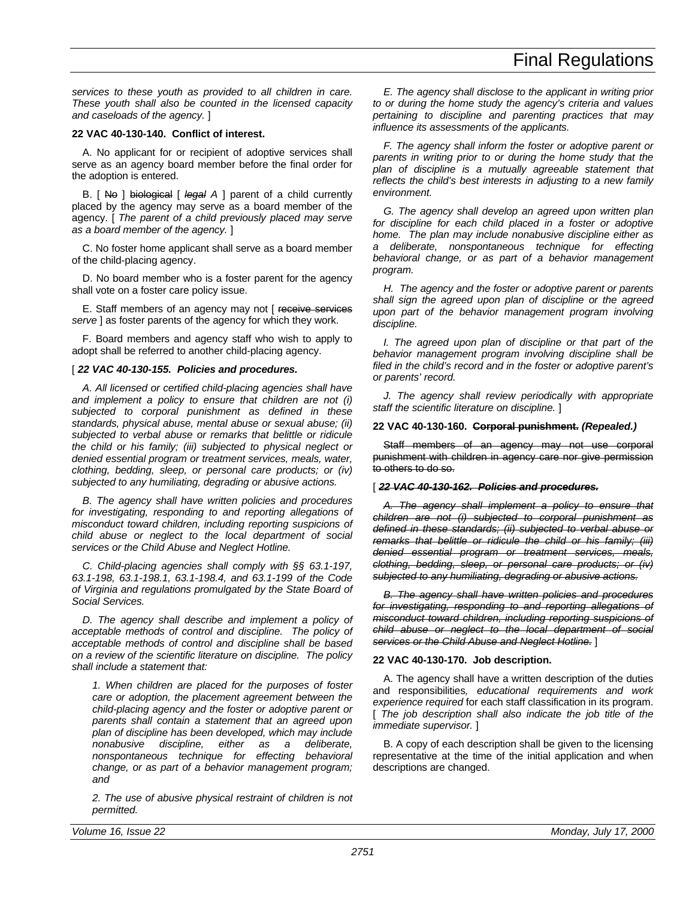*services to these youth as provided to all children in care. These youth shall also be counted in the licensed capacity and caseloads of the agency.* ]

**22 VAC 40-130-140. Conflict of interest.**

A. No applicant for or recipient of adoptive services shall serve as an agency board member before the final order for the adoption is entered.

B. [ ~~No~~ ] ~~biological~~ [ ~~*legal*~~ *A* ] parent of a child currently placed by the agency may serve as a board member of the agency. [ *The parent of a child previously placed may serve as a board member of the agency.* ]

C. No foster home applicant shall serve as a board member of the child-placing agency.

D. No board member who is a foster parent for the agency shall vote on a foster care policy issue.

E. Staff members of an agency may not [ ~~receive services~~ *serve* ] as foster parents of the agency for which they work.

F. Board members and agency staff who wish to apply to adopt shall be referred to another child-placing agency.

[ ***22 VAC 40-130-155. Policies and procedures.***

*A. All licensed or certified child-placing agencies shall have and implement a policy to ensure that children are not (i) subjected to corporal punishment as defined in these standards, physical abuse, mental abuse or sexual abuse; (ii) subjected to verbal abuse or remarks that belittle or ridicule the child or his family; (iii) subjected to physical neglect or denied essential program or treatment services, meals, water, clothing, bedding, sleep, or personal care products; or (iv) subjected to any humiliating, degrading or abusive actions.*

*B. The agency shall have written policies and procedures for investigating, responding to and reporting allegations of misconduct toward children, including reporting suspicions of child abuse or neglect to the local department of social services or the Child Abuse and Neglect Hotline.*

*C. Child-placing agencies shall comply with §§ 63.1-197, 63.1-198, 63.1-198.1, 63.1-198.4, and 63.1-199 of the Code of Virginia and regulations promulgated by the State Board of Social Services.*

*D. The agency shall describe and implement a policy of acceptable methods of control and discipline. The policy of acceptable methods of control and discipline shall be based on a review of the scientific literature on discipline. The policy shall include a statement that:*

*1. When children are placed for the purposes of foster care or adoption, the placement agreement between the child-placing agency and the foster or adoptive parent or parents shall contain a statement that an agreed upon plan of discipline has been developed, which may include nonabusive discipline, either as a deliberate, nonspontaneous technique for effecting behavioral change, or as part of a behavior management program; and*

*2. The use of abusive physical restraint of children is not permitted.*

*E. The agency shall disclose to the applicant in writing prior to or during the home study the agency's criteria and values pertaining to discipline and parenting practices that may influence its assessments of the applicants.*

*F. The agency shall inform the foster or adoptive parent or parents in writing prior to or during the home study that the plan of discipline is a mutually agreeable statement that reflects the child's best interests in adjusting to a new family environment.*

*G. The agency shall develop an agreed upon written plan for discipline for each child placed in a foster or adoptive home. The plan may include nonabusive discipline either as a deliberate, nonspontaneous technique for effecting behavioral change, or as part of a behavior management program.*

*H. The agency and the foster or adoptive parent or parents shall sign the agreed upon plan of discipline or the agreed upon part of the behavior management program involving discipline.*

*I. The agreed upon plan of discipline or that part of the behavior management program involving discipline shall be filed in the child's record and in the foster or adoptive parent's or parents' record.*

*J. The agency shall review periodically with appropriate staff the scientific literature on discipline.* ]

**22 VAC 40-130-160. ~~Corporal punishment.~~ *(Repealed.)***

~~Staff members of an agency may not use corporal punishment with children in agency care nor give permission to others to do so.~~

[ ~~***22 VAC 40-130-162. Policies and procedures.***~~

~~*A. The agency shall implement a policy to ensure that children are not (i) subjected to corporal punishment as defined in these standards; (ii) subjected to verbal abuse or remarks that belittle or ridicule the child or his family; (iii) denied essential program or treatment services, meals, clothing, bedding, sleep, or personal care products; or (iv) subjected to any humiliating, degrading or abusive actions.*~~

~~*B. The agency shall have written policies and procedures for investigating, responding to and reporting allegations of misconduct toward children, including reporting suspicions of child abuse or neglect to the local department of social services or the Child Abuse and Neglect Hotline.*~~ ]

**22 VAC 40-130-170. Job description.**

A. The agency shall have a written description of the duties and responsibilities*, educational requirements and work experience required* for each staff classification in its program. [ *The job description shall also indicate the job title of the immediate supervisor.* ]

B. A copy of each description shall be given to the licensing representative at the time of the initial application and when descriptions are changed.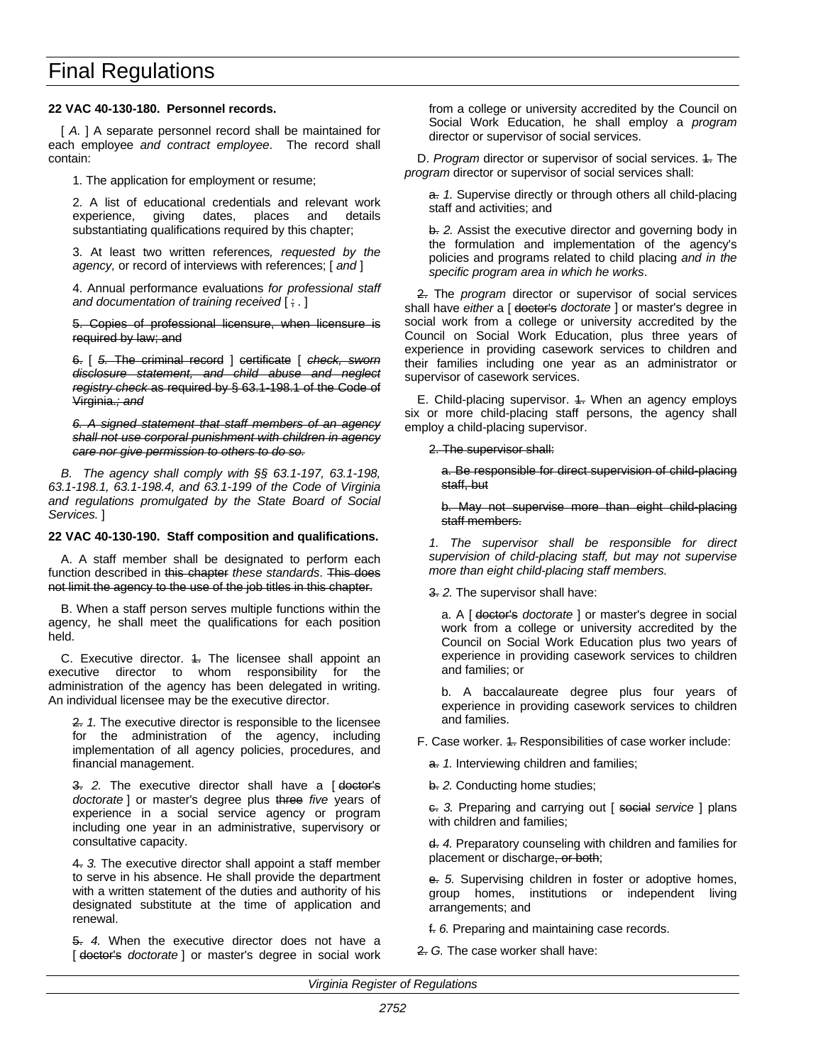## 22 VAC 40-130-180. Personnel records.

[ *A.* ] A separate personnel record shall be maintained for each employee *and contract employee*. The record shall contain:

1. The application for employment or resume;

2. A list of educational credentials and relevant work experience, giving dates, places and details substantiating qualifications required by this chapter;

3. At least two written references*, requested by the agency,* or record of interviews with references; [ *and* ]

4. Annual performance evaluations *for professional staff and documentation of training received* [ ~~;~~ . ]

~~5. Copies of professional licensure, when licensure is required by law; and~~

~~6.~~ [ ~~*5.* The criminal record~~ ] ~~certificate~~ [ ~~*check, sworn disclosure statement, and child abuse and neglect registry check* as required by § 63.1-198.1 of the Code of Virginia.*; and*~~

~~*6. A signed statement that staff members of an agency shall not use corporal punishment with children in agency care nor give permission to others to do so.*~~

*B. The agency shall comply with §§ 63.1-197, 63.1-198, 63.1-198.1, 63.1-198.4, and 63.1-199 of the Code of Virginia and regulations promulgated by the State Board of Social Services.* ]

## 22 VAC 40-130-190. Staff composition and qualifications.

A. A staff member shall be designated to perform each function described in ~~this chapter~~ *these standards*. ~~This does not limit the agency to the use of the job titles in this chapter.~~

B. When a staff person serves multiple functions within the agency, he shall meet the qualifications for each position held.

C. Executive director. ~~1.~~ The licensee shall appoint an executive director to whom responsibility for the administration of the agency has been delegated in writing. An individual licensee may be the executive director.

~~2.~~ *1.* The executive director is responsible to the licensee for the administration of the agency, including implementation of all agency policies, procedures, and financial management.

~~3.~~ *2.* The executive director shall have a [ ~~doctor's~~ *doctorate* ] or master's degree plus ~~three~~ *five* years of experience in a social service agency or program including one year in an administrative, supervisory or consultative capacity.

~~4.~~ *3.* The executive director shall appoint a staff member to serve in his absence. He shall provide the department with a written statement of the duties and authority of his designated substitute at the time of application and renewal.

~~5.~~ *4.* When the executive director does not have a [ ~~doctor's~~ *doctorate* ] or master's degree in social work from a college or university accredited by the Council on Social Work Education, he shall employ a *program* director or supervisor of social services.

D. *Program* director or supervisor of social services. ~~1.~~ The *program* director or supervisor of social services shall:

~~a.~~ *1.* Supervise directly or through others all child-placing staff and activities; and

~~b.~~ *2.* Assist the executive director and governing body in the formulation and implementation of the agency's policies and programs related to child placing *and in the specific program area in which he works*.

~~2.~~ The *program* director or supervisor of social services shall have *either* a [ ~~doctor's~~ *doctorate* ] or master's degree in social work from a college or university accredited by the Council on Social Work Education, plus three years of experience in providing casework services to children and their families including one year as an administrator or supervisor of casework services.

E. Child-placing supervisor. ~~1.~~ When an agency employs six or more child-placing staff persons, the agency shall employ a child-placing supervisor.

~~2. The supervisor shall:~~

~~a. Be responsible for direct supervision of child-placing staff, but~~

~~b. May not supervise more than eight child-placing staff members.~~

*1. The supervisor shall be responsible for direct supervision of child-placing staff, but may not supervise more than eight child-placing staff members.*

~~3.~~ *2.* The supervisor shall have:

a. A [ ~~doctor's~~ *doctorate* ] or master's degree in social work from a college or university accredited by the Council on Social Work Education plus two years of experience in providing casework services to children and families; or

b. A baccalaureate degree plus four years of experience in providing casework services to children and families.

F. Case worker. ~~1.~~ Responsibilities of case worker include:

~~a.~~ *1.* Interviewing children and families;

~~b.~~ *2.* Conducting home studies;

~~c.~~ *3.* Preparing and carrying out [ ~~social~~ *service* ] plans with children and families;

~~d.~~ *4.* Preparatory counseling with children and families for placement or discharge~~, or both~~;

~~e.~~ *5.* Supervising children in foster or adoptive homes, group homes, institutions or independent living arrangements; and

~~f.~~ *6.* Preparing and maintaining case records.

~~2.~~ *G.* The case worker shall have: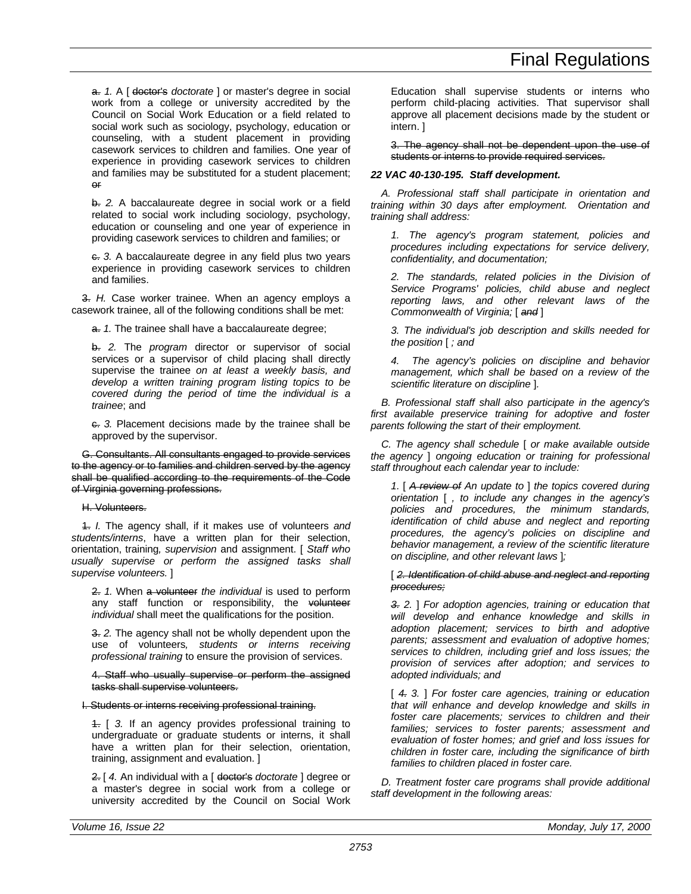~~a.~~ *1.* A [ ~~doctor's~~ *doctorate* ] or master's degree in social work from a college or university accredited by the Council on Social Work Education or a field related to social work such as sociology, psychology, education or counseling, with a student placement in providing casework services to children and families. One year of experience in providing casework services to children and families may be substituted for a student placement; ~~or~~

~~b.~~ *2.* A baccalaureate degree in social work or a field related to social work including sociology, psychology, education or counseling and one year of experience in providing casework services to children and families; or

~~c.~~ *3.* A baccalaureate degree in any field plus two years experience in providing casework services to children and families.

~~3.~~ *H.* Case worker trainee. When an agency employs a casework trainee, all of the following conditions shall be met:

~~a.~~ *1.* The trainee shall have a baccalaureate degree;

~~b.~~ *2.* The *program* director or supervisor of social services or a supervisor of child placing shall directly supervise the trainee *on at least a weekly basis, and develop a written training program listing topics to be covered during the period of time the individual is a trainee*; and

~~c.~~ *3.* Placement decisions made by the trainee shall be approved by the supervisor.

~~G. Consultants. All consultants engaged to provide services to the agency or to families and children served by the agency shall be qualified according to the requirements of the Code of Virginia governing professions.~~

~~H. Volunteers.~~

~~1.~~ *I.* The agency shall, if it makes use of volunteers *and students/interns*, have a written plan for their selection, orientation, training*, supervision* and assignment. [ *Staff who usually supervise or perform the assigned tasks shall supervise volunteers.* ]

~~2.~~ *1.* When ~~a volunteer~~ *the individual* is used to perform any staff function or responsibility, the ~~volunteer~~ *individual* shall meet the qualifications for the position.

~~3.~~ *2.* The agency shall not be wholly dependent upon the use of volunteers*, students or interns receiving professional training* to ensure the provision of services.

~~4. Staff who usually supervise or perform the assigned tasks shall supervise volunteers.~~

~~I. Students or interns receiving professional training.~~

~~1.~~ [ *3.* If an agency provides professional training to undergraduate or graduate students or interns, it shall have a written plan for their selection, orientation, training, assignment and evaluation. ]

~~2.~~ [ *4.* An individual with a [ ~~doctor's~~ *doctorate* ] degree or a master's degree in social work from a college or university accredited by the Council on Social Work Education shall supervise students or interns who perform child-placing activities. That supervisor shall approve all placement decisions made by the student or intern. ]

~~3. The agency shall not be dependent upon the use of students or interns to provide required services.~~

***22 VAC 40-130-195. Staff development.***

*A. Professional staff shall participate in orientation and training within 30 days after employment. Orientation and training shall address:*

*1. The agency's program statement, policies and procedures including expectations for service delivery, confidentiality, and documentation;*

*2. The standards, related policies in the Division of Service Programs' policies, child abuse and neglect reporting laws, and other relevant laws of the Commonwealth of Virginia;* [ ~~*and*~~ ]

*3. The individual's job description and skills needed for the position* [ *; and*

*4. The agency's policies on discipline and behavior management, which shall be based on a review of the scientific literature on discipline* ]*.*

*B. Professional staff shall also participate in the agency's first available preservice training for adoptive and foster parents following the start of their employment.*

*C. The agency shall schedule* [ *or make available outside the agency* ] *ongoing education or training for professional staff throughout each calendar year to include:*

*1.* [ ~~*A review of*~~ *An update to* ] *the topics covered during orientation* [ *, to include any changes in the agency's policies and procedures, the minimum standards, identification of child abuse and neglect and reporting procedures, the agency's policies on discipline and behavior management, a review of the scientific literature on discipline, and other relevant laws* ]*;*

[ ~~*2. Identification of child abuse and neglect and reporting procedures;*~~

~~*3.*~~ *2.* ] *For adoption agencies, training or education that will develop and enhance knowledge and skills in adoption placement; services to birth and adoptive parents; assessment and evaluation of adoptive homes; services to children, including grief and loss issues; the provision of services after adoption; and services to adopted individuals; and*

[ ~~*4.*~~ *3.* ] *For foster care agencies, training or education that will enhance and develop knowledge and skills in foster care placements; services to children and their families; services to foster parents; assessment and evaluation of foster homes; and grief and loss issues for children in foster care, including the significance of birth families to children placed in foster care.*

*D. Treatment foster care programs shall provide additional staff development in the following areas:*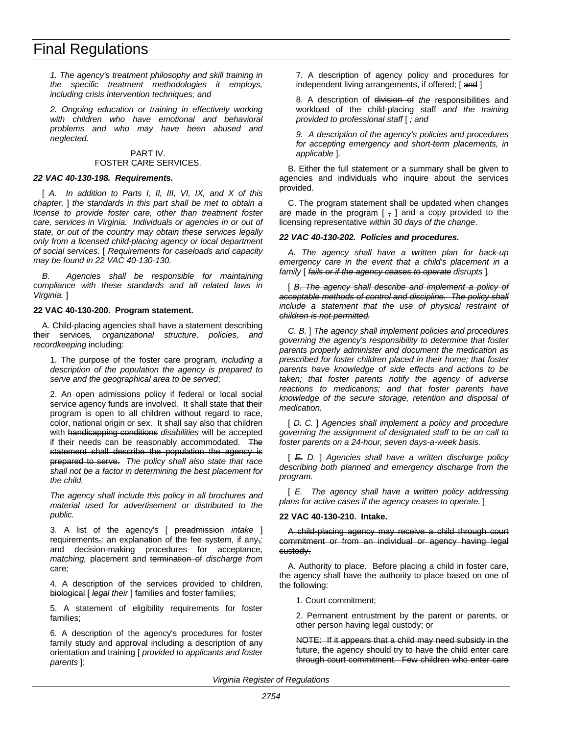1. *The agency's treatment philosophy and skill training in the specific treatment methodologies it employs, including crisis intervention techniques; and*

2. *Ongoing education or training in effectively working with children who have emotional and behavioral problems and who may have been abused and neglected.*

PART IV.
FOSTER CARE SERVICES.

***22 VAC 40-130-198. Requirements.***

[ *A. In addition to Parts I, II, III, VI, IX, and X of this chapter,* ] *the standards in this part shall be met to obtain a license to provide foster care, other than treatment foster care, services in Virginia. Individuals or agencies in or out of state, or out of the country may obtain these services legally only from a licensed child-placing agency or local department of social services.* [ *Requirements for caseloads and capacity may be found in 22 VAC 40-130-130.*

*B. Agencies shall be responsible for maintaining compliance with these standards and all related laws in Virginia.* ]

**22 VAC 40-130-200. Program statement.**

A. Child-placing agencies shall have a statement describing their services*, organizational structure, policies, and recordkeeping* including:

1. The purpose of the foster care program*, including a description of the population the agency is prepared to serve and the geographical area to be served*;

2. An open admissions policy if federal or local social service agency funds are involved. It shall state that their program is open to all children without regard to race, color, national origin or sex. It shall say also that children with ~~handicapping conditions~~ *disabilities* will be accepted if their needs can be reasonably accommodated. ~~The statement shall describe the population the agency is prepared to serve.~~ *The policy shall also state that race shall not be a factor in determining the best placement for the child.*

*The agency shall include this policy in all brochures and material used for advertisement or distributed to the public.*

3. A list of the agency's [ ~~preadmission~~ *intake* ] requirements~~,~~*;* an explanation of the fee system, if any~~,~~*;* and decision-making procedures for acceptance, *matching,* placement and ~~termination of~~ *discharge from* care;

4. A description of the services provided to children, ~~biological~~ [ ~~*legal*~~ *their* ] families and foster families;

5. A statement of eligibility requirements for foster families;

6. A description of the agency's procedures for foster family study and approval including a description of ~~any~~ orientation and training [ *provided to applicants and foster parents* ];

7. A description of agency policy and procedures for independent living arrangements, if offered; [ ~~and~~ ]

8. A description of ~~division of~~ *the* responsibilities and workload of the child-placing staff *and the training provided to professional staff* [ *; and*

*9. A description of the agency's policies and procedures for accepting emergency and short-term placements, in applicable* ]*.*

B. Either the full statement or a summary shall be given to agencies and individuals who inquire about the services provided.

C. The program statement shall be updated when changes are made in the program [ ~~,~~ ] and a copy provided to the licensing representative *within 30 days of the change*.

***22 VAC 40-130-202. Policies and procedures.***

*A. The agency shall have a written plan for back-up emergency care in the event that a child's placement in a family* [ ~~*fails or if the agency ceases to operate*~~ *disrupts* ]*.*

[ ~~*B. The agency shall describe and implement a policy of acceptable methods of control and discipline. The policy shall include a statement that the use of physical restraint of children is not permitted.*~~

~~*C.*~~ *B.* ] *The agency shall implement policies and procedures governing the agency's responsibility to determine that foster parents properly administer and document the medication as prescribed for foster children placed in their home; that foster parents have knowledge of side effects and actions to be taken; that foster parents notify the agency of adverse reactions to medications; and that foster parents have knowledge of the secure storage, retention and disposal of medication.*

[ ~~*D.*~~ *C.* ] *Agencies shall implement a policy and procedure governing the assignment of designated staff to be on call to foster parents on a 24-hour, seven days-a-week basis.*

[ ~~*E.*~~ *D.* ] *Agencies shall have a written discharge policy describing both planned and emergency discharge from the program.*

[ *E. The agency shall have a written policy addressing plans for active cases if the agency ceases to operate.* ]

**22 VAC 40-130-210. Intake.**

~~A child-placing agency may receive a child through court commitment or from an individual or agency having legal custody.~~

A. Authority to place. Before placing a child in foster care, the agency shall have the authority to place based on one of the following:

1. Court commitment;

2. Permanent entrustment by the parent or parents, or other person having legal custody; ~~or~~

~~NOTE: If it appears that a child may need subsidy in the future, the agency should try to have the child enter care through court commitment. Few children who enter care~~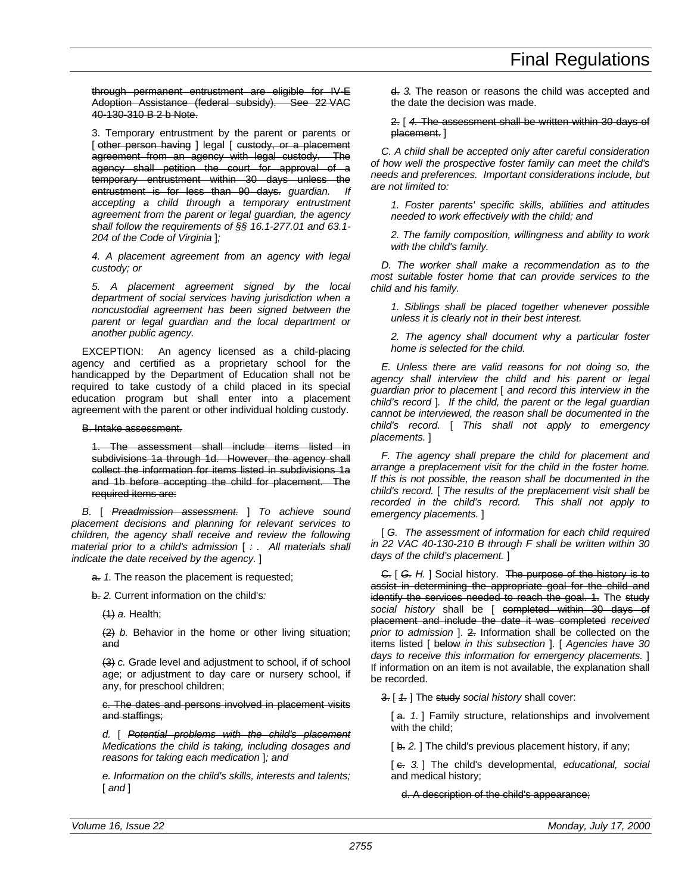~~through permanent entrustment are eligible for IV-E Adoption Assistance (federal subsidy). See 22 VAC 40-130-310 B 2 b Note.~~

3. Temporary entrustment by the parent or parents or [ ~~other person having~~ ] legal [ ~~custody, or a placement agreement from an agency with legal custody. The agency shall petition the court for approval of a temporary entrustment within 30 days unless the entrustment is for less than 90 days.~~ *guardian. If accepting a child through a temporary entrustment agreement from the parent or legal guardian, the agency shall follow the requirements of §§ 16.1-277.01 and 63.1-204 of the Code of Virginia* ]*;*

*4. A placement agreement from an agency with legal custody; or*

*5. A placement agreement signed by the local department of social services having jurisdiction when a noncustodial agreement has been signed between the parent or legal guardian and the local department or another public agency.*

EXCEPTION: An agency licensed as a child-placing agency and certified as a proprietary school for the handicapped by the Department of Education shall not be required to take custody of a child placed in its special education program but shall enter into a placement agreement with the parent or other individual holding custody.

~~B. Intake assessment.~~

~~1. The assessment shall include items listed in subdivisions 1a through 1d. However, the agency shall collect the information for items listed in subdivisions 1a and 1b before accepting the child for placement. The required items are:~~

*B.* [ ~~*Preadmission assessment.*~~ ] *To achieve sound placement decisions and planning for relevant services to children, the agency shall receive and review the following material prior to a child's admission* [ ~~*:*~~ *. All materials shall indicate the date received by the agency.* ]

~~a.~~ *1.* The reason the placement is requested;

~~b.~~ *2.* Current information on the child's*:*

~~(1)~~ *a.* Health;

~~(2)~~ *b.* Behavior in the home or other living situation; ~~and~~

~~(3)~~ *c.* Grade level and adjustment to school, if of school age; or adjustment to day care or nursery school, if any, for preschool children;

~~c. The dates and persons involved in placement visits and staffings;~~

*d.* [ ~~*Potential problems with the child's placement*~~ *Medications the child is taking, including dosages and reasons for taking each medication* ]*; and*

*e. Information on the child's skills, interests and talents;* [ *and* ]

~~d.~~ *3.* The reason or reasons the child was accepted and the date the decision was made.

~~2.~~ [ ~~*4.* The assessment shall be written within 30 days of placement.~~ ]

*C. A child shall be accepted only after careful consideration of how well the prospective foster family can meet the child's needs and preferences. Important considerations include, but are not limited to:*

*1. Foster parents' specific skills, abilities and attitudes needed to work effectively with the child; and*

*2. The family composition, willingness and ability to work with the child's family.*

*D. The worker shall make a recommendation as to the most suitable foster home that can provide services to the child and his family.*

*1. Siblings shall be placed together whenever possible unless it is clearly not in their best interest.*

*2. The agency shall document why a particular foster home is selected for the child.*

*E. Unless there are valid reasons for not doing so, the agency shall interview the child and his parent or legal guardian prior to placement* [ *and record this interview in the child's record* ]*. If the child, the parent or the legal guardian cannot be interviewed, the reason shall be documented in the child's record.* [ *This shall not apply to emergency placements.* ]

*F. The agency shall prepare the child for placement and arrange a preplacement visit for the child in the foster home. If this is not possible, the reason shall be documented in the child's record.* [ *The results of the preplacement visit shall be recorded in the child's record. This shall not apply to emergency placements.* ]

[ *G. The assessment of information for each child required in 22 VAC 40-130-210 B through F shall be written within 30 days of the child's placement.* ]

~~C.~~ [ ~~*G.*~~ *H.* ] Social history. ~~The purpose of the history is to assist in determining the appropriate goal for the child and identify the services needed to reach the goal. 1.~~ The ~~study~~ *social history* shall be [ ~~completed within 30 days of placement and include the date it was completed~~ *received prior to admission* ]. ~~2.~~ Information shall be collected on the items listed [ ~~below~~ *in this subsection* ]. [ *Agencies have 30 days to receive this information for emergency placements.* ] If information on an item is not available, the explanation shall be recorded.

~~3.~~ [ ~~*1.*~~ ] The ~~study~~ *social history* shall cover:

[ ~~a.~~ *1.* ] Family structure, relationships and involvement with the child;

[ ~~b.~~ *2.* ] The child's previous placement history, if any;

[ ~~c.~~ *3.* ] The child's developmental*, educational, social* and medical history;

~~d. A description of the child's appearance;~~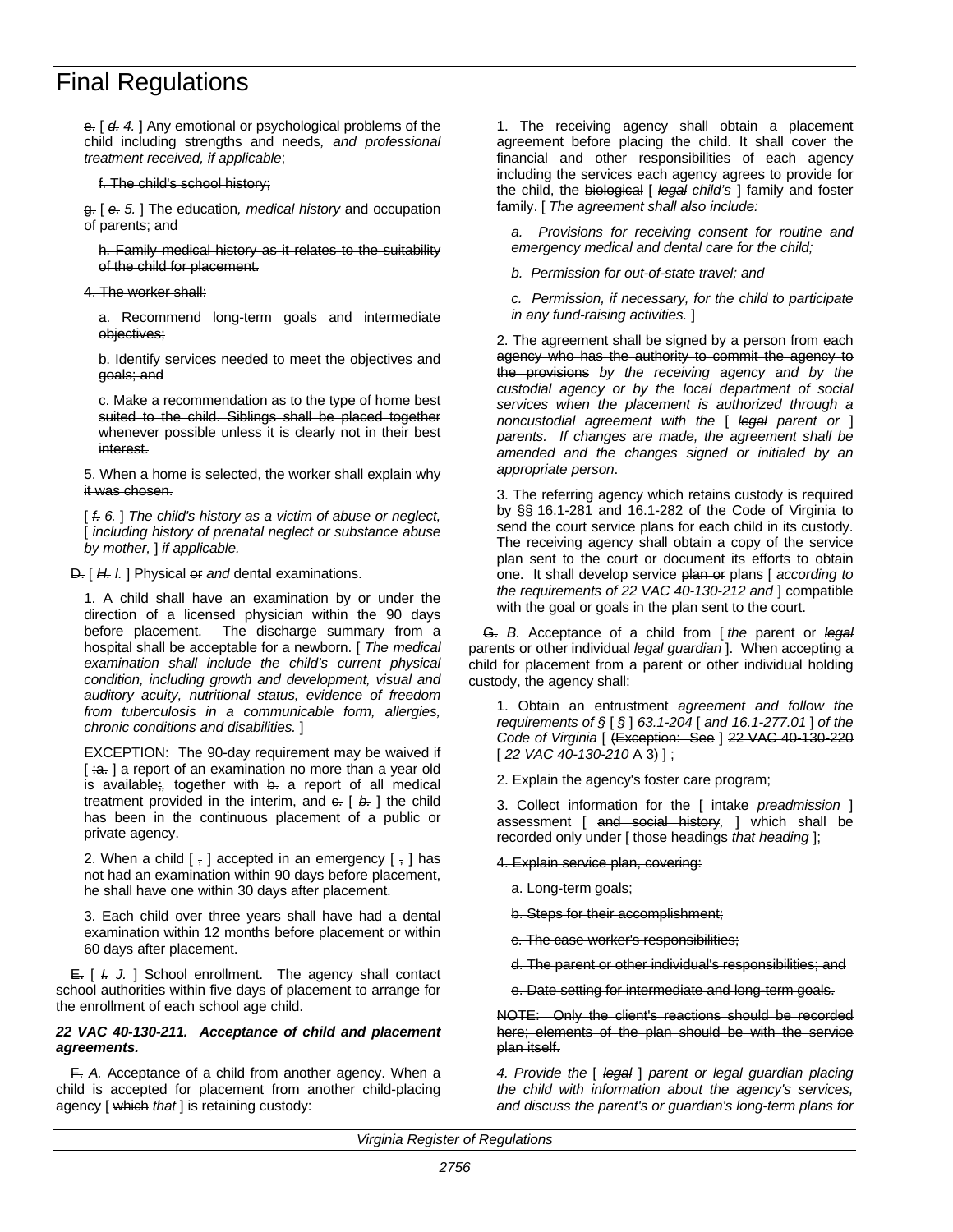e. [ *d.* *4.* ] Any emotional or psychological problems of the child including strengths and needs*, and professional treatment received, if applicable*;

f. The child's school history;

g. [ *e.* *5.* ] The education*, medical history* and occupation of parents; and

h. Family medical history as it relates to the suitability of the child for placement.

4. The worker shall:

a. Recommend long-term goals and intermediate objectives;

b. Identify services needed to meet the objectives and goals; and

c. Make a recommendation as to the type of home best suited to the child. Siblings shall be placed together whenever possible unless it is clearly not in their best interest.

5. When a home is selected, the worker shall explain why it was chosen.

[ *f.* *6.* ] *The child's history as a victim of abuse or neglect,* [ *including history of prenatal neglect or substance abuse by mother,* ] *if applicable.*

D. [ *H.* *I.* ] Physical or *and* dental examinations.

1. A child shall have an examination by or under the direction of a licensed physician within the 90 days before placement. The discharge summary from a hospital shall be acceptable for a newborn. [ *The medical examination shall include the child's current physical condition, including growth and development, visual and auditory acuity, nutritional status, evidence of freedom from tuberculosis in a communicable form, allergies, chronic conditions and disabilities.* ]

EXCEPTION: The 90-day requirement may be waived if [ :a. ] a report of an examination no more than a year old is available;*,* together with b. a report of all medical treatment provided in the interim, and c. [ *b.* ] the child has been in the continuous placement of a public or private agency.

2. When a child [ , ] accepted in an emergency [ , ] has not had an examination within 90 days before placement, he shall have one within 30 days after placement.

3. Each child over three years shall have had a dental examination within 12 months before placement or within 60 days after placement.

E. [ *I.* *J.* ] School enrollment. The agency shall contact school authorities within five days of placement to arrange for the enrollment of each school age child.

***22 VAC 40-130-211. Acceptance of child and placement agreements.***

F. *A.* Acceptance of a child from another agency. When a child is accepted for placement from another child-placing agency [ which *that* ] is retaining custody:

1. The receiving agency shall obtain a placement agreement before placing the child. It shall cover the financial and other responsibilities of each agency including the services each agency agrees to provide for the child, the biological [ *legal* *child's* ] family and foster family. [ *The agreement shall also include:*

*a. Provisions for receiving consent for routine and emergency medical and dental care for the child;*

*b. Permission for out-of-state travel; and*

*c. Permission, if necessary, for the child to participate in any fund-raising activities.* ]

2. The agreement shall be signed by a person from each agency who has the authority to commit the agency to the provisions *by the receiving agency and by the custodial agency or by the local department of social services when the placement is authorized through a noncustodial agreement with the* [ *legal* *parent or* ] *parents. If changes are made, the agreement shall be amended and the changes signed or initialed by an appropriate person*.

3. The referring agency which retains custody is required by §§ 16.1-281 and 16.1-282 of the Code of Virginia to send the court service plans for each child in its custody. The receiving agency shall obtain a copy of the service plan sent to the court or document its efforts to obtain one. It shall develop service plan or plans [ *according to the requirements of 22 VAC 40-130-212 and* ] compatible with the goal or goals in the plan sent to the court.

G. *B.* Acceptance of a child from [ *the* parent or *legal* parents or other individual *legal guardian* ]. When accepting a child for placement from a parent or other individual holding custody, the agency shall:

1. Obtain an entrustment *agreement and follow the requirements of §* [ *§* ] *63.1-204* [ *and 16.1-277.01* ] *of the Code of Virginia* [ (Exception: See ] 22 VAC 40-130-220 [ *22 VAC 40-130-210 A 3*) ] ;

2. Explain the agency's foster care program;

3. Collect information for the [ intake *preadmission* ] assessment [ and social history*,* ] which shall be recorded only under [ those headings *that heading* ];

4. Explain service plan, covering:

a. Long-term goals;

b. Steps for their accomplishment;

c. The case worker's responsibilities;

d. The parent or other individual's responsibilities; and

e. Date setting for intermediate and long-term goals.

NOTE: Only the client's reactions should be recorded here; elements of the plan should be with the service plan itself.

*4. Provide the* [ *legal* ] *parent or legal guardian placing the child with information about the agency's services, and discuss the parent's or guardian's long-term plans for*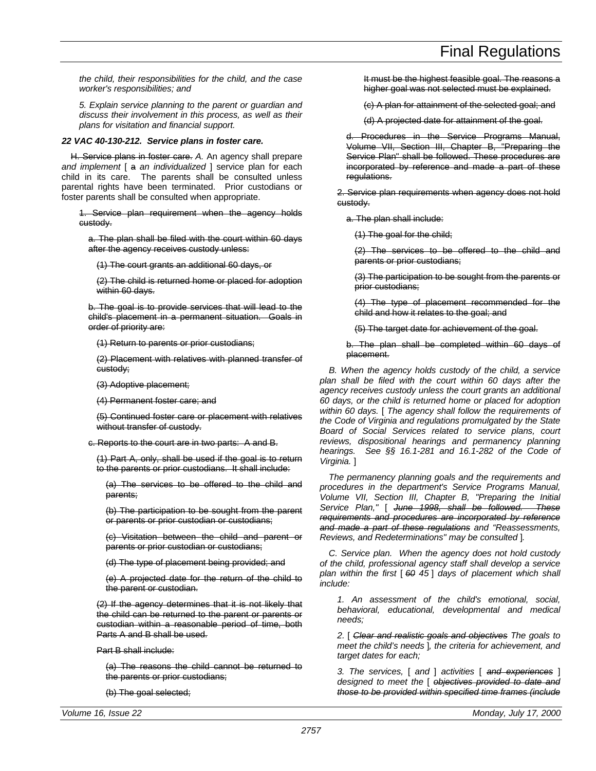*the child, their responsibilities for the child, and the case worker's responsibilities; and*

*5. Explain service planning to the parent or guardian and discuss their involvement in this process, as well as their plans for visitation and financial support.*

***22 VAC 40-130-212. Service plans in foster care.***

~~H. Service plans in foster care.~~ *A.* An agency shall prepare *and implement* [ ~~a~~ *an individualized* ] service plan for each child in its care. The parents shall be consulted unless parental rights have been terminated. Prior custodians or foster parents shall be consulted when appropriate.

~~1. Service plan requirement when the agency holds custody.~~

~~a. The plan shall be filed with the court within 60 days after the agency receives custody unless:~~

~~(1) The court grants an additional 60 days, or~~

~~(2) The child is returned home or placed for adoption within 60 days.~~

~~b. The goal is to provide services that will lead to the child's placement in a permanent situation. Goals in order of priority are:~~

~~(1) Return to parents or prior custodians;~~

~~(2) Placement with relatives with planned transfer of custody;~~

~~(3) Adoptive placement;~~

~~(4) Permanent foster care; and~~

~~(5) Continued foster care or placement with relatives without transfer of custody.~~

~~c. Reports to the court are in two parts: A and B.~~

~~(1) Part A, only, shall be used if the goal is to return to the parents or prior custodians. It shall include:~~

~~(a) The services to be offered to the child and parents;~~

~~(b) The participation to be sought from the parent or parents or prior custodian or custodians;~~

~~(c) Visitation between the child and parent or parents or prior custodian or custodians;~~

~~(d) The type of placement being provided; and~~

~~(e) A projected date for the return of the child to the parent or custodian.~~

~~(2) If the agency determines that it is not likely that the child can be returned to the parent or parents or custodian within a reasonable period of time, both Parts A and B shall be used.~~

~~Part B shall include:~~

~~(a) The reasons the child cannot be returned to the parents or prior custodians;~~

~~(b) The goal selected;~~

~~It must be the highest feasible goal. The reasons a higher goal was not selected must be explained.~~

~~(c) A plan for attainment of the selected goal; and~~

~~(d) A projected date for attainment of the goal.~~

~~d. Procedures in the Service Programs Manual, Volume VII, Section III, Chapter B, "Preparing the Service Plan" shall be followed. These procedures are incorporated by reference and made a part of these regulations.~~

~~2. Service plan requirements when agency does not hold custody.~~

~~a. The plan shall include:~~

~~(1) The goal for the child;~~

~~(2) The services to be offered to the child and parents or prior custodians;~~

~~(3) The participation to be sought from the parents or prior custodians;~~

~~(4) The type of placement recommended for the child and how it relates to the goal; and~~

~~(5) The target date for achievement of the goal.~~

~~b. The plan shall be completed within 60 days of placement.~~

*B. When the agency holds custody of the child, a service plan shall be filed with the court within 60 days after the agency receives custody unless the court grants an additional 60 days, or the child is returned home or placed for adoption within 60 days.* [ *The agency shall follow the requirements of the Code of Virginia and regulations promulgated by the State Board of Social Services related to service plans, court reviews, dispositional hearings and permanency planning hearings. See §§ 16.1-281 and 16.1-282 of the Code of Virginia.* ]

*The permanency planning goals and the requirements and procedures in the department's Service Programs Manual, Volume VII, Section III, Chapter B, "Preparing the Initial Service Plan,"* [ ~~*June 1998, shall be followed. These requirements and procedures are incorporated by reference and made a part of these regulations*~~ *and "Reassessments, Reviews, and Redeterminations" may be consulted* ]*.*

*C. Service plan. When the agency does not hold custody of the child, professional agency staff shall develop a service plan within the first* [ ~~*60*~~ *45* ] *days of placement which shall include:*

*1. An assessment of the child's emotional, social, behavioral, educational, developmental and medical needs;*

*2.* [ ~~*Clear and realistic goals and objectives*~~ *The goals to meet the child's needs* ]*, the criteria for achievement, and target dates for each;*

*3. The services,* [ *and* ] *activities* [ ~~*and experiences*~~ ] *designed to meet the* [ ~~*objectives provided to date and those to be provided within specified time frames (include*~~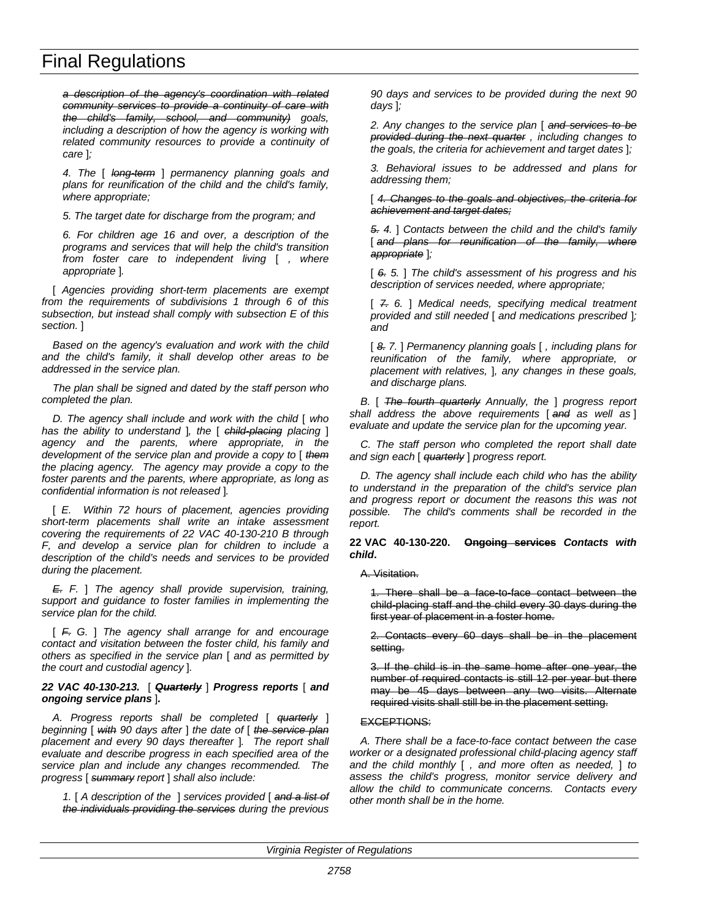~~*a description of the agency's coordination with related community services to provide a continuity of care with the child's family, school, and community)*~~ *goals, including a description of how the agency is working with related community resources to provide a continuity of care* ]*;*

*4. The* [ ~~*long-term*~~ ] *permanency planning goals and plans for reunification of the child and the child's family, where appropriate;*

*5. The target date for discharge from the program; and*

*6. For children age 16 and over, a description of the programs and services that will help the child's transition from foster care to independent living* [ *, where appropriate* ]*.*

[ *Agencies providing short-term placements are exempt from the requirements of subdivisions 1 through 6 of this subsection, but instead shall comply with subsection E of this section.* ]

*Based on the agency's evaluation and work with the child and the child's family, it shall develop other areas to be addressed in the service plan.*

*The plan shall be signed and dated by the staff person who completed the plan.*

*D. The agency shall include and work with the child* [ *who has the ability to understand* ]*, the* [ ~~*child-placing*~~ *placing* ] *agency and the parents, where appropriate, in the development of the service plan and provide a copy to* [ ~~*them*~~ *the placing agency. The agency may provide a copy to the foster parents and the parents, where appropriate, as long as confidential information is not released* ]*.*

[ *E. Within 72 hours of placement, agencies providing short-term placements shall write an intake assessment covering the requirements of 22 VAC 40-130-210 B through F, and develop a service plan for children to include a description of the child's needs and services to be provided during the placement.*

~~*E.*~~ *F.* ] *The agency shall provide supervision, training, support and guidance to foster families in implementing the service plan for the child.*

[ ~~*F.*~~ *G.* ] *The agency shall arrange for and encourage contact and visitation between the foster child, his family and others as specified in the service plan* [ *and as permitted by the court and custodial agency* ]*.*

***22 VAC 40-130-213.*** [ ~~***Quarterly***~~ ] ***Progress reports*** [ ***and ongoing service plans*** ]***.***

*A. Progress reports shall be completed* [ ~~*quarterly*~~ ] *beginning* [ ~~*with*~~ *90 days after* ] *the date of* [ ~~*the service plan*~~ *placement and every 90 days thereafter* ]*. The report shall evaluate and describe progress in each specified area of the service plan and include any changes recommended. The progress* [ ~~*summary*~~ *report* ] *shall also include:*

*1.* [ *A description of the* ] *services provided* [ ~~*and a list of the individuals providing the services*~~ *during the previous 90 days and services to be provided during the next 90 days* ]*;*

*2. Any changes to the service plan* [ ~~*and services to be provided during the next quarter*~~ *, including changes to the goals, the criteria for achievement and target dates* ]*;*

*3. Behavioral issues to be addressed and plans for addressing them;*

[ ~~*4. Changes to the goals and objectives, the criteria for achievement and target dates;*~~

~~*5.*~~ *4.* ] *Contacts between the child and the child's family* [ ~~*and plans for reunification of the family, where appropriate*~~ ]*;*

[ ~~*6.*~~ *5.* ] *The child's assessment of his progress and his description of services needed, where appropriate;*

[ ~~*7.*~~ *6.* ] *Medical needs, specifying medical treatment provided and still needed* [ *and medications prescribed* ]*; and*

[ ~~*8.*~~ *7.* ] *Permanency planning goals* [ *, including plans for reunification of the family, where appropriate, or placement with relatives,* ]*, any changes in these goals, and discharge plans.*

*B.* [ ~~*The fourth quarterly*~~ *Annually, the* ] *progress report shall address the above requirements* [ ~~*and*~~ *as well as* ] *evaluate and update the service plan for the upcoming year.*

*C. The staff person who completed the report shall date and sign each* [ ~~*quarterly*~~ ] *progress report.*

*D. The agency shall include each child who has the ability to understand in the preparation of the child's service plan and progress report or document the reasons this was not possible. The child's comments shall be recorded in the report.*

**22 VAC 40-130-220.** ~~**Ongoing services**~~ ***Contacts with child*.**

~~A. Visitation.~~

~~1. There shall be a face-to-face contact between the child-placing staff and the child every 30 days during the first year of placement in a foster home.~~

~~2. Contacts every 60 days shall be in the placement setting.~~

~~3. If the child is in the same home after one year, the number of required contacts is still 12 per year but there may be 45 days between any two visits. Alternate required visits shall still be in the placement setting.~~

~~EXCEPTIONS:~~

*A. There shall be a face-to-face contact between the case worker or a designated professional child-placing agency staff and the child monthly* [ *, and more often as needed,* ] *to assess the child's progress, monitor service delivery and allow the child to communicate concerns. Contacts every other month shall be in the home.*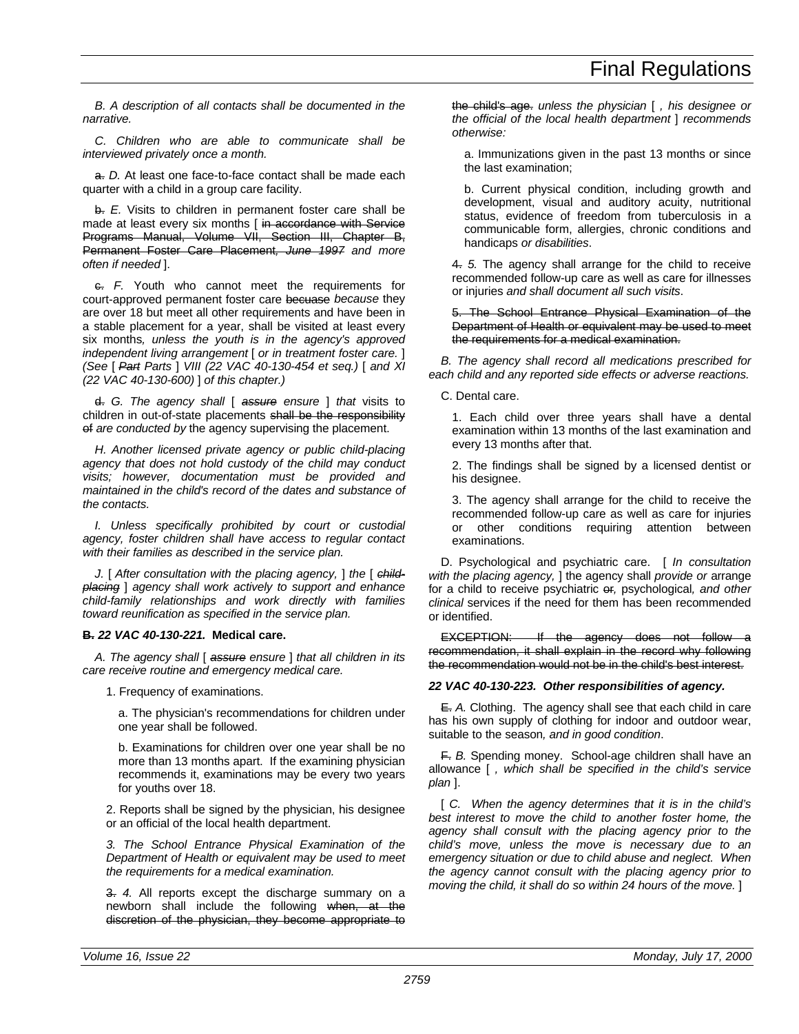*B. A description of all contacts shall be documented in the narrative.*

*C. Children who are able to communicate shall be interviewed privately once a month.*

~~a.~~ *D.* At least one face-to-face contact shall be made each quarter with a child in a group care facility.

~~b.~~ *E.* Visits to children in permanent foster care shall be made at least every six months [ ~~in accordance with Service Programs Manual, Volume VII, Section III, Chapter B, Permanent Foster Care Placement~~*, ~~June 1997~~ and more often if needed* ].

~~c.~~ *F.* Youth who cannot meet the requirements for court-approved permanent foster care ~~becuase~~ *because* they are over 18 but meet all other requirements and have been in a stable placement for a year, shall be visited at least every six months*, unless the youth is in the agency's approved independent living arrangement* [ *or in treatment foster care.* ] *(See* [ ~~*Part*~~ *Parts* ] *VIII (22 VAC 40-130-454 et seq.)* [ *and XI (22 VAC 40-130-600)* ] *of this chapter.)*

~~d.~~ *G. The agency shall* [ ~~*assure*~~ *ensure* ] *that* visits to children in out-of-state placements ~~shall be the responsibility of~~ *are conducted by* the agency supervising the placement.

*H. Another licensed private agency or public child-placing agency that does not hold custody of the child may conduct visits; however, documentation must be provided and maintained in the child's record of the dates and substance of the contacts.*

*I. Unless specifically prohibited by court or custodial agency, foster children shall have access to regular contact with their families as described in the service plan.*

*J.* [ *After consultation with the placing agency,* ] *the* [ ~~*child-placing*~~ ] *agency shall work actively to support and enhance child-family relationships and work directly with families toward reunification as specified in the service plan.*

**~~B.~~ *22 VAC 40-130-221.* Medical care.**

*A. The agency shall* [ ~~*assure*~~ *ensure* ] *that all children in its care receive routine and emergency medical care.*

1. Frequency of examinations.

   a. The physician's recommendations for children under one year shall be followed.

   b. Examinations for children over one year shall be no more than 13 months apart. If the examining physician recommends it, examinations may be every two years for youths over 18.

2. Reports shall be signed by the physician, his designee or an official of the local health department.

*3. The School Entrance Physical Examination of the Department of Health or equivalent may be used to meet the requirements for a medical examination.*

~~3.~~ *4.* All reports except the discharge summary on a newborn shall include the following ~~when, at the discretion of the physician, they become appropriate to the child's age.~~ *unless the physician* [ *, his designee or the official of the local health department* ] *recommends otherwise:*

   a. Immunizations given in the past 13 months or since the last examination;

   b. Current physical condition, including growth and development, visual and auditory acuity, nutritional status, evidence of freedom from tuberculosis in a communicable form, allergies, chronic conditions and handicaps *or disabilities*.

~~4.~~ *5.* The agency shall arrange for the child to receive recommended follow-up care as well as care for illnesses or injuries *and shall document all such visits*.

~~5. The School Entrance Physical Examination of the Department of Health or equivalent may be used to meet the requirements for a medical examination.~~

*B. The agency shall record all medications prescribed for each child and any reported side effects or adverse reactions.*

C. Dental care.

1. Each child over three years shall have a dental examination within 13 months of the last examination and every 13 months after that.

2. The findings shall be signed by a licensed dentist or his designee.

3. The agency shall arrange for the child to receive the recommended follow-up care as well as care for injuries or other conditions requiring attention between examinations.

D. Psychological and psychiatric care. [ *In consultation with the placing agency,* ] the agency shall *provide or* arrange for a child to receive psychiatric ~~or~~*,* psychological*, and other clinical* services if the need for them has been recommended or identified.

~~EXCEPTION: If the agency does not follow a recommendation, it shall explain in the record why following the recommendation would not be in the child's best interest.~~

***22 VAC 40-130-223. Other responsibilities of agency.***

~~E.~~ *A.* Clothing. The agency shall see that each child in care has his own supply of clothing for indoor and outdoor wear, suitable to the season*, and in good condition*.

~~F.~~ *B.* Spending money. School-age children shall have an allowance [ *, which shall be specified in the child's service plan* ].

[ *C. When the agency determines that it is in the child's best interest to move the child to another foster home, the agency shall consult with the placing agency prior to the child's move, unless the move is necessary due to an emergency situation or due to child abuse and neglect. When the agency cannot consult with the placing agency prior to moving the child, it shall do so within 24 hours of the move.* ]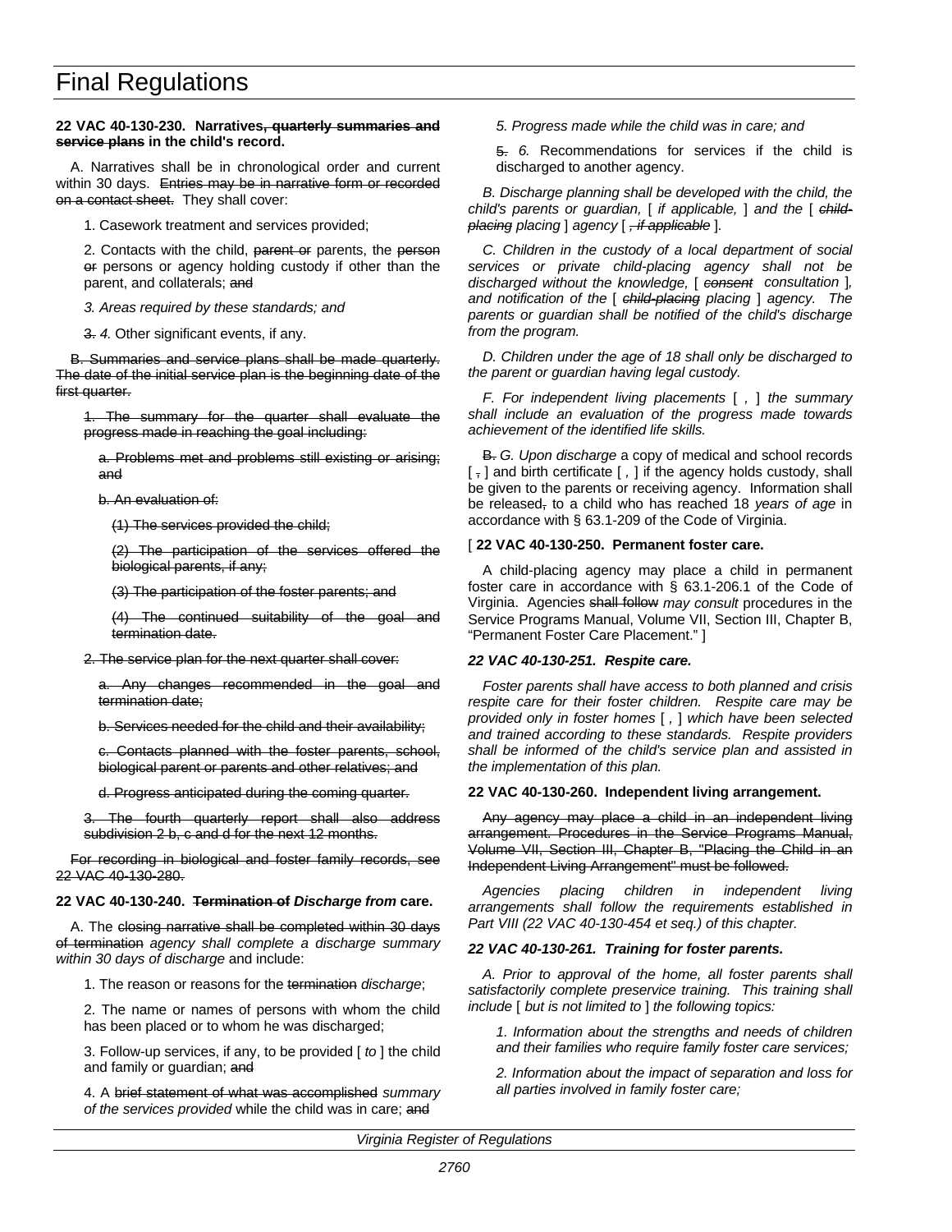# Final Regulations

**22 VAC 40-130-230. Narratives~~, quarterly summaries and service plans~~ in the child's record.**

A. Narratives shall be in chronological order and current within 30 days. ~~Entries may be in narrative form or recorded on a contact sheet.~~ They shall cover:

1. Casework treatment and services provided;

2. Contacts with the child, ~~parent or~~ parents, the ~~person or~~ persons or agency holding custody if other than the parent, and collaterals; ~~and~~

*3. Areas required by these standards; and*

~~3.~~ *4.* Other significant events, if any.

~~B. Summaries and service plans shall be made quarterly. The date of the initial service plan is the beginning date of the first quarter.~~

~~1. The summary for the quarter shall evaluate the progress made in reaching the goal including:~~

~~a. Problems met and problems still existing or arising; and~~

~~b. An evaluation of:~~

~~(1) The services provided the child;~~

~~(2) The participation of the services offered the biological parents, if any;~~

~~(3) The participation of the foster parents; and~~

~~(4) The continued suitability of the goal and termination date.~~

~~2. The service plan for the next quarter shall cover:~~

~~a. Any changes recommended in the goal and termination date;~~

~~b. Services needed for the child and their availability;~~

~~c. Contacts planned with the foster parents, school, biological parent or parents and other relatives; and~~

~~d. Progress anticipated during the coming quarter.~~

~~3. The fourth quarterly report shall also address subdivision 2 b, c and d for the next 12 months.~~

~~For recording in biological and foster family records, see 22 VAC 40-130-280.~~

**22 VAC 40-130-240. ~~Termination of~~ *Discharge from* care.**

A. The ~~closing narrative shall be completed within 30 days of termination~~ *agency shall complete a discharge summary within 30 days of discharge* and include:

1. The reason or reasons for the ~~termination~~ *discharge*;

2. The name or names of persons with whom the child has been placed or to whom he was discharged;

3. Follow-up services, if any, to be provided [ *to* ] the child and family or guardian; ~~and~~

4. A ~~brief statement of what was accomplished~~ *summary of the services provided* while the child was in care; ~~and~~

*5. Progress made while the child was in care; and*

~~5.~~ *6.* Recommendations for services if the child is discharged to another agency.

*B. Discharge planning shall be developed with the child, the child's parents or guardian,* [ *if applicable,* ] *and the* [ ~~*child-placing*~~ *placing* ] *agency* [ ~~*, if applicable*~~ ]*.*

*C. Children in the custody of a local department of social services or private child-placing agency shall not be discharged without the knowledge,* [ ~~*consent*~~ *consultation* ]*, and notification of the* [ ~~*child-placing*~~ *placing* ] *agency. The parents or guardian shall be notified of the child's discharge from the program.*

*D. Children under the age of 18 shall only be discharged to the parent or guardian having legal custody.*

*F. For independent living placements* [ *,* ] *the summary shall include an evaluation of the progress made towards achievement of the identified life skills.*

~~B.~~ *G. Upon discharge* a copy of medical and school records [ ~~,~~ ] and birth certificate [ *,* ] if the agency holds custody, shall be given to the parents or receiving agency. Information shall be released~~,~~ to a child who has reached 18 *years of age* in accordance with § 63.1-209 of the Code of Virginia.

[ **22 VAC 40-130-250. Permanent foster care.**

A child-placing agency may place a child in permanent foster care in accordance with § 63.1-206.1 of the Code of Virginia. Agencies ~~shall follow~~ *may consult* procedures in the Service Programs Manual, Volume VII, Section III, Chapter B, "Permanent Foster Care Placement." ]

***22 VAC 40-130-251. Respite care.***

*Foster parents shall have access to both planned and crisis respite care for their foster children. Respite care may be provided only in foster homes* [ *,* ] *which have been selected and trained according to these standards. Respite providers shall be informed of the child's service plan and assisted in the implementation of this plan.*

**22 VAC 40-130-260. Independent living arrangement.**

~~Any agency may place a child in an independent living arrangement. Procedures in the Service Programs Manual, Volume VII, Section III, Chapter B, "Placing the Child in an Independent Living Arrangement" must be followed.~~

*Agencies placing children in independent living arrangements shall follow the requirements established in Part VIII (22 VAC 40-130-454 et seq.) of this chapter.*

***22 VAC 40-130-261. Training for foster parents.***

*A. Prior to approval of the home, all foster parents shall satisfactorily complete preservice training. This training shall include* [ *but is not limited to* ] *the following topics:*

*1. Information about the strengths and needs of children and their families who require family foster care services;*

*2. Information about the impact of separation and loss for all parties involved in family foster care;*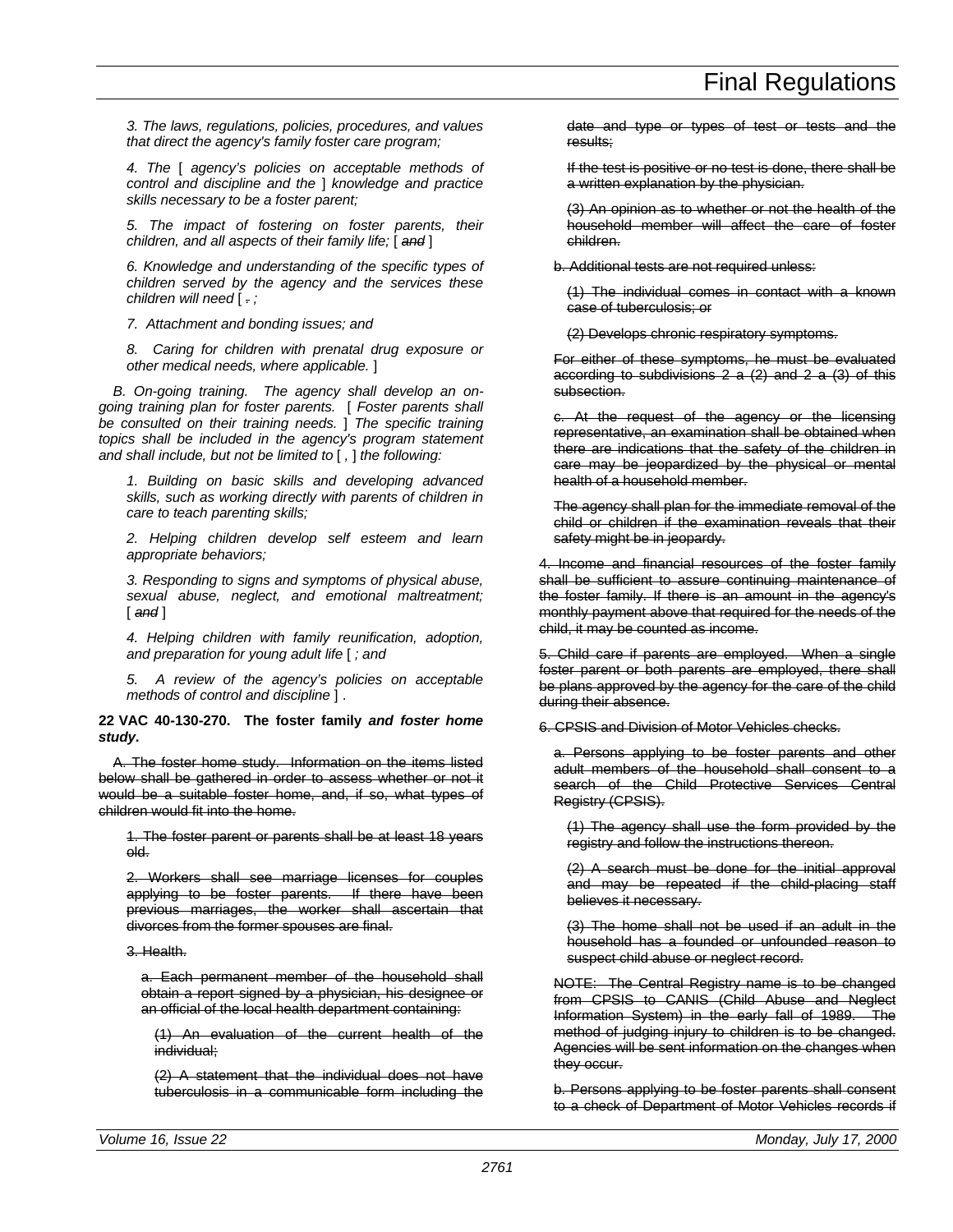*3. The laws, regulations, policies, procedures, and values that direct the agency's family foster care program;*

*4. The* [ *agency's policies on acceptable methods of control and discipline and the* ] *knowledge and practice skills necessary to be a foster parent;*

*5. The impact of fostering on foster parents, their children, and all aspects of their family life;* [ ~~*and*~~ ]

*6. Knowledge and understanding of the specific types of children served by the agency and the services these children will need* [ ~~*.*~~ *;*

*7. Attachment and bonding issues; and*

*8. Caring for children with prenatal drug exposure or other medical needs, where applicable.* ]

*B. On-going training. The agency shall develop an on-going training plan for foster parents.* [ *Foster parents shall be consulted on their training needs.* ] *The specific training topics shall be included in the agency's program statement and shall include, but not be limited to* [ *,* ] *the following:*

*1. Building on basic skills and developing advanced skills, such as working directly with parents of children in care to teach parenting skills;*

*2. Helping children develop self esteem and learn appropriate behaviors;*

*3. Responding to signs and symptoms of physical abuse, sexual abuse, neglect, and emotional maltreatment;* [ ~~*and*~~ ]

*4. Helping children with family reunification, adoption, and preparation for young adult life* [ *; and*

*5. A review of the agency's policies on acceptable methods of control and discipline* ] *.*

**22 VAC 40-130-270. The foster family *and foster home study*.**

~~A. The foster home study. Information on the items listed below shall be gathered in order to assess whether or not it would be a suitable foster home, and, if so, what types of children would fit into the home.~~

~~1. The foster parent or parents shall be at least 18 years old.~~

~~2. Workers shall see marriage licenses for couples applying to be foster parents. If there have been previous marriages, the worker shall ascertain that divorces from the former spouses are final.~~

~~3. Health.~~

~~a. Each permanent member of the household shall obtain a report signed by a physician, his designee or an official of the local health department containing:~~

~~(1) An evaluation of the current health of the individual;~~

~~(2) A statement that the individual does not have tuberculosis in a communicable form including the date and type or types of test or tests and the results;~~

~~If the test is positive or no test is done, there shall be a written explanation by the physician.~~

~~(3) An opinion as to whether or not the health of the household member will affect the care of foster children.~~

~~b. Additional tests are not required unless:~~

~~(1) The individual comes in contact with a known case of tuberculosis; or~~

~~(2) Develops chronic respiratory symptoms.~~

~~For either of these symptoms, he must be evaluated according to subdivisions 2 a (2) and 2 a (3) of this subsection.~~

~~c. At the request of the agency or the licensing representative, an examination shall be obtained when there are indications that the safety of the children in care may be jeopardized by the physical or mental health of a household member.~~

~~The agency shall plan for the immediate removal of the child or children if the examination reveals that their safety might be in jeopardy.~~

~~4. Income and financial resources of the foster family shall be sufficient to assure continuing maintenance of the foster family. If there is an amount in the agency's monthly payment above that required for the needs of the child, it may be counted as income.~~

~~5. Child care if parents are employed. When a single foster parent or both parents are employed, there shall be plans approved by the agency for the care of the child during their absence.~~

~~6. CPSIS and Division of Motor Vehicles checks.~~

~~a. Persons applying to be foster parents and other adult members of the household shall consent to a search of the Child Protective Services Central Registry (CPSIS).~~

~~(1) The agency shall use the form provided by the registry and follow the instructions thereon.~~

~~(2) A search must be done for the initial approval and may be repeated if the child-placing staff believes it necessary.~~

~~(3) The home shall not be used if an adult in the household has a founded or unfounded reason to suspect child abuse or neglect record.~~

~~NOTE: The Central Registry name is to be changed from CPSIS to CANIS (Child Abuse and Neglect Information System) in the early fall of 1989. The method of judging injury to children is to be changed. Agencies will be sent information on the changes when they occur.~~

~~b. Persons applying to be foster parents shall consent to a check of Department of Motor Vehicles records if~~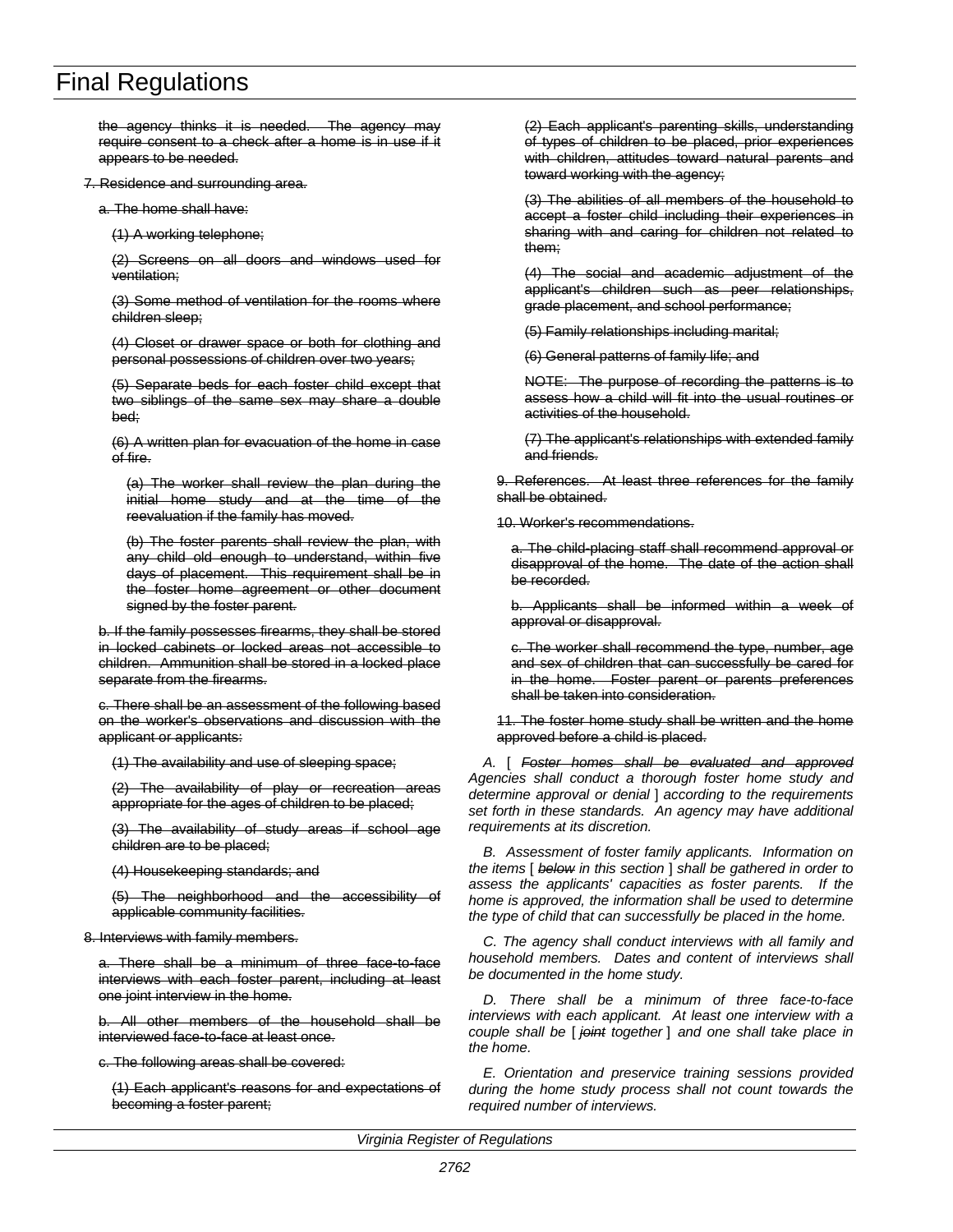~~the agency thinks it is needed. The agency may require consent to a check after a home is in use if it appears to be needed.~~

~~7. Residence and surrounding area.~~

~~a. The home shall have:~~

~~(1) A working telephone;~~

~~(2) Screens on all doors and windows used for ventilation;~~

~~(3) Some method of ventilation for the rooms where children sleep;~~

~~(4) Closet or drawer space or both for clothing and personal possessions of children over two years;~~

~~(5) Separate beds for each foster child except that two siblings of the same sex may share a double bed;~~

~~(6) A written plan for evacuation of the home in case of fire.~~

~~(a) The worker shall review the plan during the initial home study and at the time of the reevaluation if the family has moved.~~

~~(b) The foster parents shall review the plan, with any child old enough to understand, within five days of placement. This requirement shall be in the foster home agreement or other document signed by the foster parent.~~

~~b. If the family possesses firearms, they shall be stored in locked cabinets or locked areas not accessible to children. Ammunition shall be stored in a locked place separate from the firearms.~~

~~c. There shall be an assessment of the following based on the worker's observations and discussion with the applicant or applicants:~~

~~(1) The availability and use of sleeping space;~~

~~(2) The availability of play or recreation areas appropriate for the ages of children to be placed;~~

~~(3) The availability of study areas if school age children are to be placed;~~

~~(4) Housekeeping standards; and~~

~~(5) The neighborhood and the accessibility of applicable community facilities.~~

~~8. Interviews with family members.~~

~~a. There shall be a minimum of three face-to-face interviews with each foster parent, including at least one joint interview in the home.~~

~~b. All other members of the household shall be interviewed face-to-face at least once.~~

~~c. The following areas shall be covered:~~

~~(1) Each applicant's reasons for and expectations of becoming a foster parent;~~

~~(2) Each applicant's parenting skills, understanding of types of children to be placed, prior experiences with children, attitudes toward natural parents and toward working with the agency;~~

~~(3) The abilities of all members of the household to accept a foster child including their experiences in sharing with and caring for children not related to them;~~

~~(4) The social and academic adjustment of the applicant's children such as peer relationships, grade placement, and school performance;~~

~~(5) Family relationships including marital;~~

~~(6) General patterns of family life; and~~

~~NOTE: The purpose of recording the patterns is to assess how a child will fit into the usual routines or activities of the household.~~

~~(7) The applicant's relationships with extended family and friends.~~

~~9. References. At least three references for the family shall be obtained.~~

~~10. Worker's recommendations.~~

~~a. The child-placing staff shall recommend approval or disapproval of the home. The date of the action shall be recorded.~~

~~b. Applicants shall be informed within a week of approval or disapproval.~~

~~c. The worker shall recommend the type, number, age and sex of children that can successfully be cared for in the home. Foster parent or parents preferences shall be taken into consideration.~~

~~11. The foster home study shall be written and the home approved before a child is placed.~~

*A.* [ ~~*Foster homes shall be evaluated and approved*~~ *Agencies shall conduct a thorough foster home study and determine approval or denial* ] *according to the requirements set forth in these standards. An agency may have additional requirements at its discretion.*

*B. Assessment of foster family applicants. Information on the items* [ ~~*below*~~ *in this section* ] *shall be gathered in order to assess the applicants' capacities as foster parents. If the home is approved, the information shall be used to determine the type of child that can successfully be placed in the home.*

*C. The agency shall conduct interviews with all family and household members. Dates and content of interviews shall be documented in the home study.*

*D. There shall be a minimum of three face-to-face interviews with each applicant. At least one interview with a couple shall be* [ ~~*joint*~~ *together* ] *and one shall take place in the home.*

*E. Orientation and preservice training sessions provided during the home study process shall not count towards the required number of interviews.*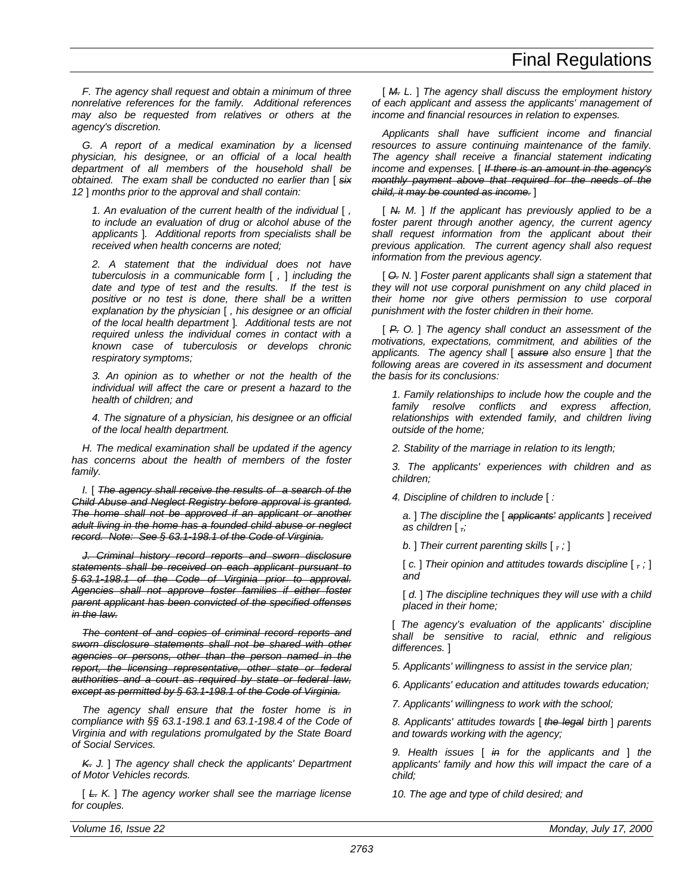*F. The agency shall request and obtain a minimum of three nonrelative references for the family. Additional references may also be requested from relatives or others at the agency's discretion.*

*G. A report of a medical examination by a licensed physician, his designee, or an official of a local health department of all members of the household shall be obtained. The exam shall be conducted no earlier than [ ~~six~~ 12 ] months prior to the approval and shall contain:*

*1. An evaluation of the current health of the individual [ , to include an evaluation of drug or alcohol abuse of the applicants ]. Additional reports from specialists shall be received when health concerns are noted;*

*2. A statement that the individual does not have tuberculosis in a communicable form [ , ] including the date and type of test and the results. If the test is positive or no test is done, there shall be a written explanation by the physician [ , his designee or an official of the local health department ]. Additional tests are not required unless the individual comes in contact with a known case of tuberculosis or develops chronic respiratory symptoms;*

*3. An opinion as to whether or not the health of the individual will affect the care or present a hazard to the health of children; and*

*4. The signature of a physician, his designee or an official of the local health department.*

*H. The medical examination shall be updated if the agency has concerns about the health of members of the foster family.*

*I. [ ~~The agency shall receive the results of a search of the Child Abuse and Neglect Registry before approval is granted. The home shall not be approved if an applicant or another adult living in the home has a founded child abuse or neglect record. Note: See § 63.1-198.1 of the Code of Virginia.~~*

*~~J. Criminal history record reports and sworn disclosure statements shall be received on each applicant pursuant to § 63.1-198.1 of the Code of Virginia prior to approval. Agencies shall not approve foster families if either foster parent applicant has been convicted of the specified offenses in the law.~~*

*~~The content of and copies of criminal record reports and sworn disclosure statements shall not be shared with other agencies or persons, other than the person named in the report, the licensing representative, other state or federal authorities and a court as required by state or federal law, except as permitted by § 63.1-198.1 of the Code of Virginia.~~*

*The agency shall ensure that the foster home is in compliance with §§ 63.1-198.1 and 63.1-198.4 of the Code of Virginia and with regulations promulgated by the State Board of Social Services.*

*~~K.~~ J. ] The agency shall check the applicants' Department of Motor Vehicles records.*

*[ ~~L.~~ K. ] The agency worker shall see the marriage license for couples.*

*[ ~~M.~~ L. ] The agency shall discuss the employment history of each applicant and assess the applicants' management of income and financial resources in relation to expenses.*

*Applicants shall have sufficient income and financial resources to assure continuing maintenance of the family. The agency shall receive a financial statement indicating income and expenses. [ ~~If there is an amount in the agency's monthly payment above that required for the needs of the child, it may be counted as income.~~ ]*

*[ ~~N.~~ M. ] If the applicant has previously applied to be a foster parent through another agency, the current agency shall request information from the applicant about their previous application. The current agency shall also request information from the previous agency.*

*[ ~~O.~~ N. ] Foster parent applicants shall sign a statement that they will not use corporal punishment on any child placed in their home nor give others permission to use corporal punishment with the foster children in their home.*

*[ ~~P.~~ O. ] The agency shall conduct an assessment of the motivations, expectations, commitment, and abilities of the applicants. The agency shall [ ~~assure~~ also ensure ] that the following areas are covered in its assessment and document the basis for its conclusions:*

*1. Family relationships to include how the couple and the family resolve conflicts and express affection, relationships with extended family, and children living outside of the home;*

*2. Stability of the marriage in relation to its length;*

*3. The applicants' experiences with children and as children;*

*4. Discipline of children to include [ :*

*a. ] The discipline the [ ~~applicants'~~ applicants ] received as children [ ~~,~~;*

*b. ] Their current parenting skills [ ~~,~~ ; ]*

*[ c. ] Their opinion and attitudes towards discipline [ ~~,~~ ; ] and*

*[ d. ] The discipline techniques they will use with a child placed in their home;*

*[ The agency's evaluation of the applicants' discipline shall be sensitive to racial, ethnic and religious differences. ]*

*5. Applicants' willingness to assist in the service plan;*

*6. Applicants' education and attitudes towards education;*

*7. Applicants' willingness to work with the school;*

*8. Applicants' attitudes towards [ ~~the legal~~ birth ] parents and towards working with the agency;*

*9. Health issues [ ~~in~~ for the applicants and ] the applicants' family and how this will impact the care of a child;*

*10. The age and type of child desired; and*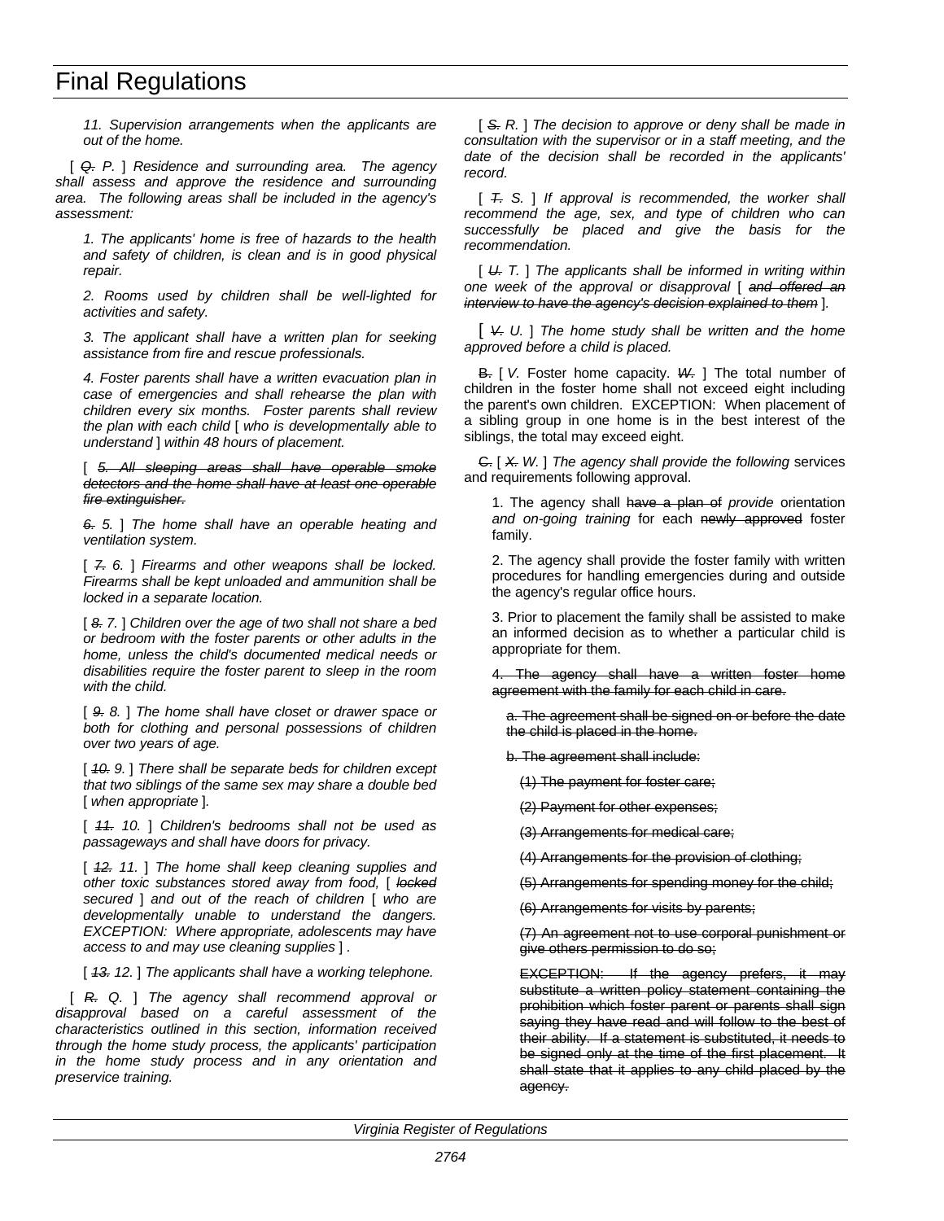*11. Supervision arrangements when the applicants are out of the home.*

[ ~~*Q.*~~ *P.* ] *Residence and surrounding area. The agency shall assess and approve the residence and surrounding area. The following areas shall be included in the agency's assessment:*

*1. The applicants' home is free of hazards to the health and safety of children, is clean and is in good physical repair.*

*2. Rooms used by children shall be well-lighted for activities and safety.*

*3. The applicant shall have a written plan for seeking assistance from fire and rescue professionals.*

*4. Foster parents shall have a written evacuation plan in case of emergencies and shall rehearse the plan with children every six months. Foster parents shall review the plan with each child* [ *who is developmentally able to understand* ] *within 48 hours of placement.*

[ ~~*5. All sleeping areas shall have operable smoke detectors and the home shall have at least one operable fire extinguisher.*~~

~~*6.*~~ *5.* ] *The home shall have an operable heating and ventilation system.*

[ ~~*7.*~~ *6.* ] *Firearms and other weapons shall be locked. Firearms shall be kept unloaded and ammunition shall be locked in a separate location.*

[ ~~*8.*~~ *7.* ] *Children over the age of two shall not share a bed or bedroom with the foster parents or other adults in the home, unless the child's documented medical needs or disabilities require the foster parent to sleep in the room with the child.*

[ ~~*9.*~~ *8.* ] *The home shall have closet or drawer space or both for clothing and personal possessions of children over two years of age.*

[ ~~*10.*~~ *9.* ] *There shall be separate beds for children except that two siblings of the same sex may share a double bed* [ *when appropriate* ].

[ ~~*11.*~~ *10.* ] *Children's bedrooms shall not be used as passageways and shall have doors for privacy.*

[ ~~*12.*~~ *11.* ] *The home shall keep cleaning supplies and other toxic substances stored away from food,* [ ~~*locked*~~ *secured* ] *and out of the reach of children* [ *who are developmentally unable to understand the dangers. EXCEPTION: Where appropriate, adolescents may have access to and may use cleaning supplies* ] *.*

[ ~~*13.*~~ *12.* ] *The applicants shall have a working telephone.*

[ ~~*R.*~~ *Q.* ] *The agency shall recommend approval or disapproval based on a careful assessment of the characteristics outlined in this section, information received through the home study process, the applicants' participation in the home study process and in any orientation and preservice training.*

[ ~~*S.*~~ *R.* ] *The decision to approve or deny shall be made in consultation with the supervisor or in a staff meeting, and the date of the decision shall be recorded in the applicants' record.*

[ ~~*T.*~~ *S.* ] *If approval is recommended, the worker shall recommend the age, sex, and type of children who can successfully be placed and give the basis for the recommendation.*

[ ~~*U.*~~ *T.* ] *The applicants shall be informed in writing within one week of the approval or disapproval* [ ~~*and offered an interview to have the agency's decision explained to them*~~ ].

[ ~~*V.*~~ *U.* ] *The home study shall be written and the home approved before a child is placed.*

~~B.~~ [ *V.* Foster home capacity. ~~*W.*~~ ] The total number of children in the foster home shall not exceed eight including the parent's own children. EXCEPTION: When placement of a sibling group in one home is in the best interest of the siblings, the total may exceed eight.

~~C.~~ [ ~~*X.*~~ *W.* ] *The agency shall provide the following* services and requirements following approval.

1. The agency shall ~~have a plan of~~ *provide* orientation *and on-going training* for each ~~newly approved~~ foster family.

2. The agency shall provide the foster family with written procedures for handling emergencies during and outside the agency's regular office hours.

3. Prior to placement the family shall be assisted to make an informed decision as to whether a particular child is appropriate for them.

~~4. The agency shall have a written foster home agreement with the family for each child in care.~~

~~a. The agreement shall be signed on or before the date the child is placed in the home.~~

~~b. The agreement shall include:~~

~~(1) The payment for foster care;~~

~~(2) Payment for other expenses;~~

~~(3) Arrangements for medical care;~~

~~(4) Arrangements for the provision of clothing;~~

~~(5) Arrangements for spending money for the child;~~

~~(6) Arrangements for visits by parents;~~

~~(7) An agreement not to use corporal punishment or give others permission to do so;~~

~~EXCEPTION: If the agency prefers, it may substitute a written policy statement containing the prohibition which foster parent or parents shall sign saying they have read and will follow to the best of their ability. If a statement is substituted, it needs to be signed only at the time of the first placement. It shall state that it applies to any child placed by the agency.~~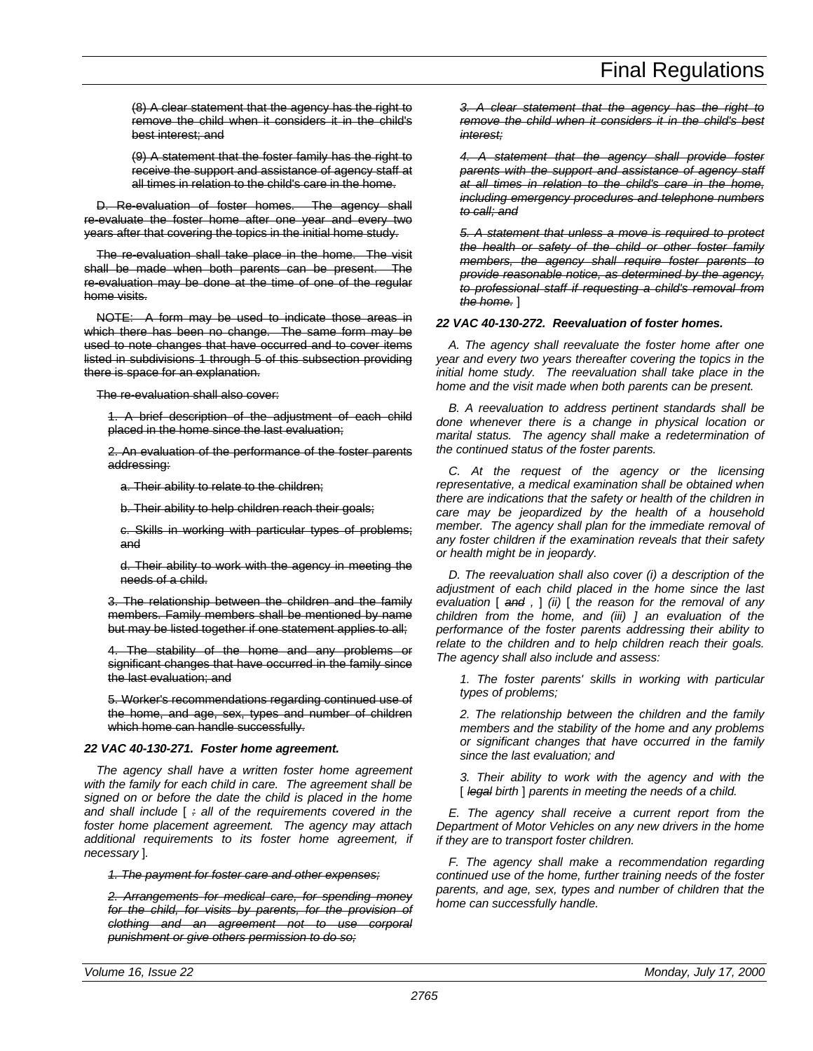(8) A clear statement that the agency has the right to remove the child when it considers it in the child's best interest; and

(9) A statement that the foster family has the right to receive the support and assistance of agency staff at all times in relation to the child's care in the home.

D. Re-evaluation of foster homes. The agency shall re-evaluate the foster home after one year and every two years after that covering the topics in the initial home study.

The re-evaluation shall take place in the home. The visit shall be made when both parents can be present. The re-evaluation may be done at the time of one of the regular home visits.

NOTE: A form may be used to indicate those areas in which there has been no change. The same form may be used to note changes that have occurred and to cover items listed in subdivisions 1 through 5 of this subsection providing there is space for an explanation.

The re-evaluation shall also cover:

1. A brief description of the adjustment of each child placed in the home since the last evaluation;

2. An evaluation of the performance of the foster parents addressing:

a. Their ability to relate to the children;

b. Their ability to help children reach their goals;

c. Skills in working with particular types of problems; and

d. Their ability to work with the agency in meeting the needs of a child.

3. The relationship between the children and the family members. Family members shall be mentioned by name but may be listed together if one statement applies to all;

4. The stability of the home and any problems or significant changes that have occurred in the family since the last evaluation; and

5. Worker's recommendations regarding continued use of the home, and age, sex, types and number of children which home can handle successfully.

***22 VAC 40-130-271. Foster home agreement.***

*The agency shall have a written foster home agreement with the family for each child in care. The agreement shall be signed on or before the date the child is placed in the home and shall include [ : all of the requirements covered in the foster home placement agreement. The agency may attach additional requirements to its foster home agreement, if necessary ].*

*1. The payment for foster care and other expenses;*

*2. Arrangements for medical care, for spending money for the child, for visits by parents, for the provision of clothing and an agreement not to use corporal punishment or give others permission to do so;*

*3. A clear statement that the agency has the right to remove the child when it considers it in the child's best interest;*

*4. A statement that the agency shall provide foster parents with the support and assistance of agency staff at all times in relation to the child's care in the home, including emergency procedures and telephone numbers to call; and*

*5. A statement that unless a move is required to protect the health or safety of the child or other foster family members, the agency shall require foster parents to provide reasonable notice, as determined by the agency, to professional staff if requesting a child's removal from the home.* ]

***22 VAC 40-130-272. Reevaluation of foster homes.***

*A. The agency shall reevaluate the foster home after one year and every two years thereafter covering the topics in the initial home study. The reevaluation shall take place in the home and the visit made when both parents can be present.*

*B. A reevaluation to address pertinent standards shall be done whenever there is a change in physical location or marital status. The agency shall make a redetermination of the continued status of the foster parents.*

*C. At the request of the agency or the licensing representative, a medical examination shall be obtained when there are indications that the safety or health of the children in care may be jeopardized by the health of a household member. The agency shall plan for the immediate removal of any foster children if the examination reveals that their safety or health might be in jeopardy.*

*D. The reevaluation shall also cover (i) a description of the adjustment of each child placed in the home since the last evaluation [ and , ] (ii) [ the reason for the removal of any children from the home, and (iii) ] an evaluation of the performance of the foster parents addressing their ability to relate to the children and to help children reach their goals. The agency shall also include and assess:*

*1. The foster parents' skills in working with particular types of problems;*

*2. The relationship between the children and the family members and the stability of the home and any problems or significant changes that have occurred in the family since the last evaluation; and*

*3. Their ability to work with the agency and with the [ legal birth ] parents in meeting the needs of a child.*

*E. The agency shall receive a current report from the Department of Motor Vehicles on any new drivers in the home if they are to transport foster children.*

*F. The agency shall make a recommendation regarding continued use of the home, further training needs of the foster parents, and age, sex, types and number of children that the home can successfully handle.*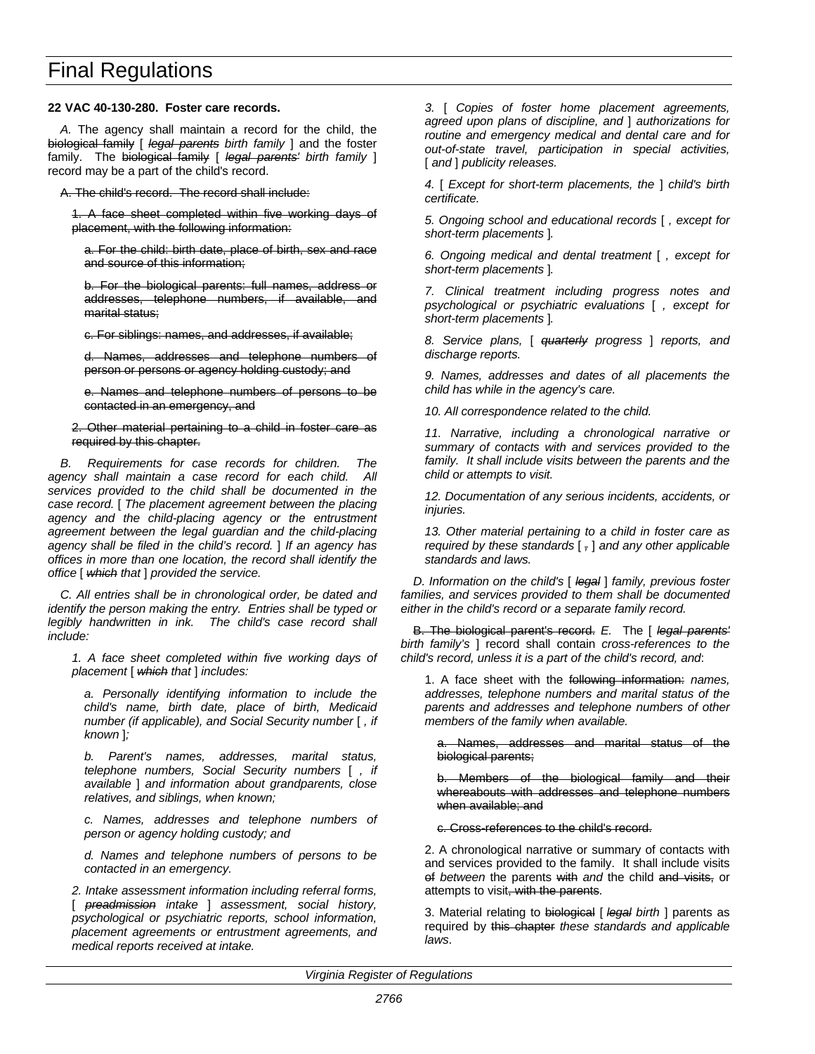**22 VAC 40-130-280. Foster care records.**

*A.* The agency shall maintain a record for the child, the ~~biological family~~ [ ~~*legal parents*~~ *birth family* ] and the foster family. The ~~biological family~~ [ ~~*legal parents'*~~ *birth family* ] record may be a part of the child's record.

~~A. The child's record. The record shall include:~~

~~1. A face sheet completed within five working days of placement, with the following information:~~

~~a. For the child: birth date, place of birth, sex and race and source of this information;~~

~~b. For the biological parents: full names, address or addresses, telephone numbers, if available, and marital status;~~

~~c. For siblings: names, and addresses, if available;~~

~~d. Names, addresses and telephone numbers of person or persons or agency holding custody; and~~

~~e. Names and telephone numbers of persons to be contacted in an emergency, and~~

~~2. Other material pertaining to a child in foster care as required by this chapter.~~

*B. Requirements for case records for children. The agency shall maintain a case record for each child. All services provided to the child shall be documented in the case record.* [ *The placement agreement between the placing agency and the child-placing agency or the entrustment agreement between the legal guardian and the child-placing agency shall be filed in the child's record.* ] *If an agency has offices in more than one location, the record shall identify the office* [ ~~*which*~~ *that* ] *provided the service.*

*C. All entries shall be in chronological order, be dated and identify the person making the entry. Entries shall be typed or legibly handwritten in ink. The child's case record shall include:*

*1. A face sheet completed within five working days of placement* [ ~~*which*~~ *that* ] *includes:*

*a. Personally identifying information to include the child's name, birth date, place of birth, Medicaid number (if applicable), and Social Security number* [ *, if known* ]*;*

*b. Parent's names, addresses, marital status, telephone numbers, Social Security numbers* [ *, if available* ] *and information about grandparents, close relatives, and siblings, when known;*

*c. Names, addresses and telephone numbers of person or agency holding custody; and*

*d. Names and telephone numbers of persons to be contacted in an emergency.*

*2. Intake assessment information including referral forms,* [ ~~*preadmission*~~ *intake* ] *assessment, social history, psychological or psychiatric reports, school information, placement agreements or entrustment agreements, and medical reports received at intake.*

*3.* [ *Copies of foster home placement agreements, agreed upon plans of discipline, and* ] *authorizations for routine and emergency medical and dental care and for out-of-state travel, participation in special activities,* [ *and* ] *publicity releases.*

*4.* [ *Except for short-term placements, the* ] *child's birth certificate.*

*5. Ongoing school and educational records* [ *, except for short-term placements* ]*.*

*6. Ongoing medical and dental treatment* [ *, except for short-term placements* ]*.*

*7. Clinical treatment including progress notes and psychological or psychiatric evaluations* [ *, except for short-term placements* ]*.*

*8. Service plans,* [ ~~*quarterly*~~ *progress* ] *reports, and discharge reports.*

*9. Names, addresses and dates of all placements the child has while in the agency's care.*

*10. All correspondence related to the child.*

*11. Narrative, including a chronological narrative or summary of contacts with and services provided to the family. It shall include visits between the parents and the child or attempts to visit.*

*12. Documentation of any serious incidents, accidents, or injuries.*

*13. Other material pertaining to a child in foster care as required by these standards* [ ~~*,*~~ ] *and any other applicable standards and laws.*

*D. Information on the child's* [ ~~*legal*~~ ] *family, previous foster families, and services provided to them shall be documented either in the child's record or a separate family record.*

~~B. The biological parent's record.~~ *E.* The [ ~~*legal parents'*~~ *birth family's* ] record shall contain *cross-references to the child's record, unless it is a part of the child's record, and*:

1. A face sheet with the ~~following information:~~ *names, addresses, telephone numbers and marital status of the parents and addresses and telephone numbers of other members of the family when available.*

~~a. Names, addresses and marital status of the biological parents;~~

~~b. Members of the biological family and their whereabouts with addresses and telephone numbers when available; and~~

~~c. Cross-references to the child's record.~~

2. A chronological narrative or summary of contacts with and services provided to the family. It shall include visits ~~of~~ *between* the parents ~~with~~ *and* the child ~~and visits,~~ or attempts to visit~~, with the parents~~.

3. Material relating to ~~biological~~ [ ~~*legal*~~ *birth* ] parents as required by ~~this chapter~~ *these standards and applicable laws*.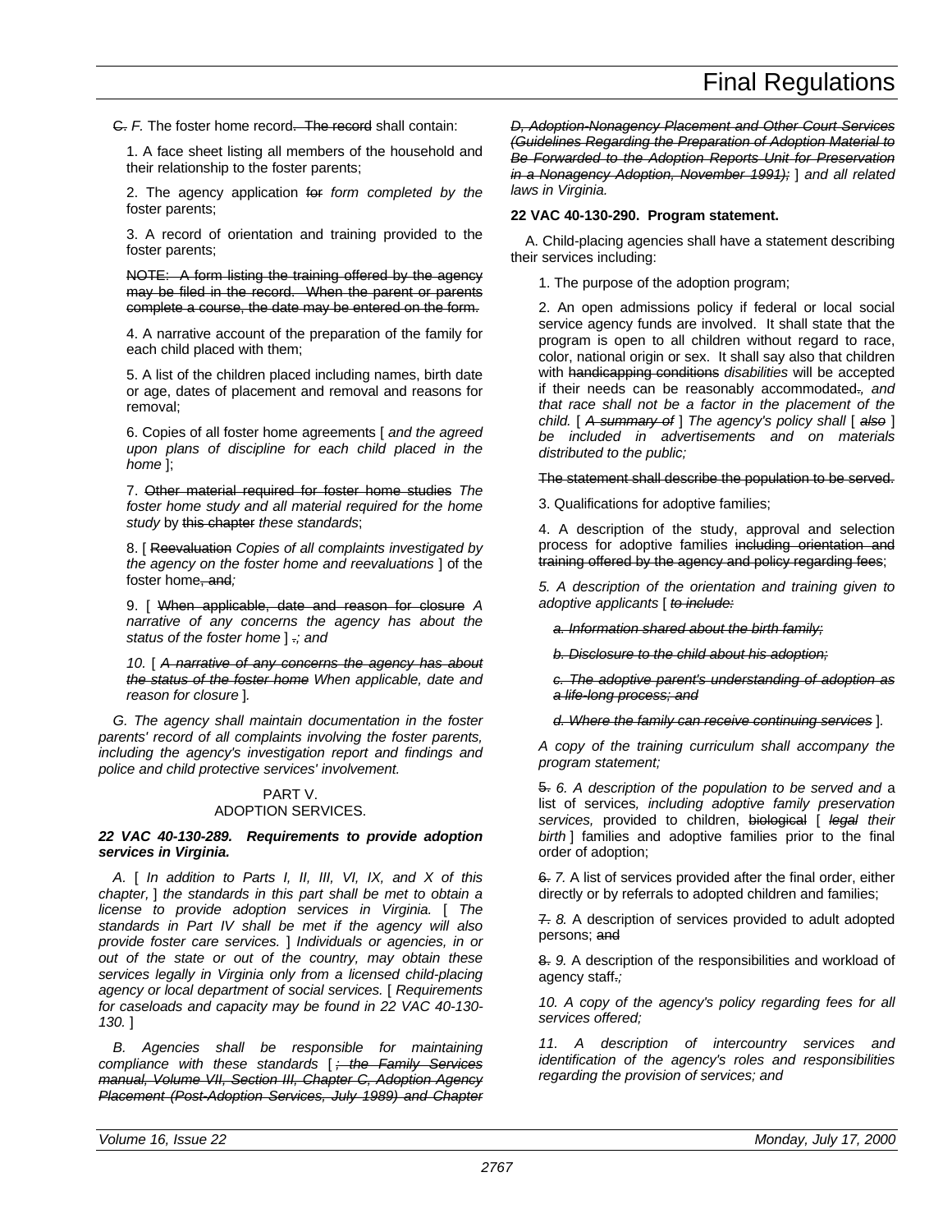~~C.~~ *F.* The foster home record~~. The record~~ shall contain:

1. A face sheet listing all members of the household and their relationship to the foster parents;

2. The agency application ~~for~~ *form completed by the* foster parents;

3. A record of orientation and training provided to the foster parents;

~~NOTE: A form listing the training offered by the agency may be filed in the record. When the parent or parents complete a course, the date may be entered on the form.~~

4. A narrative account of the preparation of the family for each child placed with them;

5. A list of the children placed including names, birth date or age, dates of placement and removal and reasons for removal;

6. Copies of all foster home agreements [ *and the agreed upon plans of discipline for each child placed in the home* ];

7. ~~Other material required for foster home studies~~ *The foster home study and all material required for the home study* by ~~this chapter~~ *these standards*;

8. [ ~~Reevaluation~~ *Copies of all complaints investigated by the agency on the foster home and reevaluations* ] of the foster home~~, and~~*;*

9. [ ~~When applicable, date and reason for closure~~ *A narrative of any concerns the agency has about the status of the foster home* ] ~~.~~*; and*

*10.* [ ~~*A narrative of any concerns the agency has about the status of the foster home*~~ *When applicable, date and reason for closure* ]*.*

*G. The agency shall maintain documentation in the foster parents' record of all complaints involving the foster parents, including the agency's investigation report and findings and police and child protective services' involvement.*

PART V.
ADOPTION SERVICES.

***22 VAC 40-130-289. Requirements to provide adoption services in Virginia.***

*A.* [ *In addition to Parts I, II, III, VI, IX, and X of this chapter,* ] *the standards in this part shall be met to obtain a license to provide adoption services in Virginia.* [ *The standards in Part IV shall be met if the agency will also provide foster care services.* ] *Individuals or agencies, in or out of the state or out of the country, may obtain these services legally in Virginia only from a licensed child-placing agency or local department of social services.* [ *Requirements for caseloads and capacity may be found in 22 VAC 40-130-130.* ]

*B. Agencies shall be responsible for maintaining compliance with these standards* [ ~~*; the Family Services manual, Volume VII, Section III, Chapter C, Adoption Agency Placement (Post-Adoption Services, July 1989) and Chapter D, Adoption-Nonagency Placement and Other Court Services (Guidelines Regarding the Preparation of Adoption Material to Be Forwarded to the Adoption Reports Unit for Preservation in a Nonagency Adoption, November 1991);*~~ ] *and all related laws in Virginia.*

**22 VAC 40-130-290. Program statement.**

A. Child-placing agencies shall have a statement describing their services including:

1. The purpose of the adoption program;

2. An open admissions policy if federal or local social service agency funds are involved. It shall state that the program is open to all children without regard to race, color, national origin or sex. It shall say also that children with ~~handicapping conditions~~ *disabilities* will be accepted if their needs can be reasonably accommodated~~.~~*, and that race shall not be a factor in the placement of the child.* [ ~~*A summary of*~~ ] *The agency's policy shall* [ ~~*also*~~ ] *be included in advertisements and on materials distributed to the public;*

~~The statement shall describe the population to be served.~~

3. Qualifications for adoptive families;

4. A description of the study, approval and selection process for adoptive families ~~including orientation and training offered by the agency and policy regarding fees~~;

*5. A description of the orientation and training given to adoptive applicants* [ ~~*to include:*~~

~~*a. Information shared about the birth family;*~~

~~*b. Disclosure to the child about his adoption;*~~

~~*c. The adoptive parent's understanding of adoption as a life-long process; and*~~

~~*d. Where the family can receive continuing services*~~ ]*.*

*A copy of the training curriculum shall accompany the program statement;*

~~5.~~ *6. A description of the population to be served and* a list of services*, including adoptive family preservation services,* provided to children, ~~biological~~ [ ~~*legal*~~ *their birth* ] families and adoptive families prior to the final order of adoption;

~~6.~~ *7.* A list of services provided after the final order, either directly or by referrals to adopted children and families;

~~7.~~ *8.* A description of services provided to adult adopted persons; ~~and~~

~~8.~~ *9.* A description of the responsibilities and workload of agency staff~~.~~*;*

*10. A copy of the agency's policy regarding fees for all services offered;*

*11. A description of intercountry services and identification of the agency's roles and responsibilities regarding the provision of services; and*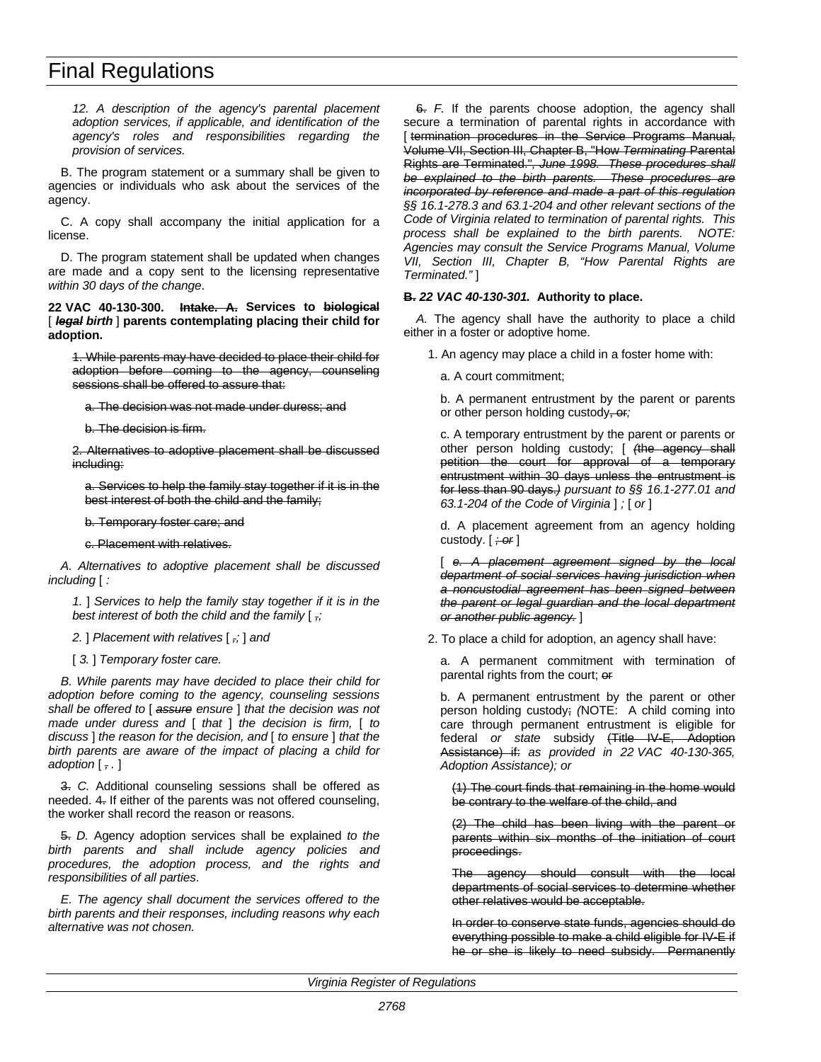12. *A description of the agency's parental placement adoption services, if applicable, and identification of the agency's roles and responsibilities regarding the provision of services.*

B. The program statement or a summary shall be given to agencies or individuals who ask about the services of the agency.

C. A copy shall accompany the initial application for a license.

D. The program statement shall be updated when changes are made and a copy sent to the licensing representative *within 30 days of the change*.

**22 VAC 40-130-300. ~~Intake. A.~~ Services to ~~biological~~ [ *~~legal~~ birth* ] parents contemplating placing their child for adoption.**

~~1. While parents may have decided to place their child for adoption before coming to the agency, counseling sessions shall be offered to assure that:~~

~~a. The decision was not made under duress; and~~

~~b. The decision is firm.~~

~~2. Alternatives to adoptive placement shall be discussed including:~~

~~a. Services to help the family stay together if it is in the best interest of both the child and the family;~~

~~b. Temporary foster care; and~~

~~c. Placement with relatives.~~

*A. Alternatives to adoptive placement shall be discussed including* [ *:*

*1.* ] *Services to help the family stay together if it is in the best interest of both the child and the family* [ *~~,~~;*

*2.* ] *Placement with relatives* [ *~~,~~;* ] *and*

[ *3.* ] *Temporary foster care.*

*B. While parents may have decided to place their child for adoption before coming to the agency, counseling sessions shall be offered to* [ *~~assure~~ ensure* ] *that the decision was not made under duress and* [ *that* ] *the decision is firm,* [ *to discuss* ] *the reason for the decision, and* [ *to ensure* ] *that the birth parents are aware of the impact of placing a child for adoption* [ *~~,~~ .* ]

~~3.~~ *C.* Additional counseling sessions shall be offered as needed. ~~4.~~ If either of the parents was not offered counseling, the worker shall record the reason or reasons.

~~5.~~ *D.* Agency adoption services shall be explained *to the birth parents and shall include agency policies and procedures, the adoption process, and the rights and responsibilities of all parties*.

*E. The agency shall document the services offered to the birth parents and their responses, including reasons why each alternative was not chosen.*

~~6.~~ *F.* If the parents choose adoption, the agency shall secure a termination of parental rights in accordance with [ ~~termination procedures in the Service Programs Manual, Volume VII, Section III, Chapter B, "How *Terminating* Parental Rights are Terminated.", *June 1998. These procedures shall be explained to the birth parents. These procedures are incorporated by reference and made a part of this regulation*~~ *§§ 16.1-278.3 and 63.1-204 and other relevant sections of the Code of Virginia related to termination of parental rights. This process shall be explained to the birth parents. NOTE: Agencies may consult the Service Programs Manual, Volume VII, Section III, Chapter B, "How Parental Rights are Terminated."* ]

**~~B.~~ *22 VAC 40-130-301.* Authority to place.**

*A.* The agency shall have the authority to place a child either in a foster or adoptive home.

1. An agency may place a child in a foster home with:

a. A court commitment;

b. A permanent entrustment by the parent or parents or other person holding custody~~, or~~*;*

c. A temporary entrustment by the parent or parents or other person holding custody; [ ~~*(*the agency shall petition the court for approval of a temporary entrustment within 30 days unless the entrustment is for less than 90 days.*)*~~ *pursuant to §§ 16.1-277.01 and 63.1-204 of the Code of Virginia* ] *;* [ *or* ]

d. A placement agreement from an agency holding custody. [ *~~; or~~* ]

[ *~~e. A placement agreement signed by the local department of social services having jurisdiction when a noncustodial agreement has been signed between the parent or legal guardian and the local department or another public agency.~~* ]

2. To place a child for adoption, an agency shall have:

a. A permanent commitment with termination of parental rights from the court; ~~or~~

b. A permanent entrustment by the parent or other person holding custody~~;~~ *(*NOTE: A child coming into care through permanent entrustment is eligible for federal *or state* subsidy ~~(Title IV-E, Adoption Assistance) if:~~ *as provided in 22 VAC 40-130-365, Adoption Assistance); or*

~~(1) The court finds that remaining in the home would be contrary to the welfare of the child, and~~

~~(2) The child has been living with the parent or parents within six months of the initiation of court proceedings.~~

~~The agency should consult with the local departments of social services to determine whether other relatives would be acceptable.~~

~~In order to conserve state funds, agencies should do everything possible to make a child eligible for IV-E if he or she is likely to need subsidy. Permanently~~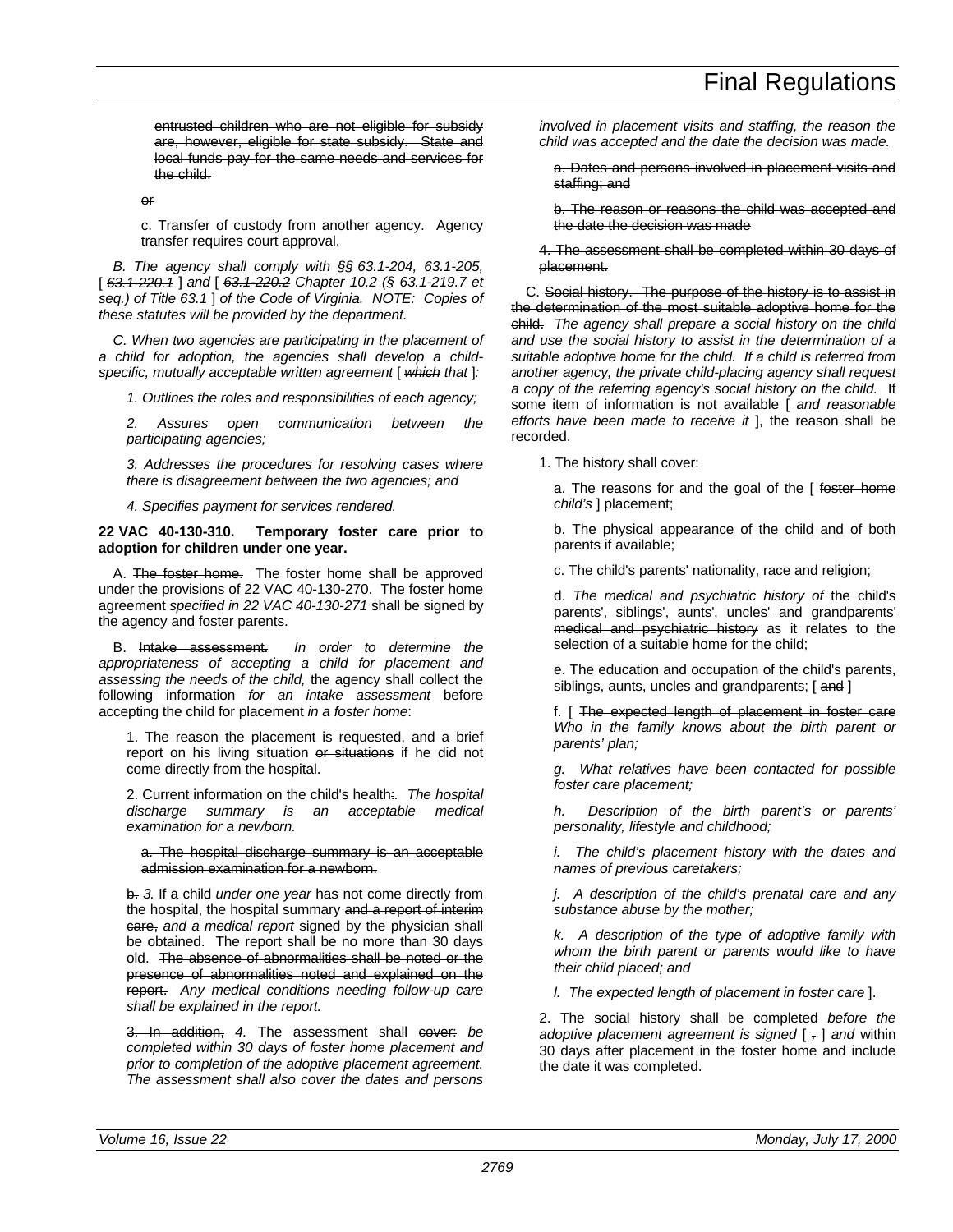~~entrusted children who are not eligible for subsidy are, however, eligible for state subsidy. State and local funds pay for the same needs and services for the child.~~

~~or~~

c. Transfer of custody from another agency. Agency transfer requires court approval.

*B. The agency shall comply with §§ 63.1-204, 63.1-205,* [ ~~*63.1-220.1*~~ ] *and* [ ~~*63.1-220.2*~~ *Chapter 10.2 (§ 63.1-219.7 et seq.) of Title 63.1* ] *of the Code of Virginia. NOTE: Copies of these statutes will be provided by the department.*

*C. When two agencies are participating in the placement of a child for adoption, the agencies shall develop a child-specific, mutually acceptable written agreement* [ ~~*which*~~ *that* ]*:*

*1. Outlines the roles and responsibilities of each agency;*

*2. Assures open communication between the participating agencies;*

*3. Addresses the procedures for resolving cases where there is disagreement between the two agencies; and*

*4. Specifies payment for services rendered.*

**22 VAC 40-130-310. Temporary foster care prior to adoption for children under one year.**

A. ~~The foster home.~~ The foster home shall be approved under the provisions of 22 VAC 40-130-270. The foster home agreement *specified in 22 VAC 40-130-271* shall be signed by the agency and foster parents.

B. ~~Intake assessment.~~ *In order to determine the appropriateness of accepting a child for placement and assessing the needs of the child,* the agency shall collect the following information *for an intake assessment* before accepting the child for placement *in a foster home*:

1. The reason the placement is requested, and a brief report on his living situation ~~or situations~~ if he did not come directly from the hospital.

2. Current information on the child's health~~:~~*. The hospital discharge summary is an acceptable medical examination for a newborn.*

~~a. The hospital discharge summary is an acceptable admission examination for a newborn.~~

~~b.~~ *3.* If a child *under one year* has not come directly from the hospital, the hospital summary ~~and a report of interim care,~~ *and a medical report* signed by the physician shall be obtained. The report shall be no more than 30 days old. ~~The absence of abnormalities shall be noted or the presence of abnormalities noted and explained on the report.~~ *Any medical conditions needing follow-up care shall be explained in the report.*

~~3. In addition,~~ *4.* The assessment shall ~~cover:~~ *be completed within 30 days of foster home placement and prior to completion of the adoptive placement agreement. The assessment shall also cover the dates and persons involved in placement visits and staffing, the reason the child was accepted and the date the decision was made.*

~~a. Dates and persons involved in placement visits and staffing; and~~

~~b. The reason or reasons the child was accepted and the date the decision was made~~

~~4. The assessment shall be completed within 30 days of placement.~~

C. ~~Social history. The purpose of the history is to assist in the determination of the most suitable adoptive home for the child.~~ *The agency shall prepare a social history on the child and use the social history to assist in the determination of a suitable adoptive home for the child. If a child is referred from another agency, the private child-placing agency shall request a copy of the referring agency's social history on the child.* If some item of information is not available [ *and reasonable efforts have been made to receive it* ], the reason shall be recorded.

1. The history shall cover:

a. The reasons for and the goal of the [ ~~foster home~~ *child's* ] placement;

b. The physical appearance of the child and of both parents if available;

c. The child's parents' nationality, race and religion;

d. *The medical and psychiatric history of* the child's parents~~'~~, siblings~~'~~, aunts~~'~~, uncles~~'~~ and grandparents~~' medical and psychiatric history~~ as it relates to the selection of a suitable home for the child;

e. The education and occupation of the child's parents, siblings, aunts, uncles and grandparents; [ ~~and~~ ]

f. [ ~~The expected length of placement in foster care~~ *Who in the family knows about the birth parent or parents' plan;*

*g. What relatives have been contacted for possible foster care placement;*

*h. Description of the birth parent's or parents' personality, lifestyle and childhood;*

*i. The child's placement history with the dates and names of previous caretakers;*

*j. A description of the child's prenatal care and any substance abuse by the mother;*

*k. A description of the type of adoptive family with whom the birth parent or parents would like to have their child placed; and*

*l. The expected length of placement in foster care* ].

2. The social history shall be completed *before the adoptive placement agreement is signed* [ ~~,~~ ] *and* within 30 days after placement in the foster home and include the date it was completed.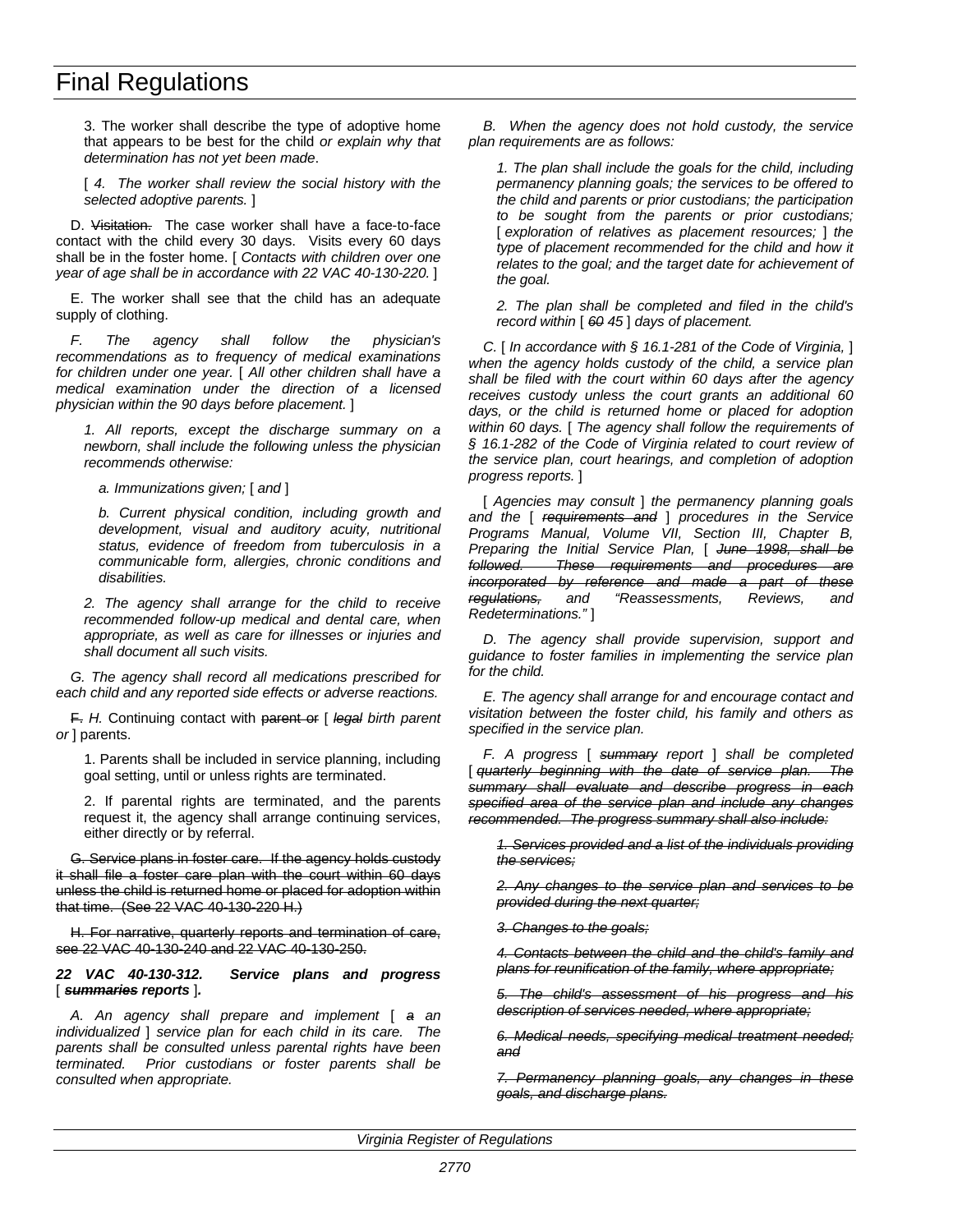3. The worker shall describe the type of adoptive home that appears to be best for the child *or explain why that determination has not yet been made*.

[ *4. The worker shall review the social history with the selected adoptive parents.* ]

D. ~~Visitation.~~ The case worker shall have a face-to-face contact with the child every 30 days. Visits every 60 days shall be in the foster home. [ *Contacts with children over one year of age shall be in accordance with 22 VAC 40-130-220.* ]

E. The worker shall see that the child has an adequate supply of clothing.

*F. The agency shall follow the physician's recommendations as to frequency of medical examinations for children under one year.* [ *All other children shall have a medical examination under the direction of a licensed physician within the 90 days before placement.* ]

*1. All reports, except the discharge summary on a newborn, shall include the following unless the physician recommends otherwise:*

*a. Immunizations given;* [ *and* ]

*b. Current physical condition, including growth and development, visual and auditory acuity, nutritional status, evidence of freedom from tuberculosis in a communicable form, allergies, chronic conditions and disabilities.*

*2. The agency shall arrange for the child to receive recommended follow-up medical and dental care, when appropriate, as well as care for illnesses or injuries and shall document all such visits.*

*G. The agency shall record all medications prescribed for each child and any reported side effects or adverse reactions.*

~~F.~~ *H.* Continuing contact with ~~parent or~~ [ ~~*legal*~~ *birth parent or* ] parents.

1. Parents shall be included in service planning, including goal setting, until or unless rights are terminated.

2. If parental rights are terminated, and the parents request it, the agency shall arrange continuing services, either directly or by referral.

~~G. Service plans in foster care. If the agency holds custody it shall file a foster care plan with the court within 60 days unless the child is returned home or placed for adoption within that time. (See 22 VAC 40-130-220 H.)~~

~~H. For narrative, quarterly reports and termination of care, see 22 VAC 40-130-240 and 22 VAC 40-130-250.~~

***22 VAC 40-130-312. Service plans and progress*** [ ~~***summaries***~~ ***reports*** ]***.***

*A. An agency shall prepare and implement* [ ~~*a*~~ *an individualized* ] *service plan for each child in its care. The parents shall be consulted unless parental rights have been terminated. Prior custodians or foster parents shall be consulted when appropriate.*

*B. When the agency does not hold custody, the service plan requirements are as follows:*

*1. The plan shall include the goals for the child, including permanency planning goals; the services to be offered to the child and parents or prior custodians; the participation to be sought from the parents or prior custodians;* [ *exploration of relatives as placement resources;* ] *the type of placement recommended for the child and how it relates to the goal; and the target date for achievement of the goal.*

*2. The plan shall be completed and filed in the child's record within* [ ~~*60*~~ *45* ] *days of placement.*

*C.* [ *In accordance with § 16.1-281 of the Code of Virginia,* ] *when the agency holds custody of the child, a service plan shall be filed with the court within 60 days after the agency receives custody unless the court grants an additional 60 days, or the child is returned home or placed for adoption within 60 days.* [ *The agency shall follow the requirements of § 16.1-282 of the Code of Virginia related to court review of the service plan, court hearings, and completion of adoption progress reports.* ]

[ *Agencies may consult* ] *the permanency planning goals and the* [ ~~*requirements and*~~ ] *procedures in the Service Programs Manual, Volume VII, Section III, Chapter B, Preparing the Initial Service Plan,* [ ~~*June 1998, shall be followed. These requirements and procedures are incorporated by reference and made a part of these regulations,*~~ *and "Reassessments, Reviews, and Redeterminations."* ]

*D. The agency shall provide supervision, support and guidance to foster families in implementing the service plan for the child.*

*E. The agency shall arrange for and encourage contact and visitation between the foster child, his family and others as specified in the service plan.*

*F. A progress* [ ~~*summary*~~ *report* ] *shall be completed* [ ~~*quarterly beginning with the date of service plan. The summary shall evaluate and describe progress in each specified area of the service plan and include any changes recommended. The progress summary shall also include:*~~

~~*1. Services provided and a list of the individuals providing the services;*~~

~~*2. Any changes to the service plan and services to be provided during the next quarter;*~~

~~*3. Changes to the goals;*~~

~~*4. Contacts between the child and the child's family and plans for reunification of the family, where appropriate;*~~

~~*5. The child's assessment of his progress and his description of services needed, where appropriate;*~~

~~*6. Medical needs, specifying medical treatment needed; and*~~

~~*7. Permanency planning goals, any changes in these goals, and discharge plans.*~~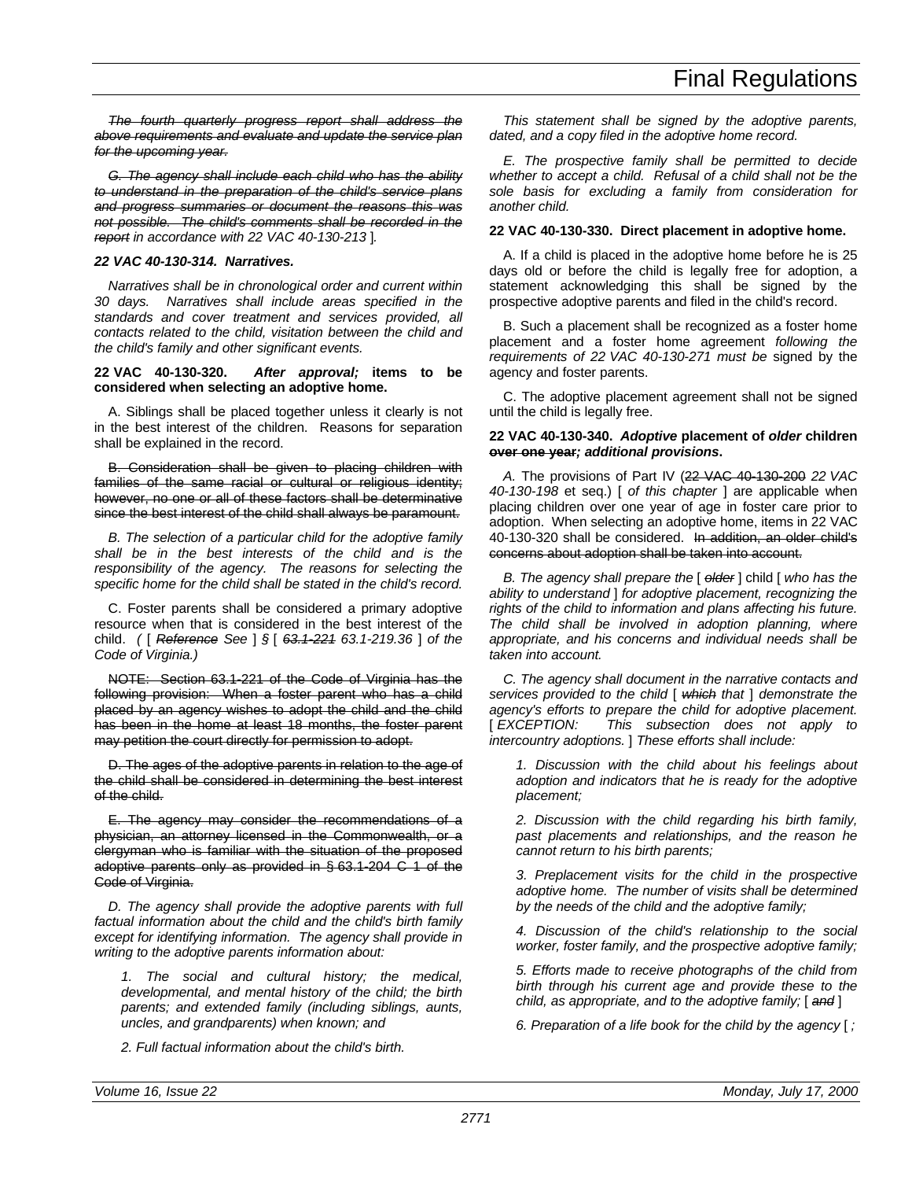*~~The fourth quarterly progress report shall address the above requirements and evaluate and update the service plan for the upcoming year.~~*

*~~G. The agency shall include each child who has the ability to understand in the preparation of the child's service plans and progress summaries or document the reasons this was not possible. The child's comments shall be recorded in the report~~ in accordance with 22 VAC 40-130-213* ].

### *22 VAC 40-130-314. Narratives.*

*Narratives shall be in chronological order and current within 30 days. Narratives shall include areas specified in the standards and cover treatment and services provided, all contacts related to the child, visitation between the child and the child's family and other significant events.*

### 22 VAC 40-130-320. *After approval;* items to be considered when selecting an adoptive home.

A. Siblings shall be placed together unless it clearly is not in the best interest of the children. Reasons for separation shall be explained in the record.

~~B. Consideration shall be given to placing children with families of the same racial or cultural or religious identity; however, no one or all of these factors shall be determinative since the best interest of the child shall always be paramount.~~

*B. The selection of a particular child for the adoptive family shall be in the best interests of the child and is the responsibility of the agency. The reasons for selecting the specific home for the child shall be stated in the child's record.*

C. Foster parents shall be considered a primary adoptive resource when that is considered in the best interest of the child. *(* [ *~~Reference~~ See* ] *§* [ *~~63.1-221~~ 63.1-219.36* ] *of the Code of Virginia.)*

~~NOTE: Section 63.1-221 of the Code of Virginia has the following provision: When a foster parent who has a child placed by an agency wishes to adopt the child and the child has been in the home at least 18 months, the foster parent may petition the court directly for permission to adopt.~~

~~D. The ages of the adoptive parents in relation to the age of the child shall be considered in determining the best interest of the child.~~

~~E. The agency may consider the recommendations of a physician, an attorney licensed in the Commonwealth, or a clergyman who is familiar with the situation of the proposed adoptive parents only as provided in § 63.1-204 C 1 of the Code of Virginia.~~

*D. The agency shall provide the adoptive parents with full factual information about the child and the child's birth family except for identifying information. The agency shall provide in writing to the adoptive parents information about:*

*1. The social and cultural history; the medical, developmental, and mental history of the child; the birth parents; and extended family (including siblings, aunts, uncles, and grandparents) when known; and*

*2. Full factual information about the child's birth.*

*This statement shall be signed by the adoptive parents, dated, and a copy filed in the adoptive home record.*

*E. The prospective family shall be permitted to decide whether to accept a child. Refusal of a child shall not be the sole basis for excluding a family from consideration for another child.*

### 22 VAC 40-130-330. Direct placement in adoptive home.

A. If a child is placed in the adoptive home before he is 25 days old or before the child is legally free for adoption, a statement acknowledging this shall be signed by the prospective adoptive parents and filed in the child's record.

B. Such a placement shall be recognized as a foster home placement and a foster home agreement *following the requirements of 22 VAC 40-130-271 must be* signed by the agency and foster parents.

C. The adoptive placement agreement shall not be signed until the child is legally free.

### 22 VAC 40-130-340. *Adoptive* placement of *older* children ~~over one year~~*; additional provisions*.

*A.* The provisions of Part IV (~~22 VAC 40-130-200~~ *22 VAC 40-130-198* et seq.) [ *of this chapter* ] are applicable when placing children over one year of age in foster care prior to adoption. When selecting an adoptive home, items in 22 VAC 40-130-320 shall be considered. ~~In addition, an older child's concerns about adoption shall be taken into account.~~

*B. The agency shall prepare the* [ *~~older~~* ] *child* [ *who has the ability to understand* ] *for adoptive placement, recognizing the rights of the child to information and plans affecting his future. The child shall be involved in adoption planning, where appropriate, and his concerns and individual needs shall be taken into account.*

*C. The agency shall document in the narrative contacts and services provided to the child* [ *~~which~~ that* ] *demonstrate the agency's efforts to prepare the child for adoptive placement.* [ *EXCEPTION: This subsection does not apply to intercountry adoptions.* ] *These efforts shall include:*

*1. Discussion with the child about his feelings about adoption and indicators that he is ready for the adoptive placement;*

*2. Discussion with the child regarding his birth family, past placements and relationships, and the reason he cannot return to his birth parents;*

*3. Preplacement visits for the child in the prospective adoptive home. The number of visits shall be determined by the needs of the child and the adoptive family;*

*4. Discussion of the child's relationship to the social worker, foster family, and the prospective adoptive family;*

*5. Efforts made to receive photographs of the child from birth through his current age and provide these to the child, as appropriate, and to the adoptive family;* [ *~~and~~* ]

*6. Preparation of a life book for the child by the agency* [ *;*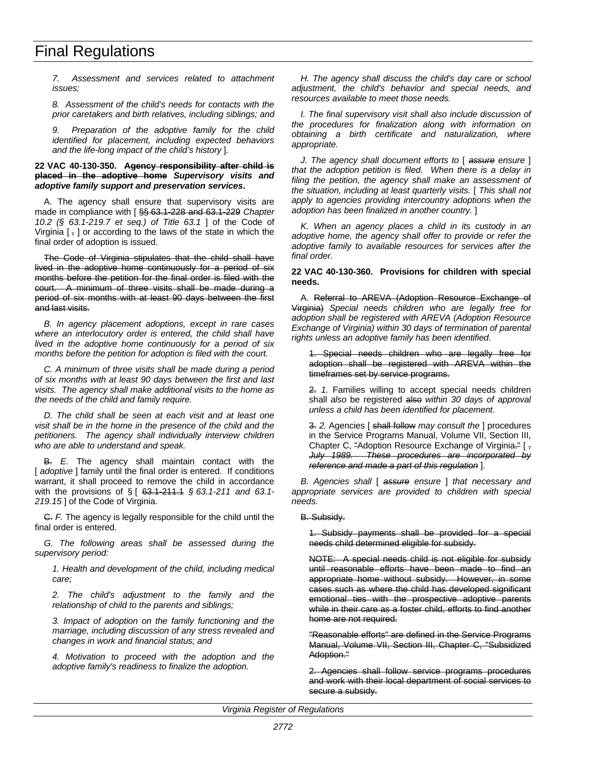*7. Assessment and services related to attachment issues;*

*8. Assessment of the child's needs for contacts with the prior caretakers and birth relatives, including siblings; and*

*9. Preparation of the adoptive family for the child identified for placement, including expected behaviors and the life-long impact of the child's history* ].

**22 VAC 40-130-350. ~~Agency responsibility after child is placed in the adoptive home~~ *Supervisory visits and adoptive family support and preservation services*.**

A. The agency shall ensure that supervisory visits are made in compliance with [ ~~§§ 63.1-228 and 63.1-229~~ *Chapter 10.2 (§ 63.1-219.7 et seq.) of Title 63.1* ] of the Code of Virginia [ ~~,~~ ] or according to the laws of the state in which the final order of adoption is issued.

~~The Code of Virginia stipulates that the child shall have lived in the adoptive home continuously for a period of six months before the petition for the final order is filed with the court. A minimum of three visits shall be made during a period of six months with at least 90 days between the first and last visits.~~

*B. In agency placement adoptions, except in rare cases where an interlocutory order is entered, the child shall have lived in the adoptive home continuously for a period of six months before the petition for adoption is filed with the court.*

*C. A minimum of three visits shall be made during a period of six months with at least 90 days between the first and last visits. The agency shall make additional visits to the home as the needs of the child and family require.*

*D. The child shall be seen at each visit and at least one visit shall be in the home in the presence of the child and the petitioners. The agency shall individually interview children who are able to understand and speak.*

~~B.~~ *E.* The agency shall maintain contact with the [ *adoptive* ] family until the final order is entered. If conditions warrant, it shall proceed to remove the child in accordance with the provisions of § [ ~~63.1-211.1~~ *§ 63.1-211 and 63.1-219.15* ] of the Code of Virginia.

~~C.~~ *F.* The agency is legally responsible for the child until the final order is entered.

*G. The following areas shall be assessed during the supervisory period:*

*1. Health and development of the child, including medical care;*

*2. The child's adjustment to the family and the relationship of child to the parents and siblings;*

*3. Impact of adoption on the family functioning and the marriage, including discussion of any stress revealed and changes in work and financial status; and*

*4. Motivation to proceed with the adoption and the adoptive family's readiness to finalize the adoption.*

*H. The agency shall discuss the child's day care or school adjustment, the child's behavior and special needs, and resources available to meet those needs.*

*I. The final supervisory visit shall also include discussion of the procedures for finalization along with information on obtaining a birth certificate and naturalization, where appropriate.*

*J. The agency shall document efforts to* [ ~~*assure*~~ *ensure* ] *that the adoption petition is filed. When there is a delay in filing the petition, the agency shall make an assessment of the situation, including at least quarterly visits.* [ *This shall not apply to agencies providing intercountry adoptions when the adoption has been finalized in another country.* ]

*K. When an agency places a child in its custody in an adoptive home, the agency shall offer to provide or refer the adoptive family to available resources for services after the final order.*

**22 VAC 40-130-360. Provisions for children with special needs.**

A. ~~Referral to AREVA (Adoption Resource Exchange of Virginia)~~ *Special needs children who are legally free for adoption shall be registered with AREVA (Adoption Resource Exchange of Virginia) within 30 days of termination of parental rights unless an adoptive family has been identified*.

~~1. Special needs children who are legally free for adoption shall be registered with AREVA within the timeframes set by service programs.~~

~~2.~~ *1.* Families willing to accept special needs children shall *also* be registered ~~also~~ *within 30 days of approval unless a child has been identified for placement*.

~~3.~~ *2.* Agencies [ ~~shall follow~~ *may consult the* ] procedures in the Service Programs Manual, Volume VII, Section III, Chapter C, ~~"~~Adoption Resource Exchange of Virginia~~."~~ [ ~~*, July 1989. These procedures are incorporated by reference and made a part of this regulation*~~ ].

*B. Agencies shall* [ ~~*assure*~~ *ensure* ] *that necessary and appropriate services are provided to children with special needs.*

~~B. Subsidy.~~

~~1. Subsidy payments shall be provided for a special needs child determined eligible for subsidy.~~

~~NOTE: A special needs child is not eligible for subsidy until reasonable efforts have been made to find an appropriate home without subsidy. However, in some cases such as where the child has developed significant emotional ties with the prospective adoptive parents while in their care as a foster child, efforts to find another home are not required.~~

~~"Reasonable efforts" are defined in the Service Programs Manual, Volume VII, Section III, Chapter C, "Subsidized Adoption."~~

~~2. Agencies shall follow service programs procedures and work with their local department of social services to secure a subsidy.~~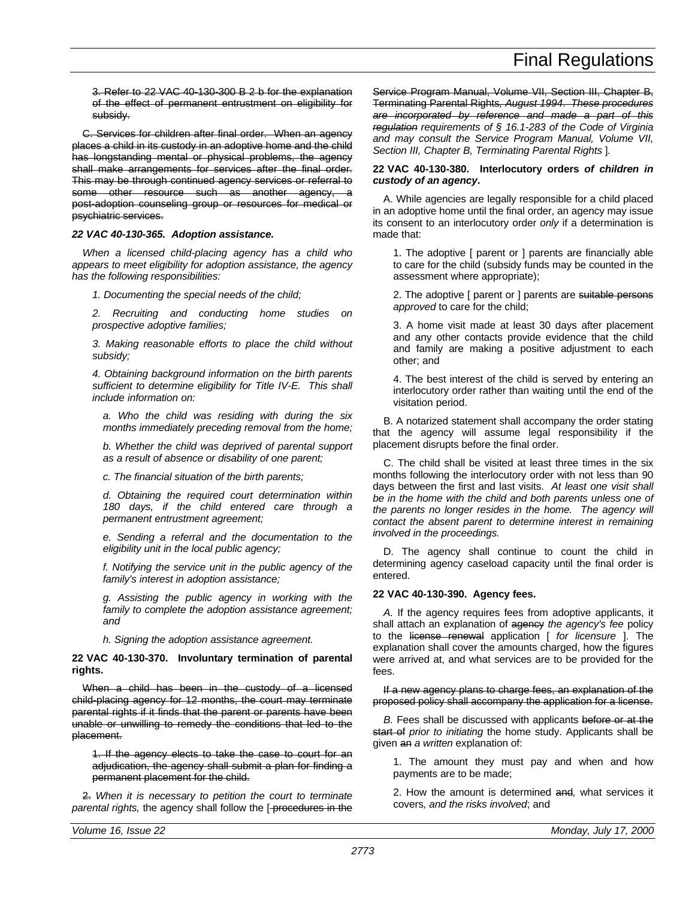3. Refer to 22 VAC 40-130-300 B 2 b for the explanation of the effect of permanent entrustment on eligibility for subsidy.

C. Services for children after final order. When an agency places a child in its custody in an adoptive home and the child has longstanding mental or physical problems, the agency shall make arrangements for services after the final order. This may be through continued agency services or referral to some other resource such as another agency, a post-adoption counseling group or resources for medical or psychiatric services.

***22 VAC 40-130-365. Adoption assistance.***

*When a licensed child-placing agency has a child who appears to meet eligibility for adoption assistance, the agency has the following responsibilities:*

*1. Documenting the special needs of the child;*

*2. Recruiting and conducting home studies on prospective adoptive families;*

*3. Making reasonable efforts to place the child without subsidy;*

*4. Obtaining background information on the birth parents sufficient to determine eligibility for Title IV-E. This shall include information on:*

*a. Who the child was residing with during the six months immediately preceding removal from the home;*

*b. Whether the child was deprived of parental support as a result of absence or disability of one parent;*

*c. The financial situation of the birth parents;*

*d. Obtaining the required court determination within 180 days, if the child entered care through a permanent entrustment agreement;*

*e. Sending a referral and the documentation to the eligibility unit in the local public agency;*

*f. Notifying the service unit in the public agency of the family's interest in adoption assistance;*

*g. Assisting the public agency in working with the family to complete the adoption assistance agreement; and*

*h. Signing the adoption assistance agreement.*

**22 VAC 40-130-370. Involuntary termination of parental rights.**

When a child has been in the custody of a licensed child-placing agency for 12 months, the court may terminate parental rights if it finds that the parent or parents have been unable or unwilling to remedy the conditions that led to the placement.

1. If the agency elects to take the case to court for an adjudication, the agency shall submit a plan for finding a permanent placement for the child.

2. *When it is necessary to petition the court to terminate parental rights,* the agency shall follow the [ procedures in the Service Program Manual, Volume VII, Section III, Chapter B, Terminating Parental Rights*, August 1994. These procedures are incorporated by reference and made a part of this regulation requirements of § 16.1-283 of the Code of Virginia and may consult the Service Program Manual, Volume VII, Section III, Chapter B, Terminating Parental Rights* ]*.*

**22 VAC 40-130-380. Interlocutory orders *of children in custody of an agency*.**

A. While agencies are legally responsible for a child placed in an adoptive home until the final order, an agency may issue its consent to an interlocutory order *only* if a determination is made that:

1. The adoptive [ parent or ] parents are financially able to care for the child (subsidy funds may be counted in the assessment where appropriate);

2. The adoptive [ parent or ] parents are suitable persons *approved* to care for the child;

3. A home visit made at least 30 days after placement and any other contacts provide evidence that the child and family are making a positive adjustment to each other; and

4. The best interest of the child is served by entering an interlocutory order rather than waiting until the end of the visitation period.

B. A notarized statement shall accompany the order stating that the agency will assume legal responsibility if the placement disrupts before the final order.

C. The child shall be visited at least three times in the six months following the interlocutory order with not less than 90 days between the first and last visits. *At least one visit shall be in the home with the child and both parents unless one of the parents no longer resides in the home. The agency will contact the absent parent to determine interest in remaining involved in the proceedings.*

D. The agency shall continue to count the child in determining agency caseload capacity until the final order is entered.

**22 VAC 40-130-390. Agency fees.**

*A.* If the agency requires fees from adoptive applicants, it shall attach an explanation of agency *the agency's fee* policy to the license renewal application [ *for licensure* ]. The explanation shall cover the amounts charged, how the figures were arrived at, and what services are to be provided for the fees.

If a new agency plans to charge fees, an explanation of the proposed policy shall accompany the application for a license.

*B.* Fees shall be discussed with applicants before or at the start of *prior to initiating* the home study. Applicants shall be given an *a written* explanation of:

1. The amount they must pay and when and how payments are to be made;

2. How the amount is determined and*,* what services it covers*, and the risks involved*; and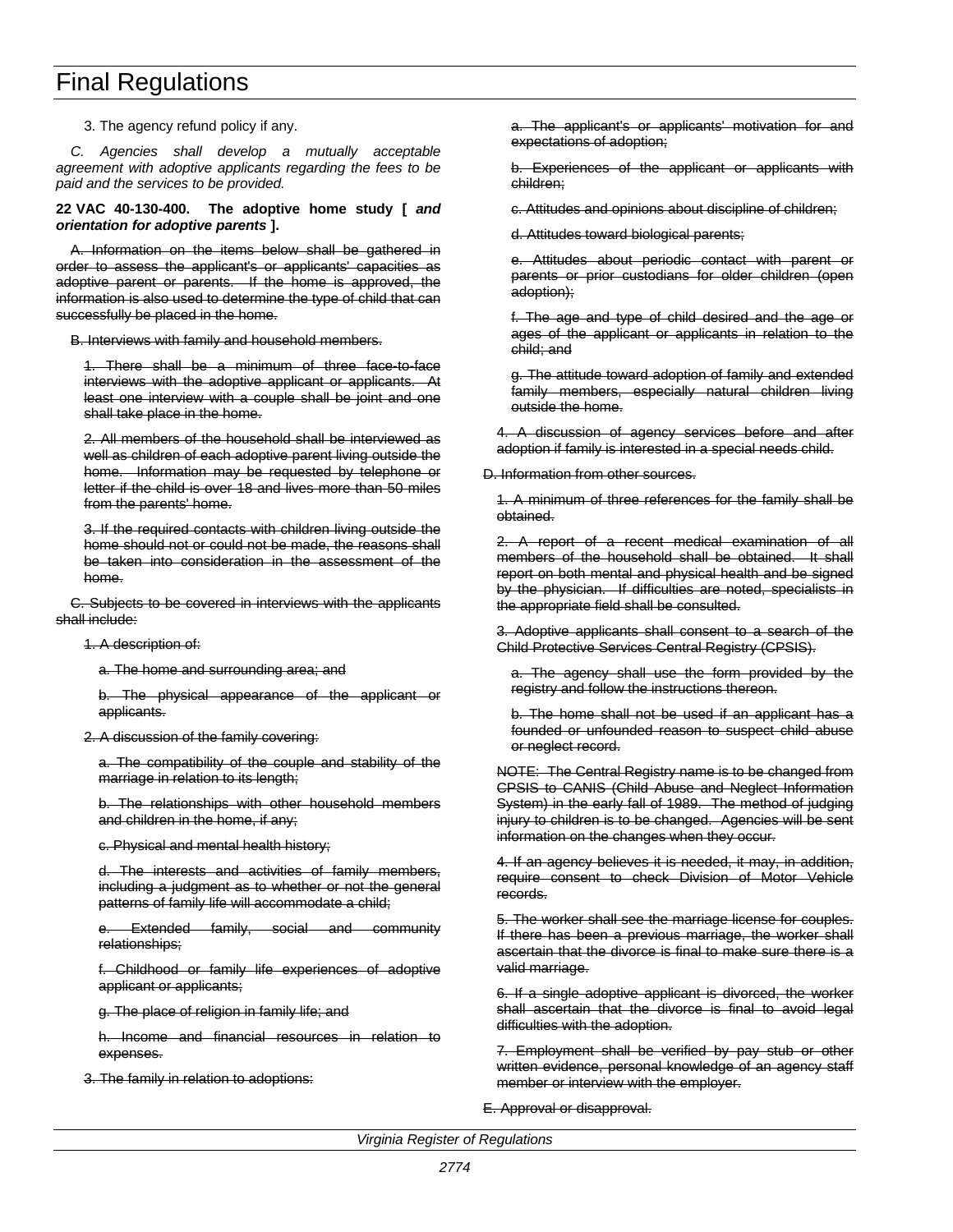3. The agency refund policy if any.

*C. Agencies shall develop a mutually acceptable agreement with adoptive applicants regarding the fees to be paid and the services to be provided.*

**22 VAC 40-130-400. The adoptive home study [ *and orientation for adoptive parents* ].**

~~A. Information on the items below shall be gathered in order to assess the applicant's or applicants' capacities as adoptive parent or parents. If the home is approved, the information is also used to determine the type of child that can successfully be placed in the home.~~

~~B. Interviews with family and household members.~~

~~1. There shall be a minimum of three face-to-face interviews with the adoptive applicant or applicants. At least one interview with a couple shall be joint and one shall take place in the home.~~

~~2. All members of the household shall be interviewed as well as children of each adoptive parent living outside the home. Information may be requested by telephone or letter if the child is over 18 and lives more than 50 miles from the parents' home.~~

~~3. If the required contacts with children living outside the home should not or could not be made, the reasons shall be taken into consideration in the assessment of the home.~~

~~C. Subjects to be covered in interviews with the applicants shall include:~~

~~1. A description of:~~

~~a. The home and surrounding area; and~~

~~b. The physical appearance of the applicant or applicants.~~

~~2. A discussion of the family covering:~~

~~a. The compatibility of the couple and stability of the marriage in relation to its length;~~

~~b. The relationships with other household members and children in the home, if any;~~

~~c. Physical and mental health history;~~

~~d. The interests and activities of family members, including a judgment as to whether or not the general patterns of family life will accommodate a child;~~

~~e. Extended family, social and community relationships;~~

~~f. Childhood or family life experiences of adoptive applicant or applicants;~~

~~g. The place of religion in family life; and~~

~~h. Income and financial resources in relation to expenses.~~

~~3. The family in relation to adoptions:~~

~~a. The applicant's or applicants' motivation for and expectations of adoption;~~

~~b. Experiences of the applicant or applicants with children;~~

~~c. Attitudes and opinions about discipline of children;~~

~~d. Attitudes toward biological parents;~~

~~e. Attitudes about periodic contact with parent or parents or prior custodians for older children (open adoption);~~

~~f. The age and type of child desired and the age or ages of the applicant or applicants in relation to the child; and~~

~~g. The attitude toward adoption of family and extended family members, especially natural children living outside the home.~~

~~4. A discussion of agency services before and after adoption if family is interested in a special needs child.~~

~~D. Information from other sources.~~

~~1. A minimum of three references for the family shall be obtained.~~

~~2. A report of a recent medical examination of all members of the household shall be obtained. It shall report on both mental and physical health and be signed by the physician. If difficulties are noted, specialists in the appropriate field shall be consulted.~~

~~3. Adoptive applicants shall consent to a search of the Child Protective Services Central Registry (CPSIS).~~

~~a. The agency shall use the form provided by the registry and follow the instructions thereon.~~

~~b. The home shall not be used if an applicant has a founded or unfounded reason to suspect child abuse or neglect record.~~

~~NOTE: The Central Registry name is to be changed from CPSIS to CANIS (Child Abuse and Neglect Information System) in the early fall of 1989. The method of judging injury to children is to be changed. Agencies will be sent information on the changes when they occur.~~

~~4. If an agency believes it is needed, it may, in addition, require consent to check Division of Motor Vehicle records.~~

~~5. The worker shall see the marriage license for couples. If there has been a previous marriage, the worker shall ascertain that the divorce is final to make sure there is a valid marriage.~~

~~6. If a single adoptive applicant is divorced, the worker shall ascertain that the divorce is final to avoid legal difficulties with the adoption.~~

~~7. Employment shall be verified by pay stub or other written evidence, personal knowledge of an agency staff member or interview with the employer.~~

~~E. Approval or disapproval.~~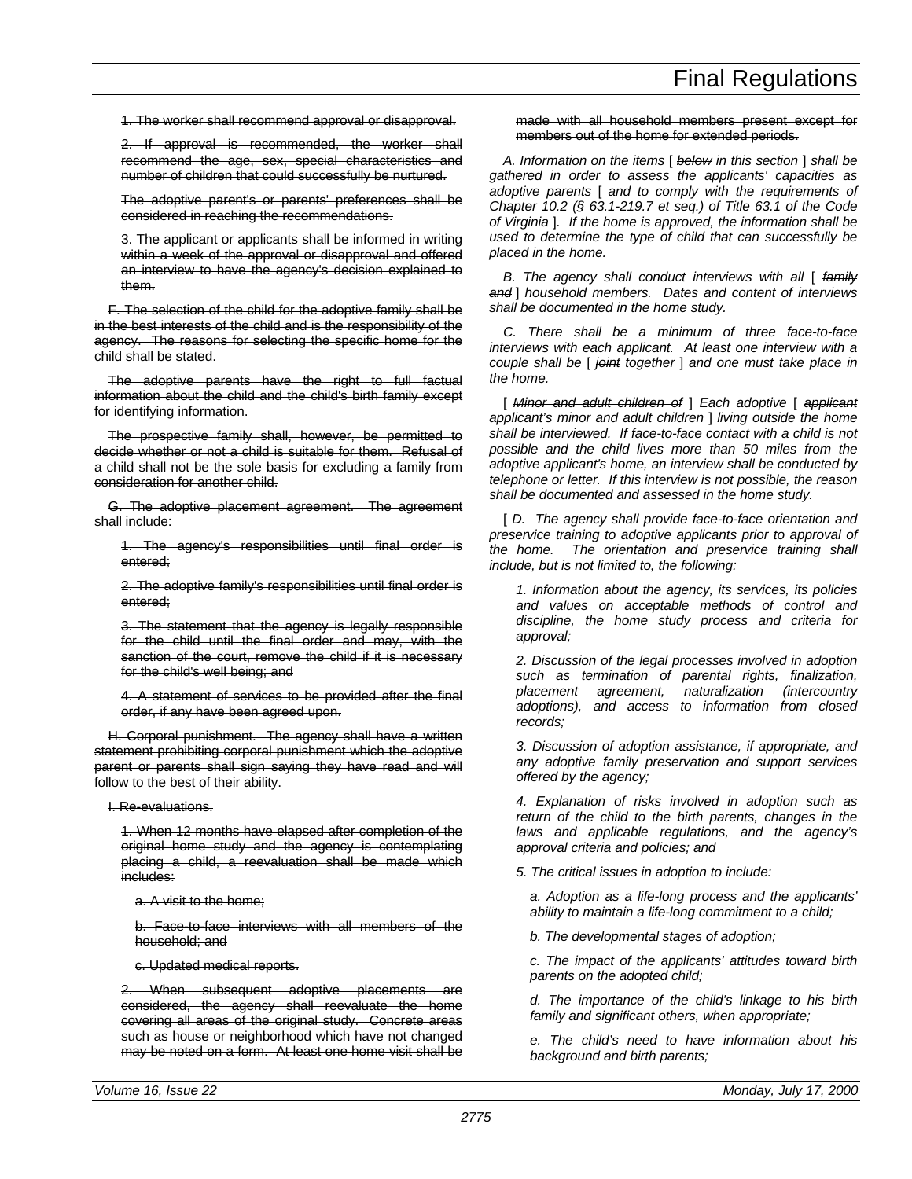~~1. The worker shall recommend approval or disapproval.~~

~~2. If approval is recommended, the worker shall recommend the age, sex, special characteristics and number of children that could successfully be nurtured.~~

~~The adoptive parent's or parents' preferences shall be considered in reaching the recommendations.~~

~~3. The applicant or applicants shall be informed in writing within a week of the approval or disapproval and offered an interview to have the agency's decision explained to them.~~

~~F. The selection of the child for the adoptive family shall be in the best interests of the child and is the responsibility of the agency. The reasons for selecting the specific home for the child shall be stated.~~

~~The adoptive parents have the right to full factual information about the child and the child's birth family except for identifying information.~~

~~The prospective family shall, however, be permitted to decide whether or not a child is suitable for them. Refusal of a child shall not be the sole basis for excluding a family from consideration for another child.~~

~~G. The adoptive placement agreement. The agreement shall include:~~

~~1. The agency's responsibilities until final order is entered;~~

~~2. The adoptive family's responsibilities until final order is entered;~~

~~3. The statement that the agency is legally responsible for the child until the final order and may, with the sanction of the court, remove the child if it is necessary for the child's well being; and~~

~~4. A statement of services to be provided after the final order, if any have been agreed upon.~~

~~H. Corporal punishment. The agency shall have a written statement prohibiting corporal punishment which the adoptive parent or parents shall sign saying they have read and will follow to the best of their ability.~~

~~I. Re-evaluations.~~

~~1. When 12 months have elapsed after completion of the original home study and the agency is contemplating placing a child, a reevaluation shall be made which includes:~~

~~a. A visit to the home;~~

~~b. Face-to-face interviews with all members of the household; and~~

~~c. Updated medical reports.~~

~~2. When subsequent adoptive placements are considered, the agency shall reevaluate the home covering all areas of the original study. Concrete areas such as house or neighborhood which have not changed may be noted on a form. At least one home visit shall be made with all household members present except for members out of the home for extended periods.~~

*A. Information on the items [ ~~below~~ in this section ] shall be gathered in order to assess the applicants' capacities as adoptive parents [ and to comply with the requirements of Chapter 10.2 (§ 63.1-219.7 et seq.) of Title 63.1 of the Code of Virginia ]. If the home is approved, the information shall be used to determine the type of child that can successfully be placed in the home.*

*B. The agency shall conduct interviews with all [ ~~family and~~ ] household members. Dates and content of interviews shall be documented in the home study.*

*C. There shall be a minimum of three face-to-face interviews with each applicant. At least one interview with a couple shall be [ ~~joint~~ together ] and one must take place in the home.*

*[ ~~Minor and adult children of~~ ] Each adoptive [ ~~applicant~~ applicant's minor and adult children ] living outside the home shall be interviewed. If face-to-face contact with a child is not possible and the child lives more than 50 miles from the adoptive applicant's home, an interview shall be conducted by telephone or letter. If this interview is not possible, the reason shall be documented and assessed in the home study.*

*[ D. The agency shall provide face-to-face orientation and preservice training to adoptive applicants prior to approval of the home. The orientation and preservice training shall include, but is not limited to, the following:*

*1. Information about the agency, its services, its policies and values on acceptable methods of control and discipline, the home study process and criteria for approval;*

*2. Discussion of the legal processes involved in adoption such as termination of parental rights, finalization, placement agreement, naturalization (intercountry adoptions), and access to information from closed records;*

*3. Discussion of adoption assistance, if appropriate, and any adoptive family preservation and support services offered by the agency;*

*4. Explanation of risks involved in adoption such as return of the child to the birth parents, changes in the laws and applicable regulations, and the agency's approval criteria and policies; and*

*5. The critical issues in adoption to include:*

*a. Adoption as a life-long process and the applicants' ability to maintain a life-long commitment to a child;*

*b. The developmental stages of adoption;*

*c. The impact of the applicants' attitudes toward birth parents on the adopted child;*

*d. The importance of the child's linkage to his birth family and significant others, when appropriate;*

*e. The child's need to have information about his background and birth parents;*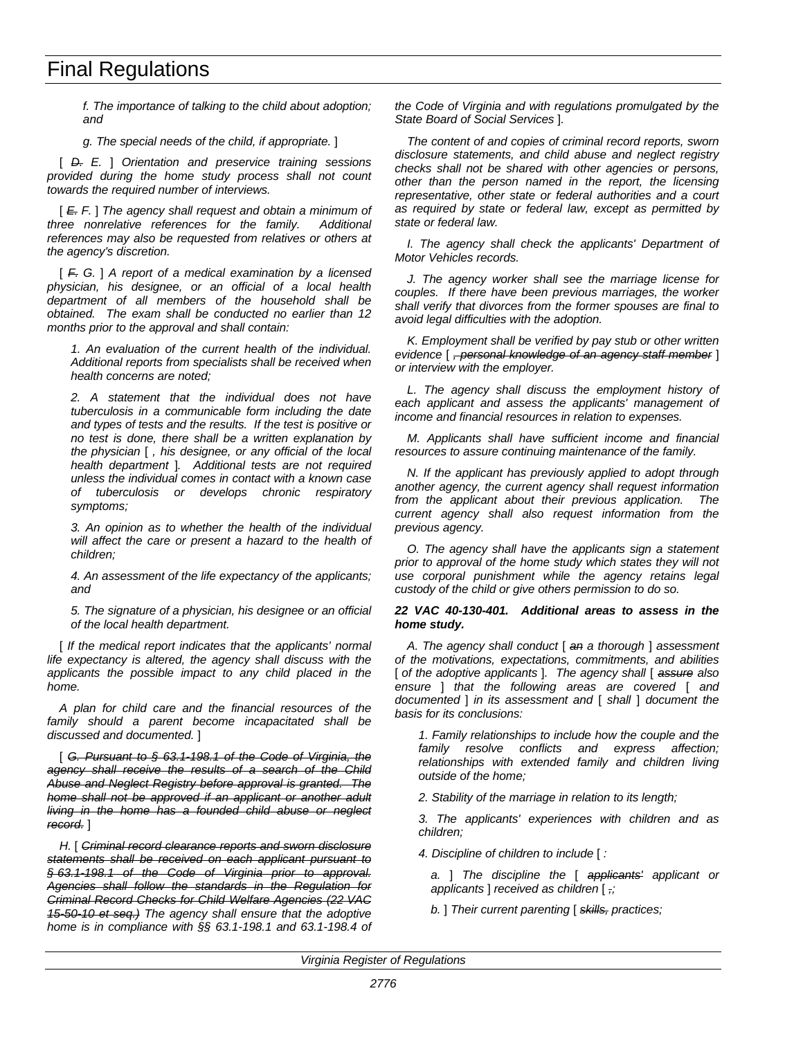*f. The importance of talking to the child about adoption; and*

*g. The special needs of the child, if appropriate.* ]

[ ~~*D.*~~ *E.* ] *Orientation and preservice training sessions provided during the home study process shall not count towards the required number of interviews.*

[ ~~*E.*~~ *F.* ] *The agency shall request and obtain a minimum of three nonrelative references for the family. Additional references may also be requested from relatives or others at the agency's discretion.*

[ ~~*F.*~~ *G.* ] *A report of a medical examination by a licensed physician, his designee, or an official of a local health department of all members of the household shall be obtained. The exam shall be conducted no earlier than 12 months prior to the approval and shall contain:*

*1. An evaluation of the current health of the individual. Additional reports from specialists shall be received when health concerns are noted;*

*2. A statement that the individual does not have tuberculosis in a communicable form including the date and types of tests and the results. If the test is positive or no test is done, there shall be a written explanation by the physician* [ *, his designee, or any official of the local health department* ]*. Additional tests are not required unless the individual comes in contact with a known case of tuberculosis or develops chronic respiratory symptoms;*

*3. An opinion as to whether the health of the individual will affect the care or present a hazard to the health of children;*

*4. An assessment of the life expectancy of the applicants; and*

*5. The signature of a physician, his designee or an official of the local health department.*

[ *If the medical report indicates that the applicants' normal life expectancy is altered, the agency shall discuss with the applicants the possible impact to any child placed in the home.*

*A plan for child care and the financial resources of the family should a parent become incapacitated shall be discussed and documented.* ]

[ ~~*G. Pursuant to § 63.1-198.1 of the Code of Virginia, the agency shall receive the results of a search of the Child Abuse and Neglect Registry before approval is granted. The home shall not be approved if an applicant or another adult living in the home has a founded child abuse or neglect record.*~~ ]

*H.* [ ~~*Criminal record clearance reports and sworn disclosure statements shall be received on each applicant pursuant to § 63.1-198.1 of the Code of Virginia prior to approval. Agencies shall follow the standards in the Regulation for Criminal Record Checks for Child Welfare Agencies (22 VAC 15-50-10 et seq.)*~~ *The agency shall ensure that the adoptive home is in compliance with §§ 63.1-198.1 and 63.1-198.4 of the Code of Virginia and with regulations promulgated by the State Board of Social Services* ]*.*

*The content of and copies of criminal record reports, sworn disclosure statements, and child abuse and neglect registry checks shall not be shared with other agencies or persons, other than the person named in the report, the licensing representative, other state or federal authorities and a court as required by state or federal law, except as permitted by state or federal law.*

*I. The agency shall check the applicants' Department of Motor Vehicles records.*

*J. The agency worker shall see the marriage license for couples. If there have been previous marriages, the worker shall verify that divorces from the former spouses are final to avoid legal difficulties with the adoption.*

*K. Employment shall be verified by pay stub or other written evidence* [ ~~*, personal knowledge of an agency staff member*~~ ] *or interview with the employer.*

*L. The agency shall discuss the employment history of each applicant and assess the applicants' management of income and financial resources in relation to expenses.*

*M. Applicants shall have sufficient income and financial resources to assure continuing maintenance of the family.*

*N. If the applicant has previously applied to adopt through another agency, the current agency shall request information from the applicant about their previous application. The current agency shall also request information from the previous agency.*

*O. The agency shall have the applicants sign a statement prior to approval of the home study which states they will not use corporal punishment while the agency retains legal custody of the child or give others permission to do so.*

***22 VAC 40-130-401. Additional areas to assess in the home study.***

*A. The agency shall conduct* [ ~~*an*~~ *a thorough* ] *assessment of the motivations, expectations, commitments, and abilities* [ *of the adoptive applicants* ]*. The agency shall* [ ~~*assure*~~ *also ensure* ] *that the following areas are covered* [ *and documented* ] *in its assessment and* [ *shall* ] *document the basis for its conclusions:*

*1. Family relationships to include how the couple and the family resolve conflicts and express affection; relationships with extended family and children living outside of the home;*

*2. Stability of the marriage in relation to its length;*

*3. The applicants' experiences with children and as children;*

*4. Discipline of children to include* [ *:*

*a.* ] *The discipline the* [ ~~*applicants'*~~ *applicant or applicants* ] *received as children* [ ~~*,*~~ *;*

*b.* ] *Their current parenting* [ ~~*skills,*~~ *practices;*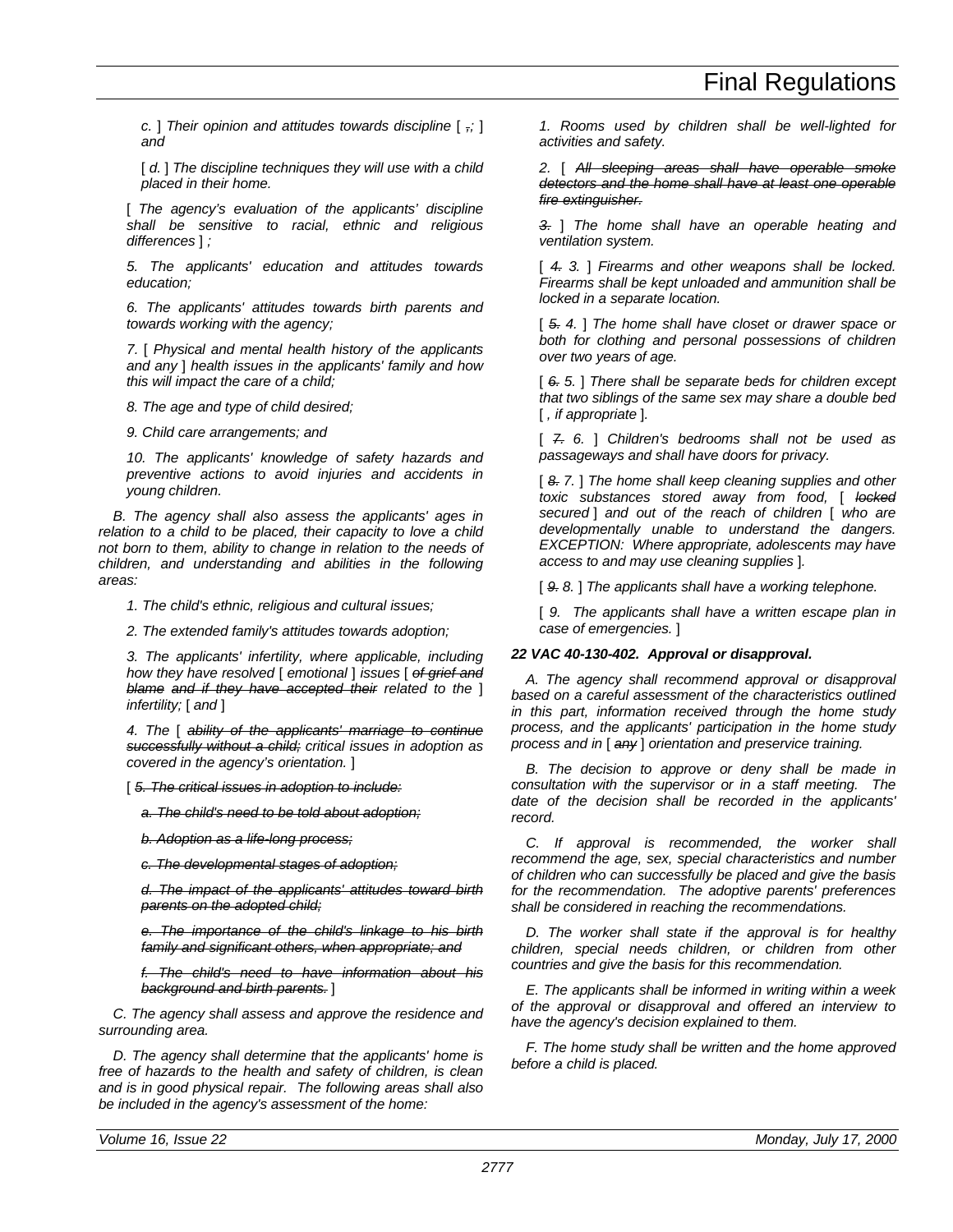*c.* ] *Their opinion and attitudes towards discipline* [ ~~,~~*;* ] *and*

[ *d.* ] *The discipline techniques they will use with a child placed in their home.*

[ *The agency's evaluation of the applicants' discipline shall be sensitive to racial, ethnic and religious differences* ] *;*

*5. The applicants' education and attitudes towards education;*

*6. The applicants' attitudes towards birth parents and towards working with the agency;*

*7.* [ *Physical and mental health history of the applicants and any* ] *health issues in the applicants' family and how this will impact the care of a child;*

*8. The age and type of child desired;*

*9. Child care arrangements; and*

*10. The applicants' knowledge of safety hazards and preventive actions to avoid injuries and accidents in young children.*

*B. The agency shall also assess the applicants' ages in relation to a child to be placed, their capacity to love a child not born to them, ability to change in relation to the needs of children, and understanding and abilities in the following areas:*

*1. The child's ethnic, religious and cultural issues;*

*2. The extended family's attitudes towards adoption;*

*3. The applicants' infertility, where applicable, including how they have resolved* [ *emotional* ] *issues* [ ~~*of grief and blame and if they have accepted their*~~ *related to the* ] *infertility;* [ *and* ]

*4. The* [ ~~*ability of the applicants' marriage to continue successfully without a child;*~~ *critical issues in adoption as covered in the agency's orientation.* ]

[ ~~*5. The critical issues in adoption to include:*~~

~~*a. The child's need to be told about adoption;*~~

~~*b. Adoption as a life-long process;*~~

~~*c. The developmental stages of adoption;*~~

~~*d. The impact of the applicants' attitudes toward birth parents on the adopted child;*~~

~~*e. The importance of the child's linkage to his birth family and significant others, when appropriate; and*~~

~~*f. The child's need to have information about his background and birth parents.*~~ ]

*C. The agency shall assess and approve the residence and surrounding area.*

*D. The agency shall determine that the applicants' home is free of hazards to the health and safety of children, is clean and is in good physical repair. The following areas shall also be included in the agency's assessment of the home:*

*1. Rooms used by children shall be well-lighted for activities and safety.*

*2.* [ ~~*All sleeping areas shall have operable smoke detectors and the home shall have at least one operable fire extinguisher.*~~

~~*3.*~~ ] *The home shall have an operable heating and ventilation system.*

[ ~~*4.*~~ *3.* ] *Firearms and other weapons shall be locked. Firearms shall be kept unloaded and ammunition shall be locked in a separate location.*

[ ~~*5.*~~ *4.* ] *The home shall have closet or drawer space or both for clothing and personal possessions of children over two years of age.*

[ ~~*6.*~~ *5.* ] *There shall be separate beds for children except that two siblings of the same sex may share a double bed* [ *, if appropriate* ]*.*

[ ~~*7.*~~ *6.* ] *Children's bedrooms shall not be used as passageways and shall have doors for privacy.*

[ ~~*8.*~~ *7.* ] *The home shall keep cleaning supplies and other toxic substances stored away from food,* [ ~~*locked*~~ *secured* ] *and out of the reach of children* [ *who are developmentally unable to understand the dangers. EXCEPTION: Where appropriate, adolescents may have access to and may use cleaning supplies* ]*.*

[ ~~*9.*~~ *8.* ] *The applicants shall have a working telephone.*

[ *9. The applicants shall have a written escape plan in case of emergencies.* ]

***22 VAC 40-130-402. Approval or disapproval.***

*A. The agency shall recommend approval or disapproval based on a careful assessment of the characteristics outlined in this part, information received through the home study process, and the applicants' participation in the home study process and in* [ ~~*any*~~ ] *orientation and preservice training.*

*B. The decision to approve or deny shall be made in consultation with the supervisor or in a staff meeting. The date of the decision shall be recorded in the applicants' record.*

*C. If approval is recommended, the worker shall recommend the age, sex, special characteristics and number of children who can successfully be placed and give the basis for the recommendation. The adoptive parents' preferences shall be considered in reaching the recommendations.*

*D. The worker shall state if the approval is for healthy children, special needs children, or children from other countries and give the basis for this recommendation.*

*E. The applicants shall be informed in writing within a week of the approval or disapproval and offered an interview to have the agency's decision explained to them.*

*F. The home study shall be written and the home approved before a child is placed.*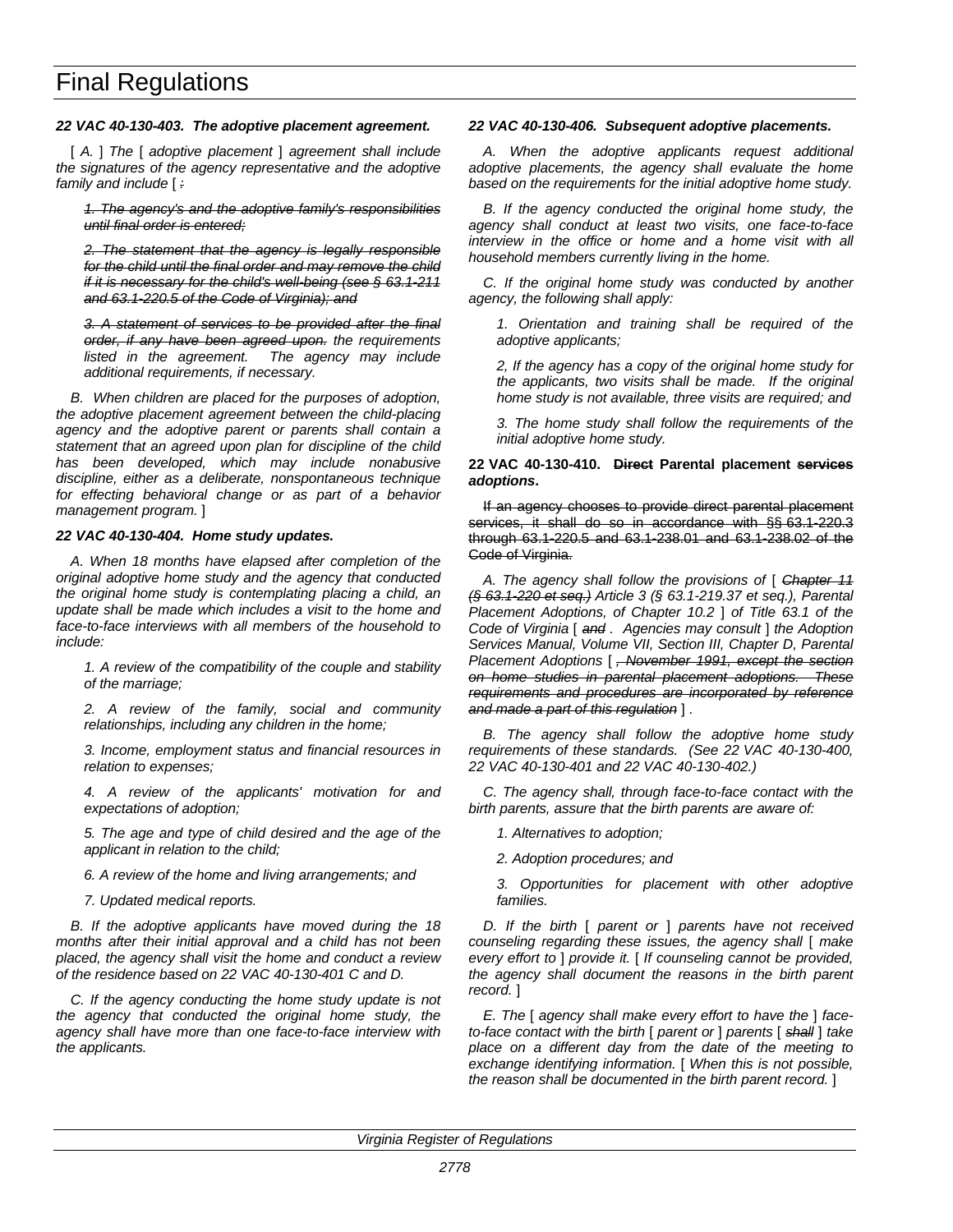# Final Regulations

***22 VAC 40-130-403. The adoptive placement agreement.***

[ *A.* ] *The* [ *adoptive placement* ] *agreement shall include the signatures of the agency representative and the adoptive family and include* [ ~~*:*~~

~~*1. The agency's and the adoptive family's responsibilities until final order is entered;*~~

~~*2. The statement that the agency is legally responsible for the child until the final order and may remove the child if it is necessary for the child's well-being (see § 63.1-211 and 63.1-220.5 of the Code of Virginia); and*~~

~~*3. A statement of services to be provided after the final order, if any have been agreed upon.*~~ *the requirements listed in the agreement. The agency may include additional requirements, if necessary.*

*B. When children are placed for the purposes of adoption, the adoptive placement agreement between the child-placing agency and the adoptive parent or parents shall contain a statement that an agreed upon plan for discipline of the child has been developed, which may include nonabusive discipline, either as a deliberate, nonspontaneous technique for effecting behavioral change or as part of a behavior management program.* ]

***22 VAC 40-130-404. Home study updates.***

*A. When 18 months have elapsed after completion of the original adoptive home study and the agency that conducted the original home study is contemplating placing a child, an update shall be made which includes a visit to the home and face-to-face interviews with all members of the household to include:*

*1. A review of the compatibility of the couple and stability of the marriage;*

*2. A review of the family, social and community relationships, including any children in the home;*

*3. Income, employment status and financial resources in relation to expenses;*

*4. A review of the applicants' motivation for and expectations of adoption;*

*5. The age and type of child desired and the age of the applicant in relation to the child;*

*6. A review of the home and living arrangements; and*

*7. Updated medical reports.*

*B. If the adoptive applicants have moved during the 18 months after their initial approval and a child has not been placed, the agency shall visit the home and conduct a review of the residence based on 22 VAC 40-130-401 C and D.*

*C. If the agency conducting the home study update is not the agency that conducted the original home study, the agency shall have more than one face-to-face interview with the applicants.*

***22 VAC 40-130-406. Subsequent adoptive placements.***

*A. When the adoptive applicants request additional adoptive placements, the agency shall evaluate the home based on the requirements for the initial adoptive home study.*

*B. If the agency conducted the original home study, the agency shall conduct at least two visits, one face-to-face interview in the office or home and a home visit with all household members currently living in the home.*

*C. If the original home study was conducted by another agency, the following shall apply:*

*1. Orientation and training shall be required of the adoptive applicants;*

*2, If the agency has a copy of the original home study for the applicants, two visits shall be made. If the original home study is not available, three visits are required; and*

*3. The home study shall follow the requirements of the initial adoptive home study.*

**22 VAC 40-130-410. ~~Direct~~ Parental placement ~~services~~ *adoptions*.**

~~If an agency chooses to provide direct parental placement services, it shall do so in accordance with §§ 63.1-220.3 through 63.1-220.5 and 63.1-238.01 and 63.1-238.02 of the Code of Virginia.~~

*A. The agency shall follow the provisions of* [ ~~*Chapter 11 (§ 63.1-220 et seq.)*~~ *Article 3 (§ 63.1-219.37 et seq.), Parental Placement Adoptions, of Chapter 10.2* ] *of Title 63.1 of the Code of Virginia* [ ~~*and*~~ *. Agencies may consult* ] *the Adoption Services Manual, Volume VII, Section III, Chapter D, Parental Placement Adoptions* [ ~~*, November 1991, except the section on home studies in parental placement adoptions. These requirements and procedures are incorporated by reference and made a part of this regulation*~~ ] *.*

*B. The agency shall follow the adoptive home study requirements of these standards. (See 22 VAC 40-130-400, 22 VAC 40-130-401 and 22 VAC 40-130-402.)*

*C. The agency shall, through face-to-face contact with the birth parents, assure that the birth parents are aware of:*

*1. Alternatives to adoption;*

*2. Adoption procedures; and*

*3. Opportunities for placement with other adoptive families.*

*D. If the birth* [ *parent or* ] *parents have not received counseling regarding these issues, the agency shall* [ *make every effort to* ] *provide it.* [ *If counseling cannot be provided, the agency shall document the reasons in the birth parent record.* ]

*E. The* [ *agency shall make every effort to have the* ] *face-to-face contact with the birth* [ *parent or* ] *parents* [ ~~*shall*~~ ] *take place on a different day from the date of the meeting to exchange identifying information.* [ *When this is not possible, the reason shall be documented in the birth parent record.* ]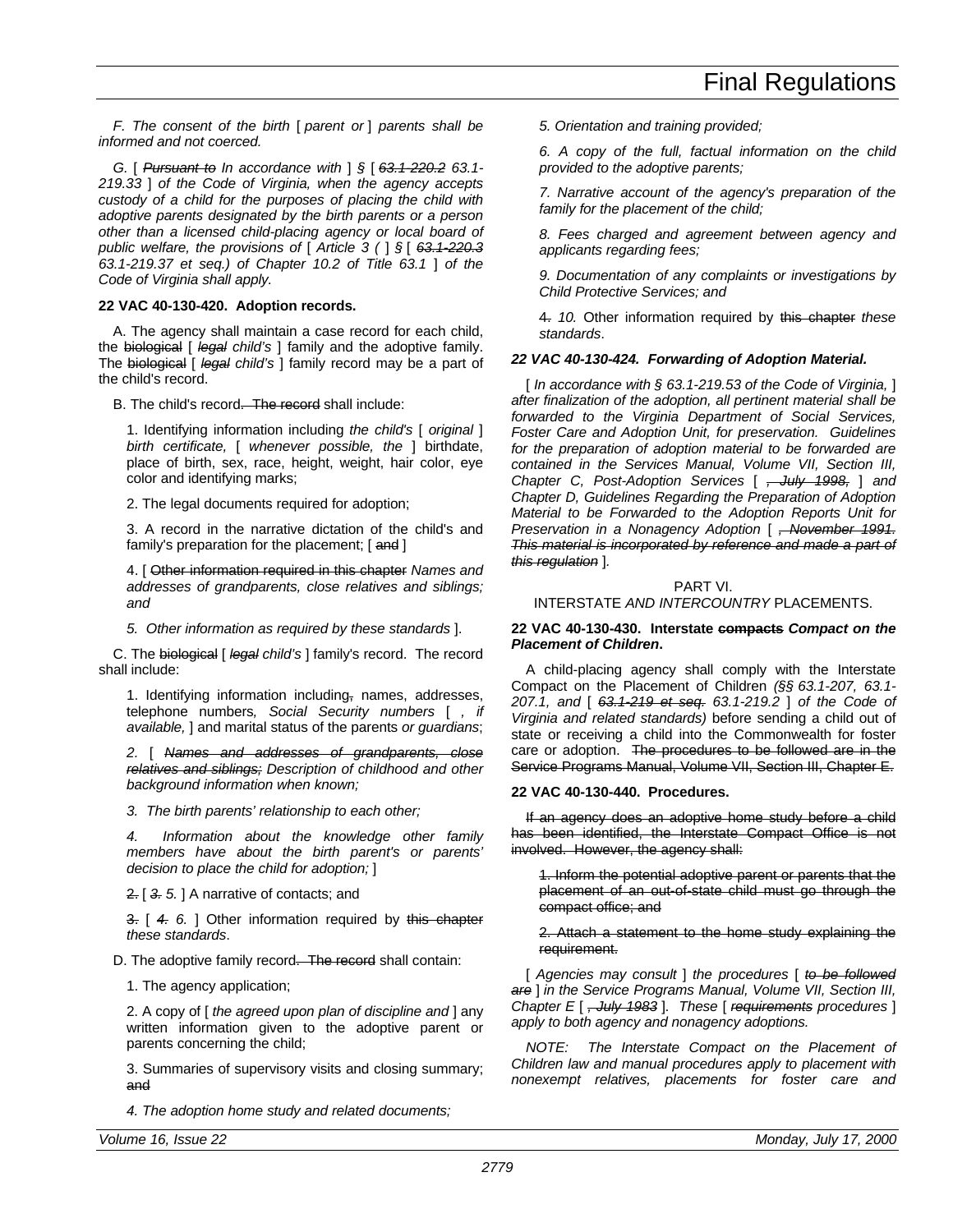*F. The consent of the birth* [ *parent or* ] *parents shall be informed and not coerced.*

*G.* [ ~~*Pursuant to*~~ *In accordance with* ] *§* [ ~~*63.1-220.2*~~ *63.1-219.33* ] *of the Code of Virginia, when the agency accepts custody of a child for the purposes of placing the child with adoptive parents designated by the birth parents or a person other than a licensed child-placing agency or local board of public welfare, the provisions of* [ *Article 3 (* ] *§* [ ~~*63.1-220.3*~~ *63.1-219.37 et seq.) of Chapter 10.2 of Title 63.1* ] *of the Code of Virginia shall apply.*

**22 VAC 40-130-420. Adoption records.**

A. The agency shall maintain a case record for each child, the ~~biological~~ [ ~~*legal*~~ *child's* ] family and the adoptive family. The ~~biological~~ [ ~~*legal*~~ *child's* ] family record may be a part of the child's record.

B. The child's record~~. The record~~ shall include:

1. Identifying information including *the child's* [ *original* ] *birth certificate,* [ *whenever possible, the* ] birthdate, place of birth, sex, race, height, weight, hair color, eye color and identifying marks;

2. The legal documents required for adoption;

3. A record in the narrative dictation of the child's and family's preparation for the placement; [ ~~and~~ ]

4. [ ~~Other information required in this chapter~~ *Names and addresses of grandparents, close relatives and siblings; and*

*5. Other information as required by these standards* ].

C. The ~~biological~~ [ ~~*legal*~~ *child's* ] family's record. The record shall include:

1. Identifying information including~~,~~ names, addresses, telephone numbers*, Social Security numbers* [ *, if available,* ] and marital status of the parents *or guardians*;

*2.* [ ~~*Names and addresses of grandparents, close relatives and siblings;*~~ *Description of childhood and other background information when known;*

*3. The birth parents' relationship to each other;*

*4. Information about the knowledge other family members have about the birth parent's or parents' decision to place the child for adoption;* ]

~~2.~~ [ ~~*3.*~~ *5.* ] A narrative of contacts; and

~~3.~~ [ ~~*4.*~~ *6.* ] Other information required by ~~this chapter~~ *these standards*.

D. The adoptive family record~~. The record~~ shall contain:

1. The agency application;

2. A copy of [ *the agreed upon plan of discipline and* ] any written information given to the adoptive parent or parents concerning the child;

3. Summaries of supervisory visits and closing summary; ~~and~~

*4. The adoption home study and related documents;*

*5. Orientation and training provided;*

*6. A copy of the full, factual information on the child provided to the adoptive parents;*

*7. Narrative account of the agency's preparation of the family for the placement of the child;*

*8. Fees charged and agreement between agency and applicants regarding fees;*

*9. Documentation of any complaints or investigations by Child Protective Services; and*

~~4.~~ *10.* Other information required by ~~this chapter~~ *these standards*.

***22 VAC 40-130-424. Forwarding of Adoption Material.***

[ *In accordance with § 63.1-219.53 of the Code of Virginia,* ] *after finalization of the adoption, all pertinent material shall be forwarded to the Virginia Department of Social Services, Foster Care and Adoption Unit, for preservation. Guidelines for the preparation of adoption material to be forwarded are contained in the Services Manual, Volume VII, Section III, Chapter C, Post-Adoption Services* [ ~~*, July 1998,*~~ ] *and Chapter D, Guidelines Regarding the Preparation of Adoption Material to be Forwarded to the Adoption Reports Unit for Preservation in a Nonagency Adoption* [ ~~*, November 1991. This material is incorporated by reference and made a part of this regulation*~~ ].

PART VI.
INTERSTATE *AND INTERCOUNTRY* PLACEMENTS.

**22 VAC 40-130-430. Interstate ~~compacts~~ *Compact on the Placement of Children*.**

A child-placing agency shall comply with the Interstate Compact on the Placement of Children *(§§ 63.1-207, 63.1-207.1, and* [ ~~*63.1-219 et seq.*~~ *63.1-219.2* ] *of the Code of Virginia and related standards)* before sending a child out of state or receiving a child into the Commonwealth for foster care or adoption. ~~The procedures to be followed are in the Service Programs Manual, Volume VII, Section III, Chapter E.~~

**22 VAC 40-130-440. Procedures.**

~~If an agency does an adoptive home study before a child has been identified, the Interstate Compact Office is not involved. However, the agency shall:~~

~~1. Inform the potential adoptive parent or parents that the placement of an out-of-state child must go through the compact office; and~~

~~2. Attach a statement to the home study explaining the requirement.~~

[ *Agencies may consult* ] *the procedures* [ ~~*to be followed are*~~ ] *in the Service Programs Manual, Volume VII, Section III, Chapter E* [ ~~*, July 1983*~~ ]. *These* [ ~~*requirements*~~ *procedures* ] *apply to both agency and nonagency adoptions.*

*NOTE: The Interstate Compact on the Placement of Children law and manual procedures apply to placement with nonexempt relatives, placements for foster care and*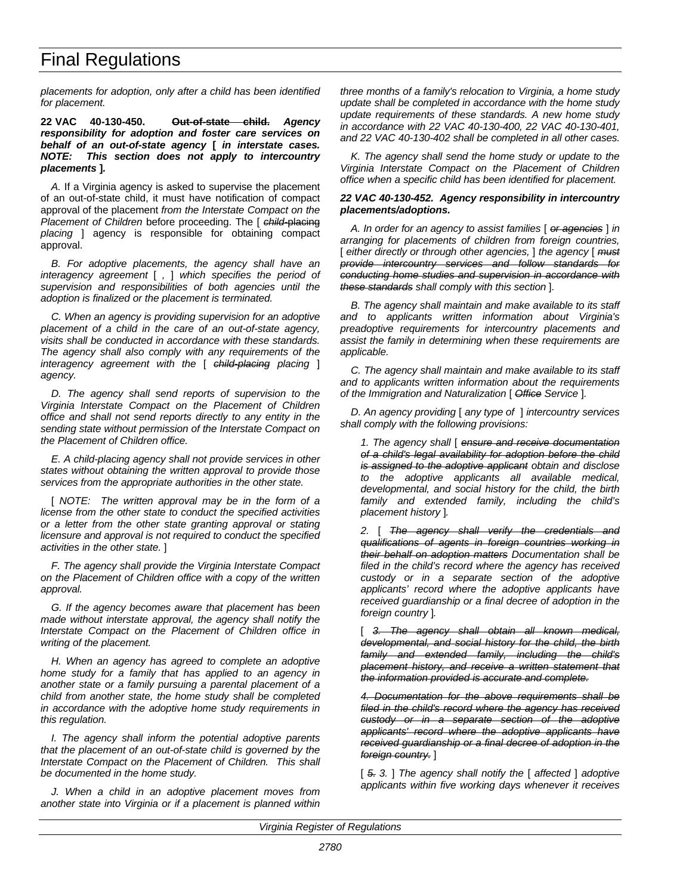*placements for adoption, only after a child has been identified for placement.*

**22 VAC 40-130-450. ~~Out-of-state child.~~ *Agency responsibility for adoption and foster care services on behalf of an out-of-state agency [ in interstate cases. NOTE: This section does not apply to intercountry placements ].***

*A.* If a Virginia agency is asked to supervise the placement of an out-of-state child, it must have notification of compact approval of the placement *from the Interstate Compact on the Placement of Children* before proceeding. The [ ~~*child*-placing~~ *placing* ] agency is responsible for obtaining compact approval.

*B. For adoptive placements, the agency shall have an interagency agreement [ , ] which specifies the period of supervision and responsibilities of both agencies until the adoption is finalized or the placement is terminated.*

*C. When an agency is providing supervision for an adoptive placement of a child in the care of an out-of-state agency, visits shall be conducted in accordance with these standards. The agency shall also comply with any requirements of the interagency agreement with the [ ~~child-placing~~ placing ] agency.*

*D. The agency shall send reports of supervision to the Virginia Interstate Compact on the Placement of Children office and shall not send reports directly to any entity in the sending state without permission of the Interstate Compact on the Placement of Children office.*

*E. A child-placing agency shall not provide services in other states without obtaining the written approval to provide those services from the appropriate authorities in the other state.*

*[ NOTE: The written approval may be in the form of a license from the other state to conduct the specified activities or a letter from the other state granting approval or stating licensure and approval is not required to conduct the specified activities in the other state. ]*

*F. The agency shall provide the Virginia Interstate Compact on the Placement of Children office with a copy of the written approval.*

*G. If the agency becomes aware that placement has been made without interstate approval, the agency shall notify the Interstate Compact on the Placement of Children office in writing of the placement.*

*H. When an agency has agreed to complete an adoptive home study for a family that has applied to an agency in another state or a family pursuing a parental placement of a child from another state, the home study shall be completed in accordance with the adoptive home study requirements in this regulation.*

*I. The agency shall inform the potential adoptive parents that the placement of an out-of-state child is governed by the Interstate Compact on the Placement of Children. This shall be documented in the home study.*

*J. When a child in an adoptive placement moves from another state into Virginia or if a placement is planned within three months of a family's relocation to Virginia, a home study update shall be completed in accordance with the home study update requirements of these standards. A new home study in accordance with 22 VAC 40-130-400, 22 VAC 40-130-401, and 22 VAC 40-130-402 shall be completed in all other cases.*

*K. The agency shall send the home study or update to the Virginia Interstate Compact on the Placement of Children office when a specific child has been identified for placement.*

***22 VAC 40-130-452. Agency responsibility in intercountry placements/adoptions.***

*A. In order for an agency to assist families [ ~~or agencies~~ ] in arranging for placements of children from foreign countries, [ either directly or through other agencies, ] the agency [ ~~must provide intercountry services and follow standards for conducting home studies and supervision in accordance with these standards~~ shall comply with this section ].*

*B. The agency shall maintain and make available to its staff and to applicants written information about Virginia's preadoptive requirements for intercountry placements and assist the family in determining when these requirements are applicable.*

*C. The agency shall maintain and make available to its staff and to applicants written information about the requirements of the Immigration and Naturalization [ ~~Office~~ Service ].*

*D. An agency providing [ any type of ] intercountry services shall comply with the following provisions:*

*1. The agency shall [ ~~ensure and receive documentation of a child's legal availability for adoption before the child is assigned to the adoptive applicant~~ obtain and disclose to the adoptive applicants all available medical, developmental, and social history for the child, the birth family and extended family, including the child's placement history ].*

*2. [ ~~The agency shall verify the credentials and qualifications of agents in foreign countries working in their behalf on adoption matters~~ Documentation shall be filed in the child's record where the agency has received custody or in a separate section of the adoptive applicants' record where the adoptive applicants have received guardianship or a final decree of adoption in the foreign country ].*

*[ ~~3. The agency shall obtain all known medical, developmental, and social history for the child, the birth family and extended family, including the child's placement history, and receive a written statement that the information provided is accurate and complete.~~*

*~~4. Documentation for the above requirements shall be filed in the child's record where the agency has received custody or in a separate section of the adoptive applicants' record where the adoptive applicants have received guardianship or a final decree of adoption in the foreign country.~~ ]*

*[ ~~5.~~ 3. ] The agency shall notify the [ affected ] adoptive applicants within five working days whenever it receives*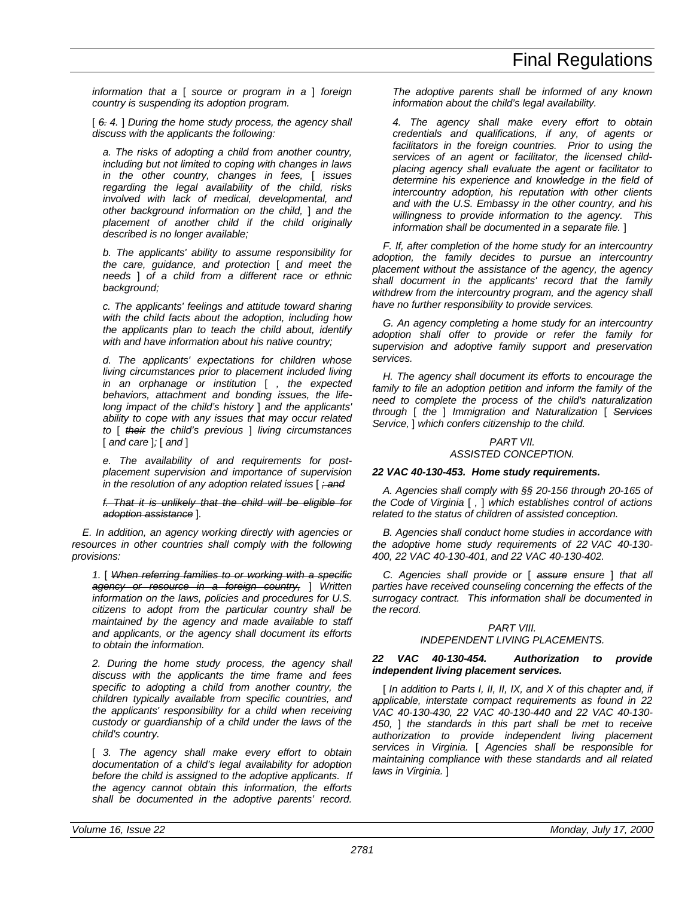*information that a [ source or program in a ] foreign country is suspending its adoption program.*

[ ~~6.~~ *4.* ] *During the home study process, the agency shall discuss with the applicants the following:*

*a. The risks of adopting a child from another country, including but not limited to coping with changes in laws in the other country, changes in fees,* [ *issues regarding the legal availability of the child, risks involved with lack of medical, developmental, and other background information on the child,* ] *and the placement of another child if the child originally described is no longer available;*

*b. The applicants' ability to assume responsibility for the care, guidance, and protection* [ *and meet the needs* ] *of a child from a different race or ethnic background;*

*c. The applicants' feelings and attitude toward sharing with the child facts about the adoption, including how the applicants plan to teach the child about, identify with and have information about his native country;*

*d. The applicants' expectations for children whose living circumstances prior to placement included living in an orphanage or institution* [ *, the expected behaviors, attachment and bonding issues, the life-long impact of the child's history* ] *and the applicants' ability to cope with any issues that may occur related to* [ ~~*their*~~ *the child's previous* ] *living circumstances* [ *and care* ]*;* [ *and* ]

*e. The availability of and requirements for post-placement supervision and importance of supervision in the resolution of any adoption related issues* [ ~~*; and*~~

~~*f. That it is unlikely that the child will be eligible for adoption assistance*~~ ].

*E. In addition, an agency working directly with agencies or resources in other countries shall comply with the following provisions:*

*1.* [ ~~*When referring families to or working with a specific agency or resource in a foreign country,*~~ ] *Written information on the laws, policies and procedures for U.S. citizens to adopt from the particular country shall be maintained by the agency and made available to staff and applicants, or the agency shall document its efforts to obtain the information.*

*2. During the home study process, the agency shall discuss with the applicants the time frame and fees specific to adopting a child from another country, the children typically available from specific countries, and the applicants' responsibility for a child when receiving custody or guardianship of a child under the laws of the child's country.*

[ *3. The agency shall make every effort to obtain documentation of a child's legal availability for adoption before the child is assigned to the adoptive applicants. If the agency cannot obtain this information, the efforts shall be documented in the adoptive parents' record. The adoptive parents shall be informed of any known information about the child's legal availability.*

*4. The agency shall make every effort to obtain credentials and qualifications, if any, of agents or facilitators in the foreign countries. Prior to using the services of an agent or facilitator, the licensed child-placing agency shall evaluate the agent or facilitator to determine his experience and knowledge in the field of intercountry adoption, his reputation with other clients and with the U.S. Embassy in the other country, and his willingness to provide information to the agency. This information shall be documented in a separate file.* ]

*F. If, after completion of the home study for an intercountry adoption, the family decides to pursue an intercountry placement without the assistance of the agency, the agency shall document in the applicants' record that the family withdrew from the intercountry program, and the agency shall have no further responsibility to provide services.*

*G. An agency completing a home study for an intercountry adoption shall offer to provide or refer the family for supervision and adoptive family support and preservation services.*

*H. The agency shall document its efforts to encourage the family to file an adoption petition and inform the family of the need to complete the process of the child's naturalization through* [ *the* ] *Immigration and Naturalization* [ ~~*Services*~~ *Service,* ] *which confers citizenship to the child.*

*PART VII.*
*ASSISTED CONCEPTION.*

***22 VAC 40-130-453. Home study requirements.***

*A. Agencies shall comply with §§ 20-156 through 20-165 of the Code of Virginia* [ *,* ] *which establishes control of actions related to the status of children of assisted conception.*

*B. Agencies shall conduct home studies in accordance with the adoptive home study requirements of 22 VAC 40-130-400, 22 VAC 40-130-401, and 22 VAC 40-130-402.*

*C. Agencies shall provide or* [ ~~*assure*~~ *ensure* ] *that all parties have received counseling concerning the effects of the surrogacy contract. This information shall be documented in the record.*

*PART VIII.*
*INDEPENDENT LIVING PLACEMENTS.*

***22 VAC 40-130-454. Authorization to provide independent living placement services.***

[ *In addition to Parts I, II, II, IX, and X of this chapter and, if applicable, interstate compact requirements as found in 22 VAC 40-130-430, 22 VAC 40-130-440 and 22 VAC 40-130-450,* ] *the standards in this part shall be met to receive authorization to provide independent living placement services in Virginia.* [ *Agencies shall be responsible for maintaining compliance with these standards and all related laws in Virginia.* ]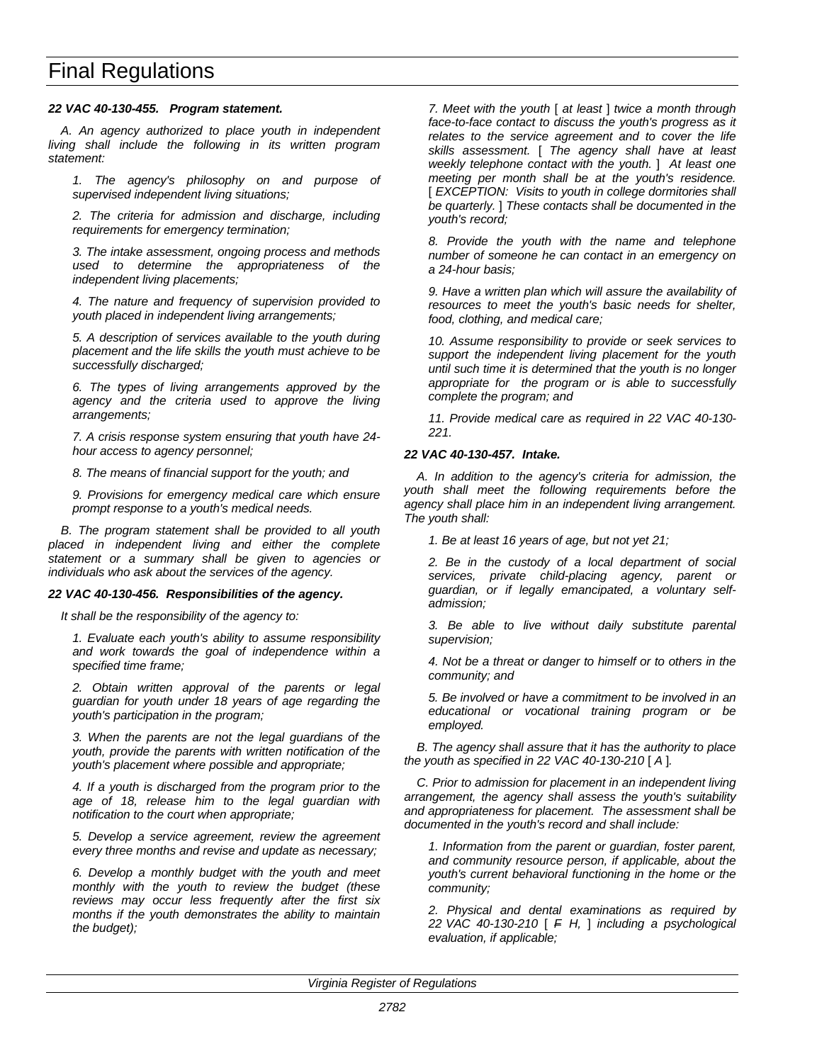*22 VAC 40-130-455. Program statement.*

*A. An agency authorized to place youth in independent living shall include the following in its written program statement:*

*1. The agency's philosophy on and purpose of supervised independent living situations;*

*2. The criteria for admission and discharge, including requirements for emergency termination;*

*3. The intake assessment, ongoing process and methods used to determine the appropriateness of the independent living placements;*

*4. The nature and frequency of supervision provided to youth placed in independent living arrangements;*

*5. A description of services available to the youth during placement and the life skills the youth must achieve to be successfully discharged;*

*6. The types of living arrangements approved by the agency and the criteria used to approve the living arrangements;*

*7. A crisis response system ensuring that youth have 24-hour access to agency personnel;*

*8. The means of financial support for the youth; and*

*9. Provisions for emergency medical care which ensure prompt response to a youth's medical needs.*

*B. The program statement shall be provided to all youth placed in independent living and either the complete statement or a summary shall be given to agencies or individuals who ask about the services of the agency.*

*22 VAC 40-130-456. Responsibilities of the agency.*

*It shall be the responsibility of the agency to:*

*1. Evaluate each youth's ability to assume responsibility and work towards the goal of independence within a specified time frame;*

*2. Obtain written approval of the parents or legal guardian for youth under 18 years of age regarding the youth's participation in the program;*

*3. When the parents are not the legal guardians of the youth, provide the parents with written notification of the youth's placement where possible and appropriate;*

*4. If a youth is discharged from the program prior to the age of 18, release him to the legal guardian with notification to the court when appropriate;*

*5. Develop a service agreement, review the agreement every three months and revise and update as necessary;*

*6. Develop a monthly budget with the youth and meet monthly with the youth to review the budget (these reviews may occur less frequently after the first six months if the youth demonstrates the ability to maintain the budget);*

*7. Meet with the youth* [ *at least* ] *twice a month through face-to-face contact to discuss the youth's progress as it relates to the service agreement and to cover the life skills assessment.* [ *The agency shall have at least weekly telephone contact with the youth.* ] *At least one meeting per month shall be at the youth's residence.* [ *EXCEPTION: Visits to youth in college dormitories shall be quarterly.* ] *These contacts shall be documented in the youth's record;*

*8. Provide the youth with the name and telephone number of someone he can contact in an emergency on a 24-hour basis;*

*9. Have a written plan which will assure the availability of resources to meet the youth's basic needs for shelter, food, clothing, and medical care;*

*10. Assume responsibility to provide or seek services to support the independent living placement for the youth until such time it is determined that the youth is no longer appropriate for the program or is able to successfully complete the program; and*

*11. Provide medical care as required in 22 VAC 40-130-221.*

*22 VAC 40-130-457. Intake.*

*A. In addition to the agency's criteria for admission, the youth shall meet the following requirements before the agency shall place him in an independent living arrangement. The youth shall:*

*1. Be at least 16 years of age, but not yet 21;*

*2. Be in the custody of a local department of social services, private child-placing agency, parent or guardian, or if legally emancipated, a voluntary self-admission;*

*3. Be able to live without daily substitute parental supervision;*

*4. Not be a threat or danger to himself or to others in the community; and*

*5. Be involved or have a commitment to be involved in an educational or vocational training program or be employed.*

*B. The agency shall assure that it has the authority to place the youth as specified in 22 VAC 40-130-210* [ *A* ]*.*

*C. Prior to admission for placement in an independent living arrangement, the agency shall assess the youth's suitability and appropriateness for placement. The assessment shall be documented in the youth's record and shall include:*

*1. Information from the parent or guardian, foster parent, and community resource person, if applicable, about the youth's current behavioral functioning in the home or the community;*

*2. Physical and dental examinations as required by 22 VAC 40-130-210* [ ~~*F*~~ *H,* ] *including a psychological evaluation, if applicable;*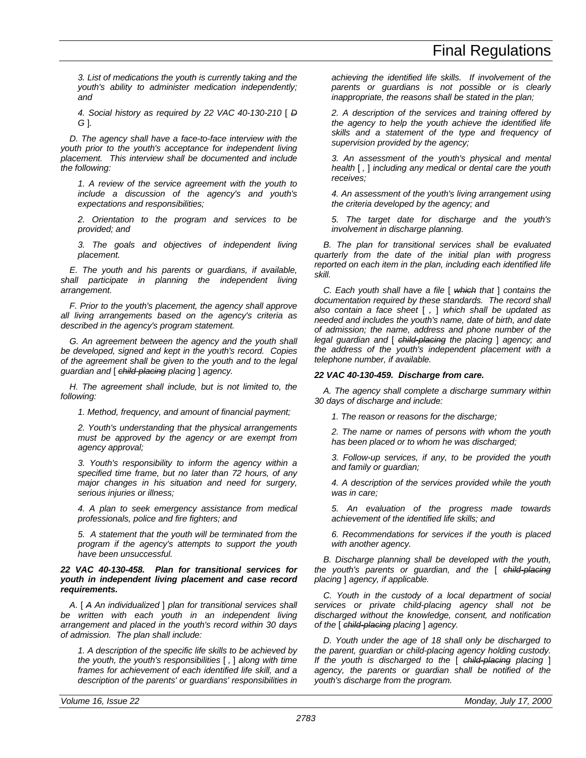*3. List of medications the youth is currently taking and the youth's ability to administer medication independently; and*

*4. Social history as required by 22 VAC 40-130-210 [ ~~D~~ G ].*

*D. The agency shall have a face-to-face interview with the youth prior to the youth's acceptance for independent living placement. This interview shall be documented and include the following:*

*1. A review of the service agreement with the youth to include a discussion of the agency's and youth's expectations and responsibilities;*

*2. Orientation to the program and services to be provided; and*

*3. The goals and objectives of independent living placement.*

*E. The youth and his parents or guardians, if available, shall participate in planning the independent living arrangement.*

*F. Prior to the youth's placement, the agency shall approve all living arrangements based on the agency's criteria as described in the agency's program statement.*

*G. An agreement between the agency and the youth shall be developed, signed and kept in the youth's record. Copies of the agreement shall be given to the youth and to the legal guardian and [ ~~child-placing~~ placing ] agency.*

*H. The agreement shall include, but is not limited to, the following:*

*1. Method, frequency, and amount of financial payment;*

*2. Youth's understanding that the physical arrangements must be approved by the agency or are exempt from agency approval;*

*3. Youth's responsibility to inform the agency within a specified time frame, but no later than 72 hours, of any major changes in his situation and need for surgery, serious injuries or illness;*

*4. A plan to seek emergency assistance from medical professionals, police and fire fighters; and*

*5. A statement that the youth will be terminated from the program if the agency's attempts to support the youth have been unsuccessful.*

***22 VAC 40-130-458. Plan for transitional services for youth in independent living placement and case record requirements.***

*A. [ ~~A~~ An individualized ] plan for transitional services shall be written with each youth in an independent living arrangement and placed in the youth's record within 30 days of admission. The plan shall include:*

*1. A description of the specific life skills to be achieved by the youth, the youth's responsibilities [ , ] along with time frames for achievement of each identified life skill, and a description of the parents' or guardians' responsibilities in achieving the identified life skills. If involvement of the parents or guardians is not possible or is clearly inappropriate, the reasons shall be stated in the plan;*

*2. A description of the services and training offered by the agency to help the youth achieve the identified life skills and a statement of the type and frequency of supervision provided by the agency;*

*3. An assessment of the youth's physical and mental health [ , ] including any medical or dental care the youth receives;*

*4. An assessment of the youth's living arrangement using the criteria developed by the agency; and*

*5. The target date for discharge and the youth's involvement in discharge planning.*

*B. The plan for transitional services shall be evaluated quarterly from the date of the initial plan with progress reported on each item in the plan, including each identified life skill.*

*C. Each youth shall have a file [ ~~which~~ that ] contains the documentation required by these standards. The record shall also contain a face sheet [ , ] which shall be updated as needed and includes the youth's name, date of birth, and date of admission; the name, address and phone number of the legal guardian and [ ~~child-placing~~ the placing ] agency; and the address of the youth's independent placement with a telephone number, if available.*

***22 VAC 40-130-459. Discharge from care.***

*A. The agency shall complete a discharge summary within 30 days of discharge and include:*

*1. The reason or reasons for the discharge;*

*2. The name or names of persons with whom the youth has been placed or to whom he was discharged;*

*3. Follow-up services, if any, to be provided the youth and family or guardian;*

*4. A description of the services provided while the youth was in care;*

*5. An evaluation of the progress made towards achievement of the identified life skills; and*

*6. Recommendations for services if the youth is placed with another agency.*

*B. Discharge planning shall be developed with the youth, the youth's parents or guardian, and the [ ~~child-placing~~ placing ] agency, if applicable.*

*C. Youth in the custody of a local department of social services or private child-placing agency shall not be discharged without the knowledge, consent, and notification of the [ ~~child-placing~~ placing ] agency.*

*D. Youth under the age of 18 shall only be discharged to the parent, guardian or child-placing agency holding custody. If the youth is discharged to the [ ~~child-placing~~ placing ] agency, the parents or guardian shall be notified of the youth's discharge from the program.*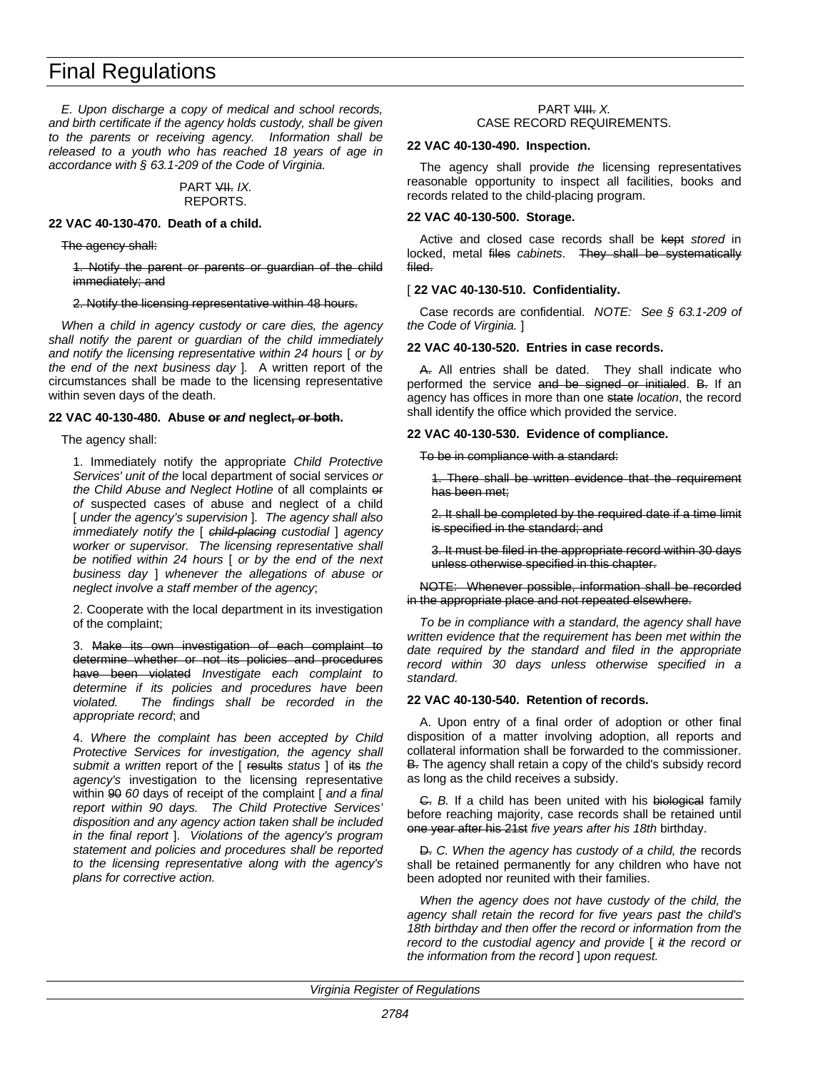*E. Upon discharge a copy of medical and school records, and birth certificate if the agency holds custody, shall be given to the parents or receiving agency. Information shall be released to a youth who has reached 18 years of age in accordance with § 63.1-209 of the Code of Virginia.*

PART ~~VII.~~ *IX.*
REPORTS.

**22 VAC 40-130-470. Death of a child.**

~~The agency shall:~~

~~1. Notify the parent or parents or guardian of the child immediately; and~~

~~2. Notify the licensing representative within 48 hours.~~

*When a child in agency custody or care dies, the agency shall notify the parent or guardian of the child immediately and notify the licensing representative within 24 hours* [ *or by the end of the next business day* ]*. A written report of the circumstances shall be made to the licensing representative within seven days of the death.*

**22 VAC 40-130-480. Abuse ~~or~~ *and* neglect~~, or both~~.**

The agency shall:

1. Immediately notify the appropriate *Child Protective Services' unit of the* local department of social services *or the Child Abuse and Neglect Hotline* of all complaints ~~or~~ *of* suspected cases of abuse and neglect of a child [ *under the agency's supervision* ]*. The agency shall also immediately notify the* [ ~~*child-placing*~~ *custodial* ] *agency worker or supervisor. The licensing representative shall be notified within 24 hours* [ *or by the end of the next business day* ] *whenever the allegations of abuse or neglect involve a staff member of the agency*;

2. Cooperate with the local department in its investigation of the complaint;

3. ~~Make its own investigation of each complaint to determine whether or not its policies and procedures have been violated~~ *Investigate each complaint to determine if its policies and procedures have been violated. The findings shall be recorded in the appropriate record*; and

4. *Where the complaint has been accepted by Child Protective Services for investigation, the agency shall submit a written* report *of* the [ ~~results~~ *status* ] of ~~its~~ *the agency's* investigation to the licensing representative within ~~90~~ *60* days of receipt of the complaint [ *and a final report within 90 days. The Child Protective Services' disposition and any agency action taken shall be included in the final report* ]. *Violations of the agency's program statement and policies and procedures shall be reported to the licensing representative along with the agency's plans for corrective action.*

PART ~~VIII.~~ *X.*
CASE RECORD REQUIREMENTS.

**22 VAC 40-130-490. Inspection.**

The agency shall provide *the* licensing representatives reasonable opportunity to inspect all facilities, books and records related to the child-placing program.

**22 VAC 40-130-500. Storage.**

Active and closed case records shall be ~~kept~~ *stored* in locked, metal ~~files~~ *cabinets*. ~~They shall be systematically filed.~~

[ **22 VAC 40-130-510. Confidentiality.**

Case records are confidential. *NOTE: See § 63.1-209 of the Code of Virginia.* ]

**22 VAC 40-130-520. Entries in case records.**

~~A.~~ All entries shall be dated. They shall indicate who performed the service ~~and be signed or initialed~~. ~~B.~~ If an agency has offices in more than one ~~state~~ *location*, the record shall identify the office which provided the service.

**22 VAC 40-130-530. Evidence of compliance.**

~~To be in compliance with a standard:~~

~~1. There shall be written evidence that the requirement has been met;~~

~~2. It shall be completed by the required date if a time limit is specified in the standard; and~~

~~3. It must be filed in the appropriate record within 30 days unless otherwise specified in this chapter.~~

~~NOTE: Whenever possible, information shall be recorded in the appropriate place and not repeated elsewhere.~~

*To be in compliance with a standard, the agency shall have written evidence that the requirement has been met within the date required by the standard and filed in the appropriate record within 30 days unless otherwise specified in a standard.*

**22 VAC 40-130-540. Retention of records.**

A. Upon entry of a final order of adoption or other final disposition of a matter involving adoption, all reports and collateral information shall be forwarded to the commissioner. ~~B.~~ The agency shall retain a copy of the child's subsidy record as long as the child receives a subsidy.

~~C.~~ *B.* If a child has been united with his ~~biological~~ family before reaching majority, case records shall be retained until ~~one year after his 21st~~ *five years after his 18th* birthday.

~~D.~~ *C. When the agency has custody of a child, the* records shall be retained permanently for any children who have not been adopted nor reunited with their families.

*When the agency does not have custody of the child, the agency shall retain the record for five years past the child's 18th birthday and then offer the record or information from the record to the custodial agency and provide* [ ~~*it*~~ *the record or the information from the record* ] *upon request.*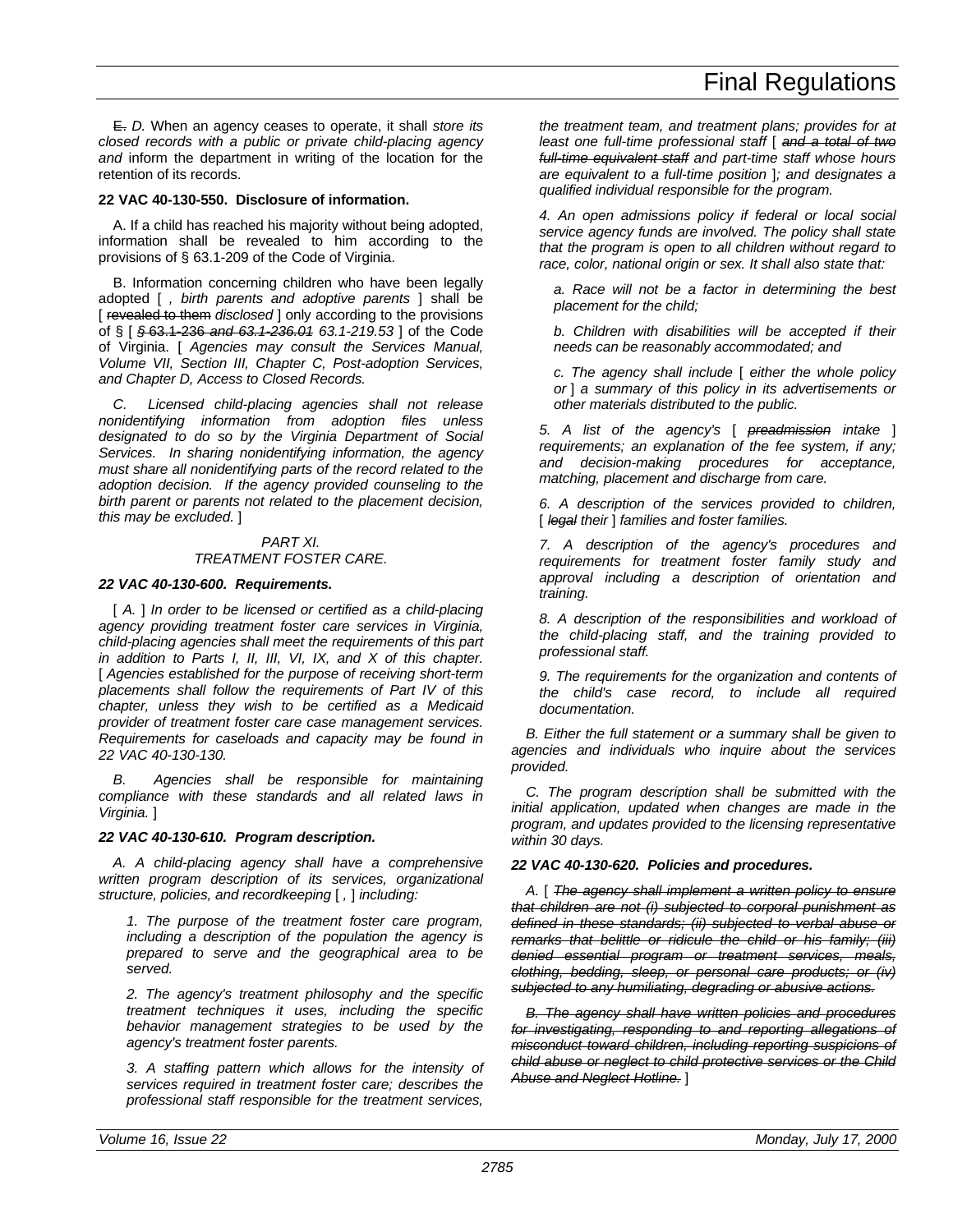~~E.~~ *D.* When an agency ceases to operate, it shall *store its closed records with a public or private child-placing agency and* inform the department in writing of the location for the retention of its records.

**22 VAC 40-130-550. Disclosure of information.**

A. If a child has reached his majority without being adopted, information shall be revealed to him according to the provisions of § 63.1-209 of the Code of Virginia.

B. Information concerning children who have been legally adopted [ *, birth parents and adoptive parents* ] shall be [ ~~revealed to them~~ *disclosed* ] only according to the provisions of § [ ~~§ 63.1-236~~ ~~*and 63.1-236.01*~~ *63.1-219.53* ] of the Code of Virginia. [ *Agencies may consult the Services Manual, Volume VII, Section III, Chapter C, Post-adoption Services, and Chapter D, Access to Closed Records.*

*C. Licensed child-placing agencies shall not release nonidentifying information from adoption files unless designated to do so by the Virginia Department of Social Services. In sharing nonidentifying information, the agency must share all nonidentifying parts of the record related to the adoption decision. If the agency provided counseling to the birth parent or parents not related to the placement decision, this may be excluded.* ]

*PART XI.*
*TREATMENT FOSTER CARE.*

***22 VAC 40-130-600. Requirements.***

[ *A.* ] *In order to be licensed or certified as a child-placing agency providing treatment foster care services in Virginia, child-placing agencies shall meet the requirements of this part in addition to Parts I, II, III, VI, IX, and X of this chapter.* [ *Agencies established for the purpose of receiving short-term placements shall follow the requirements of Part IV of this chapter, unless they wish to be certified as a Medicaid provider of treatment foster care case management services. Requirements for caseloads and capacity may be found in 22 VAC 40-130-130.*

*B. Agencies shall be responsible for maintaining compliance with these standards and all related laws in Virginia.* ]

***22 VAC 40-130-610. Program description.***

*A. A child-placing agency shall have a comprehensive written program description of its services, organizational structure, policies, and recordkeeping* [ *,* ] *including:*

*1. The purpose of the treatment foster care program, including a description of the population the agency is prepared to serve and the geographical area to be served.*

*2. The agency's treatment philosophy and the specific treatment techniques it uses, including the specific behavior management strategies to be used by the agency's treatment foster parents.*

*3. A staffing pattern which allows for the intensity of services required in treatment foster care; describes the professional staff responsible for the treatment services, the treatment team, and treatment plans; provides for at least one full-time professional staff* [ ~~*and a total of two full-time equivalent staff*~~ *and part-time staff whose hours are equivalent to a full-time position* ]*; and designates a qualified individual responsible for the program.*

*4. An open admissions policy if federal or local social service agency funds are involved. The policy shall state that the program is open to all children without regard to race, color, national origin or sex. It shall also state that:*

*a. Race will not be a factor in determining the best placement for the child;*

*b. Children with disabilities will be accepted if their needs can be reasonably accommodated; and*

*c. The agency shall include* [ *either the whole policy or* ] *a summary of this policy in its advertisements or other materials distributed to the public.*

*5. A list of the agency's* [ ~~*preadmission*~~ *intake* ] *requirements; an explanation of the fee system, if any; and decision-making procedures for acceptance, matching, placement and discharge from care.*

*6. A description of the services provided to children,* [ ~~*legal*~~ *their* ] *families and foster families.*

*7. A description of the agency's procedures and requirements for treatment foster family study and approval including a description of orientation and training.*

*8. A description of the responsibilities and workload of the child-placing staff, and the training provided to professional staff.*

*9. The requirements for the organization and contents of the child's case record, to include all required documentation.*

*B. Either the full statement or a summary shall be given to agencies and individuals who inquire about the services provided.*

*C. The program description shall be submitted with the initial application, updated when changes are made in the program, and updates provided to the licensing representative within 30 days.*

***22 VAC 40-130-620. Policies and procedures.***

*A.* [ ~~*The agency shall implement a written policy to ensure that children are not (i) subjected to corporal punishment as defined in these standards; (ii) subjected to verbal abuse or remarks that belittle or ridicule the child or his family; (iii) denied essential program or treatment services, meals, clothing, bedding, sleep, or personal care products; or (iv) subjected to any humiliating, degrading or abusive actions.*~~

~~*B. The agency shall have written policies and procedures for investigating, responding to and reporting allegations of misconduct toward children, including reporting suspicions of child abuse or neglect to child protective services or the Child Abuse and Neglect Hotline.*~~ ]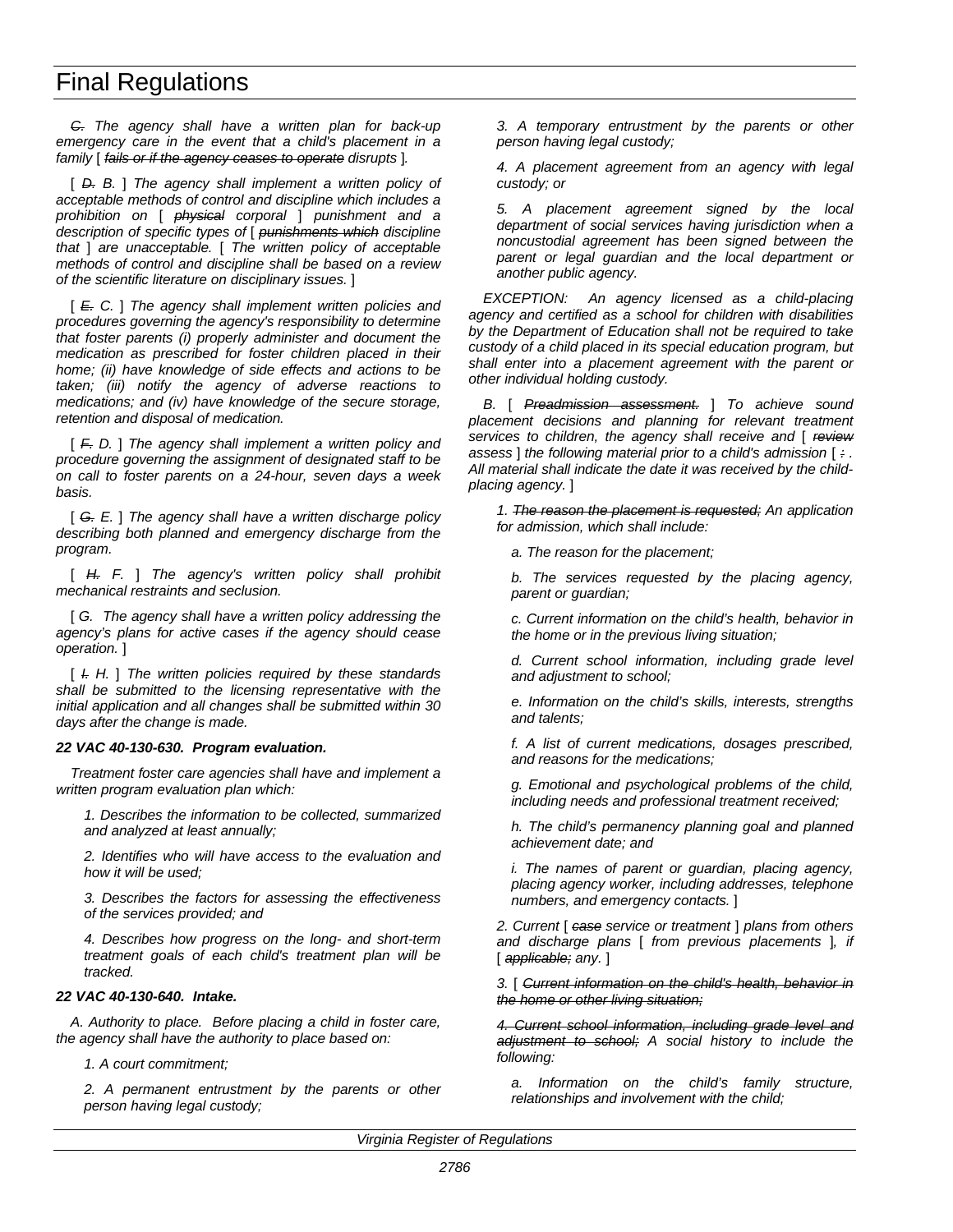# Final Regulations

~~C.~~ *The agency shall have a written plan for back-up emergency care in the event that a child's placement in a family* [ ~~*fails or if the agency ceases to operate*~~ *disrupts* ].

[ ~~*D.*~~ *B.* ] *The agency shall implement a written policy of acceptable methods of control and discipline which includes a prohibition on* [ ~~*physical*~~ *corporal* ] *punishment and a description of specific types of* [ ~~*punishments which*~~ *discipline that* ] *are unacceptable.* [ *The written policy of acceptable methods of control and discipline shall be based on a review of the scientific literature on disciplinary issues.* ]

[ ~~*E.*~~ *C.* ] *The agency shall implement written policies and procedures governing the agency's responsibility to determine that foster parents (i) properly administer and document the medication as prescribed for foster children placed in their home; (ii) have knowledge of side effects and actions to be taken; (iii) notify the agency of adverse reactions to medications; and (iv) have knowledge of the secure storage, retention and disposal of medication.*

[ ~~*F.*~~ *D.* ] *The agency shall implement a written policy and procedure governing the assignment of designated staff to be on call to foster parents on a 24-hour, seven days a week basis.*

[ ~~*G.*~~ *E.* ] *The agency shall have a written discharge policy describing both planned and emergency discharge from the program.*

[ ~~*H.*~~ *F.* ] *The agency's written policy shall prohibit mechanical restraints and seclusion.*

[ *G. The agency shall have a written policy addressing the agency's plans for active cases if the agency should cease operation.* ]

[ ~~*I.*~~ *H.* ] *The written policies required by these standards shall be submitted to the licensing representative with the initial application and all changes shall be submitted within 30 days after the change is made.*

***22 VAC 40-130-630. Program evaluation.***

*Treatment foster care agencies shall have and implement a written program evaluation plan which:*

*1. Describes the information to be collected, summarized and analyzed at least annually;*

*2. Identifies who will have access to the evaluation and how it will be used;*

*3. Describes the factors for assessing the effectiveness of the services provided; and*

*4. Describes how progress on the long- and short-term treatment goals of each child's treatment plan will be tracked.*

***22 VAC 40-130-640. Intake.***

*A. Authority to place. Before placing a child in foster care, the agency shall have the authority to place based on:*

*1. A court commitment;*

*2. A permanent entrustment by the parents or other person having legal custody;*

*3. A temporary entrustment by the parents or other person having legal custody;*

*4. A placement agreement from an agency with legal custody; or*

*5. A placement agreement signed by the local department of social services having jurisdiction when a noncustodial agreement has been signed between the parent or legal guardian and the local department or another public agency.*

*EXCEPTION: An agency licensed as a child-placing agency and certified as a school for children with disabilities by the Department of Education shall not be required to take custody of a child placed in its special education program, but shall enter into a placement agreement with the parent or other individual holding custody.*

*B.* [ ~~*Preadmission assessment.*~~ ] *To achieve sound placement decisions and planning for relevant treatment services to children, the agency shall receive and* [ ~~*review*~~ *assess* ] *the following material prior to a child's admission* [ ~~*:*~~ *. All material shall indicate the date it was received by the child-placing agency.* ]

*1.* ~~*The reason the placement is requested;*~~ *An application for admission, which shall include:*

*a. The reason for the placement;*

*b. The services requested by the placing agency, parent or guardian;*

*c. Current information on the child's health, behavior in the home or in the previous living situation;*

*d. Current school information, including grade level and adjustment to school;*

*e. Information on the child's skills, interests, strengths and talents;*

*f. A list of current medications, dosages prescribed, and reasons for the medications;*

*g. Emotional and psychological problems of the child, including needs and professional treatment received;*

*h. The child's permanency planning goal and planned achievement date; and*

*i. The names of parent or guardian, placing agency, placing agency worker, including addresses, telephone numbers, and emergency contacts.* ]

*2. Current* [ ~~*case*~~ *service or treatment* ] *plans from others and discharge plans* [ *from previous placements* ], *if* [ ~~*applicable;*~~ *any.* ]

*3.* [ ~~*Current information on the child's health, behavior in the home or other living situation;*~~

~~*4. Current school information, including grade level and adjustment to school;*~~ *A social history to include the following:*

*a. Information on the child's family structure, relationships and involvement with the child;*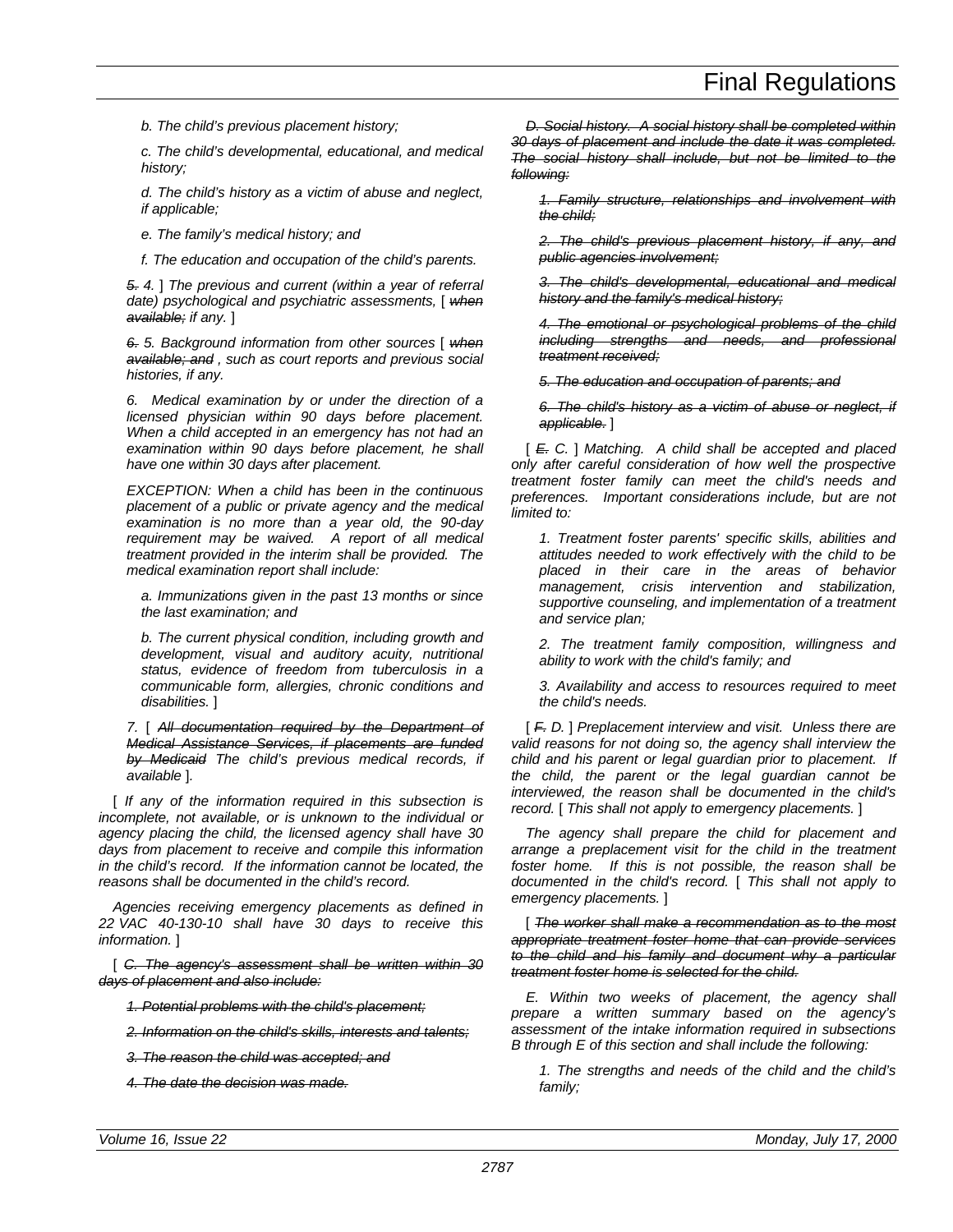*b. The child's previous placement history;*

*c. The child's developmental, educational, and medical history;*

*d. The child's history as a victim of abuse and neglect, if applicable;*

*e. The family's medical history; and*

*f. The education and occupation of the child's parents.*

~~*5.*~~ *4.* ] *The previous and current (within a year of referral date) psychological and psychiatric assessments,* [ ~~*when available;*~~ *if any.* ]

~~*6.*~~ *5. Background information from other sources* [ ~~*when available; and*~~ *, such as court reports and previous social histories, if any.*

*6. Medical examination by or under the direction of a licensed physician within 90 days before placement. When a child accepted in an emergency has not had an examination within 90 days before placement, he shall have one within 30 days after placement.*

*EXCEPTION: When a child has been in the continuous placement of a public or private agency and the medical examination is no more than a year old, the 90-day requirement may be waived. A report of all medical treatment provided in the interim shall be provided. The medical examination report shall include:*

*a. Immunizations given in the past 13 months or since the last examination; and*

*b. The current physical condition, including growth and development, visual and auditory acuity, nutritional status, evidence of freedom from tuberculosis in a communicable form, allergies, chronic conditions and disabilities.* ]

*7.* [ ~~*All documentation required by the Department of Medical Assistance Services, if placements are funded by Medicaid*~~ *The child's previous medical records, if available* ].

[ *If any of the information required in this subsection is incomplete, not available, or is unknown to the individual or agency placing the child, the licensed agency shall have 30 days from placement to receive and compile this information in the child's record. If the information cannot be located, the reasons shall be documented in the child's record.*

*Agencies receiving emergency placements as defined in 22 VAC 40-130-10 shall have 30 days to receive this information.* ]

[ ~~*C. The agency's assessment shall be written within 30 days of placement and also include:*~~

~~*1. Potential problems with the child's placement;*~~

~~*2. Information on the child's skills, interests and talents;*~~

~~*3. The reason the child was accepted; and*~~

~~*4. The date the decision was made.*~~

~~*D. Social history. A social history shall be completed within 30 days of placement and include the date it was completed. The social history shall include, but not be limited to the following:*~~

~~*1. Family structure, relationships and involvement with the child;*~~

~~*2. The child's previous placement history, if any, and public agencies involvement;*~~

~~*3. The child's developmental, educational and medical history and the family's medical history;*~~

~~*4. The emotional or psychological problems of the child including strengths and needs, and professional treatment received;*~~

~~*5. The education and occupation of parents; and*~~

~~*6. The child's history as a victim of abuse or neglect, if applicable.*~~ ]

[ ~~*E.*~~ *C.* ] *Matching. A child shall be accepted and placed only after careful consideration of how well the prospective treatment foster family can meet the child's needs and preferences. Important considerations include, but are not limited to:*

*1. Treatment foster parents' specific skills, abilities and attitudes needed to work effectively with the child to be placed in their care in the areas of behavior management, crisis intervention and stabilization, supportive counseling, and implementation of a treatment and service plan;*

*2. The treatment family composition, willingness and ability to work with the child's family; and*

*3. Availability and access to resources required to meet the child's needs.*

[ ~~*F.*~~ *D.* ] *Preplacement interview and visit. Unless there are valid reasons for not doing so, the agency shall interview the child and his parent or legal guardian prior to placement. If the child, the parent or the legal guardian cannot be interviewed, the reason shall be documented in the child's record.* [ *This shall not apply to emergency placements.* ]

*The agency shall prepare the child for placement and arrange a preplacement visit for the child in the treatment foster home. If this is not possible, the reason shall be documented in the child's record.* [ *This shall not apply to emergency placements.* ]

[ ~~*The worker shall make a recommendation as to the most appropriate treatment foster home that can provide services to the child and his family and document why a particular treatment foster home is selected for the child.*~~

*E. Within two weeks of placement, the agency shall prepare a written summary based on the agency's assessment of the intake information required in subsections B through E of this section and shall include the following:*

*1. The strengths and needs of the child and the child's family;*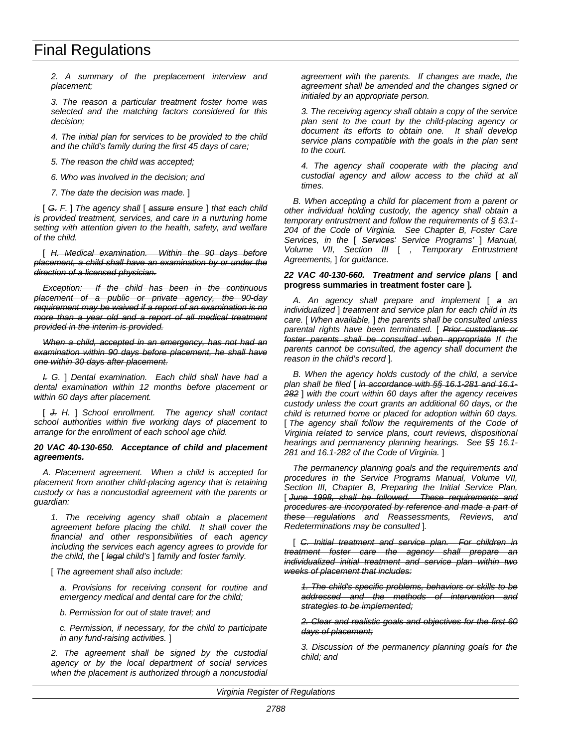*2. A summary of the preplacement interview and placement;*

*3. The reason a particular treatment foster home was selected and the matching factors considered for this decision;*

*4. The initial plan for services to be provided to the child and the child's family during the first 45 days of care;*

*5. The reason the child was accepted;*

*6. Who was involved in the decision; and*

*7. The date the decision was made.* ]

[ ~~*G.*~~ *F.* ] *The agency shall* [ ~~*assure*~~ *ensure* ] *that each child is provided treatment, services, and care in a nurturing home setting with attention given to the health, safety, and welfare of the child.*

[ ~~*H. Medical examination. Within the 90 days before placement, a child shall have an examination by or under the direction of a licensed physician.*~~

~~*Exception: If the child has been in the continuous placement of a public or private agency, the 90-day requirement may be waived if a report of an examination is no more than a year old and a report of all medical treatment provided in the interim is provided.*~~

~~*When a child, accepted in an emergency, has not had an examination within 90 days before placement, he shall have one within 30 days after placement.*~~

~~*I.*~~ *G.* ] *Dental examination. Each child shall have had a dental examination within 12 months before placement or within 60 days after placement.*

[ ~~*J.*~~ *H.* ] *School enrollment. The agency shall contact school authorities within five working days of placement to arrange for the enrollment of each school age child.*

***20 VAC 40-130-650. Acceptance of child and placement agreements.***

*A. Placement agreement. When a child is accepted for placement from another child-placing agency that is retaining custody or has a noncustodial agreement with the parents or guardian:*

*1. The receiving agency shall obtain a placement agreement before placing the child. It shall cover the financial and other responsibilities of each agency including the services each agency agrees to provide for the child, the* [ ~~*legal*~~ *child's* ] *family and foster family.*

[ *The agreement shall also include:*

*a. Provisions for receiving consent for routine and emergency medical and dental care for the child;*

*b. Permission for out of state travel; and*

*c. Permission, if necessary, for the child to participate in any fund-raising activities.* ]

*2. The agreement shall be signed by the custodial agency or by the local department of social services when the placement is authorized through a noncustodial agreement with the parents. If changes are made, the agreement shall be amended and the changes signed or initialed by an appropriate person.*

*3. The receiving agency shall obtain a copy of the service plan sent to the court by the child-placing agency or document its efforts to obtain one. It shall develop service plans compatible with the goals in the plan sent to the court.*

*4. The agency shall cooperate with the placing and custodial agency and allow access to the child at all times.*

*B. When accepting a child for placement from a parent or other individual holding custody, the agency shall obtain a temporary entrustment and follow the requirements of § 63.1-204 of the Code of Virginia. See Chapter B, Foster Care Services, in the* [ ~~*Services'*~~ *Service Programs'* ] *Manual, Volume VII, Section III* [ *, Temporary Entrustment Agreements,* ] *for guidance.*

***22 VAC 40-130-660. Treatment and service plans*** **[** ~~**and progress summaries in treatment foster care**~~ **]*.***

*A. An agency shall prepare and implement* [ ~~*a*~~ *an individualized* ] *treatment and service plan for each child in its care.* [ *When available,* ] *the parents shall be consulted unless parental rights have been terminated.* [ ~~*Prior custodians or foster parents shall be consulted when appropriate*~~ *If the parents cannot be consulted, the agency shall document the reason in the child's record* ].

*B. When the agency holds custody of the child, a service plan shall be filed* [ ~~*in accordance with §§ 16.1-281 and 16.1-282*~~ ] *with the court within 60 days after the agency receives custody unless the court grants an additional 60 days, or the child is returned home or placed for adoption within 60 days.* [ *The agency shall follow the requirements of the Code of Virginia related to service plans, court reviews, dispositional hearings and permanency planning hearings. See §§ 16.1-281 and 16.1-282 of the Code of Virginia.* ]

*The permanency planning goals and the requirements and procedures in the Service Programs Manual, Volume VII, Section III, Chapter B, Preparing the Initial Service Plan,* [ ~~*June 1998, shall be followed. These requirements and procedures are incorporated by reference and made a part of these regulations*~~ *and Reassessments, Reviews, and Redeterminations may be consulted* ].

[ ~~*C. Initial treatment and service plan. For children in treatment foster care the agency shall prepare an individualized initial treatment and service plan within two weeks of placement that includes:*~~

~~*1. The child's specific problems, behaviors or skills to be addressed and the methods of intervention and strategies to be implemented;*~~

~~*2. Clear and realistic goals and objectives for the first 60 days of placement;*~~

~~*3. Discussion of the permanency planning goals for the child; and*~~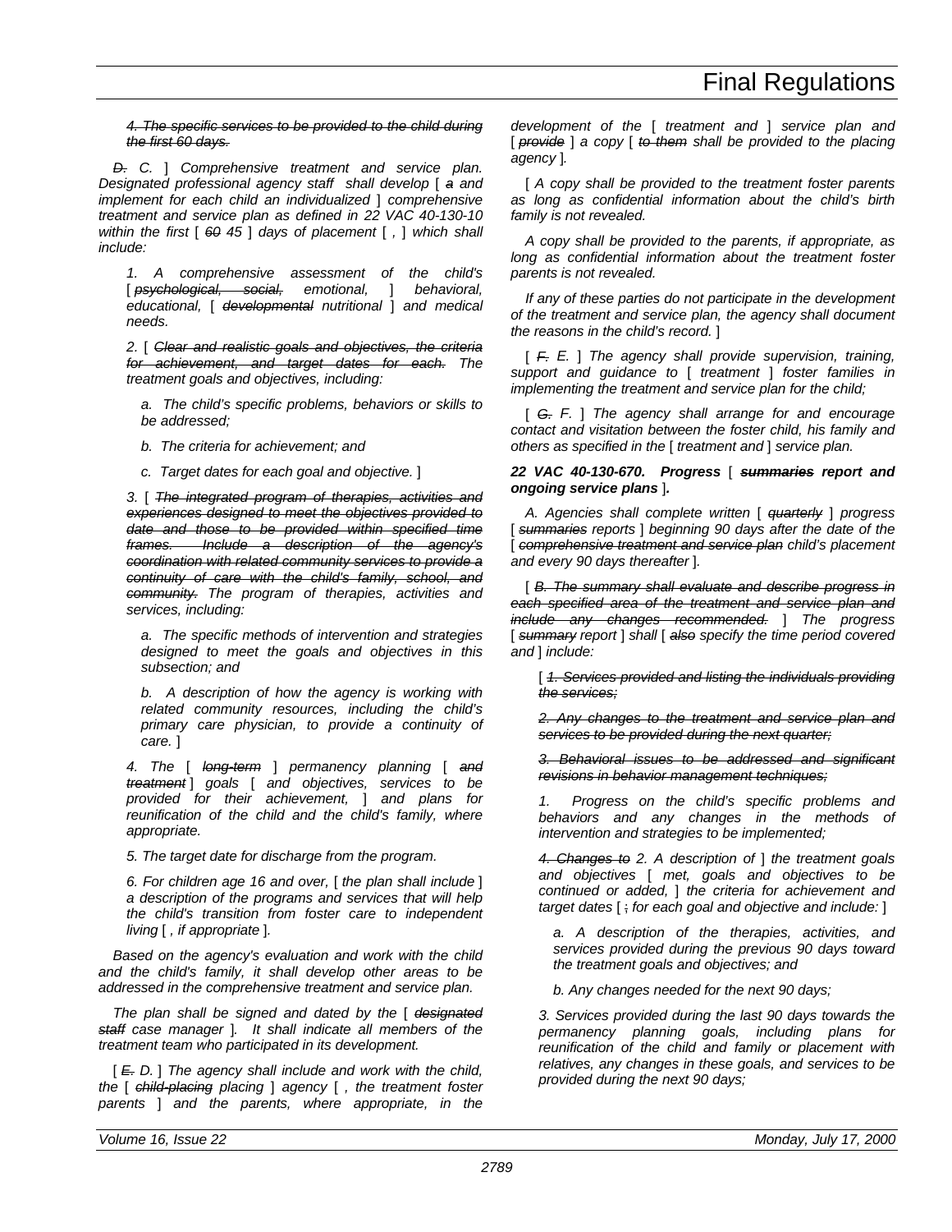*~~4. The specific services to be provided to the child during the first 60 days.~~*

*~~D.~~ C. ] Comprehensive treatment and service plan. Designated professional agency staff shall develop [ ~~a~~ and implement for each child an individualized ] comprehensive treatment and service plan as defined in 22 VAC 40-130-10 within the first [ ~~60~~ 45 ] days of placement [ , ] which shall include:*

*1. A comprehensive assessment of the child's [ ~~psychological, social,~~ emotional, ] behavioral, educational, [ ~~developmental~~ nutritional ] and medical needs.*

*2. [ ~~Clear and realistic goals and objectives, the criteria for achievement, and target dates for each.~~ The treatment goals and objectives, including:*

*a. The child's specific problems, behaviors or skills to be addressed;*

*b. The criteria for achievement; and*

*c. Target dates for each goal and objective. ]*

*3. [ ~~The integrated program of therapies, activities and experiences designed to meet the objectives provided to date and those to be provided within specified time frames. Include a description of the agency's coordination with related community services to provide a continuity of care with the child's family, school, and community.~~ The program of therapies, activities and services, including:*

*a. The specific methods of intervention and strategies designed to meet the goals and objectives in this subsection; and*

*b. A description of how the agency is working with related community resources, including the child's primary care physician, to provide a continuity of care. ]*

*4. The [ ~~long-term~~ ] permanency planning [ ~~and treatment~~ ] goals [ and objectives, services to be provided for their achievement, ] and plans for reunification of the child and the child's family, where appropriate.*

*5. The target date for discharge from the program.*

*6. For children age 16 and over, [ the plan shall include ] a description of the programs and services that will help the child's transition from foster care to independent living [ , if appropriate ].*

*Based on the agency's evaluation and work with the child and the child's family, it shall develop other areas to be addressed in the comprehensive treatment and service plan.*

*The plan shall be signed and dated by the [ ~~designated staff~~ case manager ]. It shall indicate all members of the treatment team who participated in its development.*

*[ ~~E.~~ D. ] The agency shall include and work with the child, the [ ~~child-placing~~ placing ] agency [ , the treatment foster parents ] and the parents, where appropriate, in the development of the [ treatment and ] service plan and [ ~~provide~~ ] a copy [ ~~to them~~ shall be provided to the placing agency ].*

*[ A copy shall be provided to the treatment foster parents as long as confidential information about the child's birth family is not revealed.*

*A copy shall be provided to the parents, if appropriate, as long as confidential information about the treatment foster parents is not revealed.*

*If any of these parties do not participate in the development of the treatment and service plan, the agency shall document the reasons in the child's record. ]*

*[ ~~F.~~ E. ] The agency shall provide supervision, training, support and guidance to [ treatment ] foster families in implementing the treatment and service plan for the child;*

*[ ~~G.~~ F. ] The agency shall arrange for and encourage contact and visitation between the foster child, his family and others as specified in the [ treatment and ] service plan.*

***22 VAC 40-130-670. Progress [ ~~summaries~~ report and ongoing service plans ].***

*A. Agencies shall complete written [ ~~quarterly~~ ] progress [ ~~summaries~~ reports ] beginning 90 days after the date of the [ ~~comprehensive treatment and service plan~~ child's placement and every 90 days thereafter ].*

*[ ~~B. The summary shall evaluate and describe progress in each specified area of the treatment and service plan and include any changes recommended.~~ ] The progress [ ~~summary~~ report ] shall [ ~~also~~ specify the time period covered and ] include:*

*[ ~~1. Services provided and listing the individuals providing the services;~~*

*~~2. Any changes to the treatment and service plan and services to be provided during the next quarter;~~*

*~~3. Behavioral issues to be addressed and significant revisions in behavior management techniques;~~*

*1. Progress on the child's specific problems and behaviors and any changes in the methods of intervention and strategies to be implemented;*

*~~4. Changes to~~ 2. A description of ] the treatment goals and objectives [ met, goals and objectives to be continued or added, ] the criteria for achievement and target dates [ ~~;~~ for each goal and objective and include: ]*

*a. A description of the therapies, activities, and services provided during the previous 90 days toward the treatment goals and objectives; and*

*b. Any changes needed for the next 90 days;*

*3. Services provided during the last 90 days towards the permanency planning goals, including plans for reunification of the child and family or placement with relatives, any changes in these goals, and services to be provided during the next 90 days;*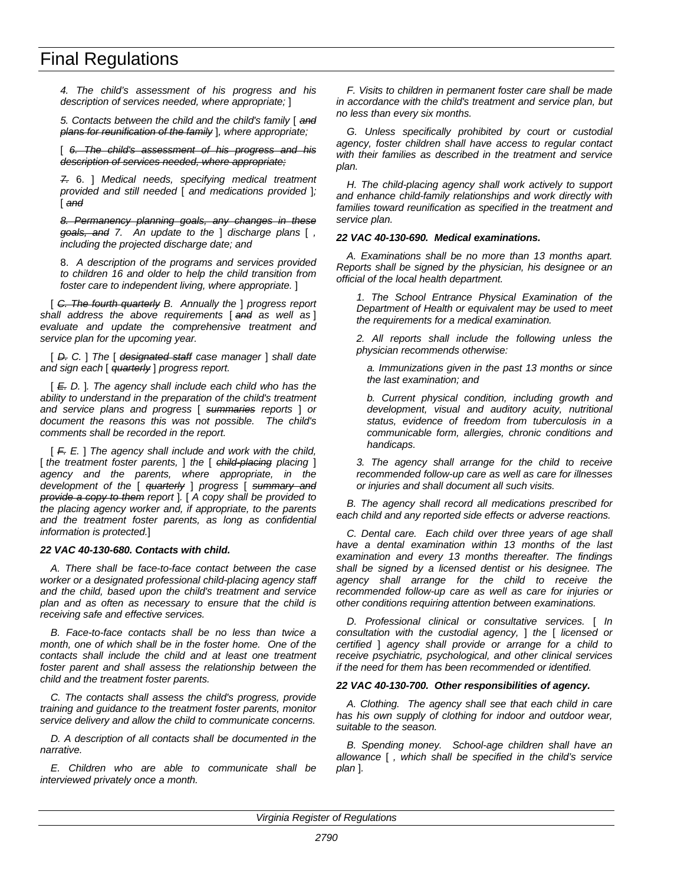*4. The child's assessment of his progress and his description of services needed, where appropriate;* ]

*5. Contacts between the child and the child's family* [ ~~*and plans for reunification of the family*~~ ]*, where appropriate;*

[ ~~*6. The child's assessment of his progress and his description of services needed, where appropriate;*~~

~~*7.*~~ 6. ] *Medical needs, specifying medical treatment provided and still needed* [ *and medications provided* ]*;* [ ~~*and*~~

~~*8. Permanency planning goals, any changes in these goals, and*~~ *7. An update to the* ] *discharge plans* [ *, including the projected discharge date; and*

8. *A description of the programs and services provided to children 16 and older to help the child transition from foster care to independent living, where appropriate.* ]

[ ~~*C. The fourth quarterly*~~ *B. Annually the* ] *progress report shall address the above requirements* [ ~~*and*~~ *as well as* ] *evaluate and update the comprehensive treatment and service plan for the upcoming year.*

[ ~~*D.*~~ *C.* ] *The* [ ~~*designated staff*~~ *case manager* ] *shall date and sign each* [ ~~*quarterly*~~ ] *progress report.*

[ ~~*E.*~~ *D.* ]*. The agency shall include each child who has the ability to understand in the preparation of the child's treatment and service plans and progress* [ ~~*summaries*~~ *reports* ] *or document the reasons this was not possible. The child's comments shall be recorded in the report.*

[ ~~*F.*~~ *E.* ] *The agency shall include and work with the child,* [ *the treatment foster parents,* ] *the* [ ~~*child-placing*~~ *placing* ] *agency and the parents, where appropriate, in the development of the* [ ~~*quarterly*~~ ] *progress* [ ~~*summary and provide a copy to them*~~ *report* ]*.* [ *A copy shall be provided to the placing agency worker and, if appropriate, to the parents and the treatment foster parents, as long as confidential information is protected.*]

***22 VAC 40-130-680. Contacts with child.***

*A. There shall be face-to-face contact between the case worker or a designated professional child-placing agency staff and the child, based upon the child's treatment and service plan and as often as necessary to ensure that the child is receiving safe and effective services.*

*B. Face-to-face contacts shall be no less than twice a month, one of which shall be in the foster home. One of the contacts shall include the child and at least one treatment foster parent and shall assess the relationship between the child and the treatment foster parents.*

*C. The contacts shall assess the child's progress, provide training and guidance to the treatment foster parents, monitor service delivery and allow the child to communicate concerns.*

*D. A description of all contacts shall be documented in the narrative.*

*E. Children who are able to communicate shall be interviewed privately once a month.*

*F. Visits to children in permanent foster care shall be made in accordance with the child's treatment and service plan, but no less than every six months.*

*G. Unless specifically prohibited by court or custodial agency, foster children shall have access to regular contact with their families as described in the treatment and service plan.*

*H. The child-placing agency shall work actively to support and enhance child-family relationships and work directly with families toward reunification as specified in the treatment and service plan.*

***22 VAC 40-130-690. Medical examinations.***

*A. Examinations shall be no more than 13 months apart. Reports shall be signed by the physician, his designee or an official of the local health department.*

*1. The School Entrance Physical Examination of the Department of Health or equivalent may be used to meet the requirements for a medical examination.*

*2. All reports shall include the following unless the physician recommends otherwise:*

*a. Immunizations given in the past 13 months or since the last examination; and*

*b. Current physical condition, including growth and development, visual and auditory acuity, nutritional status, evidence of freedom from tuberculosis in a communicable form, allergies, chronic conditions and handicaps.*

*3. The agency shall arrange for the child to receive recommended follow-up care as well as care for illnesses or injuries and shall document all such visits.*

*B. The agency shall record all medications prescribed for each child and any reported side effects or adverse reactions.*

*C. Dental care. Each child over three years of age shall have a dental examination within 13 months of the last examination and every 13 months thereafter. The findings shall be signed by a licensed dentist or his designee. The agency shall arrange for the child to receive the recommended follow-up care as well as care for injuries or other conditions requiring attention between examinations.*

*D. Professional clinical or consultative services.* [ *In consultation with the custodial agency,* ] *the* [ *licensed or certified* ] *agency shall provide or arrange for a child to receive psychiatric, psychological, and other clinical services if the need for them has been recommended or identified.*

***22 VAC 40-130-700. Other responsibilities of agency.***

*A. Clothing. The agency shall see that each child in care has his own supply of clothing for indoor and outdoor wear, suitable to the season.*

*B. Spending money. School-age children shall have an allowance* [ *, which shall be specified in the child's service plan* ].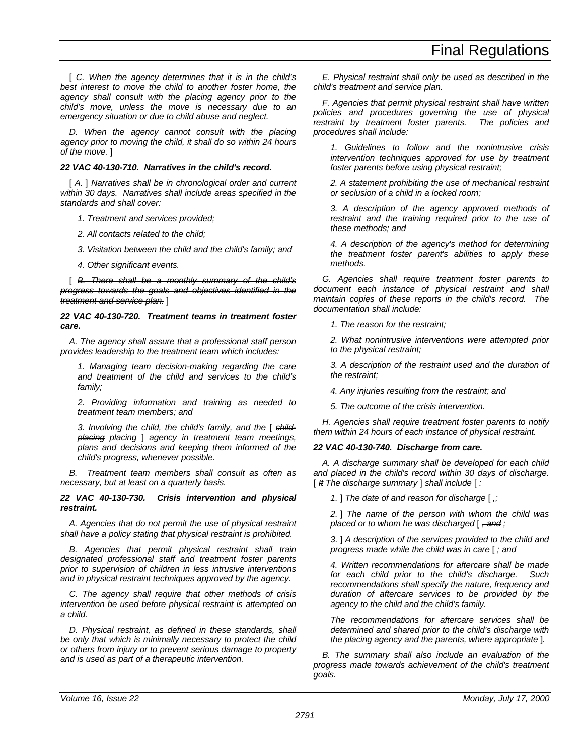[ *C. When the agency determines that it is in the child's best interest to move the child to another foster home, the agency shall consult with the placing agency prior to the child's move, unless the move is necessary due to an emergency situation or due to child abuse and neglect.*

*D. When the agency cannot consult with the placing agency prior to moving the child, it shall do so within 24 hours of the move.* ]

***22 VAC 40-130-710. Narratives in the child's record.***

[ ~~*A.*~~ ] *Narratives shall be in chronological order and current within 30 days. Narratives shall include areas specified in the standards and shall cover:*

*1. Treatment and services provided;*

*2. All contacts related to the child;*

*3. Visitation between the child and the child's family; and*

*4. Other significant events.*

[ ~~*B. There shall be a monthly summary of the child's progress towards the goals and objectives identified in the treatment and service plan.*~~ ]

***22 VAC 40-130-720. Treatment teams in treatment foster care.***

*A. The agency shall assure that a professional staff person provides leadership to the treatment team which includes:*

*1. Managing team decision-making regarding the care and treatment of the child and services to the child's family;*

*2. Providing information and training as needed to treatment team members; and*

*3. Involving the child, the child's family, and the* [ ~~*child-placing*~~ *placing* ] *agency in treatment team meetings, plans and decisions and keeping them informed of the child's progress, whenever possible.*

*B. Treatment team members shall consult as often as necessary, but at least on a quarterly basis.*

***22 VAC 40-130-730. Crisis intervention and physical restraint.***

*A. Agencies that do not permit the use of physical restraint shall have a policy stating that physical restraint is prohibited.*

*B. Agencies that permit physical restraint shall train designated professional staff and treatment foster parents prior to supervision of children in less intrusive interventions and in physical restraint techniques approved by the agency.*

*C. The agency shall require that other methods of crisis intervention be used before physical restraint is attempted on a child.*

*D. Physical restraint, as defined in these standards, shall be only that which is minimally necessary to protect the child or others from injury or to prevent serious damage to property and is used as part of a therapeutic intervention.*

*E. Physical restraint shall only be used as described in the child's treatment and service plan.*

*F. Agencies that permit physical restraint shall have written policies and procedures governing the use of physical restraint by treatment foster parents. The policies and procedures shall include:*

*1. Guidelines to follow and the nonintrusive crisis intervention techniques approved for use by treatment foster parents before using physical restraint;*

*2. A statement prohibiting the use of mechanical restraint or seclusion of a child in a locked room;*

*3. A description of the agency approved methods of restraint and the training required prior to the use of these methods; and*

*4. A description of the agency's method for determining the treatment foster parent's abilities to apply these methods.*

*G. Agencies shall require treatment foster parents to document each instance of physical restraint and shall maintain copies of these reports in the child's record. The documentation shall include:*

*1. The reason for the restraint;*

*2. What nonintrusive interventions were attempted prior to the physical restraint;*

*3. A description of the restraint used and the duration of the restraint;*

*4. Any injuries resulting from the restraint; and*

*5. The outcome of the crisis intervention.*

*H. Agencies shall require treatment foster parents to notify them within 24 hours of each instance of physical restraint.*

***22 VAC 40-130-740. Discharge from care.***

*A. A discharge summary shall be developed for each child and placed in the child's record within 30 days of discharge.* [ ~~*It*~~ *The discharge summary* ] *shall include* [ *:*

*1.* ] *The date of and reason for discharge* [ ~~*,*~~*;*

*2.* ] *The name of the person with whom the child was placed or to whom he was discharged* [ ~~*, and*~~ *;*

*3.* ] *A description of the services provided to the child and progress made while the child was in care* [ *; and*

*4. Written recommendations for aftercare shall be made for each child prior to the child's discharge. Such recommendations shall specify the nature, frequency and duration of aftercare services to be provided by the agency to the child and the child's family.*

*The recommendations for aftercare services shall be determined and shared prior to the child's discharge with the placing agency and the parents, where appropriate* ].

*B. The summary shall also include an evaluation of the progress made towards achievement of the child's treatment goals.*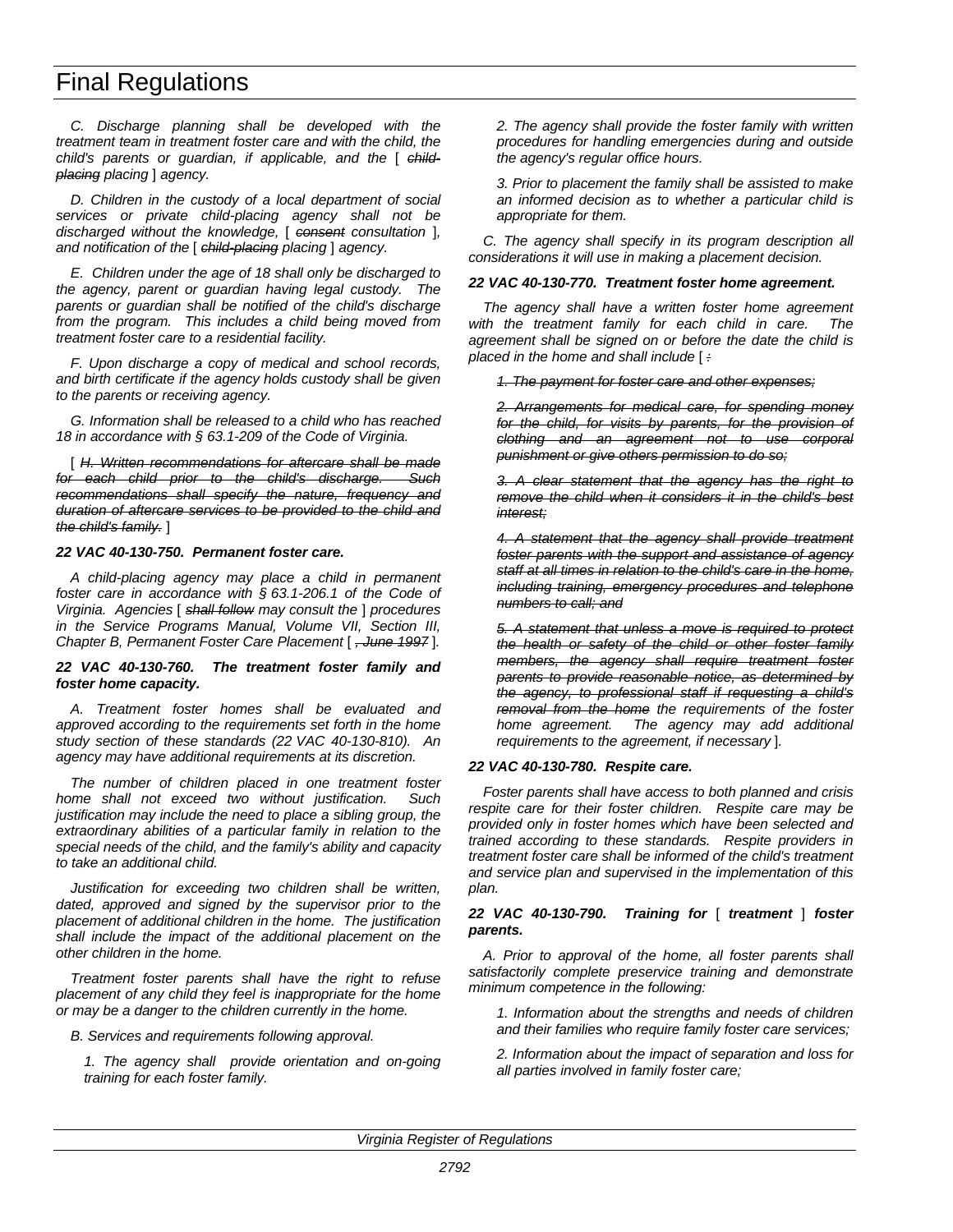C. Discharge planning shall be developed with the treatment team in treatment foster care and with the child, the child's parents or guardian, if applicable, and the [ ~~child-placing~~ placing ] agency.

D. Children in the custody of a local department of social services or private child-placing agency shall not be discharged without the knowledge, [ ~~consent~~ consultation ], and notification of the [ ~~child-placing~~ placing ] agency.

E. Children under the age of 18 shall only be discharged to the agency, parent or guardian having legal custody. The parents or guardian shall be notified of the child's discharge from the program. This includes a child being moved from treatment foster care to a residential facility.

F. Upon discharge a copy of medical and school records, and birth certificate if the agency holds custody shall be given to the parents or receiving agency.

G. Information shall be released to a child who has reached 18 in accordance with § 63.1-209 of the Code of Virginia.

[ ~~H. Written recommendations for aftercare shall be made for each child prior to the child's discharge. Such recommendations shall specify the nature, frequency and duration of aftercare services to be provided to the child and the child's family.~~ ]

***22 VAC 40-130-750. Permanent foster care.***

A child-placing agency may place a child in permanent foster care in accordance with § 63.1-206.1 of the Code of Virginia. Agencies [ ~~shall follow~~ may consult the ] procedures in the Service Programs Manual, Volume VII, Section III, Chapter B, Permanent Foster Care Placement [ ~~, June 1997~~ ].

***22 VAC 40-130-760. The treatment foster family and foster home capacity.***

A. Treatment foster homes shall be evaluated and approved according to the requirements set forth in the home study section of these standards (22 VAC 40-130-810). An agency may have additional requirements at its discretion.

The number of children placed in one treatment foster home shall not exceed two without justification. Such justification may include the need to place a sibling group, the extraordinary abilities of a particular family in relation to the special needs of the child, and the family's ability and capacity to take an additional child.

Justification for exceeding two children shall be written, dated, approved and signed by the supervisor prior to the placement of additional children in the home. The justification shall include the impact of the additional placement on the other children in the home.

Treatment foster parents shall have the right to refuse placement of any child they feel is inappropriate for the home or may be a danger to the children currently in the home.

B. Services and requirements following approval.

1. The agency shall provide orientation and on-going training for each foster family.

2. The agency shall provide the foster family with written procedures for handling emergencies during and outside the agency's regular office hours.

3. Prior to placement the family shall be assisted to make an informed decision as to whether a particular child is appropriate for them.

C. The agency shall specify in its program description all considerations it will use in making a placement decision.

***22 VAC 40-130-770. Treatment foster home agreement.***

The agency shall have a written foster home agreement with the treatment family for each child in care. The agreement shall be signed on or before the date the child is placed in the home and shall include [ ~~:~~

~~1. The payment for foster care and other expenses;~~

~~2. Arrangements for medical care, for spending money for the child, for visits by parents, for the provision of clothing and an agreement not to use corporal punishment or give others permission to do so;~~

~~3. A clear statement that the agency has the right to remove the child when it considers it in the child's best interest;~~

~~4. A statement that the agency shall provide treatment foster parents with the support and assistance of agency staff at all times in relation to the child's care in the home, including training, emergency procedures and telephone numbers to call; and~~

~~5. A statement that unless a move is required to protect the health or safety of the child or other foster family members, the agency shall require treatment foster parents to provide reasonable notice, as determined by the agency, to professional staff if requesting a child's removal from the home~~ the requirements of the foster home agreement. The agency may add additional requirements to the agreement, if necessary ].

***22 VAC 40-130-780. Respite care.***

Foster parents shall have access to both planned and crisis respite care for their foster children. Respite care may be provided only in foster homes which have been selected and trained according to these standards. Respite providers in treatment foster care shall be informed of the child's treatment and service plan and supervised in the implementation of this plan.

***22 VAC 40-130-790. Training for [ treatment ] foster parents.***

A. Prior to approval of the home, all foster parents shall satisfactorily complete preservice training and demonstrate minimum competence in the following:

1. Information about the strengths and needs of children and their families who require family foster care services;

2. Information about the impact of separation and loss for all parties involved in family foster care;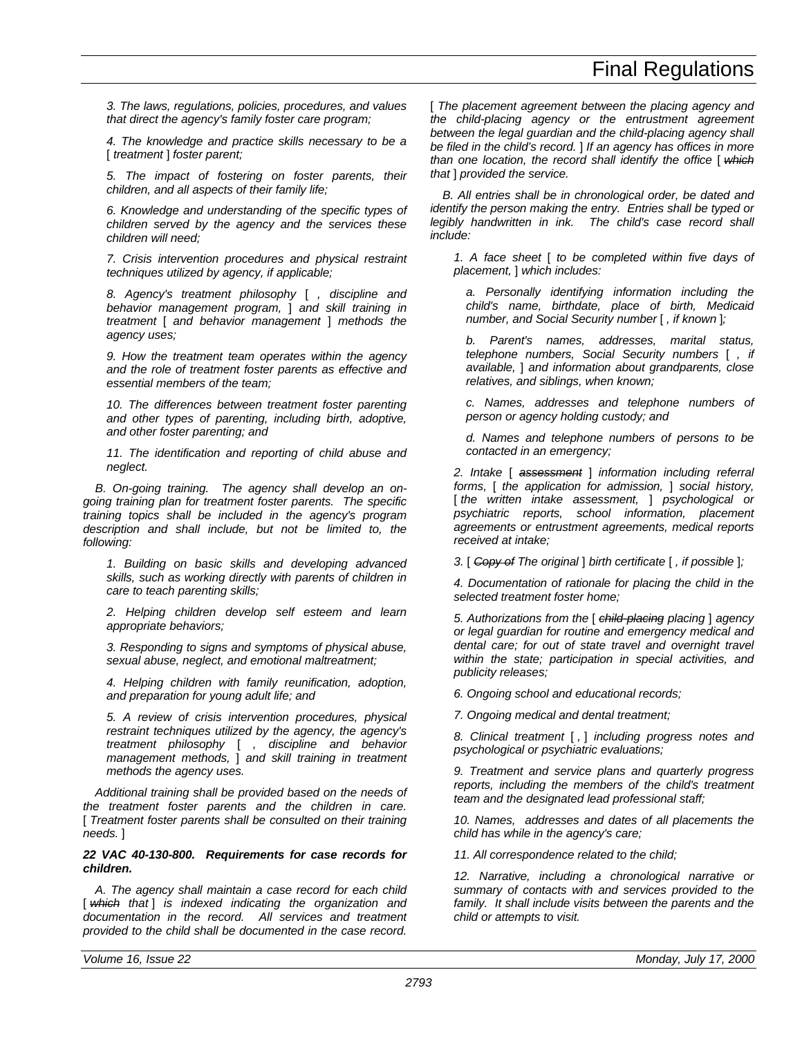*3. The laws, regulations, policies, procedures, and values that direct the agency's family foster care program;*

*4. The knowledge and practice skills necessary to be a* [ *treatment* ] *foster parent;*

*5. The impact of fostering on foster parents, their children, and all aspects of their family life;*

*6. Knowledge and understanding of the specific types of children served by the agency and the services these children will need;*

*7. Crisis intervention procedures and physical restraint techniques utilized by agency, if applicable;*

*8. Agency's treatment philosophy* [ *, discipline and behavior management program,* ] *and skill training in treatment* [ *and behavior management* ] *methods the agency uses;*

*9. How the treatment team operates within the agency and the role of treatment foster parents as effective and essential members of the team;*

*10. The differences between treatment foster parenting and other types of parenting, including birth, adoptive, and other foster parenting; and*

*11. The identification and reporting of child abuse and neglect.*

*B. On-going training. The agency shall develop an on-going training plan for treatment foster parents. The specific training topics shall be included in the agency's program description and shall include, but not be limited to, the following:*

*1. Building on basic skills and developing advanced skills, such as working directly with parents of children in care to teach parenting skills;*

*2. Helping children develop self esteem and learn appropriate behaviors;*

*3. Responding to signs and symptoms of physical abuse, sexual abuse, neglect, and emotional maltreatment;*

*4. Helping children with family reunification, adoption, and preparation for young adult life; and*

*5. A review of crisis intervention procedures, physical restraint techniques utilized by the agency, the agency's treatment philosophy* [ *, discipline and behavior management methods,* ] *and skill training in treatment methods the agency uses.*

*Additional training shall be provided based on the needs of the treatment foster parents and the children in care.* [ *Treatment foster parents shall be consulted on their training needs.* ]

***22 VAC 40-130-800. Requirements for case records for children.***

*A. The agency shall maintain a case record for each child* [ ~~*which*~~ *that* ] *is indexed indicating the organization and documentation in the record. All services and treatment provided to the child shall be documented in the case record.* [ *The placement agreement between the placing agency and the child-placing agency or the entrustment agreement between the legal guardian and the child-placing agency shall be filed in the child's record.* ] *If an agency has offices in more than one location, the record shall identify the office* [ ~~*which*~~ *that* ] *provided the service.*

*B. All entries shall be in chronological order, be dated and identify the person making the entry. Entries shall be typed or legibly handwritten in ink. The child's case record shall include:*

*1. A face sheet* [ *to be completed within five days of placement,* ] *which includes:*

*a. Personally identifying information including the child's name, birthdate, place of birth, Medicaid number, and Social Security number* [ *, if known* ]*;*

*b. Parent's names, addresses, marital status, telephone numbers, Social Security numbers* [ *, if available,* ] *and information about grandparents, close relatives, and siblings, when known;*

*c. Names, addresses and telephone numbers of person or agency holding custody; and*

*d. Names and telephone numbers of persons to be contacted in an emergency;*

*2. Intake* [ ~~*assessment*~~ ] *information including referral forms,* [ *the application for admission,* ] *social history,* [ *the written intake assessment,* ] *psychological or psychiatric reports, school information, placement agreements or entrustment agreements, medical reports received at intake;*

*3.* [ ~~*Copy of*~~ *The original* ] *birth certificate* [ *, if possible* ]*;*

*4. Documentation of rationale for placing the child in the selected treatment foster home;*

*5. Authorizations from the* [ ~~*child-placing*~~ *placing* ] *agency or legal guardian for routine and emergency medical and dental care; for out of state travel and overnight travel within the state; participation in special activities, and publicity releases;*

*6. Ongoing school and educational records;*

*7. Ongoing medical and dental treatment;*

*8. Clinical treatment* [ *,* ] *including progress notes and psychological or psychiatric evaluations;*

*9. Treatment and service plans and quarterly progress reports, including the members of the child's treatment team and the designated lead professional staff;*

*10. Names, addresses and dates of all placements the child has while in the agency's care;*

*11. All correspondence related to the child;*

*12. Narrative, including a chronological narrative or summary of contacts with and services provided to the family. It shall include visits between the parents and the child or attempts to visit.*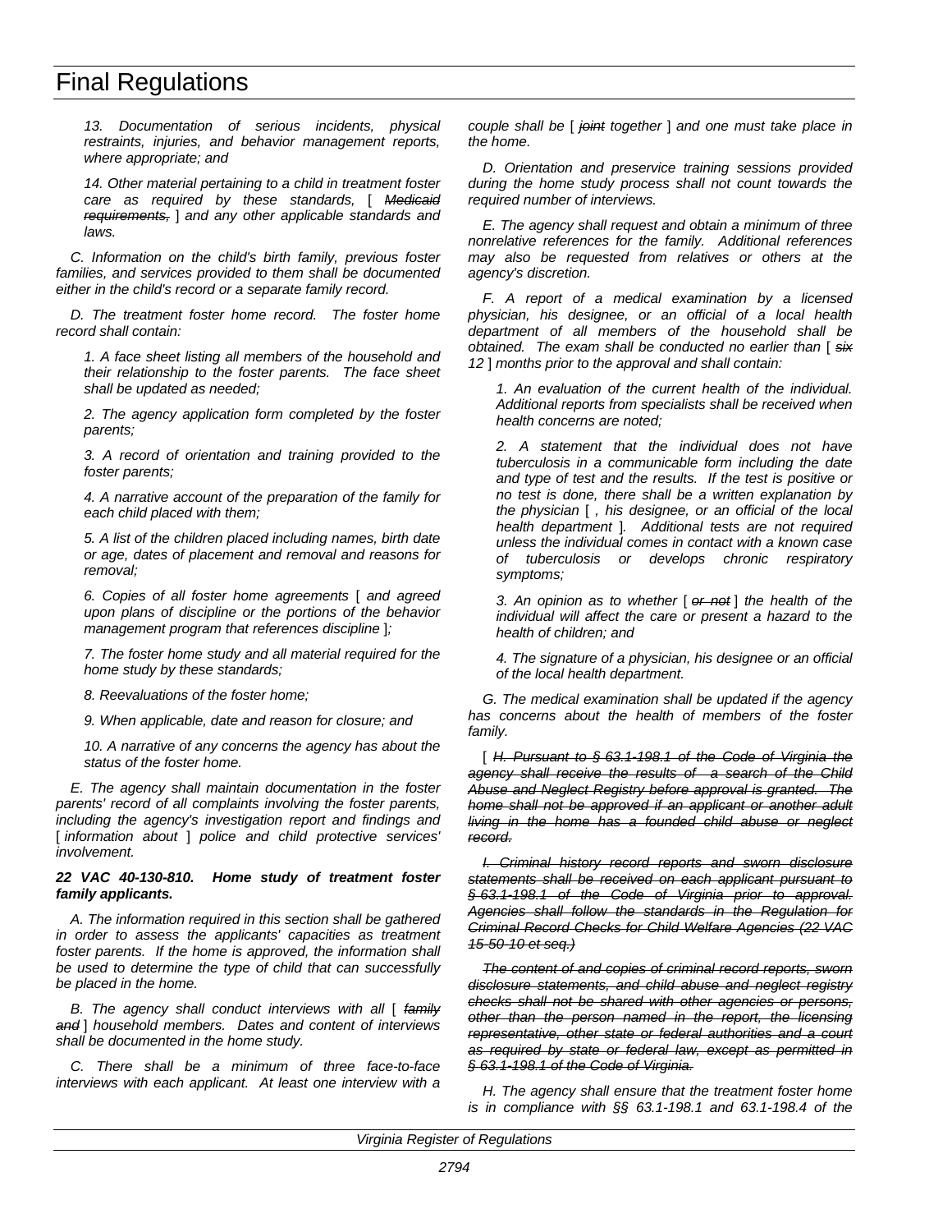*13. Documentation of serious incidents, physical restraints, injuries, and behavior management reports, where appropriate; and*

*14. Other material pertaining to a child in treatment foster care as required by these standards,* [ ~~*Medicaid requirements,*~~ ] *and any other applicable standards and laws.*

*C. Information on the child's birth family, previous foster families, and services provided to them shall be documented either in the child's record or a separate family record.*

*D. The treatment foster home record. The foster home record shall contain:*

*1. A face sheet listing all members of the household and their relationship to the foster parents. The face sheet shall be updated as needed;*

*2. The agency application form completed by the foster parents;*

*3. A record of orientation and training provided to the foster parents;*

*4. A narrative account of the preparation of the family for each child placed with them;*

*5. A list of the children placed including names, birth date or age, dates of placement and removal and reasons for removal;*

*6. Copies of all foster home agreements* [ *and agreed upon plans of discipline or the portions of the behavior management program that references discipline* ]*;*

*7. The foster home study and all material required for the home study by these standards;*

*8. Reevaluations of the foster home;*

*9. When applicable, date and reason for closure; and*

*10. A narrative of any concerns the agency has about the status of the foster home.*

*E. The agency shall maintain documentation in the foster parents' record of all complaints involving the foster parents, including the agency's investigation report and findings and* [ *information about* ] *police and child protective services' involvement.*

***22 VAC 40-130-810. Home study of treatment foster family applicants.***

*A. The information required in this section shall be gathered in order to assess the applicants' capacities as treatment foster parents. If the home is approved, the information shall be used to determine the type of child that can successfully be placed in the home.*

*B. The agency shall conduct interviews with all* [ ~~*family and*~~ ] *household members. Dates and content of interviews shall be documented in the home study.*

*C. There shall be a minimum of three face-to-face interviews with each applicant. At least one interview with a couple shall be* [ ~~*joint*~~ *together* ] *and one must take place in the home.*

*D. Orientation and preservice training sessions provided during the home study process shall not count towards the required number of interviews.*

*E. The agency shall request and obtain a minimum of three nonrelative references for the family. Additional references may also be requested from relatives or others at the agency's discretion.*

*F. A report of a medical examination by a licensed physician, his designee, or an official of a local health department of all members of the household shall be obtained. The exam shall be conducted no earlier than* [ ~~*six*~~ *12* ] *months prior to the approval and shall contain:*

*1. An evaluation of the current health of the individual. Additional reports from specialists shall be received when health concerns are noted;*

*2. A statement that the individual does not have tuberculosis in a communicable form including the date and type of test and the results. If the test is positive or no test is done, there shall be a written explanation by the physician* [ *, his designee, or an official of the local health department* ]. *Additional tests are not required unless the individual comes in contact with a known case of tuberculosis or develops chronic respiratory symptoms;*

*3. An opinion as to whether* [ ~~*or not*~~ ] *the health of the individual will affect the care or present a hazard to the health of children; and*

*4. The signature of a physician, his designee or an official of the local health department.*

*G. The medical examination shall be updated if the agency has concerns about the health of members of the foster family.*

[ ~~*H. Pursuant to § 63.1-198.1 of the Code of Virginia the agency shall receive the results of a search of the Child Abuse and Neglect Registry before approval is granted. The home shall not be approved if an applicant or another adult living in the home has a founded child abuse or neglect record.*~~

~~*I. Criminal history record reports and sworn disclosure statements shall be received on each applicant pursuant to § 63.1-198.1 of the Code of Virginia prior to approval. Agencies shall follow the standards in the Regulation for Criminal Record Checks for Child Welfare Agencies (22 VAC 15-50-10 et seq.)*~~

~~*The content of and copies of criminal record reports, sworn disclosure statements, and child abuse and neglect registry checks shall not be shared with other agencies or persons, other than the person named in the report, the licensing representative, other state or federal authorities and a court as required by state or federal law, except as permitted in § 63.1-198.1 of the Code of Virginia.*~~

*H. The agency shall ensure that the treatment foster home is in compliance with §§ 63.1-198.1 and 63.1-198.4 of the*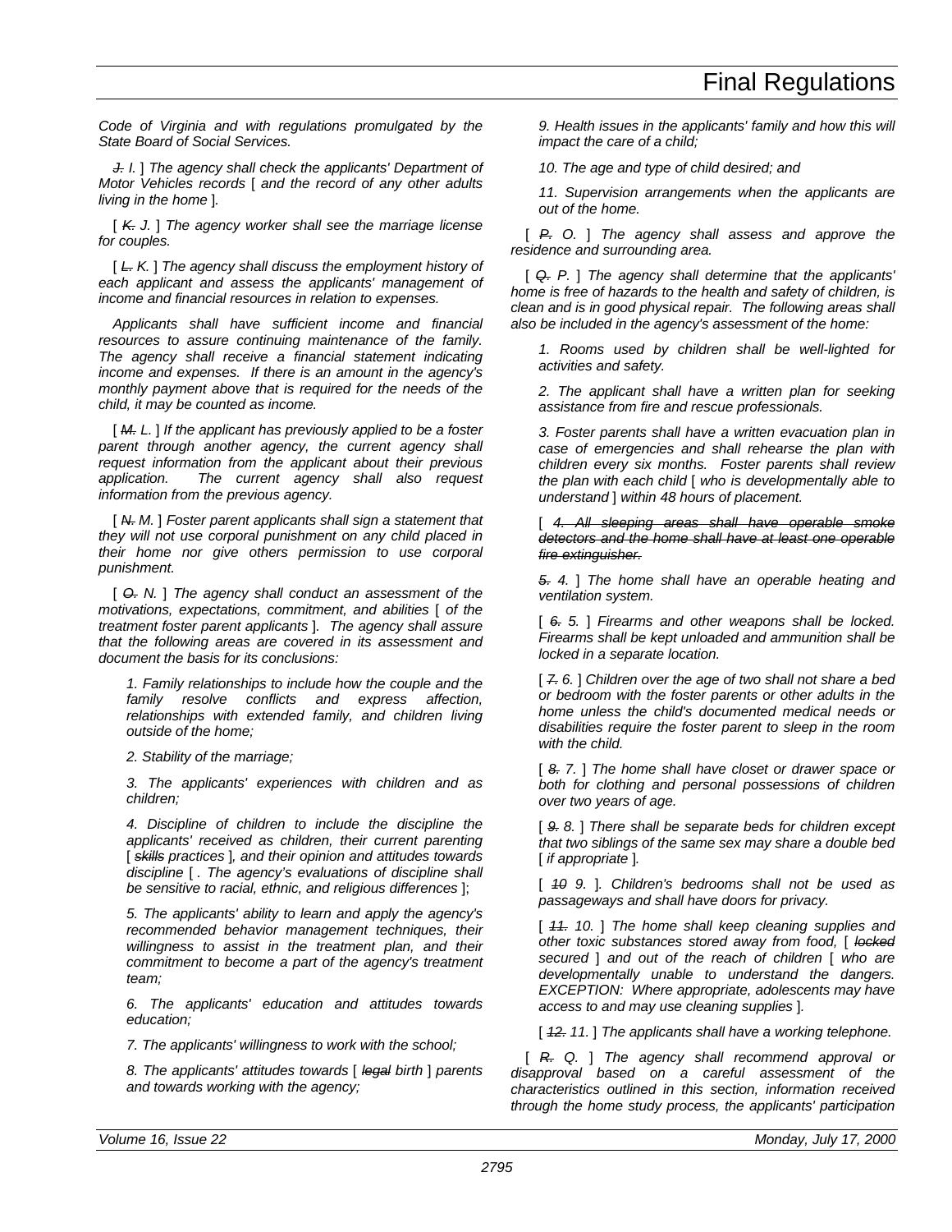*Code of Virginia and with regulations promulgated by the State Board of Social Services.*

[ ~~*J.*~~ *I.* ] *The agency shall check the applicants' Department of Motor Vehicles records* [ *and the record of any other adults living in the home* ].

[ ~~*K.*~~ *J.* ] *The agency worker shall see the marriage license for couples.*

[ ~~*L.*~~ *K.* ] *The agency shall discuss the employment history of each applicant and assess the applicants' management of income and financial resources in relation to expenses.*

*Applicants shall have sufficient income and financial resources to assure continuing maintenance of the family. The agency shall receive a financial statement indicating income and expenses. If there is an amount in the agency's monthly payment above that is required for the needs of the child, it may be counted as income.*

[ ~~*M.*~~ *L.* ] *If the applicant has previously applied to be a foster parent through another agency, the current agency shall request information from the applicant about their previous application. The current agency shall also request information from the previous agency.*

[ ~~*N.*~~ *M.* ] *Foster parent applicants shall sign a statement that they will not use corporal punishment on any child placed in their home nor give others permission to use corporal punishment.*

[ ~~*O.*~~ *N.* ] *The agency shall conduct an assessment of the motivations, expectations, commitment, and abilities* [ *of the treatment foster parent applicants* ]. *The agency shall assure that the following areas are covered in its assessment and document the basis for its conclusions:*

*1. Family relationships to include how the couple and the family resolve conflicts and express affection, relationships with extended family, and children living outside of the home;*

*2. Stability of the marriage;*

*3. The applicants' experiences with children and as children;*

*4. Discipline of children to include the discipline the applicants' received as children, their current parenting* [ ~~*skills*~~ *practices* ]*, and their opinion and attitudes towards discipline* [ *. The agency's evaluations of discipline shall be sensitive to racial, ethnic, and religious differences* ];

*5. The applicants' ability to learn and apply the agency's recommended behavior management techniques, their willingness to assist in the treatment plan, and their commitment to become a part of the agency's treatment team;*

*6. The applicants' education and attitudes towards education;*

*7. The applicants' willingness to work with the school;*

*8. The applicants' attitudes towards* [ ~~*legal*~~ *birth* ] *parents and towards working with the agency;*

*9. Health issues in the applicants' family and how this will impact the care of a child;*

*10. The age and type of child desired; and*

*11. Supervision arrangements when the applicants are out of the home.*

[ ~~*P.*~~ *O.* ] *The agency shall assess and approve the residence and surrounding area.*

[ ~~*Q.*~~ *P.* ] *The agency shall determine that the applicants' home is free of hazards to the health and safety of children, is clean and is in good physical repair. The following areas shall also be included in the agency's assessment of the home:*

*1. Rooms used by children shall be well-lighted for activities and safety.*

*2. The applicant shall have a written plan for seeking assistance from fire and rescue professionals.*

*3. Foster parents shall have a written evacuation plan in case of emergencies and shall rehearse the plan with children every six months. Foster parents shall review the plan with each child* [ *who is developmentally able to understand* ] *within 48 hours of placement.*

[ ~~*4. All sleeping areas shall have operable smoke detectors and the home shall have at least one operable fire extinguisher.*~~

~~*5.*~~ *4.* ] *The home shall have an operable heating and ventilation system.*

[ ~~*6.*~~ *5.* ] *Firearms and other weapons shall be locked. Firearms shall be kept unloaded and ammunition shall be locked in a separate location.*

[ ~~*7.*~~ *6.* ] *Children over the age of two shall not share a bed or bedroom with the foster parents or other adults in the home unless the child's documented medical needs or disabilities require the foster parent to sleep in the room with the child.*

[ ~~*8.*~~ *7.* ] *The home shall have closet or drawer space or both for clothing and personal possessions of children over two years of age.*

[ ~~*9.*~~ *8.* ] *There shall be separate beds for children except that two siblings of the same sex may share a double bed* [ *if appropriate* ]*.*

[ ~~*10*~~ *9.* ]*. Children's bedrooms shall not be used as passageways and shall have doors for privacy.*

[ ~~*11.*~~ *10.* ] *The home shall keep cleaning supplies and other toxic substances stored away from food,* [ ~~*locked*~~ *secured* ] *and out of the reach of children* [ *who are developmentally unable to understand the dangers. EXCEPTION: Where appropriate, adolescents may have access to and may use cleaning supplies* ].

[ ~~*12.*~~ *11.* ] *The applicants shall have a working telephone.*

[ ~~*R.*~~ *Q.* ] *The agency shall recommend approval or disapproval based on a careful assessment of the characteristics outlined in this section, information received through the home study process, the applicants' participation*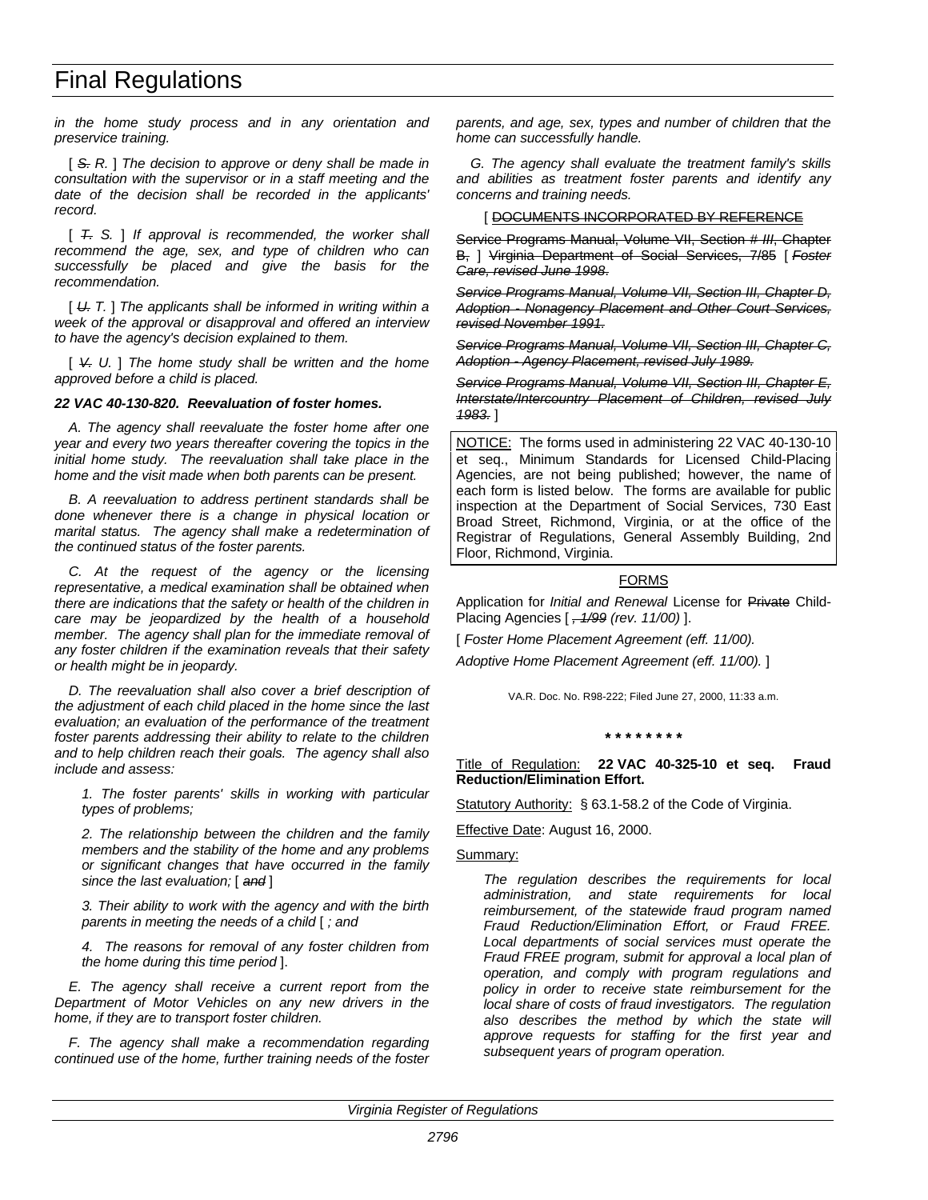*in the home study process and in any orientation and preservice training.*

[ ~~*S.*~~ *R.* ] *The decision to approve or deny shall be made in consultation with the supervisor or in a staff meeting and the date of the decision shall be recorded in the applicants' record.*

[ ~~*T.*~~ *S.* ] *If approval is recommended, the worker shall recommend the age, sex, and type of children who can successfully be placed and give the basis for the recommendation.*

[ ~~*U.*~~ *T.* ] *The applicants shall be informed in writing within a week of the approval or disapproval and offered an interview to have the agency's decision explained to them.*

[ ~~*V.*~~ *U.* ] *The home study shall be written and the home approved before a child is placed.*

***22 VAC 40-130-820. Reevaluation of foster homes.***

*A. The agency shall reevaluate the foster home after one year and every two years thereafter covering the topics in the initial home study. The reevaluation shall take place in the home and the visit made when both parents can be present.*

*B. A reevaluation to address pertinent standards shall be done whenever there is a change in physical location or marital status. The agency shall make a redetermination of the continued status of the foster parents.*

*C. At the request of the agency or the licensing representative, a medical examination shall be obtained when there are indications that the safety or health of the children in care may be jeopardized by the health of a household member. The agency shall plan for the immediate removal of any foster children if the examination reveals that their safety or health might be in jeopardy.*

*D. The reevaluation shall also cover a brief description of the adjustment of each child placed in the home since the last evaluation; an evaluation of the performance of the treatment foster parents addressing their ability to relate to the children and to help children reach their goals. The agency shall also include and assess:*

*1. The foster parents' skills in working with particular types of problems;*

*2. The relationship between the children and the family members and the stability of the home and any problems or significant changes that have occurred in the family since the last evaluation;* [ ~~*and*~~ ]

*3. Their ability to work with the agency and with the birth parents in meeting the needs of a child* [ *; and*

*4. The reasons for removal of any foster children from the home during this time period* ].

*E. The agency shall receive a current report from the Department of Motor Vehicles on any new drivers in the home, if they are to transport foster children.*

*F. The agency shall make a recommendation regarding continued use of the home, further training needs of the foster parents, and age, sex, types and number of children that the home can successfully handle.*

*G. The agency shall evaluate the treatment family's skills and abilities as treatment foster parents and identify any concerns and training needs.*

[ ~~DOCUMENTS INCORPORATED BY REFERENCE~~

~~Service Programs Manual, Volume VII, Section~~ ~~*II*~~ *III*, ~~Chapter B,~~ ] ~~Virginia Department of Social Services, 7/85~~ [ ~~*Foster Care, revised June 1998.*~~

~~*Service Programs Manual, Volume VII, Section III, Chapter D, Adoption - Nonagency Placement and Other Court Services, revised November 1991.*~~

~~*Service Programs Manual, Volume VII, Section III, Chapter C, Adoption - Agency Placement, revised July 1989.*~~

~~*Service Programs Manual, Volume VII, Section III, Chapter E, Interstate/Intercountry Placement of Children, revised July 1983.*~~ ]

<u>NOTICE</u>: The forms used in administering 22 VAC 40-130-10 et seq., Minimum Standards for Licensed Child-Placing Agencies, are not being published; however, the name of each form is listed below. The forms are available for public inspection at the Department of Social Services, 730 East Broad Street, Richmond, Virginia, or at the office of the Registrar of Regulations, General Assembly Building, 2nd Floor, Richmond, Virginia.

<u>FORMS</u>

Application for *Initial and Renewal* License for ~~Private~~ Child-Placing Agencies [ ~~*, 1/99*~~ *(rev. 11/00)* ].

[ *Foster Home Placement Agreement (eff. 11/00).*

*Adoptive Home Placement Agreement (eff. 11/00).* ]

VA.R. Doc. No. R98-222; Filed June 27, 2000, 11:33 a.m.

\* \* \* \* \* \* \* \*

<u>Title of Regulation:</u> **22 VAC 40-325-10 et seq. Fraud Reduction/Elimination Effort.**

<u>Statutory Authority:</u> § 63.1-58.2 of the Code of Virginia.

<u>Effective Date</u>: August 16, 2000.

<u>Summary:</u>

*The regulation describes the requirements for local administration, and state requirements for local reimbursement, of the statewide fraud program named Fraud Reduction/Elimination Effort, or Fraud FREE. Local departments of social services must operate the Fraud FREE program, submit for approval a local plan of operation, and comply with program regulations and policy in order to receive state reimbursement for the local share of costs of fraud investigators. The regulation also describes the method by which the state will approve requests for staffing for the first year and subsequent years of program operation.*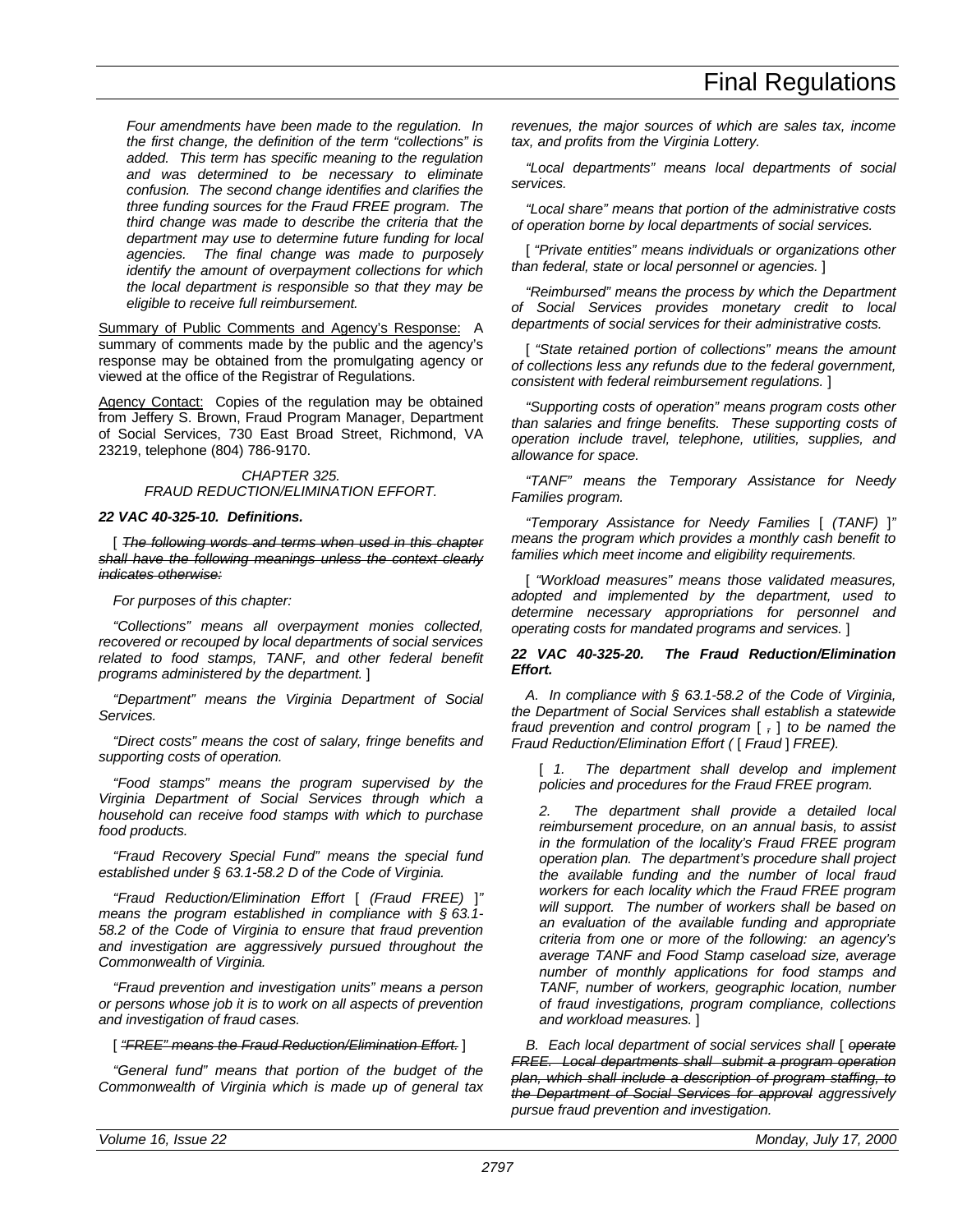*Four amendments have been made to the regulation. In the first change, the definition of the term "collections" is added. This term has specific meaning to the regulation and was determined to be necessary to eliminate confusion. The second change identifies and clarifies the three funding sources for the Fraud FREE program. The third change was made to describe the criteria that the department may use to determine future funding for local agencies. The final change was made to purposely identify the amount of overpayment collections for which the local department is responsible so that they may be eligible to receive full reimbursement.*

Summary of Public Comments and Agency's Response: A summary of comments made by the public and the agency's response may be obtained from the promulgating agency or viewed at the office of the Registrar of Regulations.

Agency Contact: Copies of the regulation may be obtained from Jeffery S. Brown, Fraud Program Manager, Department of Social Services, 730 East Broad Street, Richmond, VA 23219, telephone (804) 786-9170.

*CHAPTER 325.*
*FRAUD REDUCTION/ELIMINATION EFFORT.*

***22 VAC 40-325-10. Definitions.***

[ ~~*The following words and terms when used in this chapter shall have the following meanings unless the context clearly indicates otherwise:*~~

*For purposes of this chapter:*

*"Collections" means all overpayment monies collected, recovered or recouped by local departments of social services related to food stamps, TANF, and other federal benefit programs administered by the department.* ]

*"Department" means the Virginia Department of Social Services.*

*"Direct costs" means the cost of salary, fringe benefits and supporting costs of operation.*

*"Food stamps" means the program supervised by the Virginia Department of Social Services through which a household can receive food stamps with which to purchase food products.*

*"Fraud Recovery Special Fund" means the special fund established under § 63.1-58.2 D of the Code of Virginia.*

*"Fraud Reduction/Elimination Effort* [ *(Fraud FREE)* ]*" means the program established in compliance with § 63.1-58.2 of the Code of Virginia to ensure that fraud prevention and investigation are aggressively pursued throughout the Commonwealth of Virginia.*

*"Fraud prevention and investigation units" means a person or persons whose job it is to work on all aspects of prevention and investigation of fraud cases.*

[ ~~*"FREE" means the Fraud Reduction/Elimination Effort.*~~ ]

*"General fund" means that portion of the budget of the Commonwealth of Virginia which is made up of general tax revenues, the major sources of which are sales tax, income tax, and profits from the Virginia Lottery.*

*"Local departments" means local departments of social services.*

*"Local share" means that portion of the administrative costs of operation borne by local departments of social services.*

[ *"Private entities" means individuals or organizations other than federal, state or local personnel or agencies.* ]

*"Reimbursed" means the process by which the Department of Social Services provides monetary credit to local departments of social services for their administrative costs.*

[ *"State retained portion of collections" means the amount of collections less any refunds due to the federal government, consistent with federal reimbursement regulations.* ]

*"Supporting costs of operation" means program costs other than salaries and fringe benefits. These supporting costs of operation include travel, telephone, utilities, supplies, and allowance for space.*

*"TANF" means the Temporary Assistance for Needy Families program.*

*"Temporary Assistance for Needy Families* [ *(TANF)* ]*" means the program which provides a monthly cash benefit to families which meet income and eligibility requirements.*

[ *"Workload measures" means those validated measures, adopted and implemented by the department, used to determine necessary appropriations for personnel and operating costs for mandated programs and services.* ]

***22 VAC 40-325-20. The Fraud Reduction/Elimination Effort.***

*A. In compliance with § 63.1-58.2 of the Code of Virginia, the Department of Social Services shall establish a statewide fraud prevention and control program* [ ~~*,*~~ ] *to be named the Fraud Reduction/Elimination Effort (* [ *Fraud* ] *FREE).*

[ *1. The department shall develop and implement policies and procedures for the Fraud FREE program.*

*2. The department shall provide a detailed local reimbursement procedure, on an annual basis, to assist in the formulation of the locality's Fraud FREE program operation plan. The department's procedure shall project the available funding and the number of local fraud workers for each locality which the Fraud FREE program will support. The number of workers shall be based on an evaluation of the available funding and appropriate criteria from one or more of the following: an agency's average TANF and Food Stamp caseload size, average number of monthly applications for food stamps and TANF, number of workers, geographic location, number of fraud investigations, program compliance, collections and workload measures.* ]

*B. Each local department of social services shall* [ ~~*operate FREE. Local departments shall submit a program operation plan, which shall include a description of program staffing, to the Department of Social Services for approval*~~ *aggressively pursue fraud prevention and investigation.*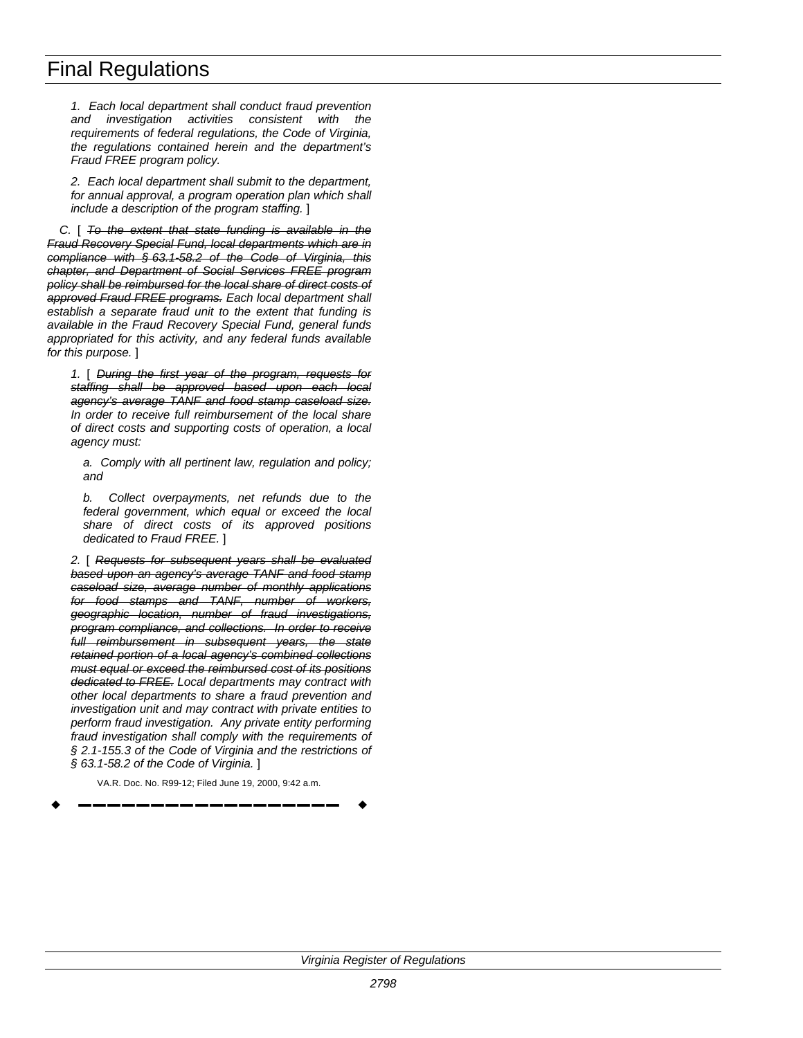*1. Each local department shall conduct fraud prevention and investigation activities consistent with the requirements of federal regulations, the Code of Virginia, the regulations contained herein and the department's Fraud FREE program policy.*

*2. Each local department shall submit to the department, for annual approval, a program operation plan which shall include a description of the program staffing.* ]

C. [ ~~*To the extent that state funding is available in the Fraud Recovery Special Fund, local departments which are in compliance with § 63.1-58.2 of the Code of Virginia, this chapter, and Department of Social Services FREE program policy shall be reimbursed for the local share of direct costs of approved Fraud FREE programs.*~~ *Each local department shall establish a separate fraud unit to the extent that funding is available in the Fraud Recovery Special Fund, general funds appropriated for this activity, and any federal funds available for this purpose.* ]

1. [ ~~*During the first year of the program, requests for staffing shall be approved based upon each local agency's average TANF and food stamp caseload size.*~~ *In order to receive full reimbursement of the local share of direct costs and supporting costs of operation, a local agency must:*

*a. Comply with all pertinent law, regulation and policy; and*

*b. Collect overpayments, net refunds due to the federal government, which equal or exceed the local share of direct costs of its approved positions dedicated to Fraud FREE.* ]

2. [ ~~*Requests for subsequent years shall be evaluated based upon an agency's average TANF and food stamp caseload size, average number of monthly applications for food stamps and TANF, number of workers, geographic location, number of fraud investigations, program compliance, and collections. In order to receive full reimbursement in subsequent years, the state retained portion of a local agency's combined collections must equal or exceed the reimbursed cost of its positions dedicated to FREE.*~~ *Local departments may contract with other local departments to share a fraud prevention and investigation unit and may contract with private entities to perform fraud investigation. Any private entity performing fraud investigation shall comply with the requirements of § 2.1-155.3 of the Code of Virginia and the restrictions of § 63.1-58.2 of the Code of Virginia.* ]

VA.R. Doc. No. R99-12; Filed June 19, 2000, 9:42 a.m.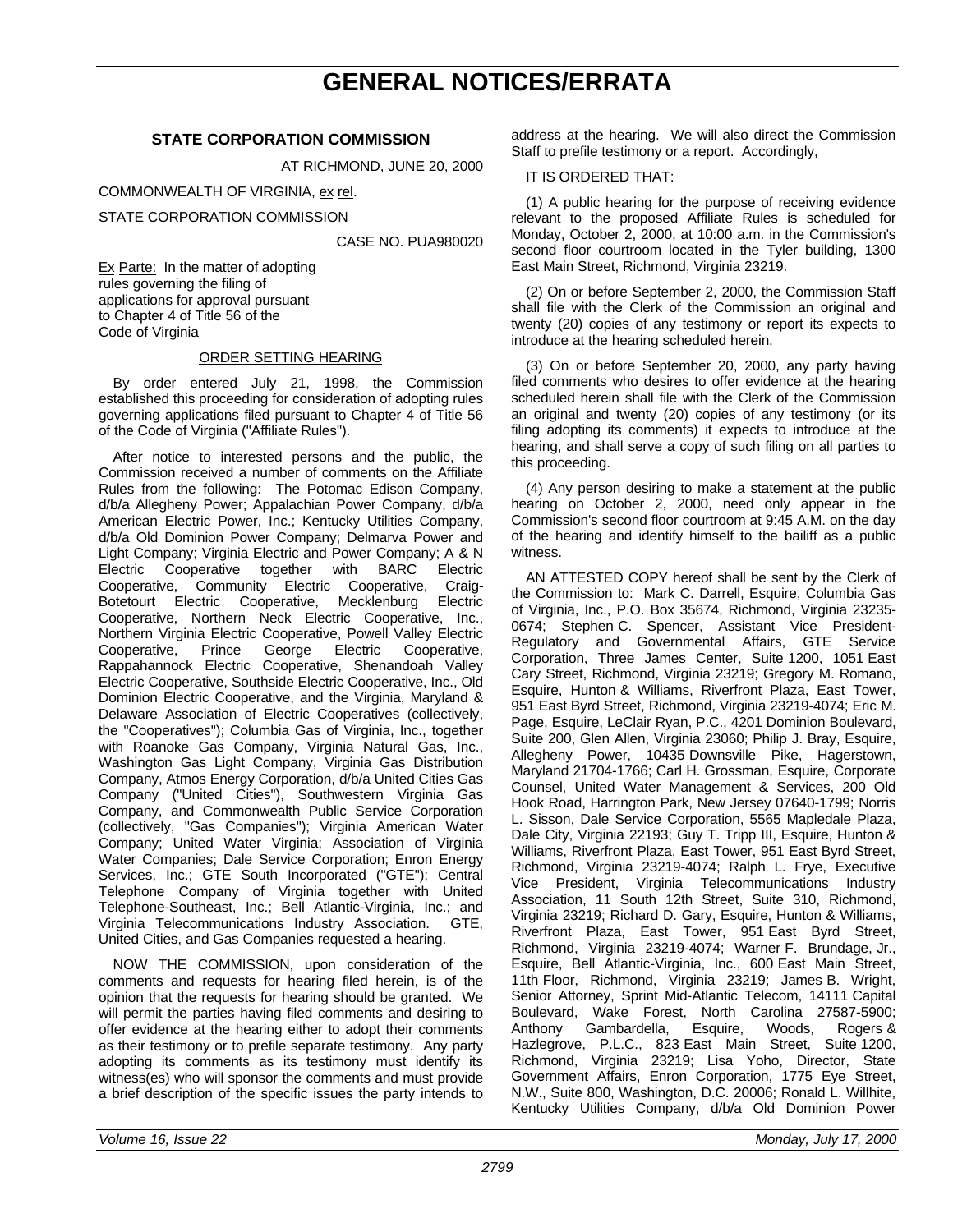# GENERAL NOTICES/ERRATA

## STATE CORPORATION COMMISSION

AT RICHMOND, JUNE 20, 2000

COMMONWEALTH OF VIRGINIA, ex rel.

STATE CORPORATION COMMISSION

CASE NO. PUA980020

Ex Parte: In the matter of adopting rules governing the filing of applications for approval pursuant to Chapter 4 of Title 56 of the Code of Virginia

### ORDER SETTING HEARING

By order entered July 21, 1998, the Commission established this proceeding for consideration of adopting rules governing applications filed pursuant to Chapter 4 of Title 56 of the Code of Virginia ("Affiliate Rules").

After notice to interested persons and the public, the Commission received a number of comments on the Affiliate Rules from the following: The Potomac Edison Company, d/b/a Allegheny Power; Appalachian Power Company, d/b/a American Electric Power, Inc.; Kentucky Utilities Company, d/b/a Old Dominion Power Company; Delmarva Power and Light Company; Virginia Electric and Power Company; A & N Electric Cooperative together with BARC Electric Cooperative, Community Electric Cooperative, Craig-Botetourt Electric Cooperative, Mecklenburg Electric Cooperative, Northern Neck Electric Cooperative, Inc., Northern Virginia Electric Cooperative, Powell Valley Electric Cooperative, Prince George Electric Cooperative, Rappahannock Electric Cooperative, Shenandoah Valley Electric Cooperative, Southside Electric Cooperative, Inc., Old Dominion Electric Cooperative, and the Virginia, Maryland & Delaware Association of Electric Cooperatives (collectively, the "Cooperatives"); Columbia Gas of Virginia, Inc., together with Roanoke Gas Company, Virginia Natural Gas, Inc., Washington Gas Light Company, Virginia Gas Distribution Company, Atmos Energy Corporation, d/b/a United Cities Gas Company ("United Cities"), Southwestern Virginia Gas Company, and Commonwealth Public Service Corporation (collectively, "Gas Companies"); Virginia American Water Company; United Water Virginia; Association of Virginia Water Companies; Dale Service Corporation; Enron Energy Services, Inc.; GTE South Incorporated ("GTE"); Central Telephone Company of Virginia together with United Telephone-Southeast, Inc.; Bell Atlantic-Virginia, Inc.; and Virginia Telecommunications Industry Association. GTE, United Cities, and Gas Companies requested a hearing.

NOW THE COMMISSION, upon consideration of the comments and requests for hearing filed herein, is of the opinion that the requests for hearing should be granted. We will permit the parties having filed comments and desiring to offer evidence at the hearing either to adopt their comments as their testimony or to prefile separate testimony. Any party adopting its comments as its testimony must identify its witness(es) who will sponsor the comments and must provide a brief description of the specific issues the party intends to address at the hearing. We will also direct the Commission Staff to prefile testimony or a report. Accordingly,

IT IS ORDERED THAT:

(1) A public hearing for the purpose of receiving evidence relevant to the proposed Affiliate Rules is scheduled for Monday, October 2, 2000, at 10:00 a.m. in the Commission's second floor courtroom located in the Tyler building, 1300 East Main Street, Richmond, Virginia 23219.

(2) On or before September 2, 2000, the Commission Staff shall file with the Clerk of the Commission an original and twenty (20) copies of any testimony or report its expects to introduce at the hearing scheduled herein.

(3) On or before September 20, 2000, any party having filed comments who desires to offer evidence at the hearing scheduled herein shall file with the Clerk of the Commission an original and twenty (20) copies of any testimony (or its filing adopting its comments) it expects to introduce at the hearing, and shall serve a copy of such filing on all parties to this proceeding.

(4) Any person desiring to make a statement at the public hearing on October 2, 2000, need only appear in the Commission's second floor courtroom at 9:45 A.M. on the day of the hearing and identify himself to the bailiff as a public witness.

AN ATTESTED COPY hereof shall be sent by the Clerk of the Commission to: Mark C. Darrell, Esquire, Columbia Gas of Virginia, Inc., P.O. Box 35674, Richmond, Virginia 23235-0674; Stephen C. Spencer, Assistant Vice President-Regulatory and Governmental Affairs, GTE Service Corporation, Three James Center, Suite 1200, 1051 East Cary Street, Richmond, Virginia 23219; Gregory M. Romano, Esquire, Hunton & Williams, Riverfront Plaza, East Tower, 951 East Byrd Street, Richmond, Virginia 23219-4074; Eric M. Page, Esquire, LeClair Ryan, P.C., 4201 Dominion Boulevard, Suite 200, Glen Allen, Virginia 23060; Philip J. Bray, Esquire, Allegheny Power, 10435 Downsville Pike, Hagerstown, Maryland 21704-1766; Carl H. Grossman, Esquire, Corporate Counsel, United Water Management & Services, 200 Old Hook Road, Harrington Park, New Jersey 07640-1799; Norris L. Sisson, Dale Service Corporation, 5565 Mapledale Plaza, Dale City, Virginia 22193; Guy T. Tripp III, Esquire, Hunton & Williams, Riverfront Plaza, East Tower, 951 East Byrd Street, Richmond, Virginia 23219-4074; Ralph L. Frye, Executive Vice President, Virginia Telecommunications Industry Association, 11 South 12th Street, Suite 310, Richmond, Virginia 23219; Richard D. Gary, Esquire, Hunton & Williams, Riverfront Plaza, East Tower, 951 East Byrd Street, Richmond, Virginia 23219-4074; Warner F. Brundage, Jr., Esquire, Bell Atlantic-Virginia, Inc., 600 East Main Street, 11th Floor, Richmond, Virginia 23219; James B. Wright, Senior Attorney, Sprint Mid-Atlantic Telecom, 14111 Capital Boulevard, Wake Forest, North Carolina 27587-5900; Anthony Gambardella, Esquire, Woods, Rogers & Hazlegrove, P.L.C., 823 East Main Street, Suite 1200, Richmond, Virginia 23219; Lisa Yoho, Director, State Government Affairs, Enron Corporation, 1775 Eye Street, N.W., Suite 800, Washington, D.C. 20006; Ronald L. Willhite, Kentucky Utilities Company, d/b/a Old Dominion Power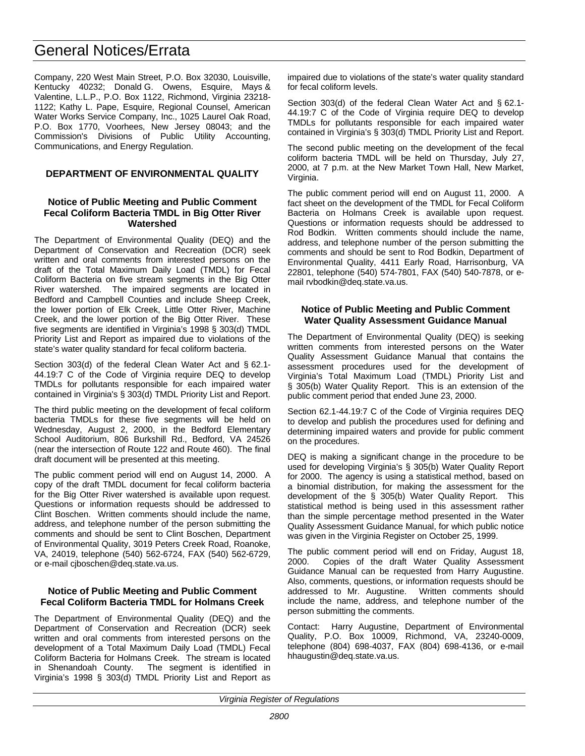Company, 220 West Main Street, P.O. Box 32030, Louisville, Kentucky 40232; Donald G. Owens, Esquire, Mays & Valentine, L.L.P., P.O. Box 1122, Richmond, Virginia 23218-1122; Kathy L. Pape, Esquire, Regional Counsel, American Water Works Service Company, Inc., 1025 Laurel Oak Road, P.O. Box 1770, Voorhees, New Jersey 08043; and the Commission's Divisions of Public Utility Accounting, Communications, and Energy Regulation.

## DEPARTMENT OF ENVIRONMENTAL QUALITY

### Notice of Public Meeting and Public Comment Fecal Coliform Bacteria TMDL in Big Otter River Watershed

The Department of Environmental Quality (DEQ) and the Department of Conservation and Recreation (DCR) seek written and oral comments from interested persons on the draft of the Total Maximum Daily Load (TMDL) for Fecal Coliform Bacteria on five stream segments in the Big Otter River watershed. The impaired segments are located in Bedford and Campbell Counties and include Sheep Creek, the lower portion of Elk Creek, Little Otter River, Machine Creek, and the lower portion of the Big Otter River. These five segments are identified in Virginia's 1998 § 303(d) TMDL Priority List and Report as impaired due to violations of the state's water quality standard for fecal coliform bacteria.

Section 303(d) of the federal Clean Water Act and § 62.1-44.19:7 C of the Code of Virginia require DEQ to develop TMDLs for pollutants responsible for each impaired water contained in Virginia's § 303(d) TMDL Priority List and Report.

The third public meeting on the development of fecal coliform bacteria TMDLs for these five segments will be held on Wednesday, August 2, 2000, in the Bedford Elementary School Auditorium, 806 Burkshill Rd., Bedford, VA 24526 (near the intersection of Route 122 and Route 460). The final draft document will be presented at this meeting.

The public comment period will end on August 14, 2000. A copy of the draft TMDL document for fecal coliform bacteria for the Big Otter River watershed is available upon request. Questions or information requests should be addressed to Clint Boschen. Written comments should include the name, address, and telephone number of the person submitting the comments and should be sent to Clint Boschen, Department of Environmental Quality, 3019 Peters Creek Road, Roanoke, VA, 24019, telephone (540) 562-6724, FAX (540) 562-6729, or e-mail cjboschen@deq.state.va.us.

### Notice of Public Meeting and Public Comment Fecal Coliform Bacteria TMDL for Holmans Creek

The Department of Environmental Quality (DEQ) and the Department of Conservation and Recreation (DCR) seek written and oral comments from interested persons on the development of a Total Maximum Daily Load (TMDL) Fecal Coliform Bacteria for Holmans Creek. The stream is located in Shenandoah County. The segment is identified in Virginia's 1998 § 303(d) TMDL Priority List and Report as impaired due to violations of the state's water quality standard for fecal coliform levels.

Section 303(d) of the federal Clean Water Act and § 62.1-44.19:7 C of the Code of Virginia require DEQ to develop TMDLs for pollutants responsible for each impaired water contained in Virginia's § 303(d) TMDL Priority List and Report.

The second public meeting on the development of the fecal coliform bacteria TMDL will be held on Thursday, July 27, 2000, at 7 p.m. at the New Market Town Hall, New Market, Virginia.

The public comment period will end on August 11, 2000. A fact sheet on the development of the TMDL for Fecal Coliform Bacteria on Holmans Creek is available upon request. Questions or information requests should be addressed to Rod Bodkin. Written comments should include the name, address, and telephone number of the person submitting the comments and should be sent to Rod Bodkin, Department of Environmental Quality, 4411 Early Road, Harrisonburg, VA 22801, telephone (540) 574-7801, FAX (540) 540-7878, or e-mail rvbodkin@deq.state.va.us.

### Notice of Public Meeting and Public Comment Water Quality Assessment Guidance Manual

The Department of Environmental Quality (DEQ) is seeking written comments from interested persons on the Water Quality Assessment Guidance Manual that contains the assessment procedures used for the development of Virginia's Total Maximum Load (TMDL) Priority List and § 305(b) Water Quality Report. This is an extension of the public comment period that ended June 23, 2000.

Section 62.1-44.19:7 C of the Code of Virginia requires DEQ to develop and publish the procedures used for defining and determining impaired waters and provide for public comment on the procedures.

DEQ is making a significant change in the procedure to be used for developing Virginia's § 305(b) Water Quality Report for 2000. The agency is using a statistical method, based on a binomial distribution, for making the assessment for the development of the § 305(b) Water Quality Report. This statistical method is being used in this assessment rather than the simple percentage method presented in the Water Quality Assessment Guidance Manual, for which public notice was given in the Virginia Register on October 25, 1999.

The public comment period will end on Friday, August 18, 2000. Copies of the draft Water Quality Assessment Guidance Manual can be requested from Harry Augustine. Also, comments, questions, or information requests should be addressed to Mr. Augustine. Written comments should include the name, address, and telephone number of the person submitting the comments.

Contact: Harry Augustine, Department of Environmental Quality, P.O. Box 10009, Richmond, VA, 23240-0009, telephone (804) 698-4037, FAX (804) 698-4136, or e-mail hhaugustin@deq.state.va.us.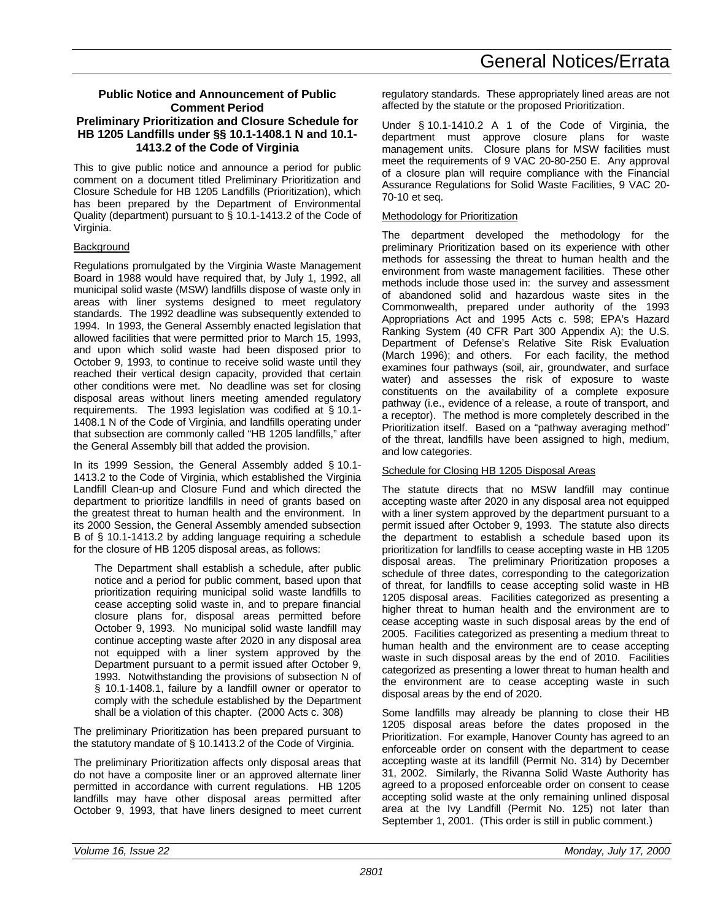# General Notices/Errata

**Public Notice and Announcement of Public Comment Period**
**Preliminary Prioritization and Closure Schedule for HB 1205 Landfills under §§ 10.1-1408.1 N and 10.1-1413.2 of the Code of Virginia**

This to give public notice and announce a period for public comment on a document titled Preliminary Prioritization and Closure Schedule for HB 1205 Landfills (Prioritization), which has been prepared by the Department of Environmental Quality (department) pursuant to § 10.1-1413.2 of the Code of Virginia.

Background

Regulations promulgated by the Virginia Waste Management Board in 1988 would have required that, by July 1, 1992, all municipal solid waste (MSW) landfills dispose of waste only in areas with liner systems designed to meet regulatory standards. The 1992 deadline was subsequently extended to 1994. In 1993, the General Assembly enacted legislation that allowed facilities that were permitted prior to March 15, 1993, and upon which solid waste had been disposed prior to October 9, 1993, to continue to receive solid waste until they reached their vertical design capacity, provided that certain other conditions were met. No deadline was set for closing disposal areas without liners meeting amended regulatory requirements. The 1993 legislation was codified at § 10.1-1408.1 N of the Code of Virginia, and landfills operating under that subsection are commonly called "HB 1205 landfills," after the General Assembly bill that added the provision.

In its 1999 Session, the General Assembly added § 10.1-1413.2 to the Code of Virginia, which established the Virginia Landfill Clean-up and Closure Fund and which directed the department to prioritize landfills in need of grants based on the greatest threat to human health and the environment. In its 2000 Session, the General Assembly amended subsection B of § 10.1-1413.2 by adding language requiring a schedule for the closure of HB 1205 disposal areas, as follows:

> The Department shall establish a schedule, after public notice and a period for public comment, based upon that prioritization requiring municipal solid waste landfills to cease accepting solid waste in, and to prepare financial closure plans for, disposal areas permitted before October 9, 1993. No municipal solid waste landfill may continue accepting waste after 2020 in any disposal area not equipped with a liner system approved by the Department pursuant to a permit issued after October 9, 1993. Notwithstanding the provisions of subsection N of § 10.1-1408.1, failure by a landfill owner or operator to comply with the schedule established by the Department shall be a violation of this chapter. (2000 Acts c. 308)

The preliminary Prioritization has been prepared pursuant to the statutory mandate of § 10.1413.2 of the Code of Virginia.

The preliminary Prioritization affects only disposal areas that do not have a composite liner or an approved alternate liner permitted in accordance with current regulations. HB 1205 landfills may have other disposal areas permitted after October 9, 1993, that have liners designed to meet current regulatory standards. These appropriately lined areas are not affected by the statute or the proposed Prioritization.

Under § 10.1-1410.2 A 1 of the Code of Virginia, the department must approve closure plans for waste management units. Closure plans for MSW facilities must meet the requirements of 9 VAC 20-80-250 E. Any approval of a closure plan will require compliance with the Financial Assurance Regulations for Solid Waste Facilities, 9 VAC 20-70-10 et seq.

Methodology for Prioritization

The department developed the methodology for the preliminary Prioritization based on its experience with other methods for assessing the threat to human health and the environment from waste management facilities. These other methods include those used in: the survey and assessment of abandoned solid and hazardous waste sites in the Commonwealth, prepared under authority of the 1993 Appropriations Act and 1995 Acts c. 598; EPA's Hazard Ranking System (40 CFR Part 300 Appendix A); the U.S. Department of Defense's Relative Site Risk Evaluation (March 1996); and others. For each facility, the method examines four pathways (soil, air, groundwater, and surface water) and assesses the risk of exposure to waste constituents on the availability of a complete exposure pathway (i.e., evidence of a release, a route of transport, and a receptor). The method is more completely described in the Prioritization itself. Based on a "pathway averaging method" of the threat, landfills have been assigned to high, medium, and low categories.

Schedule for Closing HB 1205 Disposal Areas

The statute directs that no MSW landfill may continue accepting waste after 2020 in any disposal area not equipped with a liner system approved by the department pursuant to a permit issued after October 9, 1993. The statute also directs the department to establish a schedule based upon its prioritization for landfills to cease accepting waste in HB 1205 disposal areas. The preliminary Prioritization proposes a schedule of three dates, corresponding to the categorization of threat, for landfills to cease accepting solid waste in HB 1205 disposal areas. Facilities categorized as presenting a higher threat to human health and the environment are to cease accepting waste in such disposal areas by the end of 2005. Facilities categorized as presenting a medium threat to human health and the environment are to cease accepting waste in such disposal areas by the end of 2010. Facilities categorized as presenting a lower threat to human health and the environment are to cease accepting waste in such disposal areas by the end of 2020.

Some landfills may already be planning to close their HB 1205 disposal areas before the dates proposed in the Prioritization. For example, Hanover County has agreed to an enforceable order on consent with the department to cease accepting waste at its landfill (Permit No. 314) by December 31, 2002. Similarly, the Rivanna Solid Waste Authority has agreed to a proposed enforceable order on consent to cease accepting solid waste at the only remaining unlined disposal area at the Ivy Landfill (Permit No. 125) not later than September 1, 2001. (This order is still in public comment.)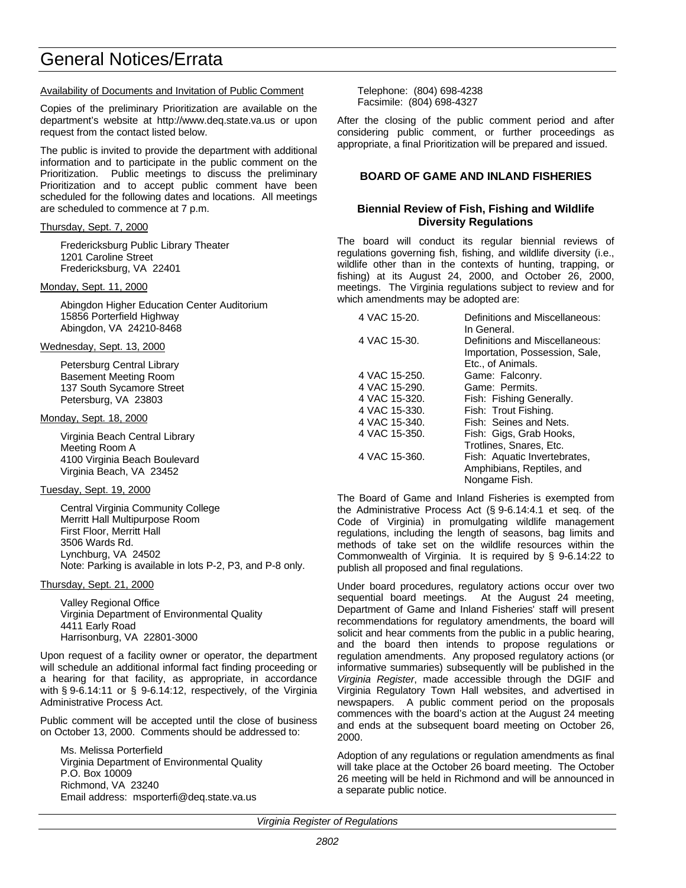# General Notices/Errata

Availability of Documents and Invitation of Public Comment

Copies of the preliminary Prioritization are available on the department's website at http://www.deq.state.va.us or upon request from the contact listed below.

The public is invited to provide the department with additional information and to participate in the public comment on the Prioritization. Public meetings to discuss the preliminary Prioritization and to accept public comment have been scheduled for the following dates and locations. All meetings are scheduled to commence at 7 p.m.

Thursday, Sept. 7, 2000

Fredericksburg Public Library Theater
1201 Caroline Street
Fredericksburg, VA 22401

Monday, Sept. 11, 2000

Abingdon Higher Education Center Auditorium
15856 Porterfield Highway
Abingdon, VA 24210-8468

Wednesday, Sept. 13, 2000

Petersburg Central Library
Basement Meeting Room
137 South Sycamore Street
Petersburg, VA 23803

Monday, Sept. 18, 2000

Virginia Beach Central Library
Meeting Room A
4100 Virginia Beach Boulevard
Virginia Beach, VA 23452

Tuesday, Sept. 19, 2000

Central Virginia Community College
Merritt Hall Multipurpose Room
First Floor, Merritt Hall
3506 Wards Rd.
Lynchburg, VA 24502
Note: Parking is available in lots P-2, P3, and P-8 only.

Thursday, Sept. 21, 2000

Valley Regional Office
Virginia Department of Environmental Quality
4411 Early Road
Harrisonburg, VA 22801-3000

Upon request of a facility owner or operator, the department will schedule an additional informal fact finding proceeding or a hearing for that facility, as appropriate, in accordance with § 9-6.14:11 or § 9-6.14:12, respectively, of the Virginia Administrative Process Act.

Public comment will be accepted until the close of business on October 13, 2000. Comments should be addressed to:

Ms. Melissa Porterfield
Virginia Department of Environmental Quality
P.O. Box 10009
Richmond, VA 23240
Email address: msporterfi@deq.state.va.us
Telephone: (804) 698-4238
Facsimile: (804) 698-4327

After the closing of the public comment period and after considering public comment, or further proceedings as appropriate, a final Prioritization will be prepared and issued.

## BOARD OF GAME AND INLAND FISHERIES

### Biennial Review of Fish, Fishing and Wildlife Diversity Regulations

The board will conduct its regular biennial reviews of regulations governing fish, fishing, and wildlife diversity (i.e., wildlife other than in the contexts of hunting, trapping, or fishing) at its August 24, 2000, and October 26, 2000, meetings. The Virginia regulations subject to review and for which amendments may be adopted are:

| | |
|---|---|
| 4 VAC 15-20. | Definitions and Miscellaneous: In General. |
| 4 VAC 15-30. | Definitions and Miscellaneous: Importation, Possession, Sale, Etc., of Animals. |
| 4 VAC 15-250. | Game: Falconry. |
| 4 VAC 15-290. | Game: Permits. |
| 4 VAC 15-320. | Fish: Fishing Generally. |
| 4 VAC 15-330. | Fish: Trout Fishing. |
| 4 VAC 15-340. | Fish: Seines and Nets. |
| 4 VAC 15-350. | Fish: Gigs, Grab Hooks, Trotlines, Snares, Etc. |
| 4 VAC 15-360. | Fish: Aquatic Invertebrates, Amphibians, Reptiles, and Nongame Fish. |

The Board of Game and Inland Fisheries is exempted from the Administrative Process Act (§ 9-6.14:4.1 et seq. of the Code of Virginia) in promulgating wildlife management regulations, including the length of seasons, bag limits and methods of take set on the wildlife resources within the Commonwealth of Virginia. It is required by § 9-6.14:22 to publish all proposed and final regulations.

Under board procedures, regulatory actions occur over two sequential board meetings. At the August 24 meeting, Department of Game and Inland Fisheries' staff will present recommendations for regulatory amendments, the board will solicit and hear comments from the public in a public hearing, and the board then intends to propose regulations or regulation amendments. Any proposed regulatory actions (or informative summaries) subsequently will be published in the *Virginia Register*, made accessible through the DGIF and Virginia Regulatory Town Hall websites, and advertised in newspapers. A public comment period on the proposals commences with the board's action at the August 24 meeting and ends at the subsequent board meeting on October 26, 2000.

Adoption of any regulations or regulation amendments as final will take place at the October 26 board meeting. The October 26 meeting will be held in Richmond and will be announced in a separate public notice.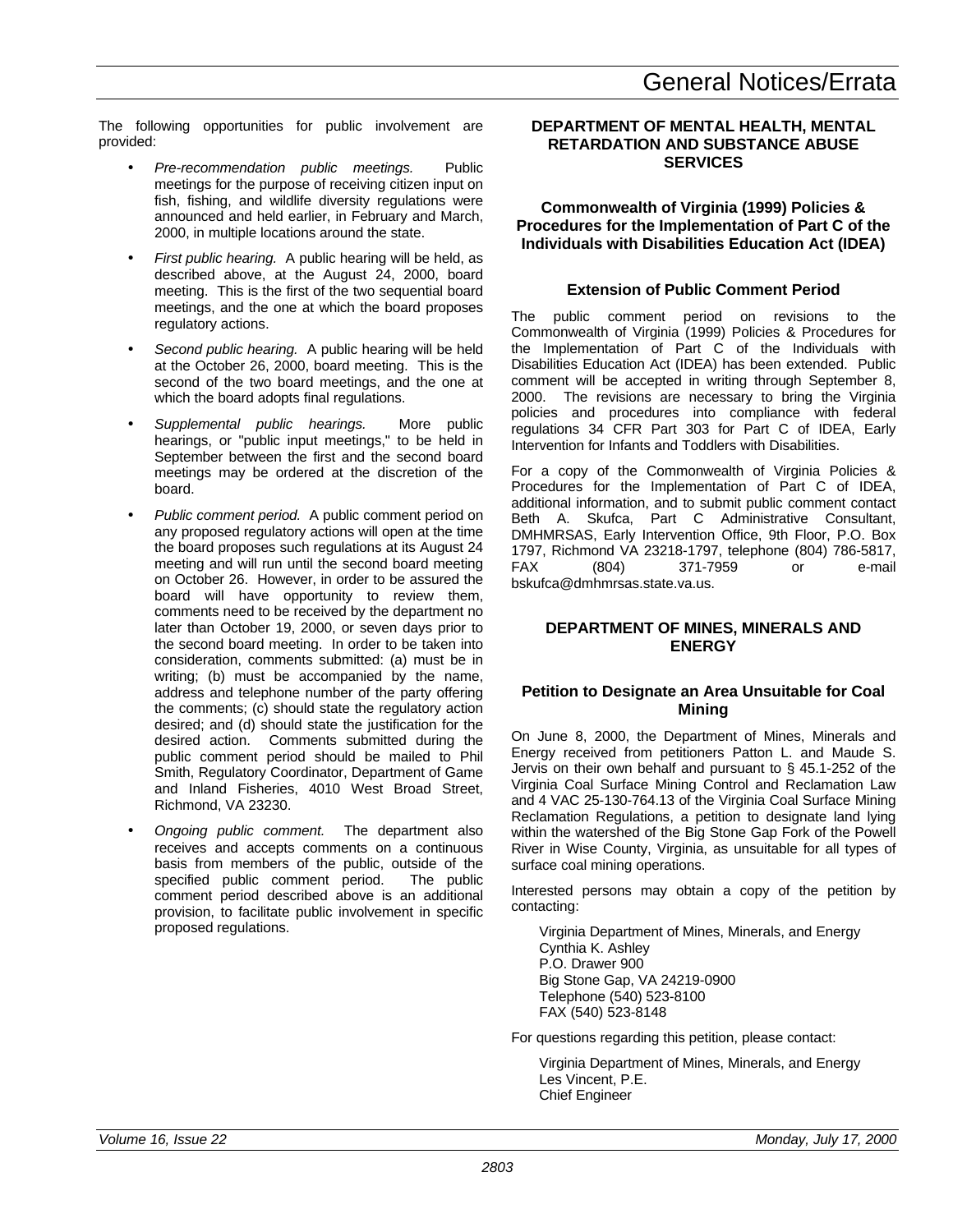The following opportunities for public involvement are provided:

- *Pre-recommendation public meetings.* Public meetings for the purpose of receiving citizen input on fish, fishing, and wildlife diversity regulations were announced and held earlier, in February and March, 2000, in multiple locations around the state.
- *First public hearing.* A public hearing will be held, as described above, at the August 24, 2000, board meeting. This is the first of the two sequential board meetings, and the one at which the board proposes regulatory actions.
- *Second public hearing.* A public hearing will be held at the October 26, 2000, board meeting. This is the second of the two board meetings, and the one at which the board adopts final regulations.
- *Supplemental public hearings.* More public hearings, or "public input meetings," to be held in September between the first and the second board meetings may be ordered at the discretion of the board.
- *Public comment period.* A public comment period on any proposed regulatory actions will open at the time the board proposes such regulations at its August 24 meeting and will run until the second board meeting on October 26. However, in order to be assured the board will have opportunity to review them, comments need to be received by the department no later than October 19, 2000, or seven days prior to the second board meeting. In order to be taken into consideration, comments submitted: (a) must be in writing; (b) must be accompanied by the name, address and telephone number of the party offering the comments; (c) should state the regulatory action desired; and (d) should state the justification for the desired action. Comments submitted during the public comment period should be mailed to Phil Smith, Regulatory Coordinator, Department of Game and Inland Fisheries, 4010 West Broad Street, Richmond, VA 23230.
- *Ongoing public comment.* The department also receives and accepts comments on a continuous basis from members of the public, outside of the specified public comment period. The public comment period described above is an additional provision, to facilitate public involvement in specific proposed regulations.

## DEPARTMENT OF MENTAL HEALTH, MENTAL RETARDATION AND SUBSTANCE ABUSE SERVICES

### Commonwealth of Virginia (1999) Policies & Procedures for the Implementation of Part C of the Individuals with Disabilities Education Act (IDEA)

#### Extension of Public Comment Period

The public comment period on revisions to the Commonwealth of Virginia (1999) Policies & Procedures for the Implementation of Part C of the Individuals with Disabilities Education Act (IDEA) has been extended. Public comment will be accepted in writing through September 8, 2000. The revisions are necessary to bring the Virginia policies and procedures into compliance with federal regulations 34 CFR Part 303 for Part C of IDEA, Early Intervention for Infants and Toddlers with Disabilities.

For a copy of the Commonwealth of Virginia Policies & Procedures for the Implementation of Part C of IDEA, additional information, and to submit public comment contact Beth A. Skufca, Part C Administrative Consultant, DMHMRSAS, Early Intervention Office, 9th Floor, P.O. Box 1797, Richmond VA 23218-1797, telephone (804) 786-5817, FAX (804) 371-7959 or e-mail bskufca@dmhmrsas.state.va.us.

## DEPARTMENT OF MINES, MINERALS AND ENERGY

### Petition to Designate an Area Unsuitable for Coal Mining

On June 8, 2000, the Department of Mines, Minerals and Energy received from petitioners Patton L. and Maude S. Jervis on their own behalf and pursuant to § 45.1-252 of the Virginia Coal Surface Mining Control and Reclamation Law and 4 VAC 25-130-764.13 of the Virginia Coal Surface Mining Reclamation Regulations, a petition to designate land lying within the watershed of the Big Stone Gap Fork of the Powell River in Wise County, Virginia, as unsuitable for all types of surface coal mining operations.

Interested persons may obtain a copy of the petition by contacting:

Virginia Department of Mines, Minerals, and Energy
Cynthia K. Ashley
P.O. Drawer 900
Big Stone Gap, VA 24219-0900
Telephone (540) 523-8100
FAX (540) 523-8148

For questions regarding this petition, please contact:

Virginia Department of Mines, Minerals, and Energy
Les Vincent, P.E.
Chief Engineer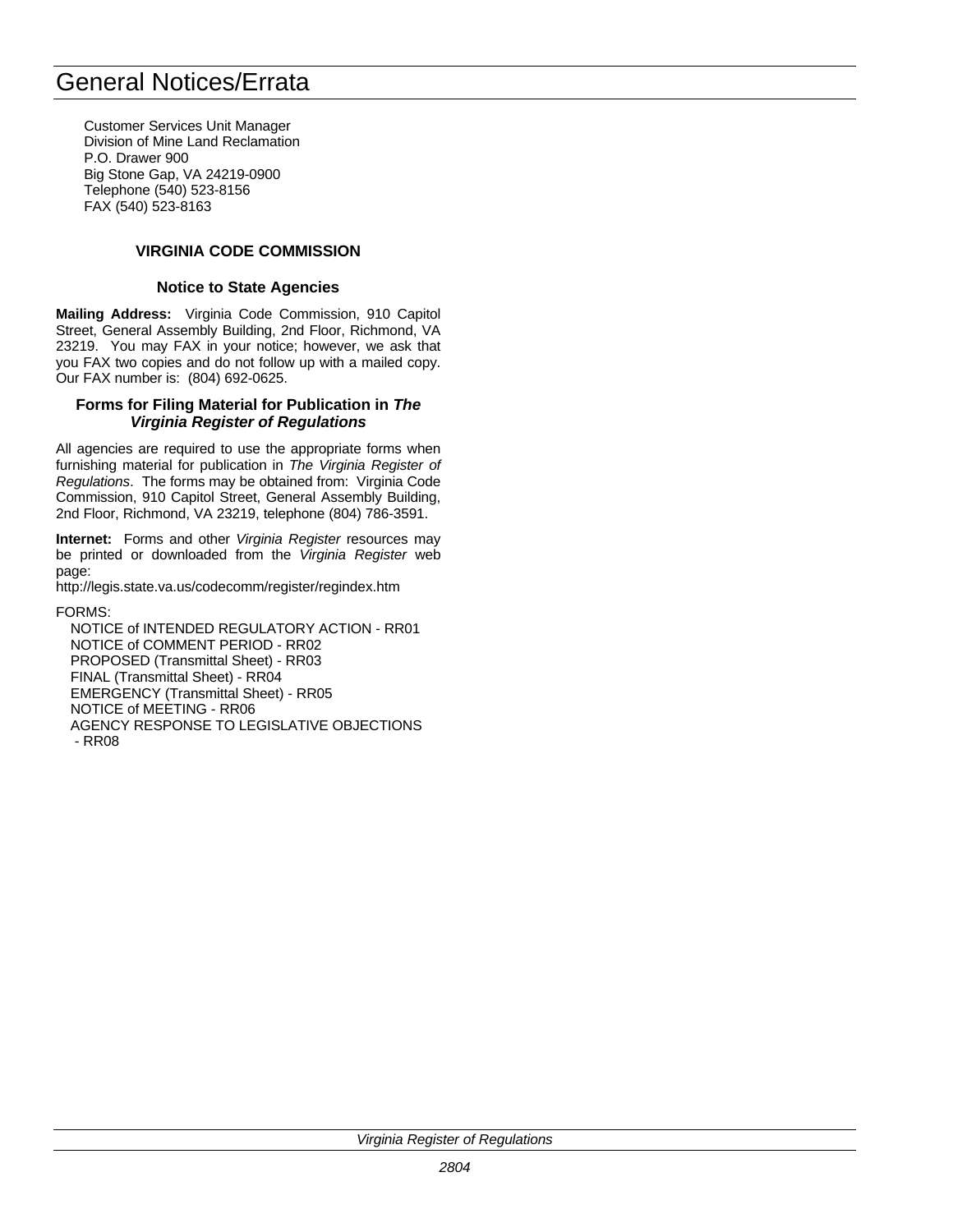Customer Services Unit Manager
Division of Mine Land Reclamation
P.O. Drawer 900
Big Stone Gap, VA 24219-0900
Telephone (540) 523-8156
FAX (540) 523-8163

## VIRGINIA CODE COMMISSION

### Notice to State Agencies

**Mailing Address:** Virginia Code Commission, 910 Capitol Street, General Assembly Building, 2nd Floor, Richmond, VA 23219. You may FAX in your notice; however, we ask that you FAX two copies and do not follow up with a mailed copy. Our FAX number is: (804) 692-0625.

### Forms for Filing Material for Publication in *The Virginia Register of Regulations*

All agencies are required to use the appropriate forms when furnishing material for publication in *The Virginia Register of Regulations*. The forms may be obtained from: Virginia Code Commission, 910 Capitol Street, General Assembly Building, 2nd Floor, Richmond, VA 23219, telephone (804) 786-3591.

**Internet:** Forms and other *Virginia Register* resources may be printed or downloaded from the *Virginia Register* web page:
http://legis.state.va.us/codecomm/register/regindex.htm

FORMS:

- NOTICE of INTENDED REGULATORY ACTION - RR01
- NOTICE of COMMENT PERIOD - RR02
- PROPOSED (Transmittal Sheet) - RR03
- FINAL (Transmittal Sheet) - RR04
- EMERGENCY (Transmittal Sheet) - RR05
- NOTICE of MEETING - RR06
- AGENCY RESPONSE TO LEGISLATIVE OBJECTIONS - RR08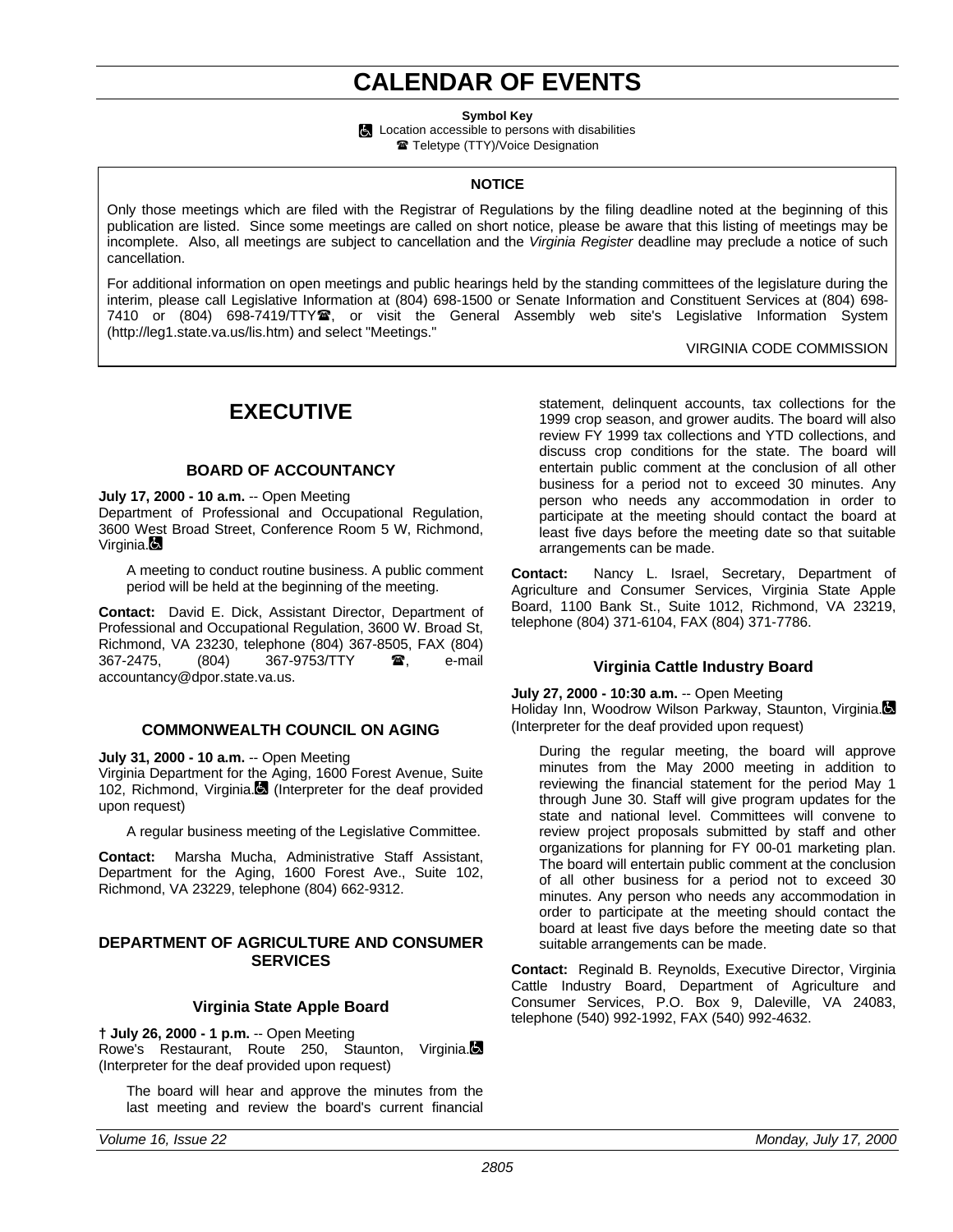# CALENDAR OF EVENTS

**Symbol Key**

♿ Location accessible to persons with disabilities

☎ Teletype (TTY)/Voice Designation

**NOTICE**

Only those meetings which are filed with the Registrar of Regulations by the filing deadline noted at the beginning of this publication are listed. Since some meetings are called on short notice, please be aware that this listing of meetings may be incomplete. Also, all meetings are subject to cancellation and the *Virginia Register* deadline may preclude a notice of such cancellation.

For additional information on open meetings and public hearings held by the standing committees of the legislature during the interim, please call Legislative Information at (804) 698-1500 or Senate Information and Constituent Services at (804) 698-7410 or (804) 698-7419/TTY☎, or visit the General Assembly web site's Legislative Information System (http://leg1.state.va.us/lis.htm) and select "Meetings."

VIRGINIA CODE COMMISSION

## EXECUTIVE

### BOARD OF ACCOUNTANCY

**July 17, 2000 - 10 a.m.** -- Open Meeting
Department of Professional and Occupational Regulation, 3600 West Broad Street, Conference Room 5 W, Richmond, Virginia.♿

A meeting to conduct routine business. A public comment period will be held at the beginning of the meeting.

**Contact:** David E. Dick, Assistant Director, Department of Professional and Occupational Regulation, 3600 W. Broad St, Richmond, VA 23230, telephone (804) 367-8505, FAX (804) 367-2475, (804) 367-9753/TTY ☎, e-mail accountancy@dpor.state.va.us.

### COMMONWEALTH COUNCIL ON AGING

**July 31, 2000 - 10 a.m.** -- Open Meeting
Virginia Department for the Aging, 1600 Forest Avenue, Suite 102, Richmond, Virginia.♿ (Interpreter for the deaf provided upon request)

A regular business meeting of the Legislative Committee.

**Contact:** Marsha Mucha, Administrative Staff Assistant, Department for the Aging, 1600 Forest Ave., Suite 102, Richmond, VA 23229, telephone (804) 662-9312.

### DEPARTMENT OF AGRICULTURE AND CONSUMER SERVICES

#### Virginia State Apple Board

**† July 26, 2000 - 1 p.m.** -- Open Meeting
Rowe's Restaurant, Route 250, Staunton, Virginia.♿ (Interpreter for the deaf provided upon request)

The board will hear and approve the minutes from the last meeting and review the board's current financial statement, delinquent accounts, tax collections for the 1999 crop season, and grower audits. The board will also review FY 1999 tax collections and YTD collections, and discuss crop conditions for the state. The board will entertain public comment at the conclusion of all other business for a period not to exceed 30 minutes. Any person who needs any accommodation in order to participate at the meeting should contact the board at least five days before the meeting date so that suitable arrangements can be made.

**Contact:** Nancy L. Israel, Secretary, Department of Agriculture and Consumer Services, Virginia State Apple Board, 1100 Bank St., Suite 1012, Richmond, VA 23219, telephone (804) 371-6104, FAX (804) 371-7786.

#### Virginia Cattle Industry Board

**July 27, 2000 - 10:30 a.m.** -- Open Meeting
Holiday Inn, Woodrow Wilson Parkway, Staunton, Virginia.♿ (Interpreter for the deaf provided upon request)

During the regular meeting, the board will approve minutes from the May 2000 meeting in addition to reviewing the financial statement for the period May 1 through June 30. Staff will give program updates for the state and national level. Committees will convene to review project proposals submitted by staff and other organizations for planning for FY 00-01 marketing plan. The board will entertain public comment at the conclusion of all other business for a period not to exceed 30 minutes. Any person who needs any accommodation in order to participate at the meeting should contact the board at least five days before the meeting date so that suitable arrangements can be made.

**Contact:** Reginald B. Reynolds, Executive Director, Virginia Cattle Industry Board, Department of Agriculture and Consumer Services, P.O. Box 9, Daleville, VA 24083, telephone (540) 992-1992, FAX (540) 992-4632.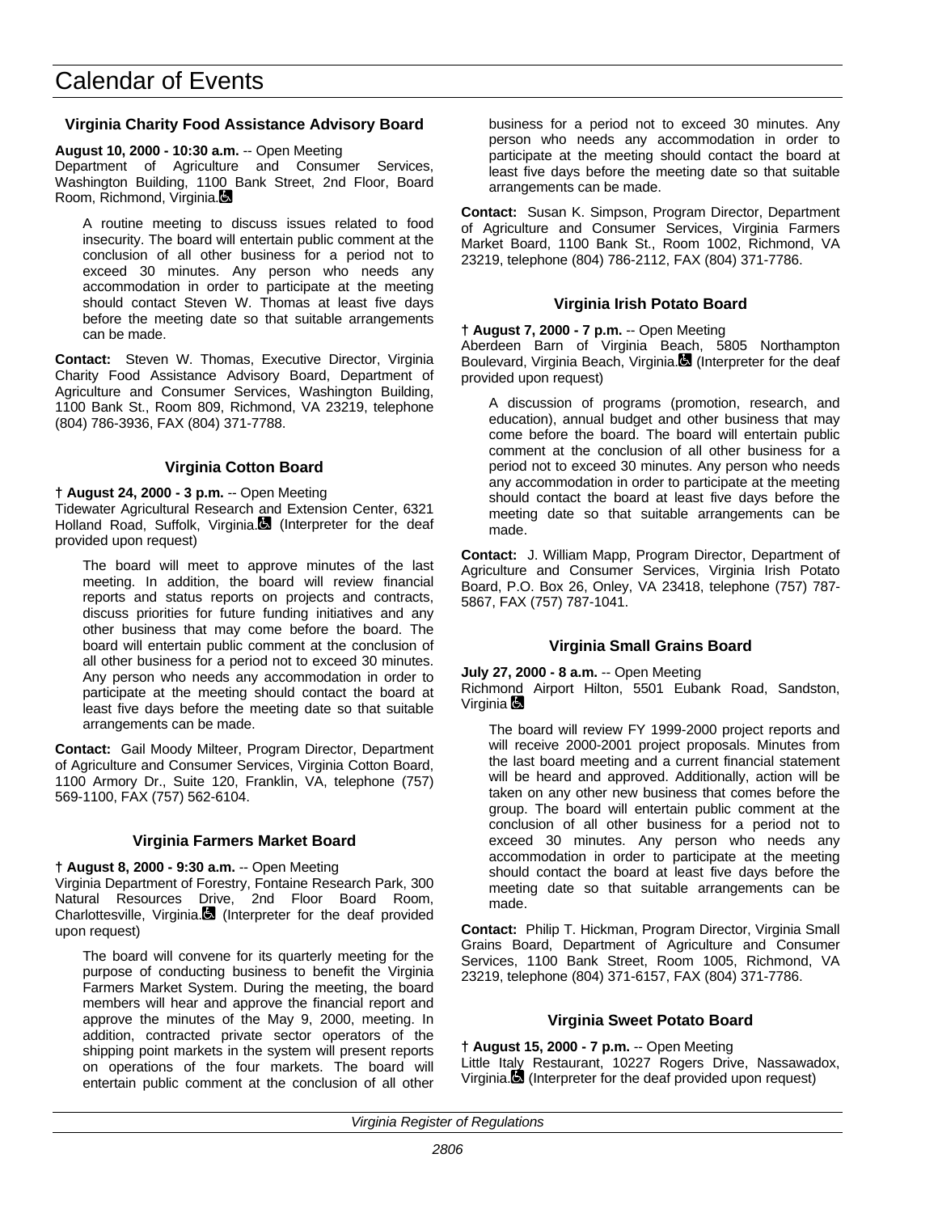# Calendar of Events

### Virginia Charity Food Assistance Advisory Board

**August 10, 2000 - 10:30 a.m.** -- Open Meeting
Department of Agriculture and Consumer Services, Washington Building, 1100 Bank Street, 2nd Floor, Board Room, Richmond, Virginia.

A routine meeting to discuss issues related to food insecurity. The board will entertain public comment at the conclusion of all other business for a period not to exceed 30 minutes. Any person who needs any accommodation in order to participate at the meeting should contact Steven W. Thomas at least five days before the meeting date so that suitable arrangements can be made.

**Contact:** Steven W. Thomas, Executive Director, Virginia Charity Food Assistance Advisory Board, Department of Agriculture and Consumer Services, Washington Building, 1100 Bank St., Room 809, Richmond, VA 23219, telephone (804) 786-3936, FAX (804) 371-7788.

### Virginia Cotton Board

**† August 24, 2000 - 3 p.m.** -- Open Meeting
Tidewater Agricultural Research and Extension Center, 6321 Holland Road, Suffolk, Virginia. (Interpreter for the deaf provided upon request)

The board will meet to approve minutes of the last meeting. In addition, the board will review financial reports and status reports on projects and contracts, discuss priorities for future funding initiatives and any other business that may come before the board. The board will entertain public comment at the conclusion of all other business for a period not to exceed 30 minutes. Any person who needs any accommodation in order to participate at the meeting should contact the board at least five days before the meeting date so that suitable arrangements can be made.

**Contact:** Gail Moody Milteer, Program Director, Department of Agriculture and Consumer Services, Virginia Cotton Board, 1100 Armory Dr., Suite 120, Franklin, VA, telephone (757) 569-1100, FAX (757) 562-6104.

### Virginia Farmers Market Board

**† August 8, 2000 - 9:30 a.m.** -- Open Meeting
Virginia Department of Forestry, Fontaine Research Park, 300 Natural Resources Drive, 2nd Floor Board Room, Charlottesville, Virginia. (Interpreter for the deaf provided upon request)

The board will convene for its quarterly meeting for the purpose of conducting business to benefit the Virginia Farmers Market System. During the meeting, the board members will hear and approve the financial report and approve the minutes of the May 9, 2000, meeting. In addition, contracted private sector operators of the shipping point markets in the system will present reports on operations of the four markets. The board will entertain public comment at the conclusion of all other business for a period not to exceed 30 minutes. Any person who needs any accommodation in order to participate at the meeting should contact the board at least five days before the meeting date so that suitable arrangements can be made.

**Contact:** Susan K. Simpson, Program Director, Department of Agriculture and Consumer Services, Virginia Farmers Market Board, 1100 Bank St., Room 1002, Richmond, VA 23219, telephone (804) 786-2112, FAX (804) 371-7786.

### Virginia Irish Potato Board

**† August 7, 2000 - 7 p.m.** -- Open Meeting
Aberdeen Barn of Virginia Beach, 5805 Northampton Boulevard, Virginia Beach, Virginia. (Interpreter for the deaf provided upon request)

A discussion of programs (promotion, research, and education), annual budget and other business that may come before the board. The board will entertain public comment at the conclusion of all other business for a period not to exceed 30 minutes. Any person who needs any accommodation in order to participate at the meeting should contact the board at least five days before the meeting date so that suitable arrangements can be made.

**Contact:** J. William Mapp, Program Director, Department of Agriculture and Consumer Services, Virginia Irish Potato Board, P.O. Box 26, Onley, VA 23418, telephone (757) 787-5867, FAX (757) 787-1041.

### Virginia Small Grains Board

**July 27, 2000 - 8 a.m.** -- Open Meeting
Richmond Airport Hilton, 5501 Eubank Road, Sandston, Virginia

The board will review FY 1999-2000 project reports and will receive 2000-2001 project proposals. Minutes from the last board meeting and a current financial statement will be heard and approved. Additionally, action will be taken on any other new business that comes before the group. The board will entertain public comment at the conclusion of all other business for a period not to exceed 30 minutes. Any person who needs any accommodation in order to participate at the meeting should contact the board at least five days before the meeting date so that suitable arrangements can be made.

**Contact:** Philip T. Hickman, Program Director, Virginia Small Grains Board, Department of Agriculture and Consumer Services, 1100 Bank Street, Room 1005, Richmond, VA 23219, telephone (804) 371-6157, FAX (804) 371-7786.

### Virginia Sweet Potato Board

**† August 15, 2000 - 7 p.m.** -- Open Meeting
Little Italy Restaurant, 10227 Rogers Drive, Nassawadox, Virginia. (Interpreter for the deaf provided upon request)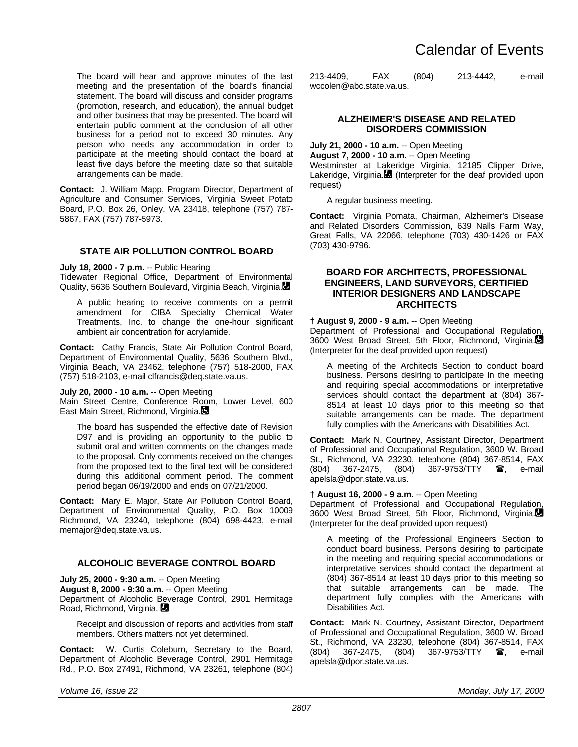The board will hear and approve minutes of the last meeting and the presentation of the board's financial statement. The board will discuss and consider programs (promotion, research, and education), the annual budget and other business that may be presented. The board will entertain public comment at the conclusion of all other business for a period not to exceed 30 minutes. Any person who needs any accommodation in order to participate at the meeting should contact the board at least five days before the meeting date so that suitable arrangements can be made.

**Contact:** J. William Mapp, Program Director, Department of Agriculture and Consumer Services, Virginia Sweet Potato Board, P.O. Box 26, Onley, VA 23418, telephone (757) 787-5867, FAX (757) 787-5973.

### STATE AIR POLLUTION CONTROL BOARD

**July 18, 2000 - 7 p.m.** -- Public Hearing
Tidewater Regional Office, Department of Environmental Quality, 5636 Southern Boulevard, Virginia Beach, Virginia.

A public hearing to receive comments on a permit amendment for CIBA Specialty Chemical Water Treatments, Inc. to change the one-hour significant ambient air concentration for acrylamide.

**Contact:** Cathy Francis, State Air Pollution Control Board, Department of Environmental Quality, 5636 Southern Blvd., Virginia Beach, VA 23462, telephone (757) 518-2000, FAX (757) 518-2103, e-mail clfrancis@deq.state.va.us.

**July 20, 2000 - 10 a.m.** -- Open Meeting
Main Street Centre, Conference Room, Lower Level, 600 East Main Street, Richmond, Virginia.

The board has suspended the effective date of Revision D97 and is providing an opportunity to the public to submit oral and written comments on the changes made to the proposal. Only comments received on the changes from the proposed text to the final text will be considered during this additional comment period. The comment period began 06/19/2000 and ends on 07/21/2000.

**Contact:** Mary E. Major, State Air Pollution Control Board, Department of Environmental Quality, P.O. Box 10009 Richmond, VA 23240, telephone (804) 698-4423, e-mail memajor@deq.state.va.us.

### ALCOHOLIC BEVERAGE CONTROL BOARD

**July 25, 2000 - 9:30 a.m.** -- Open Meeting
**August 8, 2000 - 9:30 a.m.** -- Open Meeting
Department of Alcoholic Beverage Control, 2901 Hermitage Road, Richmond, Virginia.

Receipt and discussion of reports and activities from staff members. Others matters not yet determined.

**Contact:** W. Curtis Coleburn, Secretary to the Board, Department of Alcoholic Beverage Control, 2901 Hermitage Rd., P.O. Box 27491, Richmond, VA 23261, telephone (804) 213-4409, FAX (804) 213-4442, e-mail wccolen@abc.state.va.us.

### ALZHEIMER'S DISEASE AND RELATED DISORDERS COMMISSION

**July 21, 2000 - 10 a.m.** -- Open Meeting
**August 7, 2000 - 10 a.m.** -- Open Meeting
Westminster at Lakeridge Virginia, 12185 Clipper Drive, Lakeridge, Virginia. (Interpreter for the deaf provided upon request)

A regular business meeting.

**Contact:** Virginia Pomata, Chairman, Alzheimer's Disease and Related Disorders Commission, 639 Nalls Farm Way, Great Falls, VA 22066, telephone (703) 430-1426 or FAX (703) 430-9796.

### BOARD FOR ARCHITECTS, PROFESSIONAL ENGINEERS, LAND SURVEYORS, CERTIFIED INTERIOR DESIGNERS AND LANDSCAPE ARCHITECTS

**† August 9, 2000 - 9 a.m.** -- Open Meeting
Department of Professional and Occupational Regulation, 3600 West Broad Street, 5th Floor, Richmond, Virginia. (Interpreter for the deaf provided upon request)

A meeting of the Architects Section to conduct board business. Persons desiring to participate in the meeting and requiring special accommodations or interpretative services should contact the department at (804) 367-8514 at least 10 days prior to this meeting so that suitable arrangements can be made. The department fully complies with the Americans with Disabilities Act.

**Contact:** Mark N. Courtney, Assistant Director, Department of Professional and Occupational Regulation, 3600 W. Broad St., Richmond, VA 23230, telephone (804) 367-8514, FAX (804) 367-2475, (804) 367-9753/TTY ☎, e-mail apelsla@dpor.state.va.us.

**† August 16, 2000 - 9 a.m.** -- Open Meeting
Department of Professional and Occupational Regulation, 3600 West Broad Street, 5th Floor, Richmond, Virginia. (Interpreter for the deaf provided upon request)

A meeting of the Professional Engineers Section to conduct board business. Persons desiring to participate in the meeting and requiring special accommodations or interpretative services should contact the department at (804) 367-8514 at least 10 days prior to this meeting so that suitable arrangements can be made. The department fully complies with the Americans with Disabilities Act.

**Contact:** Mark N. Courtney, Assistant Director, Department of Professional and Occupational Regulation, 3600 W. Broad St., Richmond, VA 23230, telephone (804) 367-8514, FAX (804) 367-2475, (804) 367-9753/TTY ☎, e-mail apelsla@dpor.state.va.us.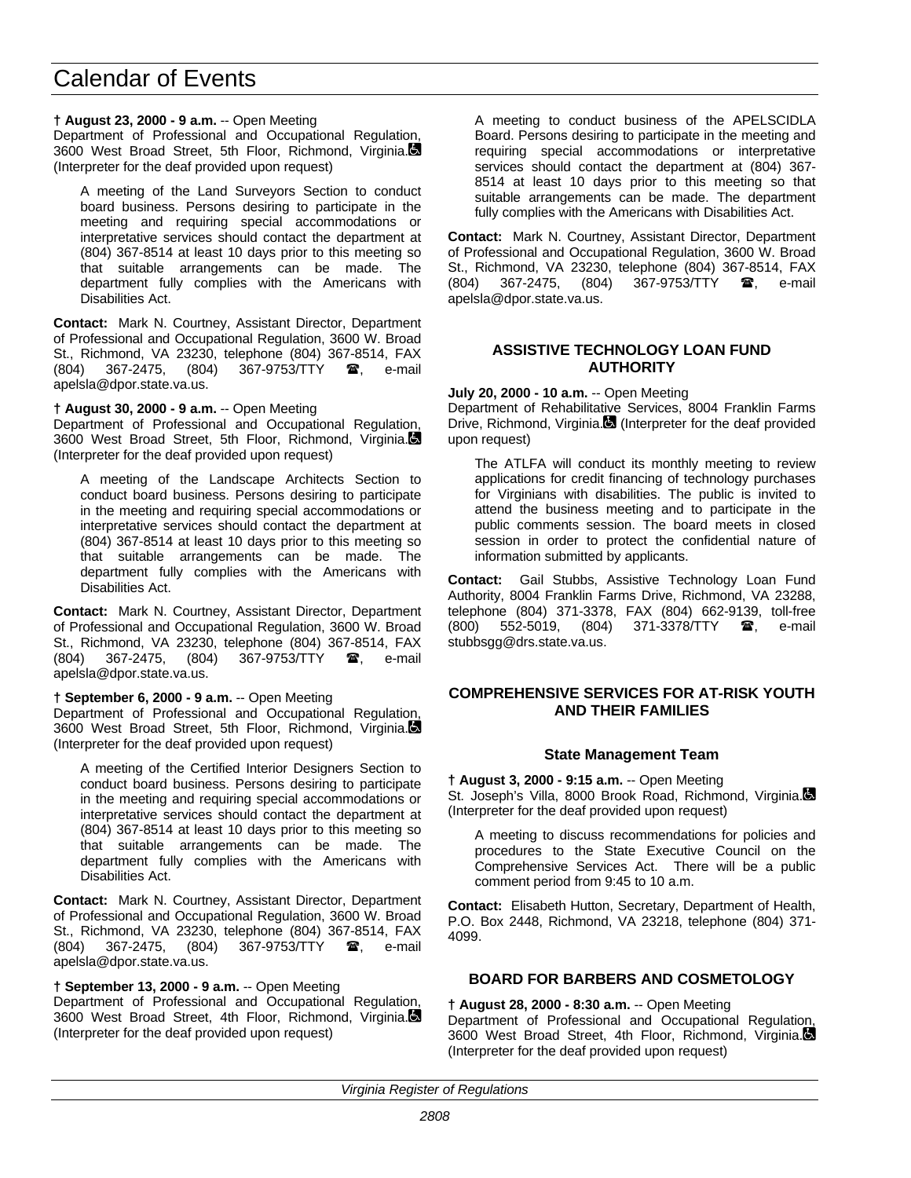† **August 23, 2000 - 9 a.m.** -- Open Meeting
Department of Professional and Occupational Regulation, 3600 West Broad Street, 5th Floor, Richmond, Virginia. (Interpreter for the deaf provided upon request)

A meeting of the Land Surveyors Section to conduct board business. Persons desiring to participate in the meeting and requiring special accommodations or interpretative services should contact the department at (804) 367-8514 at least 10 days prior to this meeting so that suitable arrangements can be made. The department fully complies with the Americans with Disabilities Act.

**Contact:** Mark N. Courtney, Assistant Director, Department of Professional and Occupational Regulation, 3600 W. Broad St., Richmond, VA 23230, telephone (804) 367-8514, FAX (804) 367-2475, (804) 367-9753/TTY ☎, e-mail apelsla@dpor.state.va.us.

† **August 30, 2000 - 9 a.m.** -- Open Meeting
Department of Professional and Occupational Regulation, 3600 West Broad Street, 5th Floor, Richmond, Virginia. (Interpreter for the deaf provided upon request)

A meeting of the Landscape Architects Section to conduct board business. Persons desiring to participate in the meeting and requiring special accommodations or interpretative services should contact the department at (804) 367-8514 at least 10 days prior to this meeting so that suitable arrangements can be made. The department fully complies with the Americans with Disabilities Act.

**Contact:** Mark N. Courtney, Assistant Director, Department of Professional and Occupational Regulation, 3600 W. Broad St., Richmond, VA 23230, telephone (804) 367-8514, FAX (804) 367-2475, (804) 367-9753/TTY ☎, e-mail apelsla@dpor.state.va.us.

† **September 6, 2000 - 9 a.m.** -- Open Meeting
Department of Professional and Occupational Regulation, 3600 West Broad Street, 5th Floor, Richmond, Virginia. (Interpreter for the deaf provided upon request)

A meeting of the Certified Interior Designers Section to conduct board business. Persons desiring to participate in the meeting and requiring special accommodations or interpretative services should contact the department at (804) 367-8514 at least 10 days prior to this meeting so that suitable arrangements can be made. The department fully complies with the Americans with Disabilities Act.

**Contact:** Mark N. Courtney, Assistant Director, Department of Professional and Occupational Regulation, 3600 W. Broad St., Richmond, VA 23230, telephone (804) 367-8514, FAX (804) 367-2475, (804) 367-9753/TTY ☎, e-mail apelsla@dpor.state.va.us.

† **September 13, 2000 - 9 a.m.** -- Open Meeting
Department of Professional and Occupational Regulation, 3600 West Broad Street, 4th Floor, Richmond, Virginia. (Interpreter for the deaf provided upon request)

A meeting to conduct business of the APELSCIDLA Board. Persons desiring to participate in the meeting and requiring special accommodations or interpretative services should contact the department at (804) 367-8514 at least 10 days prior to this meeting so that suitable arrangements can be made. The department fully complies with the Americans with Disabilities Act.

**Contact:** Mark N. Courtney, Assistant Director, Department of Professional and Occupational Regulation, 3600 W. Broad St., Richmond, VA 23230, telephone (804) 367-8514, FAX (804) 367-2475, (804) 367-9753/TTY ☎, e-mail apelsla@dpor.state.va.us.

## ASSISTIVE TECHNOLOGY LOAN FUND AUTHORITY

**July 20, 2000 - 10 a.m.** -- Open Meeting
Department of Rehabilitative Services, 8004 Franklin Farms Drive, Richmond, Virginia. (Interpreter for the deaf provided upon request)

The ATLFA will conduct its monthly meeting to review applications for credit financing of technology purchases for Virginians with disabilities. The public is invited to attend the business meeting and to participate in the public comments session. The board meets in closed session in order to protect the confidential nature of information submitted by applicants.

**Contact:** Gail Stubbs, Assistive Technology Loan Fund Authority, 8004 Franklin Farms Drive, Richmond, VA 23288, telephone (804) 371-3378, FAX (804) 662-9139, toll-free (800) 552-5019, (804) 371-3378/TTY ☎, e-mail stubbsgg@drs.state.va.us.

## COMPREHENSIVE SERVICES FOR AT-RISK YOUTH AND THEIR FAMILIES

### State Management Team

† **August 3, 2000 - 9:15 a.m.** -- Open Meeting
St. Joseph's Villa, 8000 Brook Road, Richmond, Virginia. (Interpreter for the deaf provided upon request)

A meeting to discuss recommendations for policies and procedures to the State Executive Council on the Comprehensive Services Act. There will be a public comment period from 9:45 to 10 a.m.

**Contact:** Elisabeth Hutton, Secretary, Department of Health, P.O. Box 2448, Richmond, VA 23218, telephone (804) 371-4099.

## BOARD FOR BARBERS AND COSMETOLOGY

† **August 28, 2000 - 8:30 a.m.** -- Open Meeting
Department of Professional and Occupational Regulation, 3600 West Broad Street, 4th Floor, Richmond, Virginia. (Interpreter for the deaf provided upon request)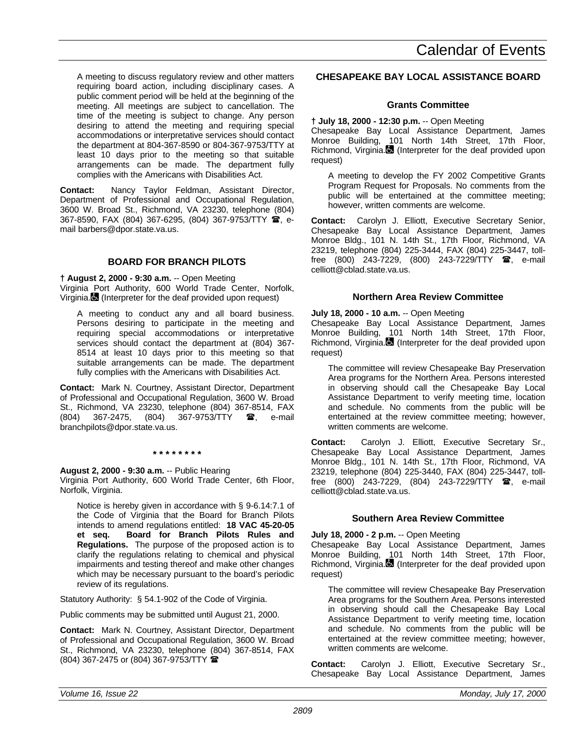A meeting to discuss regulatory review and other matters requiring board action, including disciplinary cases. A public comment period will be held at the beginning of the meeting. All meetings are subject to cancellation. The time of the meeting is subject to change. Any person desiring to attend the meeting and requiring special accommodations or interpretative services should contact the department at 804-367-8590 or 804-367-9753/TTY at least 10 days prior to the meeting so that suitable arrangements can be made. The department fully complies with the Americans with Disabilities Act.

**Contact:** Nancy Taylor Feldman, Assistant Director, Department of Professional and Occupational Regulation, 3600 W. Broad St., Richmond, VA 23230, telephone (804) 367-8590, FAX (804) 367-6295, (804) 367-9753/TTY ☎, e-mail barbers@dpor.state.va.us.

### BOARD FOR BRANCH PILOTS

**† August 2, 2000 - 9:30 a.m.** -- Open Meeting
Virginia Port Authority, 600 World Trade Center, Norfolk, Virginia. (Interpreter for the deaf provided upon request)

A meeting to conduct any and all board business. Persons desiring to participate in the meeting and requiring special accommodations or interpretative services should contact the department at (804) 367-8514 at least 10 days prior to this meeting so that suitable arrangements can be made. The department fully complies with the Americans with Disabilities Act.

**Contact:** Mark N. Courtney, Assistant Director, Department of Professional and Occupational Regulation, 3600 W. Broad St., Richmond, VA 23230, telephone (804) 367-8514, FAX (804) 367-2475, (804) 367-9753/TTY ☎, e-mail branchpilots@dpor.state.va.us.

**\* \* \* \* \* \* \* \***

**August 2, 2000 - 9:30 a.m.** -- Public Hearing
Virginia Port Authority, 600 World Trade Center, 6th Floor, Norfolk, Virginia.

Notice is hereby given in accordance with § 9-6.14:7.1 of the Code of Virginia that the Board for Branch Pilots intends to amend regulations entitled: **18 VAC 45-20-05 et seq. Board for Branch Pilots Rules and Regulations.** The purpose of the proposed action is to clarify the regulations relating to chemical and physical impairments and testing thereof and make other changes which may be necessary pursuant to the board's periodic review of its regulations.

Statutory Authority: § 54.1-902 of the Code of Virginia.

Public comments may be submitted until August 21, 2000.

**Contact:** Mark N. Courtney, Assistant Director, Department of Professional and Occupational Regulation, 3600 W. Broad St., Richmond, VA 23230, telephone (804) 367-8514, FAX (804) 367-2475 or (804) 367-9753/TTY ☎

### CHESAPEAKE BAY LOCAL ASSISTANCE BOARD

#### Grants Committee

**† July 18, 2000 - 12:30 p.m.** -- Open Meeting
Chesapeake Bay Local Assistance Department, James Monroe Building, 101 North 14th Street, 17th Floor, Richmond, Virginia. (Interpreter for the deaf provided upon request)

A meeting to develop the FY 2002 Competitive Grants Program Request for Proposals. No comments from the public will be entertained at the committee meeting; however, written comments are welcome.

**Contact:** Carolyn J. Elliott, Executive Secretary Senior, Chesapeake Bay Local Assistance Department, James Monroe Bldg., 101 N. 14th St., 17th Floor, Richmond, VA 23219, telephone (804) 225-3444, FAX (804) 225-3447, toll-free (800) 243-7229, (800) 243-7229/TTY ☎, e-mail celliott@cblad.state.va.us.

#### Northern Area Review Committee

**July 18, 2000 - 10 a.m.** -- Open Meeting
Chesapeake Bay Local Assistance Department, James Monroe Building, 101 North 14th Street, 17th Floor, Richmond, Virginia. (Interpreter for the deaf provided upon request)

The committee will review Chesapeake Bay Preservation Area programs for the Northern Area. Persons interested in observing should call the Chesapeake Bay Local Assistance Department to verify meeting time, location and schedule. No comments from the public will be entertained at the review committee meeting; however, written comments are welcome.

**Contact:** Carolyn J. Elliott, Executive Secretary Sr., Chesapeake Bay Local Assistance Department, James Monroe Bldg., 101 N. 14th St., 17th Floor, Richmond, VA 23219, telephone (804) 225-3440, FAX (804) 225-3447, toll-free (800) 243-7229, (804) 243-7229/TTY ☎, e-mail celliott@cblad.state.va.us.

#### Southern Area Review Committee

**July 18, 2000 - 2 p.m.** -- Open Meeting
Chesapeake Bay Local Assistance Department, James Monroe Building, 101 North 14th Street, 17th Floor, Richmond, Virginia. (Interpreter for the deaf provided upon request)

The committee will review Chesapeake Bay Preservation Area programs for the Southern Area. Persons interested in observing should call the Chesapeake Bay Local Assistance Department to verify meeting time, location and schedule. No comments from the public will be entertained at the review committee meeting; however, written comments are welcome.

**Contact:** Carolyn J. Elliott, Executive Secretary Sr., Chesapeake Bay Local Assistance Department, James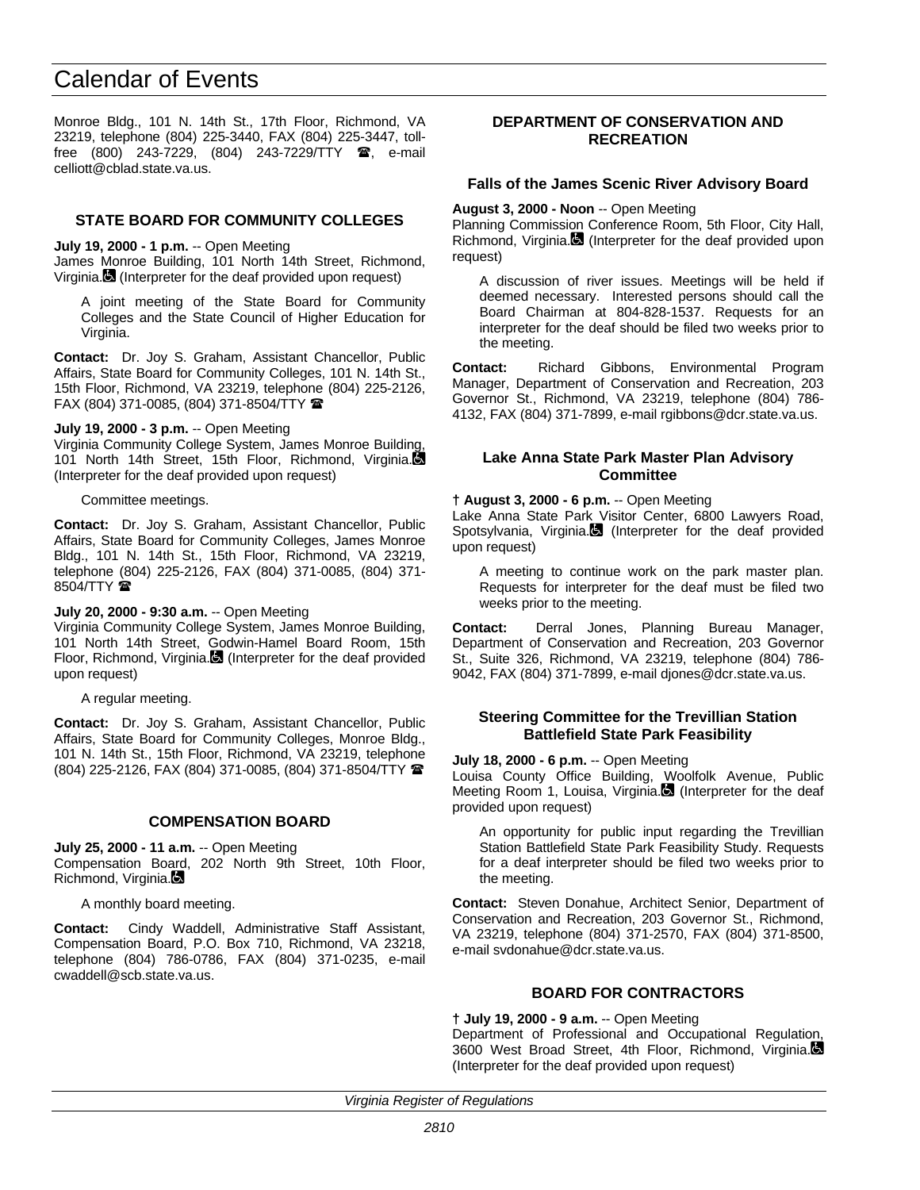Monroe Bldg., 101 N. 14th St., 17th Floor, Richmond, VA 23219, telephone (804) 225-3440, FAX (804) 225-3447, toll-free (800) 243-7229, (804) 243-7229/TTY ☎, e-mail celliott@cblad.state.va.us.

## STATE BOARD FOR COMMUNITY COLLEGES

**July 19, 2000 - 1 p.m.** -- Open Meeting
James Monroe Building, 101 North 14th Street, Richmond, Virginia. ♿ (Interpreter for the deaf provided upon request)

A joint meeting of the State Board for Community Colleges and the State Council of Higher Education for Virginia.

**Contact:** Dr. Joy S. Graham, Assistant Chancellor, Public Affairs, State Board for Community Colleges, 101 N. 14th St., 15th Floor, Richmond, VA 23219, telephone (804) 225-2126, FAX (804) 371-0085, (804) 371-8504/TTY ☎

**July 19, 2000 - 3 p.m.** -- Open Meeting
Virginia Community College System, James Monroe Building, 101 North 14th Street, 15th Floor, Richmond, Virginia. ♿ (Interpreter for the deaf provided upon request)

Committee meetings.

**Contact:** Dr. Joy S. Graham, Assistant Chancellor, Public Affairs, State Board for Community Colleges, James Monroe Bldg., 101 N. 14th St., 15th Floor, Richmond, VA 23219, telephone (804) 225-2126, FAX (804) 371-0085, (804) 371-8504/TTY ☎

**July 20, 2000 - 9:30 a.m.** -- Open Meeting
Virginia Community College System, James Monroe Building, 101 North 14th Street, Godwin-Hamel Board Room, 15th Floor, Richmond, Virginia. ♿ (Interpreter for the deaf provided upon request)

A regular meeting.

**Contact:** Dr. Joy S. Graham, Assistant Chancellor, Public Affairs, State Board for Community Colleges, Monroe Bldg., 101 N. 14th St., 15th Floor, Richmond, VA 23219, telephone (804) 225-2126, FAX (804) 371-0085, (804) 371-8504/TTY ☎

## COMPENSATION BOARD

**July 25, 2000 - 11 a.m.** -- Open Meeting
Compensation Board, 202 North 9th Street, 10th Floor, Richmond, Virginia. ♿

A monthly board meeting.

**Contact:** Cindy Waddell, Administrative Staff Assistant, Compensation Board, P.O. Box 710, Richmond, VA 23218, telephone (804) 786-0786, FAX (804) 371-0235, e-mail cwaddell@scb.state.va.us.

## DEPARTMENT OF CONSERVATION AND RECREATION

### Falls of the James Scenic River Advisory Board

**August 3, 2000 - Noon** -- Open Meeting
Planning Commission Conference Room, 5th Floor, City Hall, Richmond, Virginia. ♿ (Interpreter for the deaf provided upon request)

A discussion of river issues. Meetings will be held if deemed necessary. Interested persons should call the Board Chairman at 804-828-1537. Requests for an interpreter for the deaf should be filed two weeks prior to the meeting.

**Contact:** Richard Gibbons, Environmental Program Manager, Department of Conservation and Recreation, 203 Governor St., Richmond, VA 23219, telephone (804) 786-4132, FAX (804) 371-7899, e-mail rgibbons@dcr.state.va.us.

### Lake Anna State Park Master Plan Advisory Committee

**† August 3, 2000 - 6 p.m.** -- Open Meeting
Lake Anna State Park Visitor Center, 6800 Lawyers Road, Spotsylvania, Virginia. ♿ (Interpreter for the deaf provided upon request)

A meeting to continue work on the park master plan. Requests for interpreter for the deaf must be filed two weeks prior to the meeting.

**Contact:** Derral Jones, Planning Bureau Manager, Department of Conservation and Recreation, 203 Governor St., Suite 326, Richmond, VA 23219, telephone (804) 786-9042, FAX (804) 371-7899, e-mail djones@dcr.state.va.us.

### Steering Committee for the Trevillian Station Battlefield State Park Feasibility

**July 18, 2000 - 6 p.m.** -- Open Meeting
Louisa County Office Building, Woolfolk Avenue, Public Meeting Room 1, Louisa, Virginia. ♿ (Interpreter for the deaf provided upon request)

An opportunity for public input regarding the Trevillian Station Battlefield State Park Feasibility Study. Requests for a deaf interpreter should be filed two weeks prior to the meeting.

**Contact:** Steven Donahue, Architect Senior, Department of Conservation and Recreation, 203 Governor St., Richmond, VA 23219, telephone (804) 371-2570, FAX (804) 371-8500, e-mail svdonahue@dcr.state.va.us.

## BOARD FOR CONTRACTORS

**† July 19, 2000 - 9 a.m.** -- Open Meeting
Department of Professional and Occupational Regulation, 3600 West Broad Street, 4th Floor, Richmond, Virginia. ♿ (Interpreter for the deaf provided upon request)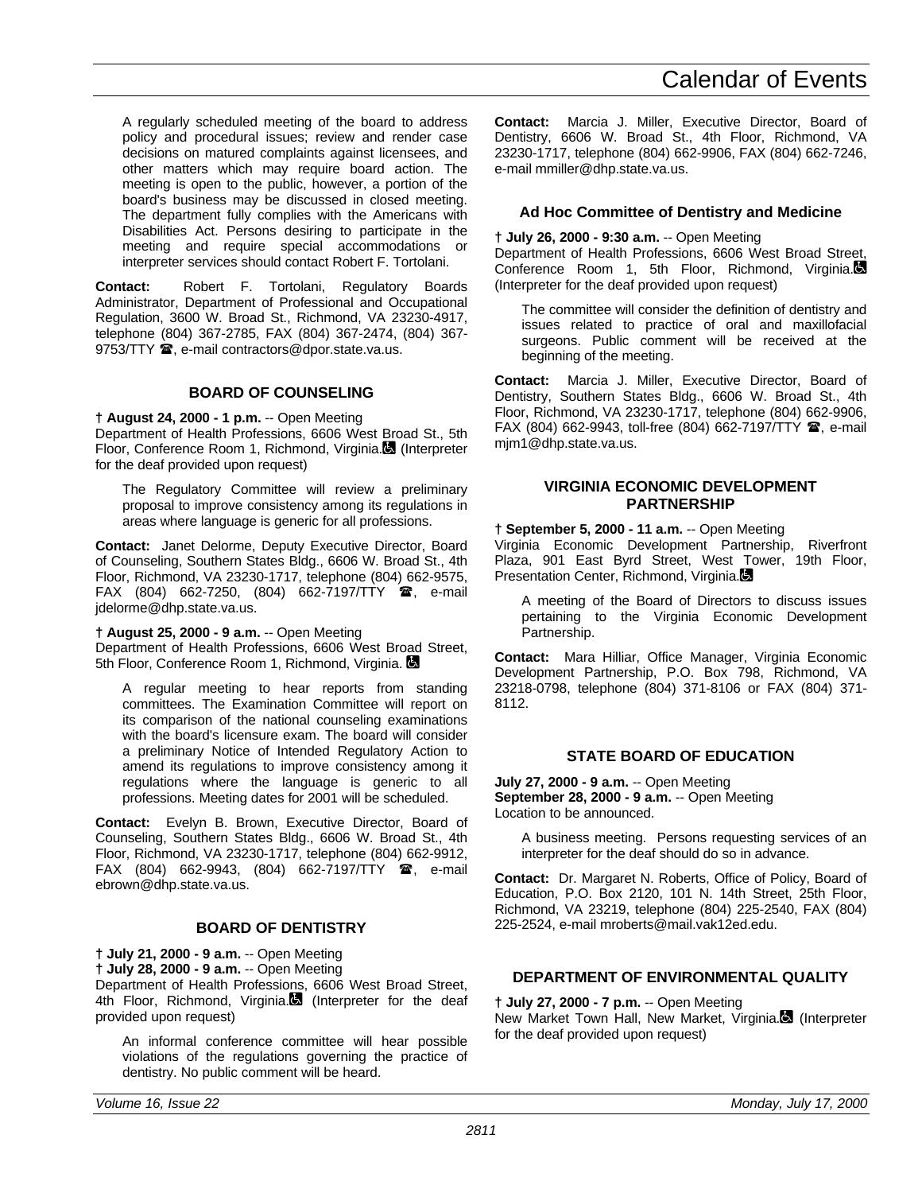A regularly scheduled meeting of the board to address policy and procedural issues; review and render case decisions on matured complaints against licensees, and other matters which may require board action. The meeting is open to the public, however, a portion of the board's business may be discussed in closed meeting. The department fully complies with the Americans with Disabilities Act. Persons desiring to participate in the meeting and require special accommodations or interpreter services should contact Robert F. Tortolani.

**Contact:** Robert F. Tortolani, Regulatory Boards Administrator, Department of Professional and Occupational Regulation, 3600 W. Broad St., Richmond, VA 23230-4917, telephone (804) 367-2785, FAX (804) 367-2474, (804) 367-9753/TTY ☎, e-mail contractors@dpor.state.va.us.

### BOARD OF COUNSELING

**† August 24, 2000 - 1 p.m.** -- Open Meeting
Department of Health Professions, 6606 West Broad St., 5th Floor, Conference Room 1, Richmond, Virginia. (Interpreter for the deaf provided upon request)

The Regulatory Committee will review a preliminary proposal to improve consistency among its regulations in areas where language is generic for all professions.

**Contact:** Janet Delorme, Deputy Executive Director, Board of Counseling, Southern States Bldg., 6606 W. Broad St., 4th Floor, Richmond, VA 23230-1717, telephone (804) 662-9575, FAX (804) 662-7250, (804) 662-7197/TTY ☎, e-mail jdelorme@dhp.state.va.us.

**† August 25, 2000 - 9 a.m.** -- Open Meeting
Department of Health Professions, 6606 West Broad Street, 5th Floor, Conference Room 1, Richmond, Virginia.

A regular meeting to hear reports from standing committees. The Examination Committee will report on its comparison of the national counseling examinations with the board's licensure exam. The board will consider a preliminary Notice of Intended Regulatory Action to amend its regulations to improve consistency among it regulations where the language is generic to all professions. Meeting dates for 2001 will be scheduled.

**Contact:** Evelyn B. Brown, Executive Director, Board of Counseling, Southern States Bldg., 6606 W. Broad St., 4th Floor, Richmond, VA 23230-1717, telephone (804) 662-9912, FAX (804) 662-9943, (804) 662-7197/TTY ☎, e-mail ebrown@dhp.state.va.us.

### BOARD OF DENTISTRY

**† July 21, 2000 - 9 a.m.** -- Open Meeting
**† July 28, 2000 - 9 a.m.** -- Open Meeting
Department of Health Professions, 6606 West Broad Street, 4th Floor, Richmond, Virginia. (Interpreter for the deaf provided upon request)

An informal conference committee will hear possible violations of the regulations governing the practice of dentistry. No public comment will be heard.

**Contact:** Marcia J. Miller, Executive Director, Board of Dentistry, 6606 W. Broad St., 4th Floor, Richmond, VA 23230-1717, telephone (804) 662-9906, FAX (804) 662-7246, e-mail mmiller@dhp.state.va.us.

#### Ad Hoc Committee of Dentistry and Medicine

**† July 26, 2000 - 9:30 a.m.** -- Open Meeting
Department of Health Professions, 6606 West Broad Street, Conference Room 1, 5th Floor, Richmond, Virginia. (Interpreter for the deaf provided upon request)

The committee will consider the definition of dentistry and issues related to practice of oral and maxillofacial surgeons. Public comment will be received at the beginning of the meeting.

**Contact:** Marcia J. Miller, Executive Director, Board of Dentistry, Southern States Bldg., 6606 W. Broad St., 4th Floor, Richmond, VA 23230-1717, telephone (804) 662-9906, FAX (804) 662-9943, toll-free (804) 662-7197/TTY ☎, e-mail mjm1@dhp.state.va.us.

### VIRGINIA ECONOMIC DEVELOPMENT PARTNERSHIP

**† September 5, 2000 - 11 a.m.** -- Open Meeting
Virginia Economic Development Partnership, Riverfront Plaza, 901 East Byrd Street, West Tower, 19th Floor, Presentation Center, Richmond, Virginia.

A meeting of the Board of Directors to discuss issues pertaining to the Virginia Economic Development Partnership.

**Contact:** Mara Hilliar, Office Manager, Virginia Economic Development Partnership, P.O. Box 798, Richmond, VA 23218-0798, telephone (804) 371-8106 or FAX (804) 371-8112.

### STATE BOARD OF EDUCATION

**July 27, 2000 - 9 a.m.** -- Open Meeting
**September 28, 2000 - 9 a.m.** -- Open Meeting
Location to be announced.

A business meeting. Persons requesting services of an interpreter for the deaf should do so in advance.

**Contact:** Dr. Margaret N. Roberts, Office of Policy, Board of Education, P.O. Box 2120, 101 N. 14th Street, 25th Floor, Richmond, VA 23219, telephone (804) 225-2540, FAX (804) 225-2524, e-mail mroberts@mail.vak12ed.edu.

### DEPARTMENT OF ENVIRONMENTAL QUALITY

**† July 27, 2000 - 7 p.m.** -- Open Meeting
New Market Town Hall, New Market, Virginia. (Interpreter for the deaf provided upon request)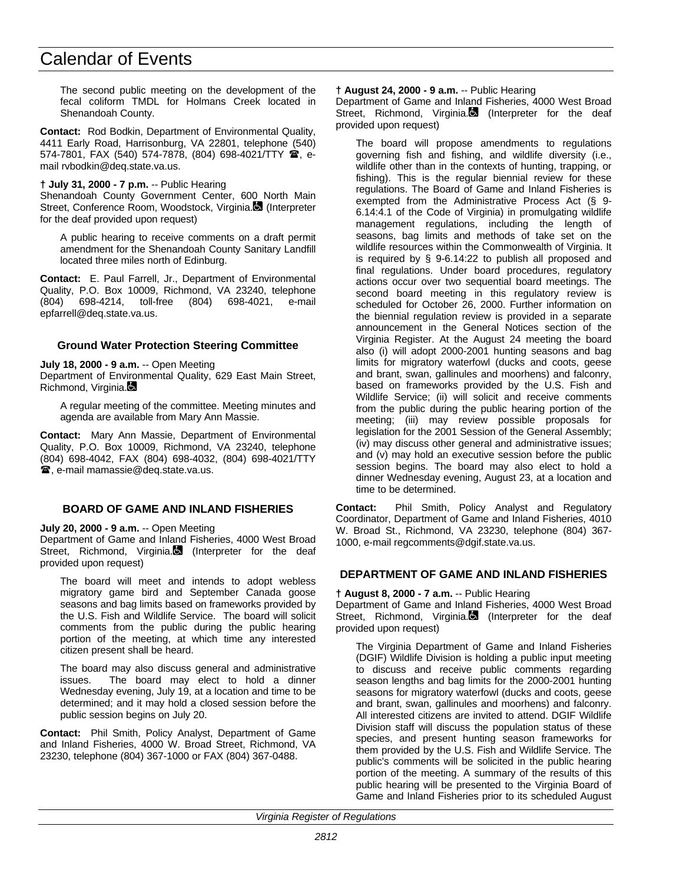The second public meeting on the development of the fecal coliform TMDL for Holmans Creek located in Shenandoah County.

**Contact:** Rod Bodkin, Department of Environmental Quality, 4411 Early Road, Harrisonburg, VA 22801, telephone (540) 574-7801, FAX (540) 574-7878, (804) 698-4021/TTY ☎, e-mail rvbodkin@deq.state.va.us.

**† July 31, 2000 - 7 p.m.** -- Public Hearing
Shenandoah County Government Center, 600 North Main Street, Conference Room, Woodstock, Virginia. (Interpreter for the deaf provided upon request)

A public hearing to receive comments on a draft permit amendment for the Shenandoah County Sanitary Landfill located three miles north of Edinburg.

**Contact:** E. Paul Farrell, Jr., Department of Environmental Quality, P.O. Box 10009, Richmond, VA 23240, telephone (804) 698-4214, toll-free (804) 698-4021, e-mail epfarrell@deq.state.va.us.

### Ground Water Protection Steering Committee

**July 18, 2000 - 9 a.m.** -- Open Meeting
Department of Environmental Quality, 629 East Main Street, Richmond, Virginia.

A regular meeting of the committee. Meeting minutes and agenda are available from Mary Ann Massie.

**Contact:** Mary Ann Massie, Department of Environmental Quality, P.O. Box 10009, Richmond, VA 23240, telephone (804) 698-4042, FAX (804) 698-4032, (804) 698-4021/TTY ☎, e-mail mamassie@deq.state.va.us.

## BOARD OF GAME AND INLAND FISHERIES

**July 20, 2000 - 9 a.m.** -- Open Meeting
Department of Game and Inland Fisheries, 4000 West Broad Street, Richmond, Virginia. (Interpreter for the deaf provided upon request)

The board will meet and intends to adopt webless migratory game bird and September Canada goose seasons and bag limits based on frameworks provided by the U.S. Fish and Wildlife Service. The board will solicit comments from the public during the public hearing portion of the meeting, at which time any interested citizen present shall be heard.

The board may also discuss general and administrative issues. The board may elect to hold a dinner Wednesday evening, July 19, at a location and time to be determined; and it may hold a closed session before the public session begins on July 20.

**Contact:** Phil Smith, Policy Analyst, Department of Game and Inland Fisheries, 4000 W. Broad Street, Richmond, VA 23230, telephone (804) 367-1000 or FAX (804) 367-0488.

**† August 24, 2000 - 9 a.m.** -- Public Hearing
Department of Game and Inland Fisheries, 4000 West Broad Street, Richmond, Virginia. (Interpreter for the deaf provided upon request)

The board will propose amendments to regulations governing fish and fishing, and wildlife diversity (i.e., wildlife other than in the contexts of hunting, trapping, or fishing). This is the regular biennial review for these regulations. The Board of Game and Inland Fisheries is exempted from the Administrative Process Act (§ 9-6.14:4.1 of the Code of Virginia) in promulgating wildlife management regulations, including the length of seasons, bag limits and methods of take set on the wildlife resources within the Commonwealth of Virginia. It is required by § 9-6.14:22 to publish all proposed and final regulations. Under board procedures, regulatory actions occur over two sequential board meetings. The second board meeting in this regulatory review is scheduled for October 26, 2000. Further information on the biennial regulation review is provided in a separate announcement in the General Notices section of the Virginia Register. At the August 24 meeting the board also (i) will adopt 2000-2001 hunting seasons and bag limits for migratory waterfowl (ducks and coots, geese and brant, swan, gallinules and moorhens) and falconry, based on frameworks provided by the U.S. Fish and Wildlife Service; (ii) will solicit and receive comments from the public during the public hearing portion of the meeting; (iii) may review possible proposals for legislation for the 2001 Session of the General Assembly; (iv) may discuss other general and administrative issues; and (v) may hold an executive session before the public session begins. The board may also elect to hold a dinner Wednesday evening, August 23, at a location and time to be determined.

**Contact:** Phil Smith, Policy Analyst and Regulatory Coordinator, Department of Game and Inland Fisheries, 4010 W. Broad St., Richmond, VA 23230, telephone (804) 367-1000, e-mail regcomments@dgif.state.va.us.

## DEPARTMENT OF GAME AND INLAND FISHERIES

**† August 8, 2000 - 7 a.m.** -- Public Hearing
Department of Game and Inland Fisheries, 4000 West Broad Street, Richmond, Virginia. (Interpreter for the deaf provided upon request)

The Virginia Department of Game and Inland Fisheries (DGIF) Wildlife Division is holding a public input meeting to discuss and receive public comments regarding season lengths and bag limits for the 2000-2001 hunting seasons for migratory waterfowl (ducks and coots, geese and brant, swan, gallinules and moorhens) and falconry. All interested citizens are invited to attend. DGIF Wildlife Division staff will discuss the population status of these species, and present hunting season frameworks for them provided by the U.S. Fish and Wildlife Service. The public's comments will be solicited in the public hearing portion of the meeting. A summary of the results of this public hearing will be presented to the Virginia Board of Game and Inland Fisheries prior to its scheduled August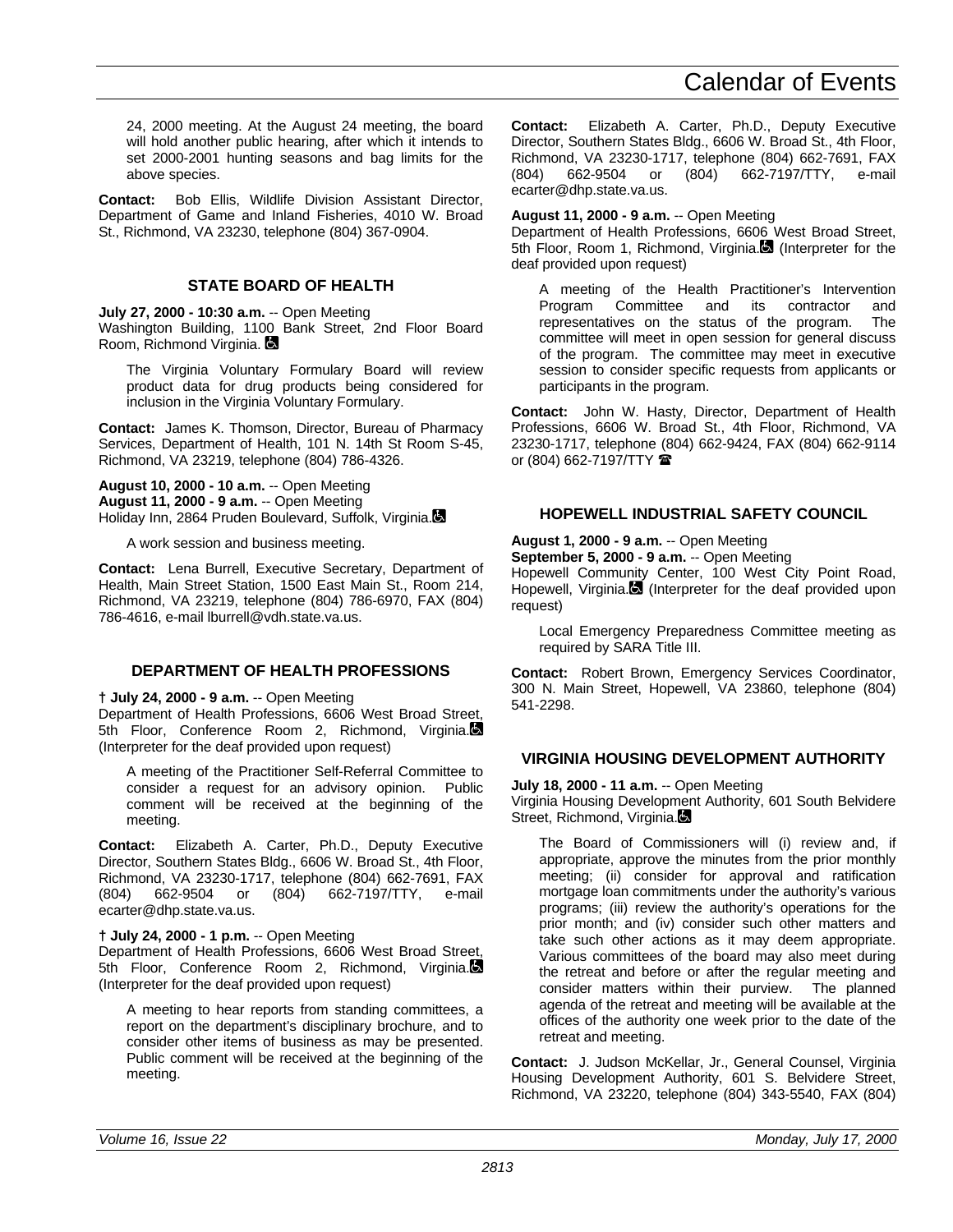24, 2000 meeting. At the August 24 meeting, the board will hold another public hearing, after which it intends to set 2000-2001 hunting seasons and bag limits for the above species.

**Contact:** Bob Ellis, Wildlife Division Assistant Director, Department of Game and Inland Fisheries, 4010 W. Broad St., Richmond, VA 23230, telephone (804) 367-0904.

### STATE BOARD OF HEALTH

**July 27, 2000 - 10:30 a.m.** -- Open Meeting
Washington Building, 1100 Bank Street, 2nd Floor Board Room, Richmond Virginia. ♿

The Virginia Voluntary Formulary Board will review product data for drug products being considered for inclusion in the Virginia Voluntary Formulary.

**Contact:** James K. Thomson, Director, Bureau of Pharmacy Services, Department of Health, 101 N. 14th St Room S-45, Richmond, VA 23219, telephone (804) 786-4326.

**August 10, 2000 - 10 a.m.** -- Open Meeting
**August 11, 2000 - 9 a.m.** -- Open Meeting
Holiday Inn, 2864 Pruden Boulevard, Suffolk, Virginia. ♿

A work session and business meeting.

**Contact:** Lena Burrell, Executive Secretary, Department of Health, Main Street Station, 1500 East Main St., Room 214, Richmond, VA 23219, telephone (804) 786-6970, FAX (804) 786-4616, e-mail lburrell@vdh.state.va.us.

### DEPARTMENT OF HEALTH PROFESSIONS

**† July 24, 2000 - 9 a.m.** -- Open Meeting
Department of Health Professions, 6606 West Broad Street, 5th Floor, Conference Room 2, Richmond, Virginia. ♿ (Interpreter for the deaf provided upon request)

A meeting of the Practitioner Self-Referral Committee to consider a request for an advisory opinion. Public comment will be received at the beginning of the meeting.

**Contact:** Elizabeth A. Carter, Ph.D., Deputy Executive Director, Southern States Bldg., 6606 W. Broad St., 4th Floor, Richmond, VA 23230-1717, telephone (804) 662-7691, FAX (804) 662-9504 or (804) 662-7197/TTY, e-mail ecarter@dhp.state.va.us.

**† July 24, 2000 - 1 p.m.** -- Open Meeting
Department of Health Professions, 6606 West Broad Street, 5th Floor, Conference Room 2, Richmond, Virginia. ♿ (Interpreter for the deaf provided upon request)

A meeting to hear reports from standing committees, a report on the department's disciplinary brochure, and to consider other items of business as may be presented. Public comment will be received at the beginning of the meeting.

**Contact:** Elizabeth A. Carter, Ph.D., Deputy Executive Director, Southern States Bldg., 6606 W. Broad St., 4th Floor, Richmond, VA 23230-1717, telephone (804) 662-7691, FAX (804) 662-9504 or (804) 662-7197/TTY, e-mail ecarter@dhp.state.va.us.

**August 11, 2000 - 9 a.m.** -- Open Meeting
Department of Health Professions, 6606 West Broad Street, 5th Floor, Room 1, Richmond, Virginia. ♿ (Interpreter for the deaf provided upon request)

A meeting of the Health Practitioner's Intervention Program Committee and its contractor and representatives on the status of the program. The committee will meet in open session for general discuss of the program. The committee may meet in executive session to consider specific requests from applicants or participants in the program.

**Contact:** John W. Hasty, Director, Department of Health Professions, 6606 W. Broad St., 4th Floor, Richmond, VA 23230-1717, telephone (804) 662-9424, FAX (804) 662-9114 or (804) 662-7197/TTY ☎

### HOPEWELL INDUSTRIAL SAFETY COUNCIL

**August 1, 2000 - 9 a.m.** -- Open Meeting
**September 5, 2000 - 9 a.m.** -- Open Meeting
Hopewell Community Center, 100 West City Point Road, Hopewell, Virginia. ♿ (Interpreter for the deaf provided upon request)

Local Emergency Preparedness Committee meeting as required by SARA Title III.

**Contact:** Robert Brown, Emergency Services Coordinator, 300 N. Main Street, Hopewell, VA 23860, telephone (804) 541-2298.

### VIRGINIA HOUSING DEVELOPMENT AUTHORITY

**July 18, 2000 - 11 a.m.** -- Open Meeting
Virginia Housing Development Authority, 601 South Belvidere Street, Richmond, Virginia. ♿

The Board of Commissioners will (i) review and, if appropriate, approve the minutes from the prior monthly meeting; (ii) consider for approval and ratification mortgage loan commitments under the authority's various programs; (iii) review the authority's operations for the prior month; and (iv) consider such other matters and take such other actions as it may deem appropriate. Various committees of the board may also meet during the retreat and before or after the regular meeting and consider matters within their purview. The planned agenda of the retreat and meeting will be available at the offices of the authority one week prior to the date of the retreat and meeting.

**Contact:** J. Judson McKellar, Jr., General Counsel, Virginia Housing Development Authority, 601 S. Belvidere Street, Richmond, VA 23220, telephone (804) 343-5540, FAX (804)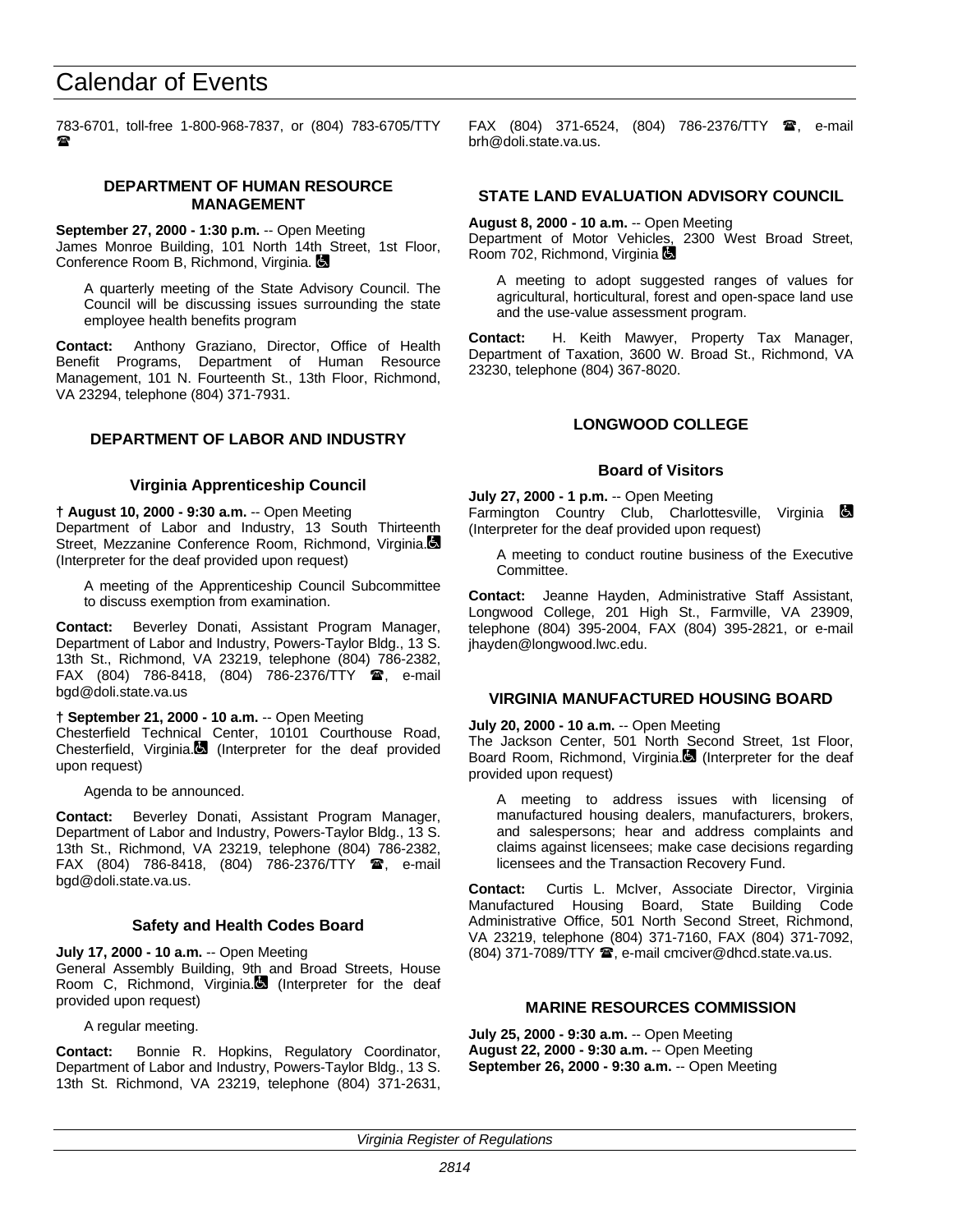783-6701, toll-free 1-800-968-7837, or (804) 783-6705/TTY ☎

### DEPARTMENT OF HUMAN RESOURCE MANAGEMENT

**September 27, 2000 - 1:30 p.m.** -- Open Meeting
James Monroe Building, 101 North 14th Street, 1st Floor, Conference Room B, Richmond, Virginia. ♿

> A quarterly meeting of the State Advisory Council. The Council will be discussing issues surrounding the state employee health benefits program

**Contact:** Anthony Graziano, Director, Office of Health Benefit Programs, Department of Human Resource Management, 101 N. Fourteenth St., 13th Floor, Richmond, VA 23294, telephone (804) 371-7931.

### DEPARTMENT OF LABOR AND INDUSTRY

#### Virginia Apprenticeship Council

**† August 10, 2000 - 9:30 a.m.** -- Open Meeting
Department of Labor and Industry, 13 South Thirteenth Street, Mezzanine Conference Room, Richmond, Virginia. ♿ (Interpreter for the deaf provided upon request)

> A meeting of the Apprenticeship Council Subcommittee to discuss exemption from examination.

**Contact:** Beverley Donati, Assistant Program Manager, Department of Labor and Industry, Powers-Taylor Bldg., 13 S. 13th St., Richmond, VA 23219, telephone (804) 786-2382, FAX (804) 786-8418, (804) 786-2376/TTY ☎, e-mail bgd@doli.state.va.us

**† September 21, 2000 - 10 a.m.** -- Open Meeting
Chesterfield Technical Center, 10101 Courthouse Road, Chesterfield, Virginia. ♿ (Interpreter for the deaf provided upon request)

> Agenda to be announced.

**Contact:** Beverley Donati, Assistant Program Manager, Department of Labor and Industry, Powers-Taylor Bldg., 13 S. 13th St., Richmond, VA 23219, telephone (804) 786-2382, FAX (804) 786-8418, (804) 786-2376/TTY ☎, e-mail bgd@doli.state.va.us.

#### Safety and Health Codes Board

**July 17, 2000 - 10 a.m.** -- Open Meeting
General Assembly Building, 9th and Broad Streets, House Room C, Richmond, Virginia. ♿ (Interpreter for the deaf provided upon request)

> A regular meeting.

**Contact:** Bonnie R. Hopkins, Regulatory Coordinator, Department of Labor and Industry, Powers-Taylor Bldg., 13 S. 13th St. Richmond, VA 23219, telephone (804) 371-2631, FAX (804) 371-6524, (804) 786-2376/TTY ☎, e-mail brh@doli.state.va.us.

### STATE LAND EVALUATION ADVISORY COUNCIL

**August 8, 2000 - 10 a.m.** -- Open Meeting
Department of Motor Vehicles, 2300 West Broad Street, Room 702, Richmond, Virginia ♿

> A meeting to adopt suggested ranges of values for agricultural, horticultural, forest and open-space land use and the use-value assessment program.

**Contact:** H. Keith Mawyer, Property Tax Manager, Department of Taxation, 3600 W. Broad St., Richmond, VA 23230, telephone (804) 367-8020.

### LONGWOOD COLLEGE

#### Board of Visitors

**July 27, 2000 - 1 p.m.** -- Open Meeting
Farmington Country Club, Charlottesville, Virginia ♿ (Interpreter for the deaf provided upon request)

> A meeting to conduct routine business of the Executive Committee.

**Contact:** Jeanne Hayden, Administrative Staff Assistant, Longwood College, 201 High St., Farmville, VA 23909, telephone (804) 395-2004, FAX (804) 395-2821, or e-mail jhayden@longwood.lwc.edu.

### VIRGINIA MANUFACTURED HOUSING BOARD

**July 20, 2000 - 10 a.m.** -- Open Meeting
The Jackson Center, 501 North Second Street, 1st Floor, Board Room, Richmond, Virginia. ♿ (Interpreter for the deaf provided upon request)

> A meeting to address issues with licensing of manufactured housing dealers, manufacturers, brokers, and salespersons; hear and address complaints and claims against licensees; make case decisions regarding licensees and the Transaction Recovery Fund.

**Contact:** Curtis L. McIver, Associate Director, Virginia Manufactured Housing Board, State Building Code Administrative Office, 501 North Second Street, Richmond, VA 23219, telephone (804) 371-7160, FAX (804) 371-7092, (804) 371-7089/TTY ☎, e-mail cmciver@dhcd.state.va.us.

### MARINE RESOURCES COMMISSION

**July 25, 2000 - 9:30 a.m.** -- Open Meeting
**August 22, 2000 - 9:30 a.m.** -- Open Meeting
**September 26, 2000 - 9:30 a.m.** -- Open Meeting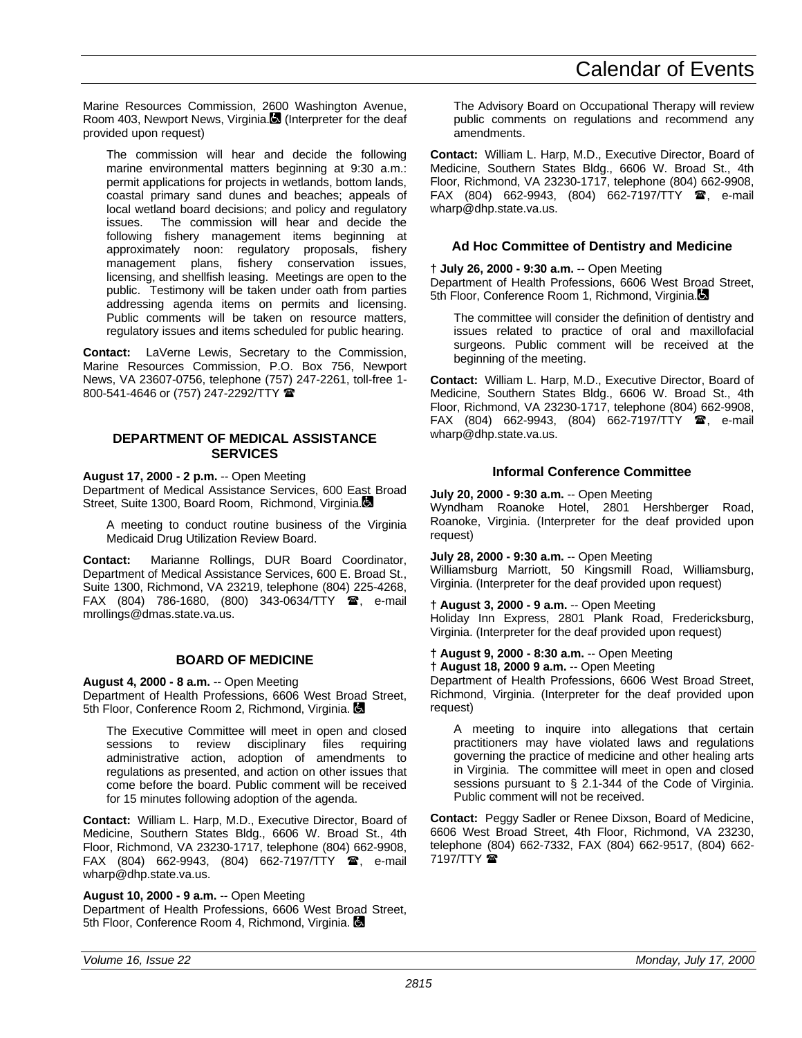Marine Resources Commission, 2600 Washington Avenue, Room 403, Newport News, Virginia. (Interpreter for the deaf provided upon request)

> The commission will hear and decide the following marine environmental matters beginning at 9:30 a.m.: permit applications for projects in wetlands, bottom lands, coastal primary sand dunes and beaches; appeals of local wetland board decisions; and policy and regulatory issues. The commission will hear and decide the following fishery management items beginning at approximately noon: regulatory proposals, fishery management plans, fishery conservation issues, licensing, and shellfish leasing. Meetings are open to the public. Testimony will be taken under oath from parties addressing agenda items on permits and licensing. Public comments will be taken on resource matters, regulatory issues and items scheduled for public hearing.

**Contact:** LaVerne Lewis, Secretary to the Commission, Marine Resources Commission, P.O. Box 756, Newport News, VA 23607-0756, telephone (757) 247-2261, toll-free 1-800-541-4646 or (757) 247-2292/TTY ☎

## DEPARTMENT OF MEDICAL ASSISTANCE SERVICES

**August 17, 2000 - 2 p.m.** -- Open Meeting
Department of Medical Assistance Services, 600 East Broad Street, Suite 1300, Board Room, Richmond, Virginia.

> A meeting to conduct routine business of the Virginia Medicaid Drug Utilization Review Board.

**Contact:** Marianne Rollings, DUR Board Coordinator, Department of Medical Assistance Services, 600 E. Broad St., Suite 1300, Richmond, VA 23219, telephone (804) 225-4268, FAX (804) 786-1680, (800) 343-0634/TTY ☎, e-mail mrollings@dmas.state.va.us.

## BOARD OF MEDICINE

**August 4, 2000 - 8 a.m.** -- Open Meeting
Department of Health Professions, 6606 West Broad Street, 5th Floor, Conference Room 2, Richmond, Virginia.

> The Executive Committee will meet in open and closed sessions to review disciplinary files requiring administrative action, adoption of amendments to regulations as presented, and action on other issues that come before the board. Public comment will be received for 15 minutes following adoption of the agenda.

**Contact:** William L. Harp, M.D., Executive Director, Board of Medicine, Southern States Bldg., 6606 W. Broad St., 4th Floor, Richmond, VA 23230-1717, telephone (804) 662-9908, FAX (804) 662-9943, (804) 662-7197/TTY ☎, e-mail wharp@dhp.state.va.us.

**August 10, 2000 - 9 a.m.** -- Open Meeting
Department of Health Professions, 6606 West Broad Street, 5th Floor, Conference Room 4, Richmond, Virginia.

> The Advisory Board on Occupational Therapy will review public comments on regulations and recommend any amendments.

**Contact:** William L. Harp, M.D., Executive Director, Board of Medicine, Southern States Bldg., 6606 W. Broad St., 4th Floor, Richmond, VA 23230-1717, telephone (804) 662-9908, FAX (804) 662-9943, (804) 662-7197/TTY ☎, e-mail wharp@dhp.state.va.us.

### Ad Hoc Committee of Dentistry and Medicine

**† July 26, 2000 - 9:30 a.m.** -- Open Meeting
Department of Health Professions, 6606 West Broad Street, 5th Floor, Conference Room 1, Richmond, Virginia.

> The committee will consider the definition of dentistry and issues related to practice of oral and maxillofacial surgeons. Public comment will be received at the beginning of the meeting.

**Contact:** William L. Harp, M.D., Executive Director, Board of Medicine, Southern States Bldg., 6606 W. Broad St., 4th Floor, Richmond, VA 23230-1717, telephone (804) 662-9908, FAX (804) 662-9943, (804) 662-7197/TTY ☎, e-mail wharp@dhp.state.va.us.

### Informal Conference Committee

**July 20, 2000 - 9:30 a.m.** -- Open Meeting
Wyndham Roanoke Hotel, 2801 Hershberger Road, Roanoke, Virginia. (Interpreter for the deaf provided upon request)

**July 28, 2000 - 9:30 a.m.** -- Open Meeting
Williamsburg Marriott, 50 Kingsmill Road, Williamsburg, Virginia. (Interpreter for the deaf provided upon request)

**† August 3, 2000 - 9 a.m.** -- Open Meeting
Holiday Inn Express, 2801 Plank Road, Fredericksburg, Virginia. (Interpreter for the deaf provided upon request)

**† August 9, 2000 - 8:30 a.m.** -- Open Meeting
**† August 18, 2000 9 a.m.** -- Open Meeting
Department of Health Professions, 6606 West Broad Street, Richmond, Virginia. (Interpreter for the deaf provided upon request)

> A meeting to inquire into allegations that certain practitioners may have violated laws and regulations governing the practice of medicine and other healing arts in Virginia. The committee will meet in open and closed sessions pursuant to § 2.1-344 of the Code of Virginia. Public comment will not be received.

**Contact:** Peggy Sadler or Renee Dixson, Board of Medicine, 6606 West Broad Street, 4th Floor, Richmond, VA 23230, telephone (804) 662-7332, FAX (804) 662-9517, (804) 662-7197/TTY ☎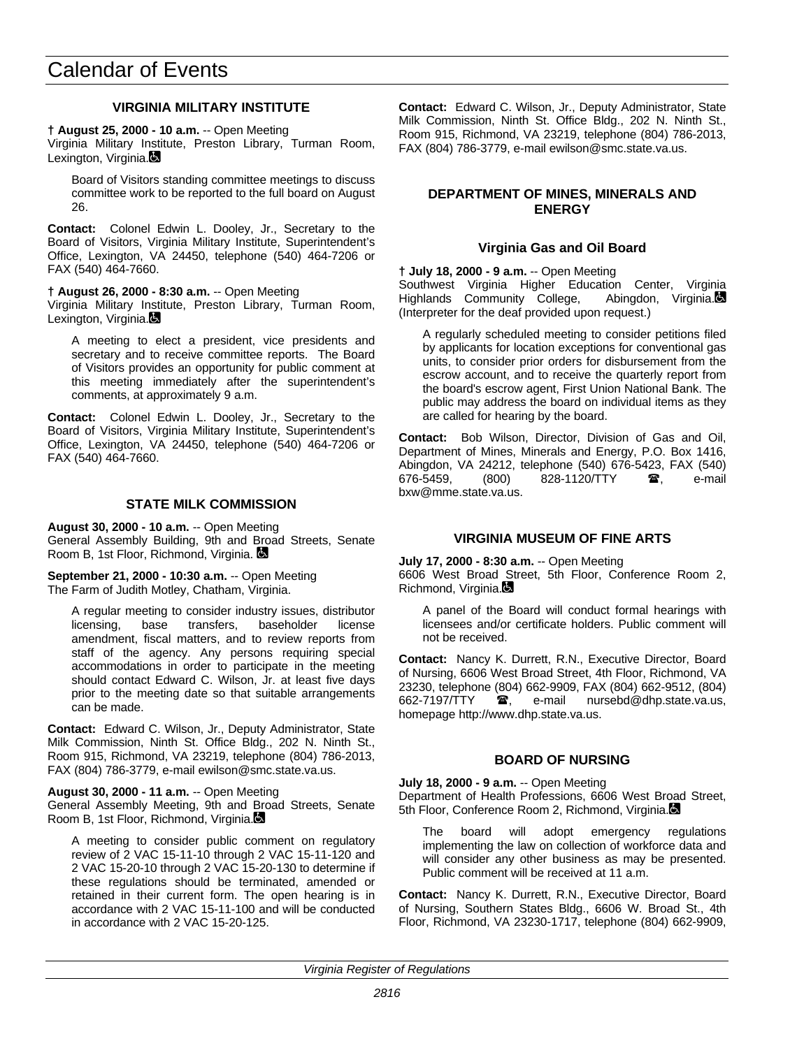# Calendar of Events

### VIRGINIA MILITARY INSTITUTE

**† August 25, 2000 - 10 a.m.** -- Open Meeting
Virginia Military Institute, Preston Library, Turman Room, Lexington, Virginia.

Board of Visitors standing committee meetings to discuss committee work to be reported to the full board on August 26.

**Contact:** Colonel Edwin L. Dooley, Jr., Secretary to the Board of Visitors, Virginia Military Institute, Superintendent's Office, Lexington, VA 24450, telephone (540) 464-7206 or FAX (540) 464-7660.

**† August 26, 2000 - 8:30 a.m.** -- Open Meeting
Virginia Military Institute, Preston Library, Turman Room, Lexington, Virginia.

A meeting to elect a president, vice presidents and secretary and to receive committee reports. The Board of Visitors provides an opportunity for public comment at this meeting immediately after the superintendent's comments, at approximately 9 a.m.

**Contact:** Colonel Edwin L. Dooley, Jr., Secretary to the Board of Visitors, Virginia Military Institute, Superintendent's Office, Lexington, VA 24450, telephone (540) 464-7206 or FAX (540) 464-7660.

### STATE MILK COMMISSION

**August 30, 2000 - 10 a.m.** -- Open Meeting
General Assembly Building, 9th and Broad Streets, Senate Room B, 1st Floor, Richmond, Virginia.

**September 21, 2000 - 10:30 a.m.** -- Open Meeting
The Farm of Judith Motley, Chatham, Virginia.

A regular meeting to consider industry issues, distributor licensing, base transfers, baseholder license amendment, fiscal matters, and to review reports from staff of the agency. Any persons requiring special accommodations in order to participate in the meeting should contact Edward C. Wilson, Jr. at least five days prior to the meeting date so that suitable arrangements can be made.

**Contact:** Edward C. Wilson, Jr., Deputy Administrator, State Milk Commission, Ninth St. Office Bldg., 202 N. Ninth St., Room 915, Richmond, VA 23219, telephone (804) 786-2013, FAX (804) 786-3779, e-mail ewilson@smc.state.va.us.

**August 30, 2000 - 11 a.m.** -- Open Meeting
General Assembly Meeting, 9th and Broad Streets, Senate Room B, 1st Floor, Richmond, Virginia.

A meeting to consider public comment on regulatory review of 2 VAC 15-11-10 through 2 VAC 15-11-120 and 2 VAC 15-20-10 through 2 VAC 15-20-130 to determine if these regulations should be terminated, amended or retained in their current form. The open hearing is in accordance with 2 VAC 15-11-100 and will be conducted in accordance with 2 VAC 15-20-125.

**Contact:** Edward C. Wilson, Jr., Deputy Administrator, State Milk Commission, Ninth St. Office Bldg., 202 N. Ninth St., Room 915, Richmond, VA 23219, telephone (804) 786-2013, FAX (804) 786-3779, e-mail ewilson@smc.state.va.us.

### DEPARTMENT OF MINES, MINERALS AND ENERGY

#### Virginia Gas and Oil Board

**† July 18, 2000 - 9 a.m.** -- Open Meeting
Southwest Virginia Higher Education Center, Virginia Highlands Community College, Abingdon, Virginia. (Interpreter for the deaf provided upon request.)

A regularly scheduled meeting to consider petitions filed by applicants for location exceptions for conventional gas units, to consider prior orders for disbursement from the escrow account, and to receive the quarterly report from the board's escrow agent, First Union National Bank. The public may address the board on individual items as they are called for hearing by the board.

**Contact:** Bob Wilson, Director, Division of Gas and Oil, Department of Mines, Minerals and Energy, P.O. Box 1416, Abingdon, VA 24212, telephone (540) 676-5423, FAX (540) 676-5459, (800) 828-1120/TTY ☎, e-mail bxw@mme.state.va.us.

### VIRGINIA MUSEUM OF FINE ARTS

**July 17, 2000 - 8:30 a.m.** -- Open Meeting
6606 West Broad Street, 5th Floor, Conference Room 2, Richmond, Virginia.

A panel of the Board will conduct formal hearings with licensees and/or certificate holders. Public comment will not be received.

**Contact:** Nancy K. Durrett, R.N., Executive Director, Board of Nursing, 6606 West Broad Street, 4th Floor, Richmond, VA 23230, telephone (804) 662-9909, FAX (804) 662-9512, (804) 662-7197/TTY ☎, e-mail nursebd@dhp.state.va.us, homepage http://www.dhp.state.va.us.

### BOARD OF NURSING

**July 18, 2000 - 9 a.m.** -- Open Meeting
Department of Health Professions, 6606 West Broad Street, 5th Floor, Conference Room 2, Richmond, Virginia.

The board will adopt emergency regulations implementing the law on collection of workforce data and will consider any other business as may be presented. Public comment will be received at 11 a.m.

**Contact:** Nancy K. Durrett, R.N., Executive Director, Board of Nursing, Southern States Bldg., 6606 W. Broad St., 4th Floor, Richmond, VA 23230-1717, telephone (804) 662-9909,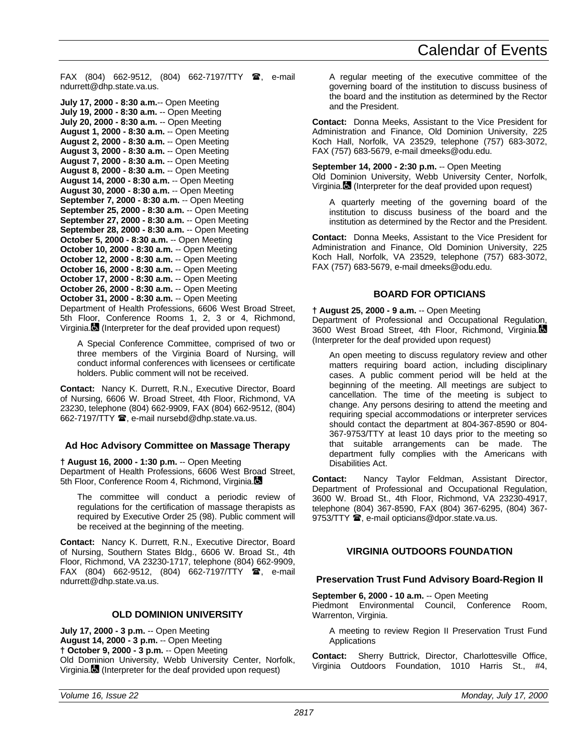FAX (804) 662-9512, (804) 662-7197/TTY ☎, e-mail ndurrett@dhp.state.va.us.

**July 17, 2000 - 8:30 a.m.**-- Open Meeting
**July 19, 2000 - 8:30 a.m.** -- Open Meeting
**July 20, 2000 - 8:30 a.m.** -- Open Meeting
**August 1, 2000 - 8:30 a.m.** -- Open Meeting
**August 2, 2000 - 8:30 a.m.** -- Open Meeting
**August 3, 2000 - 8:30 a.m.** -- Open Meeting
**August 7, 2000 - 8:30 a.m.** -- Open Meeting
**August 8, 2000 - 8:30 a.m.** -- Open Meeting
**August 14, 2000 - 8:30 a.m.** -- Open Meeting
**August 30, 2000 - 8:30 a.m.** -- Open Meeting
**September 7, 2000 - 8:30 a.m.** -- Open Meeting
**September 25, 2000 - 8:30 a.m.** -- Open Meeting
**September 27, 2000 - 8:30 a.m.** -- Open Meeting
**September 28, 2000 - 8:30 a.m.** -- Open Meeting
**October 5, 2000 - 8:30 a.m.** -- Open Meeting
**October 10, 2000 - 8:30 a.m.** -- Open Meeting
**October 12, 2000 - 8:30 a.m.** -- Open Meeting
**October 16, 2000 - 8:30 a.m.** -- Open Meeting
**October 17, 2000 - 8:30 a.m.** -- Open Meeting
**October 26, 2000 - 8:30 a.m.** -- Open Meeting
**October 31, 2000 - 8:30 a.m.** -- Open Meeting
Department of Health Professions, 6606 West Broad Street, 5th Floor, Conference Rooms 1, 2, 3 or 4, Richmond, Virginia. (Interpreter for the deaf provided upon request)

A Special Conference Committee, comprised of two or three members of the Virginia Board of Nursing, will conduct informal conferences with licensees or certificate holders. Public comment will not be received.

**Contact:** Nancy K. Durrett, R.N., Executive Director, Board of Nursing, 6606 W. Broad Street, 4th Floor, Richmond, VA 23230, telephone (804) 662-9909, FAX (804) 662-9512, (804) 662-7197/TTY ☎, e-mail nursebd@dhp.state.va.us.

### Ad Hoc Advisory Committee on Massage Therapy

**† August 16, 2000 - 1:30 p.m.** -- Open Meeting
Department of Health Professions, 6606 West Broad Street, 5th Floor, Conference Room 4, Richmond, Virginia.

The committee will conduct a periodic review of regulations for the certification of massage therapists as required by Executive Order 25 (98). Public comment will be received at the beginning of the meeting.

**Contact:** Nancy K. Durrett, R.N., Executive Director, Board of Nursing, Southern States Bldg., 6606 W. Broad St., 4th Floor, Richmond, VA 23230-1717, telephone (804) 662-9909, FAX (804) 662-9512, (804) 662-7197/TTY ☎, e-mail ndurrett@dhp.state.va.us.

## OLD DOMINION UNIVERSITY

**July 17, 2000 - 3 p.m.** -- Open Meeting
**August 14, 2000 - 3 p.m.** -- Open Meeting
**† October 9, 2000 - 3 p.m.** -- Open Meeting
Old Dominion University, Webb University Center, Norfolk, Virginia. (Interpreter for the deaf provided upon request)

A regular meeting of the executive committee of the governing board of the institution to discuss business of the board and the institution as determined by the Rector and the President.

**Contact:** Donna Meeks, Assistant to the Vice President for Administration and Finance, Old Dominion University, 225 Koch Hall, Norfolk, VA 23529, telephone (757) 683-3072, FAX (757) 683-5679, e-mail dmeeks@odu.edu.

**September 14, 2000 - 2:30 p.m.** -- Open Meeting
Old Dominion University, Webb University Center, Norfolk, Virginia. (Interpreter for the deaf provided upon request)

A quarterly meeting of the governing board of the institution to discuss business of the board and the institution as determined by the Rector and the President.

**Contact:** Donna Meeks, Assistant to the Vice President for Administration and Finance, Old Dominion University, 225 Koch Hall, Norfolk, VA 23529, telephone (757) 683-3072, FAX (757) 683-5679, e-mail dmeeks@odu.edu.

## BOARD FOR OPTICIANS

**† August 25, 2000 - 9 a.m.** -- Open Meeting
Department of Professional and Occupational Regulation, 3600 West Broad Street, 4th Floor, Richmond, Virginia. (Interpreter for the deaf provided upon request)

An open meeting to discuss regulatory review and other matters requiring board action, including disciplinary cases. A public comment period will be held at the beginning of the meeting. All meetings are subject to cancellation. The time of the meeting is subject to change. Any persons desiring to attend the meeting and requiring special accommodations or interpreter services should contact the department at 804-367-8590 or 804-367-9753/TTY at least 10 days prior to the meeting so that suitable arrangements can be made. The department fully complies with the Americans with Disabilities Act.

**Contact:** Nancy Taylor Feldman, Assistant Director, Department of Professional and Occupational Regulation, 3600 W. Broad St., 4th Floor, Richmond, VA 23230-4917, telephone (804) 367-8590, FAX (804) 367-6295, (804) 367-9753/TTY ☎, e-mail opticians@dpor.state.va.us.

## VIRGINIA OUTDOORS FOUNDATION

### Preservation Trust Fund Advisory Board-Region II

**September 6, 2000 - 10 a.m.** -- Open Meeting
Piedmont Environmental Council, Conference Room, Warrenton, Virginia.

A meeting to review Region II Preservation Trust Fund Applications

**Contact:** Sherry Buttrick, Director, Charlottesville Office, Virginia Outdoors Foundation, 1010 Harris St., #4,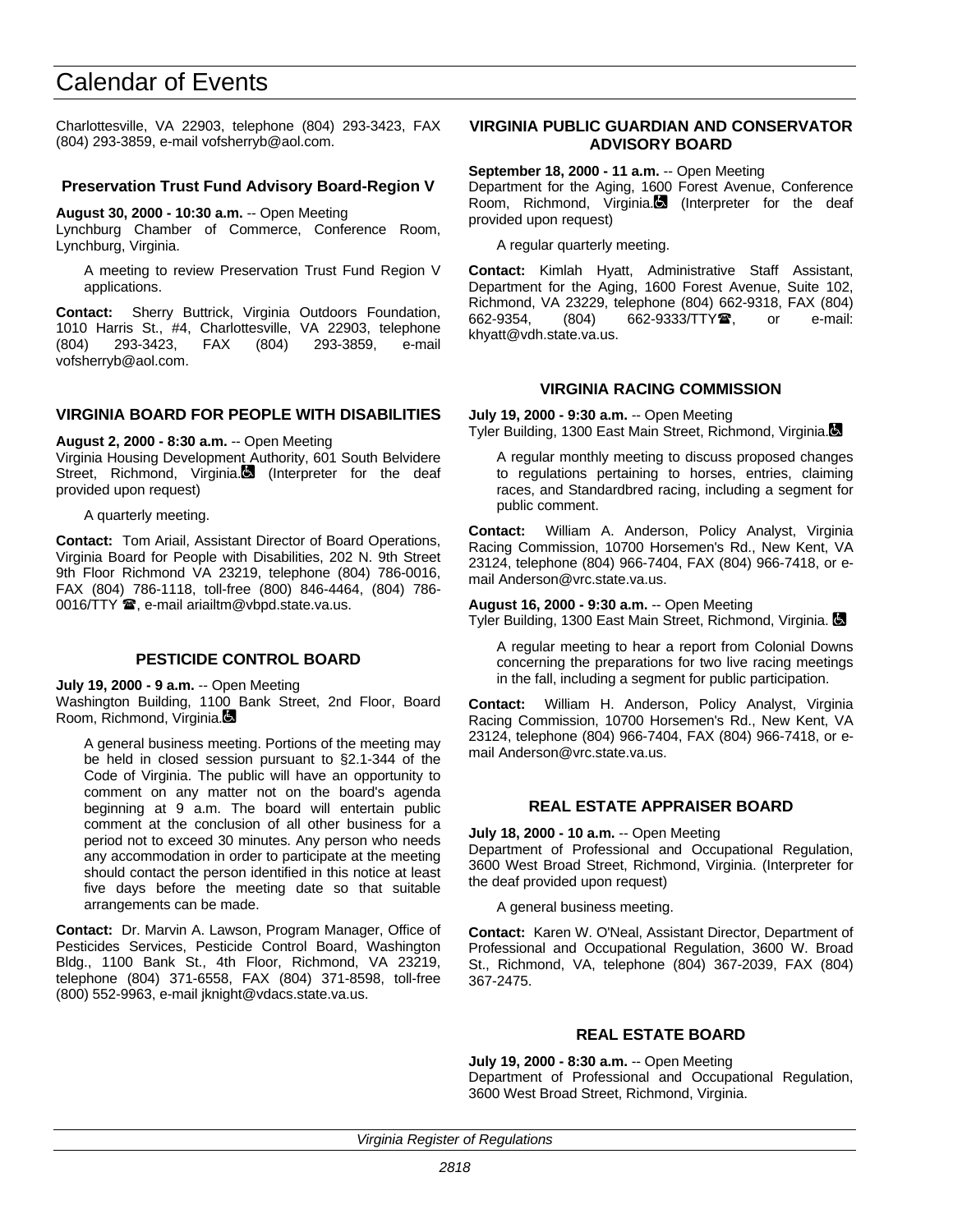Charlottesville, VA 22903, telephone (804) 293-3423, FAX (804) 293-3859, e-mail vofsherryb@aol.com.

### Preservation Trust Fund Advisory Board-Region V

**August 30, 2000 - 10:30 a.m.** -- Open Meeting
Lynchburg Chamber of Commerce, Conference Room, Lynchburg, Virginia.

A meeting to review Preservation Trust Fund Region V applications.

**Contact:** Sherry Buttrick, Virginia Outdoors Foundation, 1010 Harris St., #4, Charlottesville, VA 22903, telephone (804) 293-3423, FAX (804) 293-3859, e-mail vofsherryb@aol.com.

## VIRGINIA BOARD FOR PEOPLE WITH DISABILITIES

**August 2, 2000 - 8:30 a.m.** -- Open Meeting
Virginia Housing Development Authority, 601 South Belvidere Street, Richmond, Virginia. (Interpreter for the deaf provided upon request)

A quarterly meeting.

**Contact:** Tom Ariail, Assistant Director of Board Operations, Virginia Board for People with Disabilities, 202 N. 9th Street 9th Floor Richmond VA 23219, telephone (804) 786-0016, FAX (804) 786-1118, toll-free (800) 846-4464, (804) 786-0016/TTY ☎, e-mail ariailtm@vbpd.state.va.us.

## PESTICIDE CONTROL BOARD

**July 19, 2000 - 9 a.m.** -- Open Meeting
Washington Building, 1100 Bank Street, 2nd Floor, Board Room, Richmond, Virginia.

A general business meeting. Portions of the meeting may be held in closed session pursuant to §2.1-344 of the Code of Virginia. The public will have an opportunity to comment on any matter not on the board's agenda beginning at 9 a.m. The board will entertain public comment at the conclusion of all other business for a period not to exceed 30 minutes. Any person who needs any accommodation in order to participate at the meeting should contact the person identified in this notice at least five days before the meeting date so that suitable arrangements can be made.

**Contact:** Dr. Marvin A. Lawson, Program Manager, Office of Pesticides Services, Pesticide Control Board, Washington Bldg., 1100 Bank St., 4th Floor, Richmond, VA 23219, telephone (804) 371-6558, FAX (804) 371-8598, toll-free (800) 552-9963, e-mail jknight@vdacs.state.va.us.

## VIRGINIA PUBLIC GUARDIAN AND CONSERVATOR ADVISORY BOARD

**September 18, 2000 - 11 a.m.** -- Open Meeting
Department for the Aging, 1600 Forest Avenue, Conference Room, Richmond, Virginia. (Interpreter for the deaf provided upon request)

A regular quarterly meeting.

**Contact:** Kimlah Hyatt, Administrative Staff Assistant, Department for the Aging, 1600 Forest Avenue, Suite 102, Richmond, VA 23229, telephone (804) 662-9318, FAX (804) 662-9354, (804) 662-9333/TTY☎, or e-mail: khyatt@vdh.state.va.us.

## VIRGINIA RACING COMMISSION

**July 19, 2000 - 9:30 a.m.** -- Open Meeting
Tyler Building, 1300 East Main Street, Richmond, Virginia.

A regular monthly meeting to discuss proposed changes to regulations pertaining to horses, entries, claiming races, and Standardbred racing, including a segment for public comment.

**Contact:** William A. Anderson, Policy Analyst, Virginia Racing Commission, 10700 Horsemen's Rd., New Kent, VA 23124, telephone (804) 966-7404, FAX (804) 966-7418, or e-mail Anderson@vrc.state.va.us.

**August 16, 2000 - 9:30 a.m.** -- Open Meeting
Tyler Building, 1300 East Main Street, Richmond, Virginia.

A regular meeting to hear a report from Colonial Downs concerning the preparations for two live racing meetings in the fall, including a segment for public participation.

**Contact:** William H. Anderson, Policy Analyst, Virginia Racing Commission, 10700 Horsemen's Rd., New Kent, VA 23124, telephone (804) 966-7404, FAX (804) 966-7418, or e-mail Anderson@vrc.state.va.us.

## REAL ESTATE APPRAISER BOARD

**July 18, 2000 - 10 a.m.** -- Open Meeting
Department of Professional and Occupational Regulation, 3600 West Broad Street, Richmond, Virginia. (Interpreter for the deaf provided upon request)

A general business meeting.

**Contact:** Karen W. O'Neal, Assistant Director, Department of Professional and Occupational Regulation, 3600 W. Broad St., Richmond, VA, telephone (804) 367-2039, FAX (804) 367-2475.

## REAL ESTATE BOARD

**July 19, 2000 - 8:30 a.m.** -- Open Meeting
Department of Professional and Occupational Regulation, 3600 West Broad Street, Richmond, Virginia.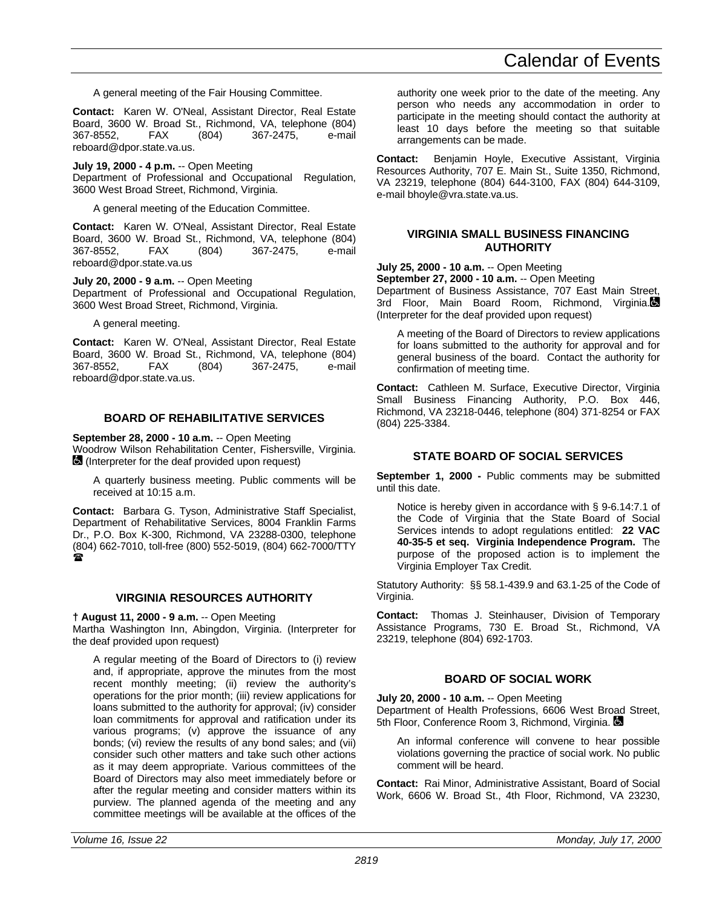A general meeting of the Fair Housing Committee.

**Contact:** Karen W. O'Neal, Assistant Director, Real Estate Board, 3600 W. Broad St., Richmond, VA, telephone (804) 367-8552, FAX (804) 367-2475, e-mail reboard@dpor.state.va.us.

**July 19, 2000 - 4 p.m.** -- Open Meeting
Department of Professional and Occupational Regulation, 3600 West Broad Street, Richmond, Virginia.

A general meeting of the Education Committee.

**Contact:** Karen W. O'Neal, Assistant Director, Real Estate Board, 3600 W. Broad St., Richmond, VA, telephone (804) 367-8552, FAX (804) 367-2475, e-mail reboard@dpor.state.va.us

**July 20, 2000 - 9 a.m.** -- Open Meeting
Department of Professional and Occupational Regulation, 3600 West Broad Street, Richmond, Virginia.

A general meeting.

**Contact:** Karen W. O'Neal, Assistant Director, Real Estate Board, 3600 W. Broad St., Richmond, VA, telephone (804) 367-8552, FAX (804) 367-2475, e-mail reboard@dpor.state.va.us.

## BOARD OF REHABILITATIVE SERVICES

**September 28, 2000 - 10 a.m.** -- Open Meeting
Woodrow Wilson Rehabilitation Center, Fishersville, Virginia. ♿ (Interpreter for the deaf provided upon request)

A quarterly business meeting. Public comments will be received at 10:15 a.m.

**Contact:** Barbara G. Tyson, Administrative Staff Specialist, Department of Rehabilitative Services, 8004 Franklin Farms Dr., P.O. Box K-300, Richmond, VA 23288-0300, telephone (804) 662-7010, toll-free (800) 552-5019, (804) 662-7000/TTY ☎

## VIRGINIA RESOURCES AUTHORITY

**† August 11, 2000 - 9 a.m.** -- Open Meeting
Martha Washington Inn, Abingdon, Virginia. (Interpreter for the deaf provided upon request)

A regular meeting of the Board of Directors to (i) review and, if appropriate, approve the minutes from the most recent monthly meeting; (ii) review the authority's operations for the prior month; (iii) review applications for loans submitted to the authority for approval; (iv) consider loan commitments for approval and ratification under its various programs; (v) approve the issuance of any bonds; (vi) review the results of any bond sales; and (vii) consider such other matters and take such other actions as it may deem appropriate. Various committees of the Board of Directors may also meet immediately before or after the regular meeting and consider matters within its purview. The planned agenda of the meeting and any committee meetings will be available at the offices of the authority one week prior to the date of the meeting. Any person who needs any accommodation in order to participate in the meeting should contact the authority at least 10 days before the meeting so that suitable arrangements can be made.

**Contact:** Benjamin Hoyle, Executive Assistant, Virginia Resources Authority, 707 E. Main St., Suite 1350, Richmond, VA 23219, telephone (804) 644-3100, FAX (804) 644-3109, e-mail bhoyle@vra.state.va.us.

## VIRGINIA SMALL BUSINESS FINANCING AUTHORITY

**July 25, 2000 - 10 a.m.** -- Open Meeting
**September 27, 2000 - 10 a.m.** -- Open Meeting
Department of Business Assistance, 707 East Main Street, 3rd Floor, Main Board Room, Richmond, Virginia. ♿ (Interpreter for the deaf provided upon request)

A meeting of the Board of Directors to review applications for loans submitted to the authority for approval and for general business of the board. Contact the authority for confirmation of meeting time.

**Contact:** Cathleen M. Surface, Executive Director, Virginia Small Business Financing Authority, P.O. Box 446, Richmond, VA 23218-0446, telephone (804) 371-8254 or FAX (804) 225-3384.

## STATE BOARD OF SOCIAL SERVICES

**September 1, 2000 -** Public comments may be submitted until this date.

Notice is hereby given in accordance with § 9-6.14:7.1 of the Code of Virginia that the State Board of Social Services intends to adopt regulations entitled: **22 VAC 40-35-5 et seq. Virginia Independence Program.** The purpose of the proposed action is to implement the Virginia Employer Tax Credit.

Statutory Authority: §§ 58.1-439.9 and 63.1-25 of the Code of Virginia.

**Contact:** Thomas J. Steinhauser, Division of Temporary Assistance Programs, 730 E. Broad St., Richmond, VA 23219, telephone (804) 692-1703.

## BOARD OF SOCIAL WORK

**July 20, 2000 - 10 a.m.** -- Open Meeting
Department of Health Professions, 6606 West Broad Street, 5th Floor, Conference Room 3, Richmond, Virginia. ♿

An informal conference will convene to hear possible violations governing the practice of social work. No public comment will be heard.

**Contact:** Rai Minor, Administrative Assistant, Board of Social Work, 6606 W. Broad St., 4th Floor, Richmond, VA 23230,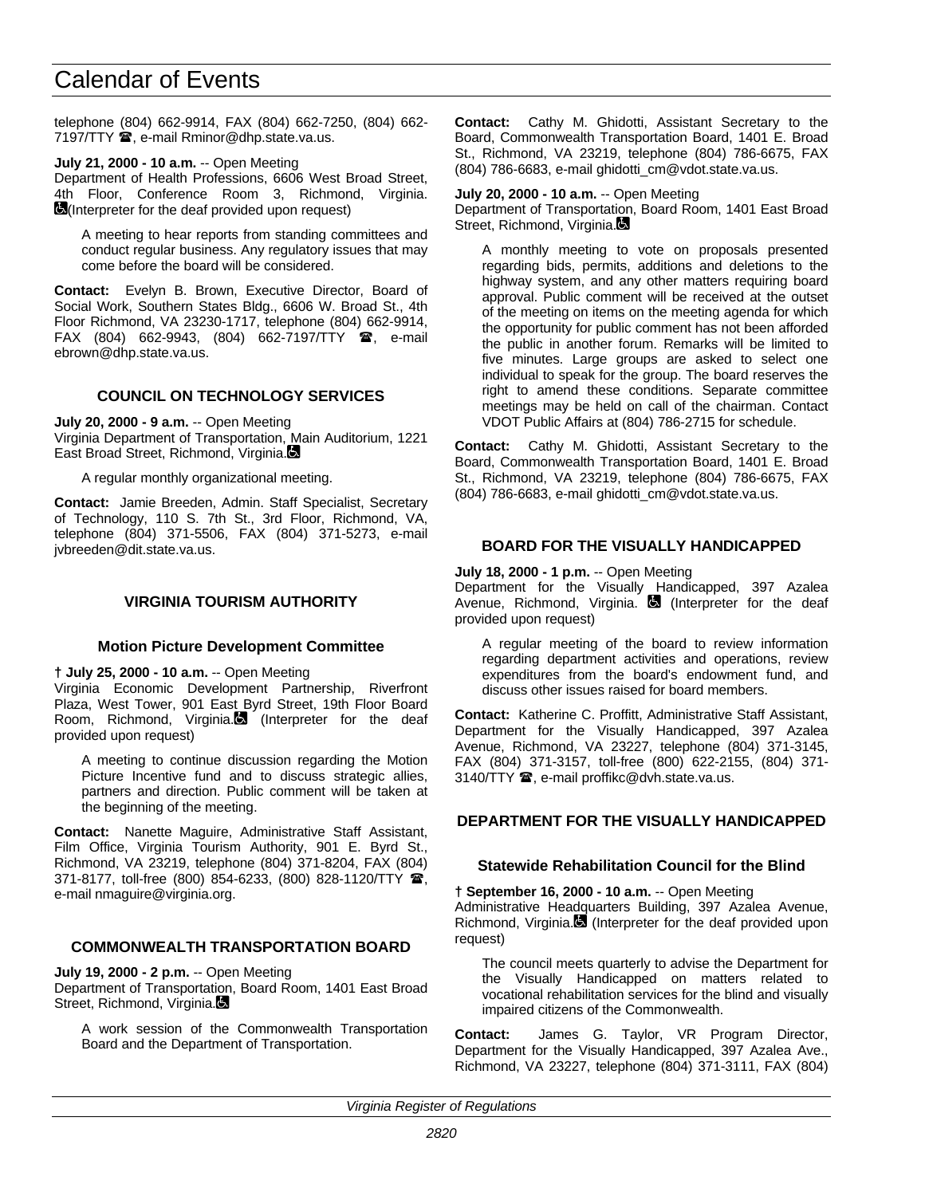telephone (804) 662-9914, FAX (804) 662-7250, (804) 662-7197/TTY ☎, e-mail Rminor@dhp.state.va.us.

**July 21, 2000 - 10 a.m.** -- Open Meeting
Department of Health Professions, 6606 West Broad Street, 4th Floor, Conference Room 3, Richmond, Virginia. ♿ (Interpreter for the deaf provided upon request)

A meeting to hear reports from standing committees and conduct regular business. Any regulatory issues that may come before the board will be considered.

**Contact:** Evelyn B. Brown, Executive Director, Board of Social Work, Southern States Bldg., 6606 W. Broad St., 4th Floor Richmond, VA 23230-1717, telephone (804) 662-9914, FAX (804) 662-9943, (804) 662-7197/TTY ☎, e-mail ebrown@dhp.state.va.us.

## COUNCIL ON TECHNOLOGY SERVICES

**July 20, 2000 - 9 a.m.** -- Open Meeting
Virginia Department of Transportation, Main Auditorium, 1221 East Broad Street, Richmond, Virginia. ♿

A regular monthly organizational meeting.

**Contact:** Jamie Breeden, Admin. Staff Specialist, Secretary of Technology, 110 S. 7th St., 3rd Floor, Richmond, VA, telephone (804) 371-5506, FAX (804) 371-5273, e-mail jvbreeden@dit.state.va.us.

## VIRGINIA TOURISM AUTHORITY

### Motion Picture Development Committee

**† July 25, 2000 - 10 a.m.** -- Open Meeting
Virginia Economic Development Partnership, Riverfront Plaza, West Tower, 901 East Byrd Street, 19th Floor Board Room, Richmond, Virginia. ♿ (Interpreter for the deaf provided upon request)

A meeting to continue discussion regarding the Motion Picture Incentive fund and to discuss strategic allies, partners and direction. Public comment will be taken at the beginning of the meeting.

**Contact:** Nanette Maguire, Administrative Staff Assistant, Film Office, Virginia Tourism Authority, 901 E. Byrd St., Richmond, VA 23219, telephone (804) 371-8204, FAX (804) 371-8177, toll-free (800) 854-6233, (800) 828-1120/TTY ☎, e-mail nmaguire@virginia.org.

## COMMONWEALTH TRANSPORTATION BOARD

**July 19, 2000 - 2 p.m.** -- Open Meeting
Department of Transportation, Board Room, 1401 East Broad Street, Richmond, Virginia. ♿

A work session of the Commonwealth Transportation Board and the Department of Transportation.

**Contact:** Cathy M. Ghidotti, Assistant Secretary to the Board, Commonwealth Transportation Board, 1401 E. Broad St., Richmond, VA 23219, telephone (804) 786-6675, FAX (804) 786-6683, e-mail ghidotti_cm@vdot.state.va.us.

**July 20, 2000 - 10 a.m.** -- Open Meeting
Department of Transportation, Board Room, 1401 East Broad Street, Richmond, Virginia. ♿

A monthly meeting to vote on proposals presented regarding bids, permits, additions and deletions to the highway system, and any other matters requiring board approval. Public comment will be received at the outset of the meeting on items on the meeting agenda for which the opportunity for public comment has not been afforded the public in another forum. Remarks will be limited to five minutes. Large groups are asked to select one individual to speak for the group. The board reserves the right to amend these conditions. Separate committee meetings may be held on call of the chairman. Contact VDOT Public Affairs at (804) 786-2715 for schedule.

**Contact:** Cathy M. Ghidotti, Assistant Secretary to the Board, Commonwealth Transportation Board, 1401 E. Broad St., Richmond, VA 23219, telephone (804) 786-6675, FAX (804) 786-6683, e-mail ghidotti_cm@vdot.state.va.us.

## BOARD FOR THE VISUALLY HANDICAPPED

**July 18, 2000 - 1 p.m.** -- Open Meeting
Department for the Visually Handicapped, 397 Azalea Avenue, Richmond, Virginia. ♿ (Interpreter for the deaf provided upon request)

A regular meeting of the board to review information regarding department activities and operations, review expenditures from the board's endowment fund, and discuss other issues raised for board members.

**Contact:** Katherine C. Proffitt, Administrative Staff Assistant, Department for the Visually Handicapped, 397 Azalea Avenue, Richmond, VA 23227, telephone (804) 371-3145, FAX (804) 371-3157, toll-free (800) 622-2155, (804) 371-3140/TTY ☎, e-mail proffikc@dvh.state.va.us.

## DEPARTMENT FOR THE VISUALLY HANDICAPPED

### Statewide Rehabilitation Council for the Blind

**† September 16, 2000 - 10 a.m.** -- Open Meeting
Administrative Headquarters Building, 397 Azalea Avenue, Richmond, Virginia. ♿ (Interpreter for the deaf provided upon request)

The council meets quarterly to advise the Department for the Visually Handicapped on matters related to vocational rehabilitation services for the blind and visually impaired citizens of the Commonwealth.

**Contact:** James G. Taylor, VR Program Director, Department for the Visually Handicapped, 397 Azalea Ave., Richmond, VA 23227, telephone (804) 371-3111, FAX (804)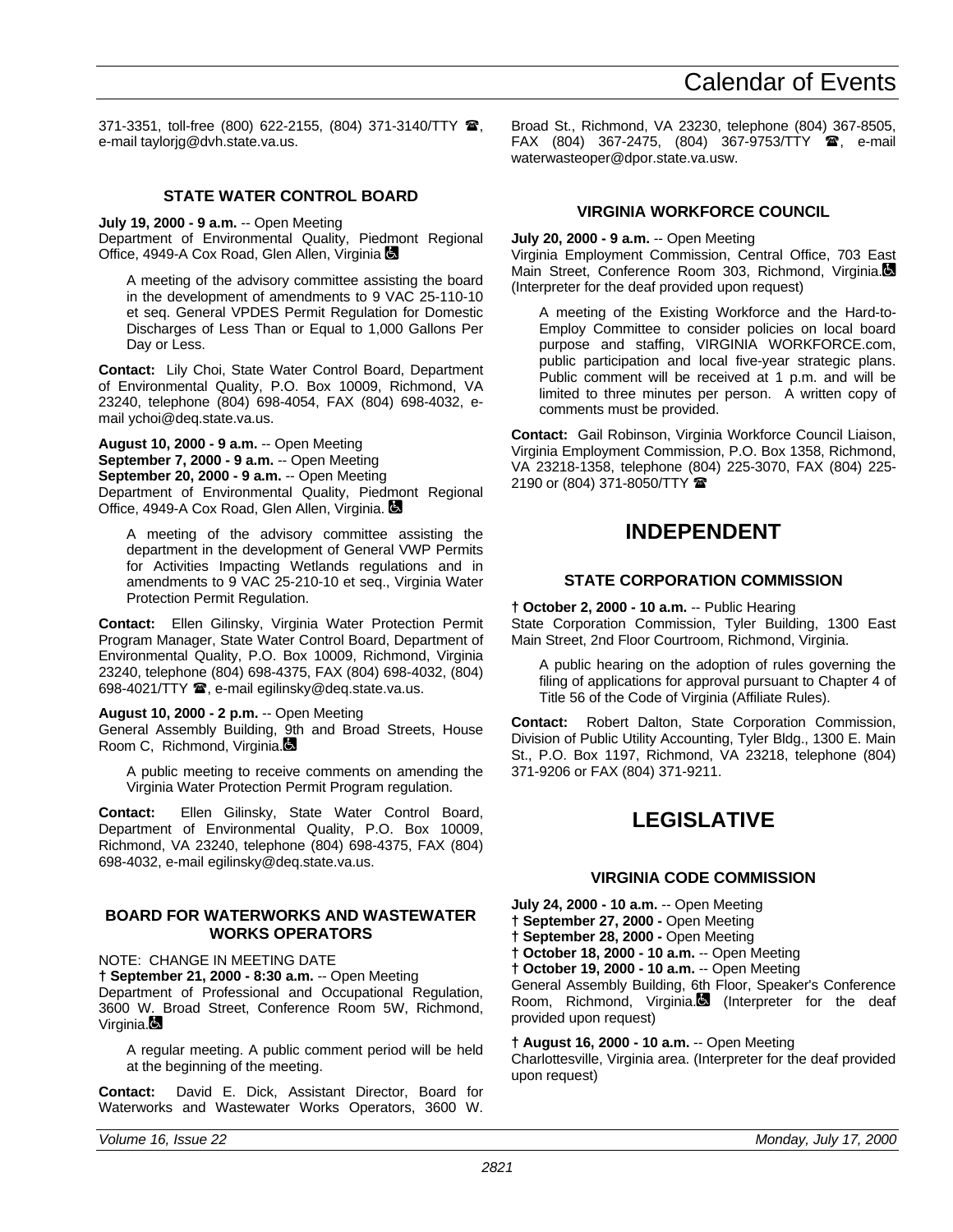371-3351, toll-free (800) 622-2155, (804) 371-3140/TTY ☎, e-mail taylorjg@dvh.state.va.us.

### STATE WATER CONTROL BOARD

**July 19, 2000 - 9 a.m.** -- Open Meeting
Department of Environmental Quality, Piedmont Regional Office, 4949-A Cox Road, Glen Allen, Virginia ♿

A meeting of the advisory committee assisting the board in the development of amendments to 9 VAC 25-110-10 et seq. General VPDES Permit Regulation for Domestic Discharges of Less Than or Equal to 1,000 Gallons Per Day or Less.

**Contact:** Lily Choi, State Water Control Board, Department of Environmental Quality, P.O. Box 10009, Richmond, VA 23240, telephone (804) 698-4054, FAX (804) 698-4032, e-mail ychoi@deq.state.va.us.

**August 10, 2000 - 9 a.m.** -- Open Meeting
**September 7, 2000 - 9 a.m.** -- Open Meeting
**September 20, 2000 - 9 a.m.** -- Open Meeting
Department of Environmental Quality, Piedmont Regional Office, 4949-A Cox Road, Glen Allen, Virginia. ♿

A meeting of the advisory committee assisting the department in the development of General VWP Permits for Activities Impacting Wetlands regulations and in amendments to 9 VAC 25-210-10 et seq., Virginia Water Protection Permit Regulation.

**Contact:** Ellen Gilinsky, Virginia Water Protection Permit Program Manager, State Water Control Board, Department of Environmental Quality, P.O. Box 10009, Richmond, Virginia 23240, telephone (804) 698-4375, FAX (804) 698-4032, (804) 698-4021/TTY ☎, e-mail egilinsky@deq.state.va.us.

**August 10, 2000 - 2 p.m.** -- Open Meeting
General Assembly Building, 9th and Broad Streets, House Room C, Richmond, Virginia.♿

A public meeting to receive comments on amending the Virginia Water Protection Permit Program regulation.

**Contact:** Ellen Gilinsky, State Water Control Board, Department of Environmental Quality, P.O. Box 10009, Richmond, VA 23240, telephone (804) 698-4375, FAX (804) 698-4032, e-mail egilinsky@deq.state.va.us.

### BOARD FOR WATERWORKS AND WASTEWATER WORKS OPERATORS

NOTE: CHANGE IN MEETING DATE
**† September 21, 2000 - 8:30 a.m.** -- Open Meeting
Department of Professional and Occupational Regulation, 3600 W. Broad Street, Conference Room 5W, Richmond, Virginia.♿

A regular meeting. A public comment period will be held at the beginning of the meeting.

**Contact:** David E. Dick, Assistant Director, Board for Waterworks and Wastewater Works Operators, 3600 W. Broad St., Richmond, VA 23230, telephone (804) 367-8505, FAX (804) 367-2475, (804) 367-9753/TTY ☎, e-mail waterwasteoper@dpor.state.va.usw.

### VIRGINIA WORKFORCE COUNCIL

**July 20, 2000 - 9 a.m.** -- Open Meeting
Virginia Employment Commission, Central Office, 703 East Main Street, Conference Room 303, Richmond, Virginia.♿ (Interpreter for the deaf provided upon request)

A meeting of the Existing Workforce and the Hard-to-Employ Committee to consider policies on local board purpose and staffing, VIRGINIA WORKFORCE.com, public participation and local five-year strategic plans. Public comment will be received at 1 p.m. and will be limited to three minutes per person. A written copy of comments must be provided.

**Contact:** Gail Robinson, Virginia Workforce Council Liaison, Virginia Employment Commission, P.O. Box 1358, Richmond, VA 23218-1358, telephone (804) 225-3070, FAX (804) 225-2190 or (804) 371-8050/TTY ☎

## INDEPENDENT

### STATE CORPORATION COMMISSION

**† October 2, 2000 - 10 a.m.** -- Public Hearing
State Corporation Commission, Tyler Building, 1300 East Main Street, 2nd Floor Courtroom, Richmond, Virginia.

A public hearing on the adoption of rules governing the filing of applications for approval pursuant to Chapter 4 of Title 56 of the Code of Virginia (Affiliate Rules).

**Contact:** Robert Dalton, State Corporation Commission, Division of Public Utility Accounting, Tyler Bldg., 1300 E. Main St., P.O. Box 1197, Richmond, VA 23218, telephone (804) 371-9206 or FAX (804) 371-9211.

## LEGISLATIVE

### VIRGINIA CODE COMMISSION

**July 24, 2000 - 10 a.m.** -- Open Meeting
**† September 27, 2000 -** Open Meeting
**† September 28, 2000 -** Open Meeting
**† October 18, 2000 - 10 a.m.** -- Open Meeting
**† October 19, 2000 - 10 a.m.** -- Open Meeting
General Assembly Building, 6th Floor, Speaker's Conference Room, Richmond, Virginia.♿ (Interpreter for the deaf provided upon request)

**† August 16, 2000 - 10 a.m.** -- Open Meeting
Charlottesville, Virginia area. (Interpreter for the deaf provided upon request)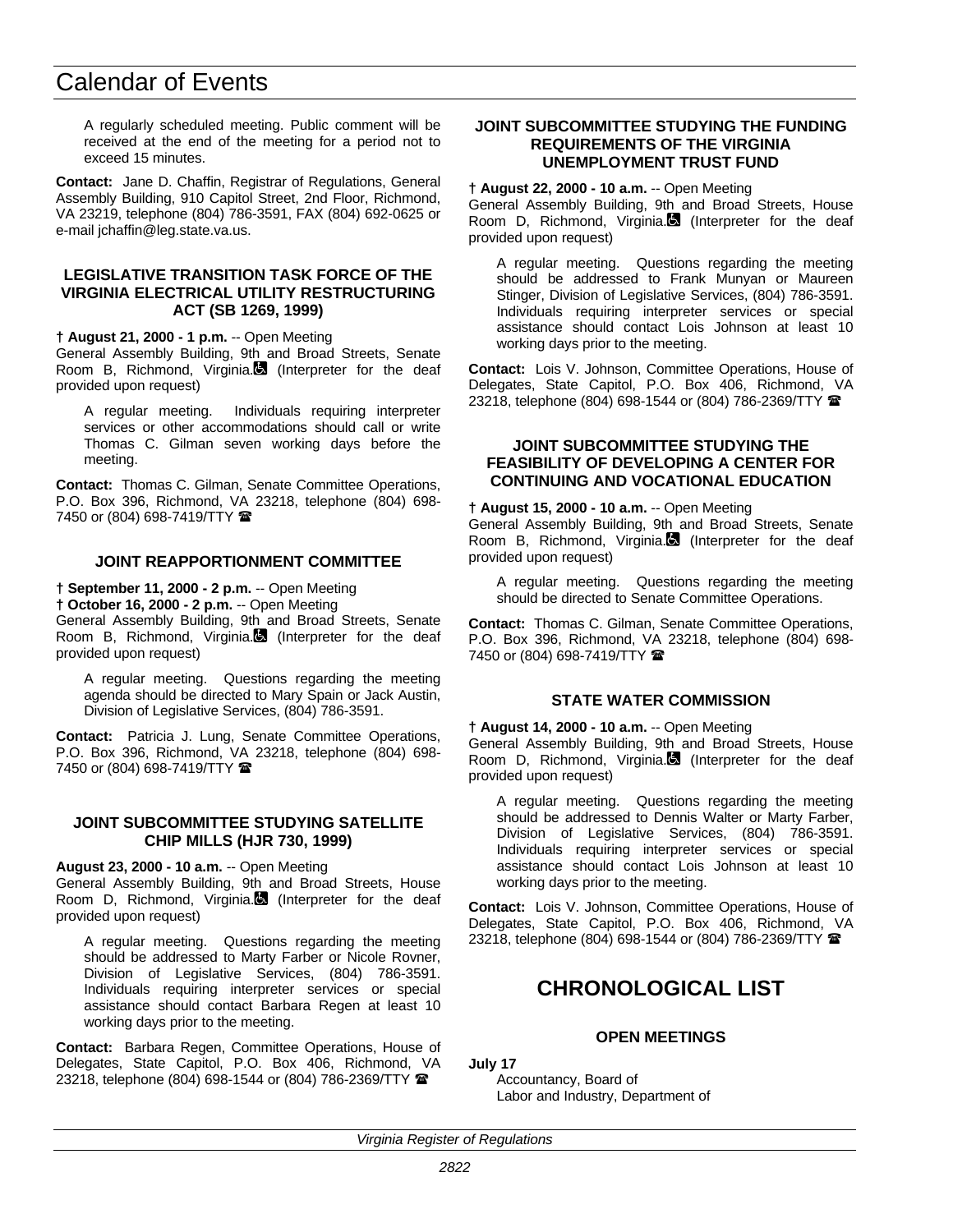A regularly scheduled meeting. Public comment will be received at the end of the meeting for a period not to exceed 15 minutes.

**Contact:** Jane D. Chaffin, Registrar of Regulations, General Assembly Building, 910 Capitol Street, 2nd Floor, Richmond, VA 23219, telephone (804) 786-3591, FAX (804) 692-0625 or e-mail jchaffin@leg.state.va.us.

### LEGISLATIVE TRANSITION TASK FORCE OF THE VIRGINIA ELECTRICAL UTILITY RESTRUCTURING ACT (SB 1269, 1999)

**† August 21, 2000 - 1 p.m.** -- Open Meeting
General Assembly Building, 9th and Broad Streets, Senate Room B, Richmond, Virginia. (Interpreter for the deaf provided upon request)

A regular meeting. Individuals requiring interpreter services or other accommodations should call or write Thomas C. Gilman seven working days before the meeting.

**Contact:** Thomas C. Gilman, Senate Committee Operations, P.O. Box 396, Richmond, VA 23218, telephone (804) 698-7450 or (804) 698-7419/TTY ☎

### JOINT REAPPORTIONMENT COMMITTEE

**† September 11, 2000 - 2 p.m.** -- Open Meeting
**† October 16, 2000 - 2 p.m.** -- Open Meeting
General Assembly Building, 9th and Broad Streets, Senate Room B, Richmond, Virginia. (Interpreter for the deaf provided upon request)

A regular meeting. Questions regarding the meeting agenda should be directed to Mary Spain or Jack Austin, Division of Legislative Services, (804) 786-3591.

**Contact:** Patricia J. Lung, Senate Committee Operations, P.O. Box 396, Richmond, VA 23218, telephone (804) 698-7450 or (804) 698-7419/TTY ☎

### JOINT SUBCOMMITTEE STUDYING SATELLITE CHIP MILLS (HJR 730, 1999)

**August 23, 2000 - 10 a.m.** -- Open Meeting
General Assembly Building, 9th and Broad Streets, House Room D, Richmond, Virginia. (Interpreter for the deaf provided upon request)

A regular meeting. Questions regarding the meeting should be addressed to Marty Farber or Nicole Rovner, Division of Legislative Services, (804) 786-3591. Individuals requiring interpreter services or special assistance should contact Barbara Regen at least 10 working days prior to the meeting.

**Contact:** Barbara Regen, Committee Operations, House of Delegates, State Capitol, P.O. Box 406, Richmond, VA 23218, telephone (804) 698-1544 or (804) 786-2369/TTY ☎

### JOINT SUBCOMMITTEE STUDYING THE FUNDING REQUIREMENTS OF THE VIRGINIA UNEMPLOYMENT TRUST FUND

**† August 22, 2000 - 10 a.m.** -- Open Meeting
General Assembly Building, 9th and Broad Streets, House Room D, Richmond, Virginia. (Interpreter for the deaf provided upon request)

A regular meeting. Questions regarding the meeting should be addressed to Frank Munyan or Maureen Stinger, Division of Legislative Services, (804) 786-3591. Individuals requiring interpreter services or special assistance should contact Lois Johnson at least 10 working days prior to the meeting.

**Contact:** Lois V. Johnson, Committee Operations, House of Delegates, State Capitol, P.O. Box 406, Richmond, VA 23218, telephone (804) 698-1544 or (804) 786-2369/TTY ☎

### JOINT SUBCOMMITTEE STUDYING THE FEASIBILITY OF DEVELOPING A CENTER FOR CONTINUING AND VOCATIONAL EDUCATION

**† August 15, 2000 - 10 a.m.** -- Open Meeting
General Assembly Building, 9th and Broad Streets, Senate Room B, Richmond, Virginia. (Interpreter for the deaf provided upon request)

A regular meeting. Questions regarding the meeting should be directed to Senate Committee Operations.

**Contact:** Thomas C. Gilman, Senate Committee Operations, P.O. Box 396, Richmond, VA 23218, telephone (804) 698-7450 or (804) 698-7419/TTY ☎

### STATE WATER COMMISSION

**† August 14, 2000 - 10 a.m.** -- Open Meeting
General Assembly Building, 9th and Broad Streets, House Room D, Richmond, Virginia. (Interpreter for the deaf provided upon request)

A regular meeting. Questions regarding the meeting should be addressed to Dennis Walter or Marty Farber, Division of Legislative Services, (804) 786-3591. Individuals requiring interpreter services or special assistance should contact Lois Johnson at least 10 working days prior to the meeting.

**Contact:** Lois V. Johnson, Committee Operations, House of Delegates, State Capitol, P.O. Box 406, Richmond, VA 23218, telephone (804) 698-1544 or (804) 786-2369/TTY ☎

## CHRONOLOGICAL LIST

### OPEN MEETINGS

**July 17**
Accountancy, Board of
Labor and Industry, Department of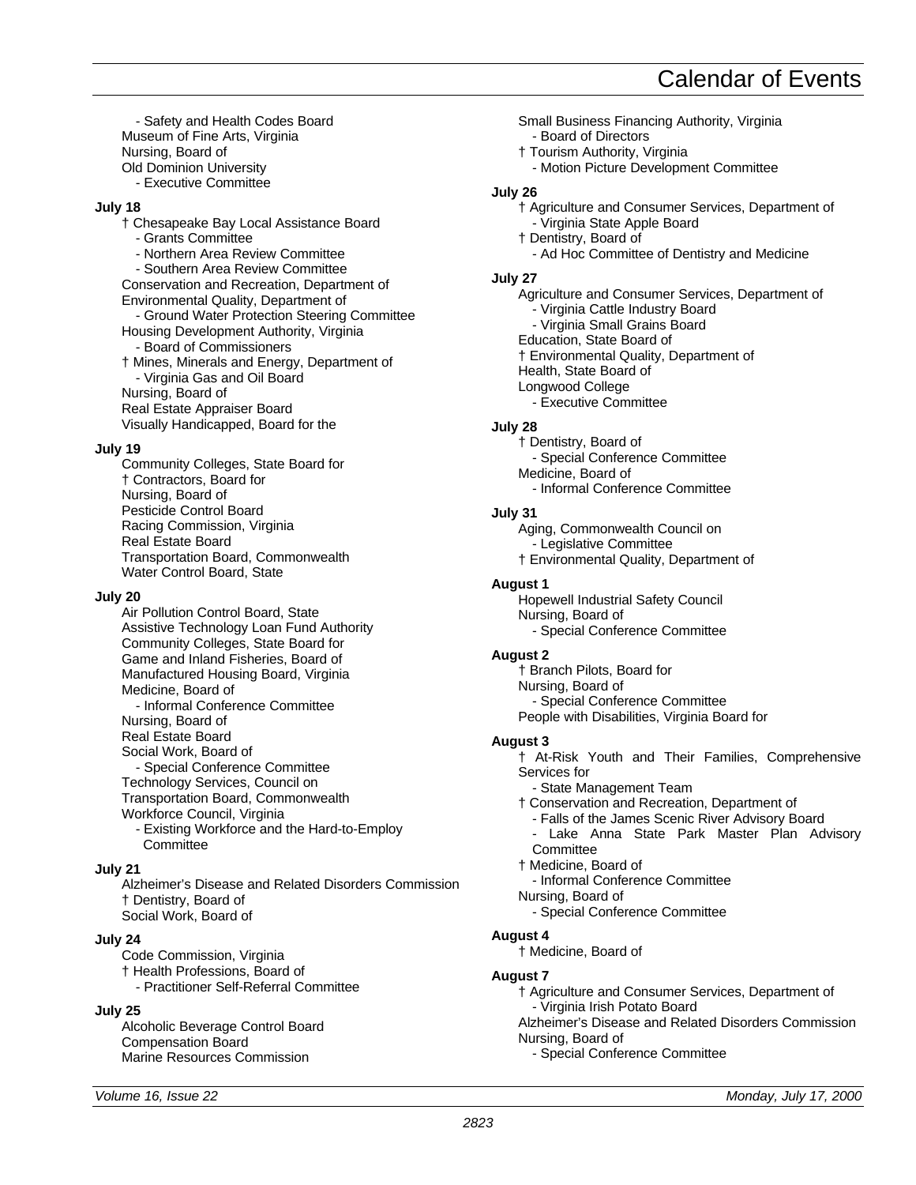# Calendar of Events

- Safety and Health Codes Board

Museum of Fine Arts, Virginia
Nursing, Board of
Old Dominion University
- Executive Committee

**July 18**

† Chesapeake Bay Local Assistance Board
- Grants Committee
- Northern Area Review Committee
- Southern Area Review Committee

Conservation and Recreation, Department of
Environmental Quality, Department of
- Ground Water Protection Steering Committee

Housing Development Authority, Virginia
- Board of Commissioners

† Mines, Minerals and Energy, Department of
- Virginia Gas and Oil Board

Nursing, Board of
Real Estate Appraiser Board
Visually Handicapped, Board for the

**July 19**

Community Colleges, State Board for
† Contractors, Board for
Nursing, Board of
Pesticide Control Board
Racing Commission, Virginia
Real Estate Board
Transportation Board, Commonwealth
Water Control Board, State

**July 20**

Air Pollution Control Board, State
Assistive Technology Loan Fund Authority
Community Colleges, State Board for
Game and Inland Fisheries, Board of
Manufactured Housing Board, Virginia
Medicine, Board of
- Informal Conference Committee

Nursing, Board of
Real Estate Board
Social Work, Board of
- Special Conference Committee

Technology Services, Council on
Transportation Board, Commonwealth
Workforce Council, Virginia
- Existing Workforce and the Hard-to-Employ Committee

**July 21**

Alzheimer's Disease and Related Disorders Commission
† Dentistry, Board of
Social Work, Board of

**July 24**

Code Commission, Virginia
† Health Professions, Board of
- Practitioner Self-Referral Committee

**July 25**

Alcoholic Beverage Control Board
Compensation Board
Marine Resources Commission
Small Business Financing Authority, Virginia
- Board of Directors

† Tourism Authority, Virginia
- Motion Picture Development Committee

**July 26**

† Agriculture and Consumer Services, Department of
- Virginia State Apple Board

† Dentistry, Board of
- Ad Hoc Committee of Dentistry and Medicine

**July 27**

Agriculture and Consumer Services, Department of
- Virginia Cattle Industry Board
- Virginia Small Grains Board

Education, State Board of
† Environmental Quality, Department of
Health, State Board of
Longwood College
- Executive Committee

**July 28**

† Dentistry, Board of
- Special Conference Committee

Medicine, Board of
- Informal Conference Committee

**July 31**

Aging, Commonwealth Council on
- Legislative Committee

† Environmental Quality, Department of

**August 1**

Hopewell Industrial Safety Council
Nursing, Board of
- Special Conference Committee

**August 2**

† Branch Pilots, Board for
Nursing, Board of
- Special Conference Committee

People with Disabilities, Virginia Board for

**August 3**

† At-Risk Youth and Their Families, Comprehensive Services for
- State Management Team

† Conservation and Recreation, Department of
- Falls of the James Scenic River Advisory Board
- Lake Anna State Park Master Plan Advisory Committee

† Medicine, Board of
- Informal Conference Committee

Nursing, Board of
- Special Conference Committee

**August 4**

† Medicine, Board of

**August 7**

† Agriculture and Consumer Services, Department of
- Virginia Irish Potato Board

Alzheimer's Disease and Related Disorders Commission
Nursing, Board of
- Special Conference Committee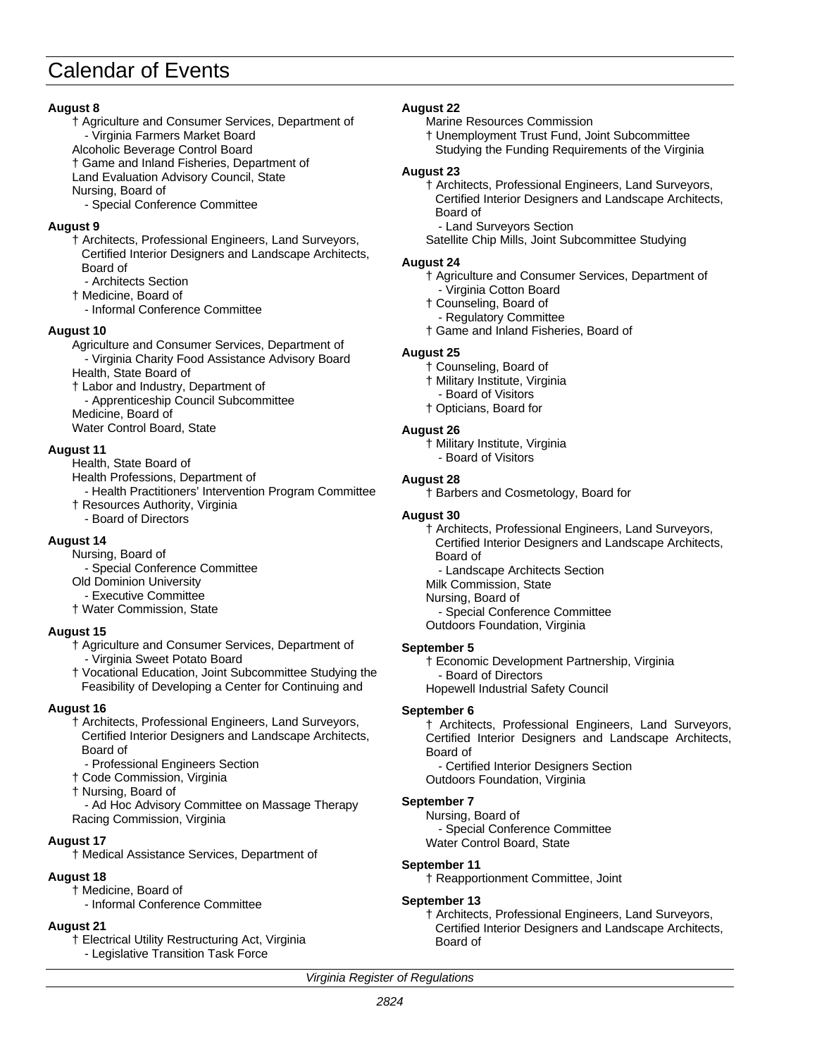# Calendar of Events

**August 8**

- † Agriculture and Consumer Services, Department of
  - Virginia Farmers Market Board
- Alcoholic Beverage Control Board
- † Game and Inland Fisheries, Department of
- Land Evaluation Advisory Council, State
- Nursing, Board of
  - Special Conference Committee

**August 9**

- † Architects, Professional Engineers, Land Surveyors, Certified Interior Designers and Landscape Architects, Board of
  - Architects Section
- † Medicine, Board of
  - Informal Conference Committee

**August 10**

- Agriculture and Consumer Services, Department of
  - Virginia Charity Food Assistance Advisory Board
- Health, State Board of
- † Labor and Industry, Department of
  - Apprenticeship Council Subcommittee
- Medicine, Board of
- Water Control Board, State

**August 11**

- Health, State Board of
- Health Professions, Department of
  - Health Practitioners' Intervention Program Committee
- † Resources Authority, Virginia
  - Board of Directors

**August 14**

- Nursing, Board of
  - Special Conference Committee
- Old Dominion University
  - Executive Committee
- † Water Commission, State

**August 15**

- † Agriculture and Consumer Services, Department of
  - Virginia Sweet Potato Board
- † Vocational Education, Joint Subcommittee Studying the Feasibility of Developing a Center for Continuing and

**August 16**

- † Architects, Professional Engineers, Land Surveyors, Certified Interior Designers and Landscape Architects, Board of
  - Professional Engineers Section
- † Code Commission, Virginia
- † Nursing, Board of
  - Ad Hoc Advisory Committee on Massage Therapy
- Racing Commission, Virginia

**August 17**

- † Medical Assistance Services, Department of

**August 18**

- † Medicine, Board of
  - Informal Conference Committee

**August 21**

- † Electrical Utility Restructuring Act, Virginia
  - Legislative Transition Task Force

**August 22**

- Marine Resources Commission
- † Unemployment Trust Fund, Joint Subcommittee Studying the Funding Requirements of the Virginia

**August 23**

- † Architects, Professional Engineers, Land Surveyors, Certified Interior Designers and Landscape Architects, Board of
  - Land Surveyors Section
- Satellite Chip Mills, Joint Subcommittee Studying

**August 24**

- † Agriculture and Consumer Services, Department of
  - Virginia Cotton Board
- † Counseling, Board of
  - Regulatory Committee
- † Game and Inland Fisheries, Board of

**August 25**

- † Counseling, Board of
- † Military Institute, Virginia
  - Board of Visitors
- † Opticians, Board for

**August 26**

- † Military Institute, Virginia
  - Board of Visitors

**August 28**

- † Barbers and Cosmetology, Board for

**August 30**

- † Architects, Professional Engineers, Land Surveyors, Certified Interior Designers and Landscape Architects, Board of
  - Landscape Architects Section
- Milk Commission, State
- Nursing, Board of
  - Special Conference Committee
- Outdoors Foundation, Virginia

**September 5**

- † Economic Development Partnership, Virginia
  - Board of Directors
- Hopewell Industrial Safety Council

**September 6**

- † Architects, Professional Engineers, Land Surveyors, Certified Interior Designers and Landscape Architects, Board of
  - Certified Interior Designers Section
- Outdoors Foundation, Virginia

**September 7**

- Nursing, Board of
  - Special Conference Committee
- Water Control Board, State

**September 11**

- † Reapportionment Committee, Joint

**September 13**

- † Architects, Professional Engineers, Land Surveyors, Certified Interior Designers and Landscape Architects, Board of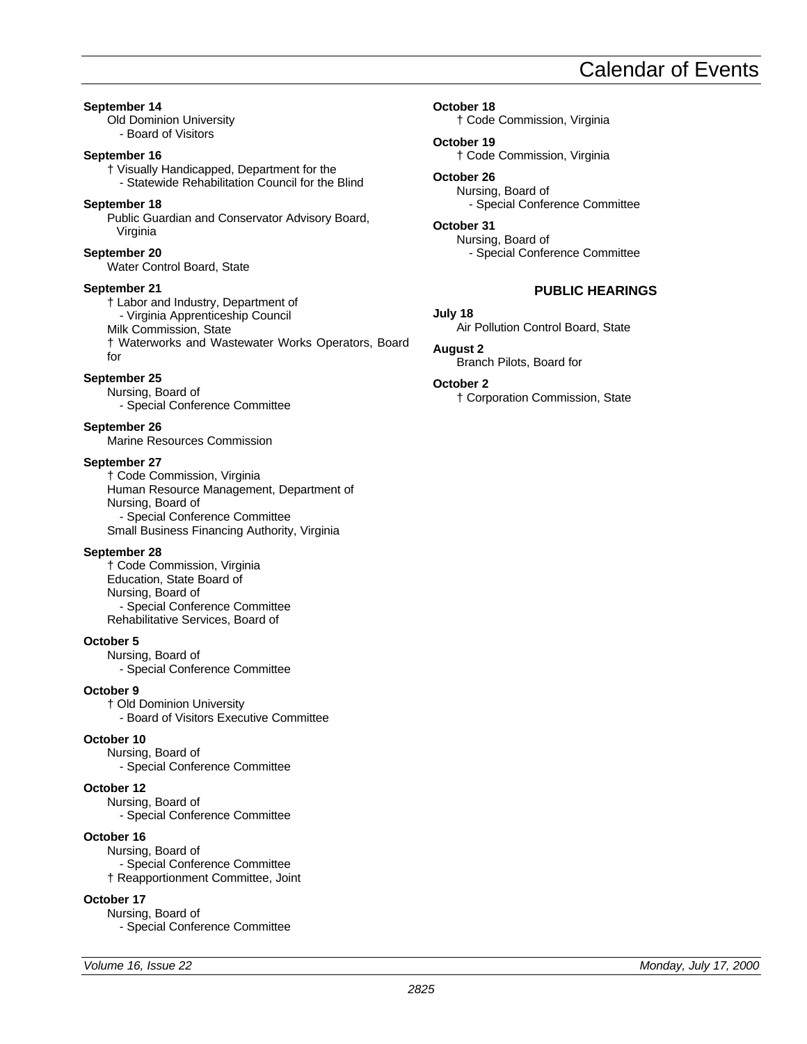# Calendar of Events

**September 14**
Old Dominion University
- Board of Visitors

**September 16**
† Visually Handicapped, Department for the
- Statewide Rehabilitation Council for the Blind

**September 18**
Public Guardian and Conservator Advisory Board, Virginia

**September 20**
Water Control Board, State

**September 21**
† Labor and Industry, Department of
- Virginia Apprenticeship Council

Milk Commission, State
† Waterworks and Wastewater Works Operators, Board for

**September 25**
Nursing, Board of
- Special Conference Committee

**September 26**
Marine Resources Commission

**September 27**
† Code Commission, Virginia
Human Resource Management, Department of
Nursing, Board of
- Special Conference Committee

Small Business Financing Authority, Virginia

**September 28**
† Code Commission, Virginia
Education, State Board of
Nursing, Board of
- Special Conference Committee

Rehabilitative Services, Board of

**October 5**
Nursing, Board of
- Special Conference Committee

**October 9**
† Old Dominion University
- Board of Visitors Executive Committee

**October 10**
Nursing, Board of
- Special Conference Committee

**October 12**
Nursing, Board of
- Special Conference Committee

**October 16**
Nursing, Board of
- Special Conference Committee

† Reapportionment Committee, Joint

**October 17**
Nursing, Board of
- Special Conference Committee

**October 18**
† Code Commission, Virginia

**October 19**
† Code Commission, Virginia

**October 26**
Nursing, Board of
- Special Conference Committee

**October 31**
Nursing, Board of
- Special Conference Committee

## PUBLIC HEARINGS

**July 18**
Air Pollution Control Board, State

**August 2**
Branch Pilots, Board for

**October 2**
† Corporation Commission, State